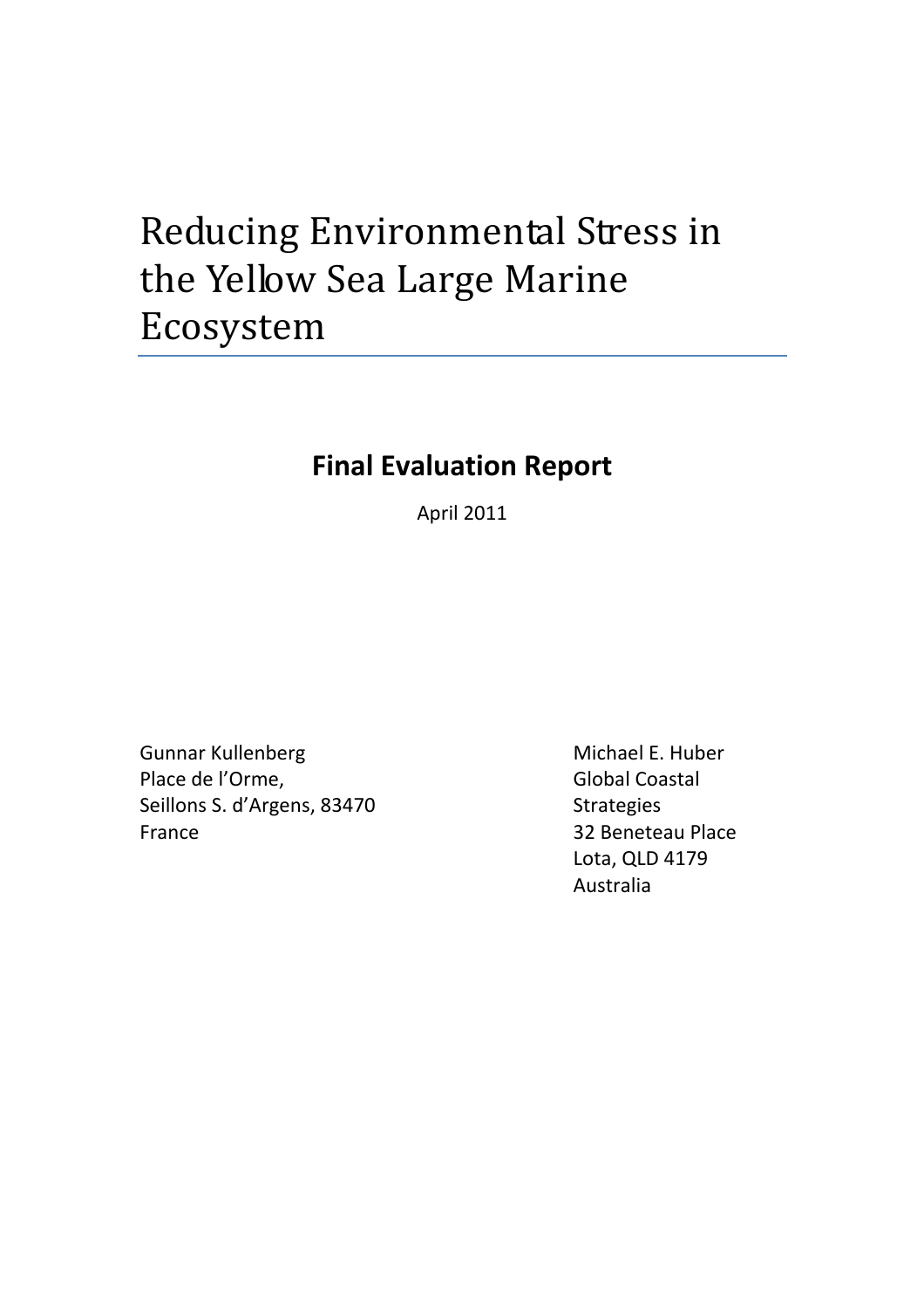# Reducing Environmental Stress in the Yellow Sea Large Marine Ecosystem

## Final Evaluation Report

April 2011

Gunnar Kullenberg
Place de l'Orme,
Seillons S. d'Argens, 83470
France

Michael E. Huber
Global Coastal
Strategies
32 Beneteau Place
Lota, QLD 4179
Australia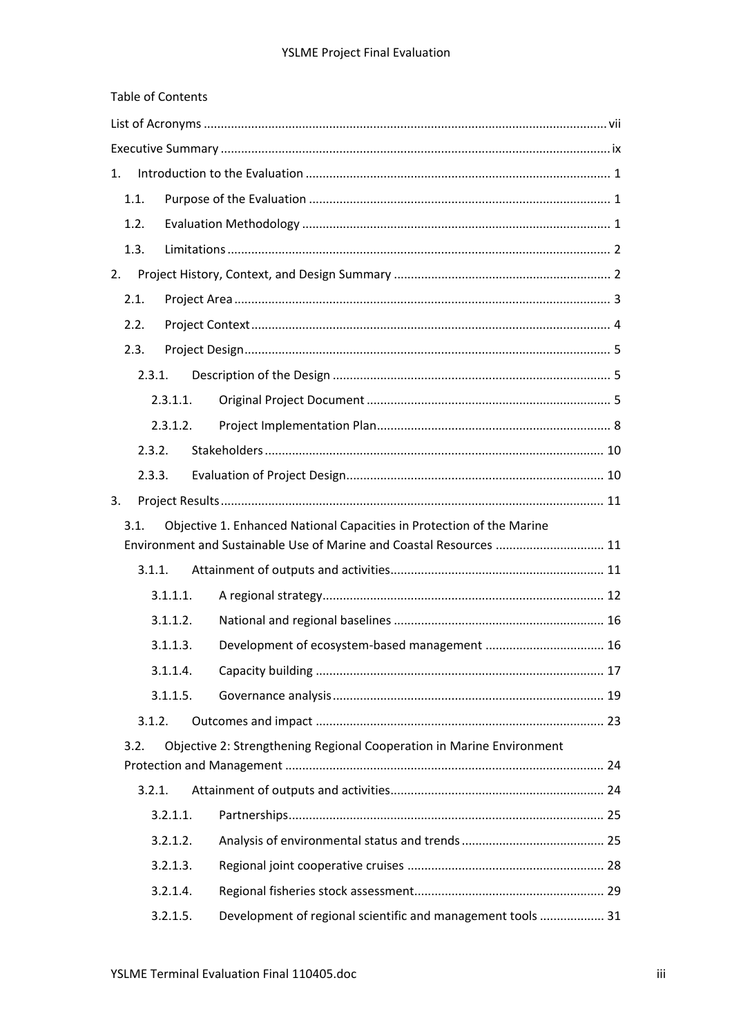Table of Contents

- List of Acronyms ..... vii
- Executive Summary ..... ix
- 1. Introduction to the Evaluation ..... 1
  - 1.1. Purpose of the Evaluation ..... 1
  - 1.2. Evaluation Methodology ..... 1
  - 1.3. Limitations ..... 2
- 2. Project History, Context, and Design Summary ..... 2
  - 2.1. Project Area ..... 3
  - 2.2. Project Context ..... 4
  - 2.3. Project Design ..... 5
    - 2.3.1. Description of the Design ..... 5
      - 2.3.1.1. Original Project Document ..... 5
      - 2.3.1.2. Project Implementation Plan ..... 8
    - 2.3.2. Stakeholders ..... 10
    - 2.3.3. Evaluation of Project Design ..... 10
- 3. Project Results ..... 11
  - 3.1. Objective 1. Enhanced National Capacities in Protection of the Marine Environment and Sustainable Use of Marine and Coastal Resources ..... 11
    - 3.1.1. Attainment of outputs and activities ..... 11
      - 3.1.1.1. A regional strategy ..... 12
      - 3.1.1.2. National and regional baselines ..... 16
      - 3.1.1.3. Development of ecosystem-based management ..... 16
      - 3.1.1.4. Capacity building ..... 17
      - 3.1.1.5. Governance analysis ..... 19
    - 3.1.2. Outcomes and impact ..... 23
  - 3.2. Objective 2: Strengthening Regional Cooperation in Marine Environment Protection and Management ..... 24
    - 3.2.1. Attainment of outputs and activities ..... 24
      - 3.2.1.1. Partnerships ..... 25
      - 3.2.1.2. Analysis of environmental status and trends ..... 25
      - 3.2.1.3. Regional joint cooperative cruises ..... 28
      - 3.2.1.4. Regional fisheries stock assessment ..... 29
      - 3.2.1.5. Development of regional scientific and management tools ..... 31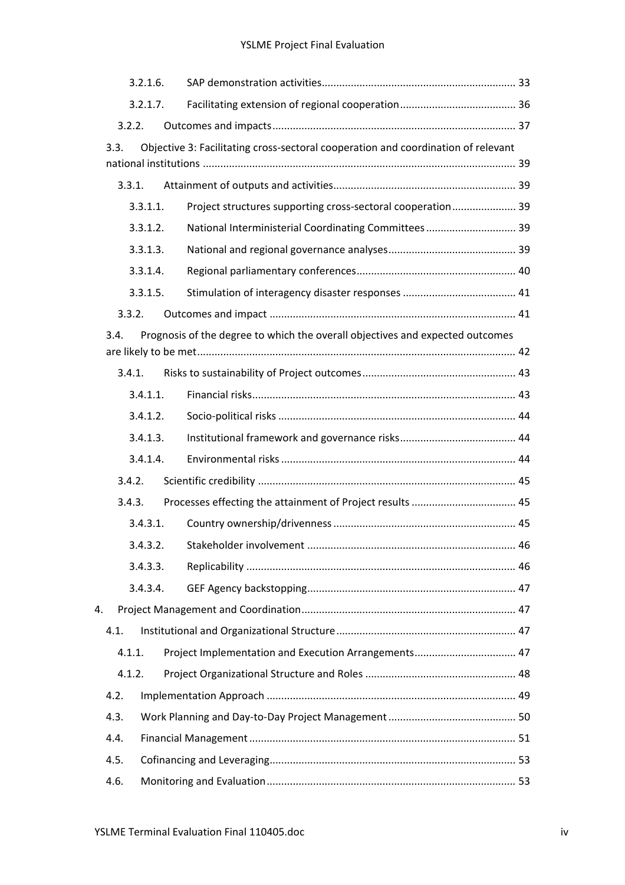3.2.1.6. SAP demonstration activities ........ 33

3.2.1.7. Facilitating extension of regional cooperation ........ 36

3.2.2. Outcomes and impacts ........ 37

3.3. Objective 3: Facilitating cross-sectoral cooperation and coordination of relevant national institutions ........ 39

3.3.1. Attainment of outputs and activities ........ 39

3.3.1.1. Project structures supporting cross-sectoral cooperation ........ 39

3.3.1.2. National Interministerial Coordinating Committees ........ 39

3.3.1.3. National and regional governance analyses ........ 39

3.3.1.4. Regional parliamentary conferences ........ 40

3.3.1.5. Stimulation of interagency disaster responses ........ 41

3.3.2. Outcomes and impact ........ 41

3.4. Prognosis of the degree to which the overall objectives and expected outcomes are likely to be met ........ 42

3.4.1. Risks to sustainability of Project outcomes ........ 43

3.4.1.1. Financial risks ........ 43

3.4.1.2. Socio-political risks ........ 44

3.4.1.3. Institutional framework and governance risks ........ 44

3.4.1.4. Environmental risks ........ 44

3.4.2. Scientific credibility ........ 45

3.4.3. Processes effecting the attainment of Project results ........ 45

3.4.3.1. Country ownership/drivenness ........ 45

3.4.3.2. Stakeholder involvement ........ 46

3.4.3.3. Replicability ........ 46

3.4.3.4. GEF Agency backstopping ........ 47

4. Project Management and Coordination ........ 47

4.1. Institutional and Organizational Structure ........ 47

4.1.1. Project Implementation and Execution Arrangements ........ 47

4.1.2. Project Organizational Structure and Roles ........ 48

4.2. Implementation Approach ........ 49

4.3. Work Planning and Day-to-Day Project Management ........ 50

4.4. Financial Management ........ 51

4.5. Cofinancing and Leveraging ........ 53

4.6. Monitoring and Evaluation ........ 53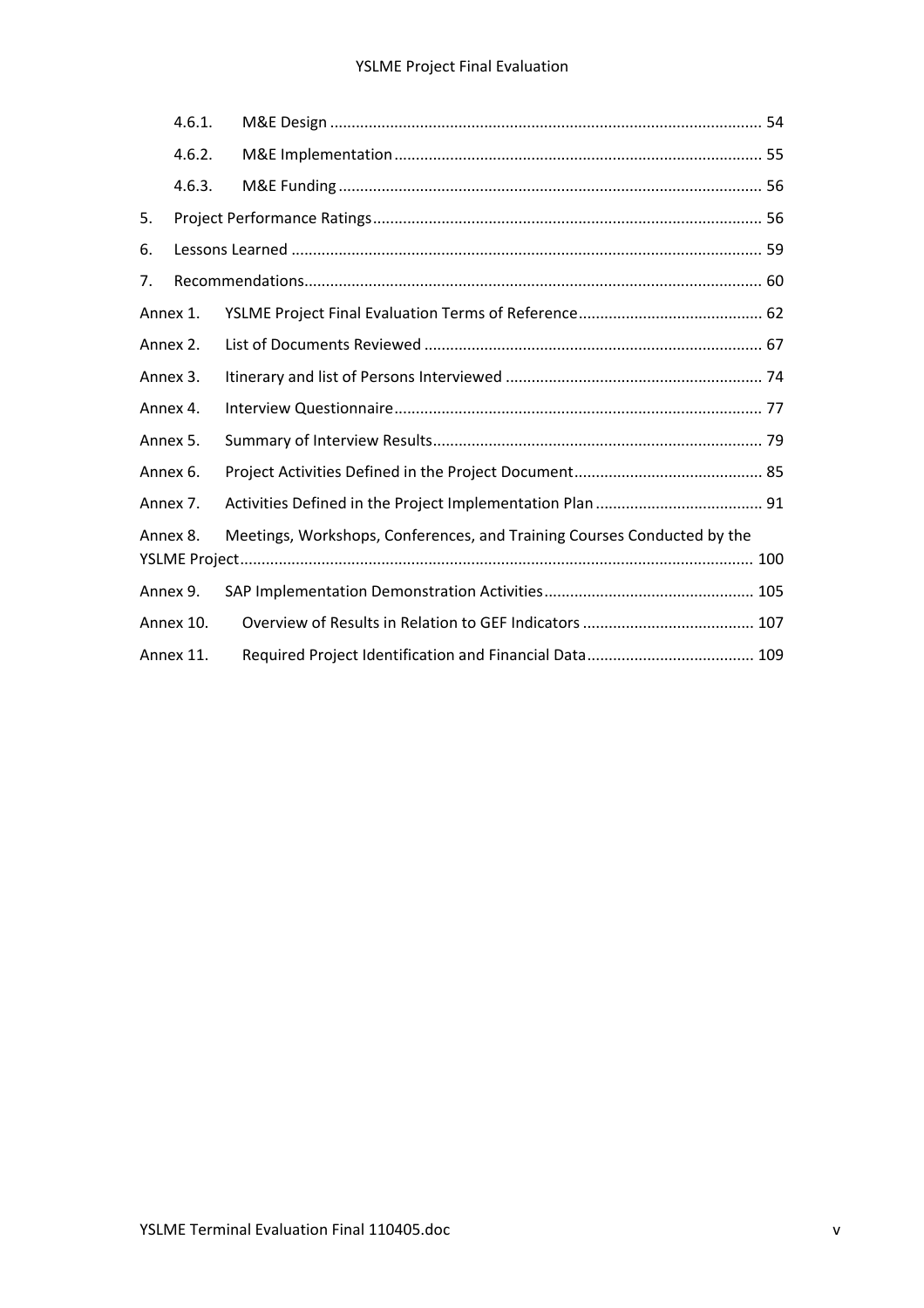- 4.6.1. M&E Design ..... 54
- 4.6.2. M&E Implementation ..... 55
- 4.6.3. M&E Funding ..... 56

5. Project Performance Ratings ..... 56
6. Lessons Learned ..... 59
7. Recommendations ..... 60

Annex 1. YSLME Project Final Evaluation Terms of Reference ..... 62
Annex 2. List of Documents Reviewed ..... 67
Annex 3. Itinerary and list of Persons Interviewed ..... 74
Annex 4. Interview Questionnaire ..... 77
Annex 5. Summary of Interview Results ..... 79
Annex 6. Project Activities Defined in the Project Document ..... 85
Annex 7. Activities Defined in the Project Implementation Plan ..... 91
Annex 8. Meetings, Workshops, Conferences, and Training Courses Conducted by the YSLME Project ..... 100
Annex 9. SAP Implementation Demonstration Activities ..... 105
Annex 10. Overview of Results in Relation to GEF Indicators ..... 107
Annex 11. Required Project Identification and Financial Data ..... 109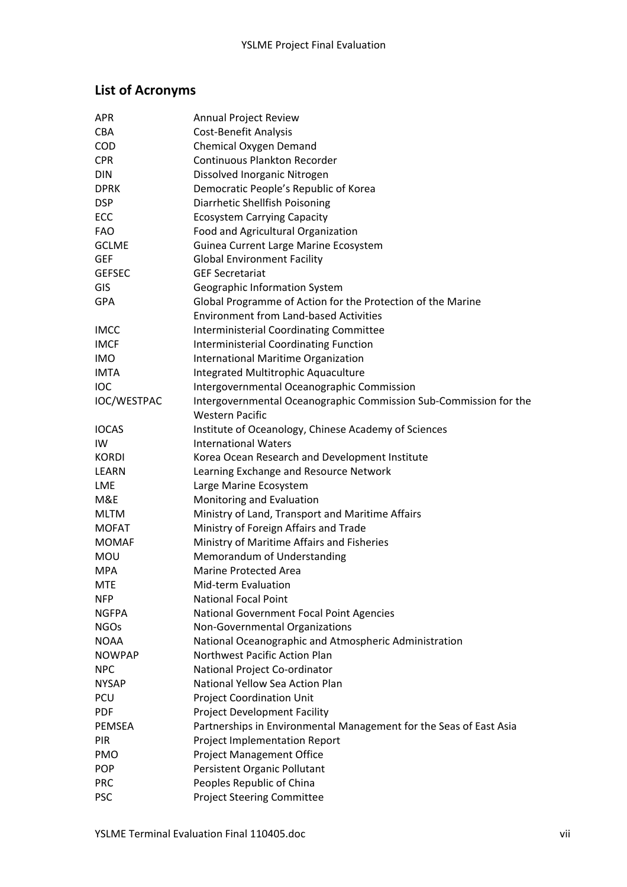## List of Acronyms

| | |
|---|---|
| APR | Annual Project Review |
| CBA | Cost-Benefit Analysis |
| COD | Chemical Oxygen Demand |
| CPR | Continuous Plankton Recorder |
| DIN | Dissolved Inorganic Nitrogen |
| DPRK | Democratic People's Republic of Korea |
| DSP | Diarrhetic Shellfish Poisoning |
| ECC | Ecosystem Carrying Capacity |
| FAO | Food and Agricultural Organization |
| GCLME | Guinea Current Large Marine Ecosystem |
| GEF | Global Environment Facility |
| GEFSEC | GEF Secretariat |
| GIS | Geographic Information System |
| GPA | Global Programme of Action for the Protection of the Marine Environment from Land-based Activities |
| IMCC | Interministerial Coordinating Committee |
| IMCF | Interministerial Coordinating Function |
| IMO | International Maritime Organization |
| IMTA | Integrated Multitrophic Aquaculture |
| IOC | Intergovernmental Oceanographic Commission |
| IOC/WESTPAC | Intergovernmental Oceanographic Commission Sub-Commission for the Western Pacific |
| IOCAS | Institute of Oceanology, Chinese Academy of Sciences |
| IW | International Waters |
| KORDI | Korea Ocean Research and Development Institute |
| LEARN | Learning Exchange and Resource Network |
| LME | Large Marine Ecosystem |
| M&E | Monitoring and Evaluation |
| MLTM | Ministry of Land, Transport and Maritime Affairs |
| MOFAT | Ministry of Foreign Affairs and Trade |
| MOMAF | Ministry of Maritime Affairs and Fisheries |
| MOU | Memorandum of Understanding |
| MPA | Marine Protected Area |
| MTE | Mid-term Evaluation |
| NFP | National Focal Point |
| NGFPA | National Government Focal Point Agencies |
| NGOs | Non-Governmental Organizations |
| NOAA | National Oceanographic and Atmospheric Administration |
| NOWPAP | Northwest Pacific Action Plan |
| NPC | National Project Co-ordinator |
| NYSAP | National Yellow Sea Action Plan |
| PCU | Project Coordination Unit |
| PDF | Project Development Facility |
| PEMSEA | Partnerships in Environmental Management for the Seas of East Asia |
| PIR | Project Implementation Report |
| PMO | Project Management Office |
| POP | Persistent Organic Pollutant |
| PRC | Peoples Republic of China |
| PSC | Project Steering Committee |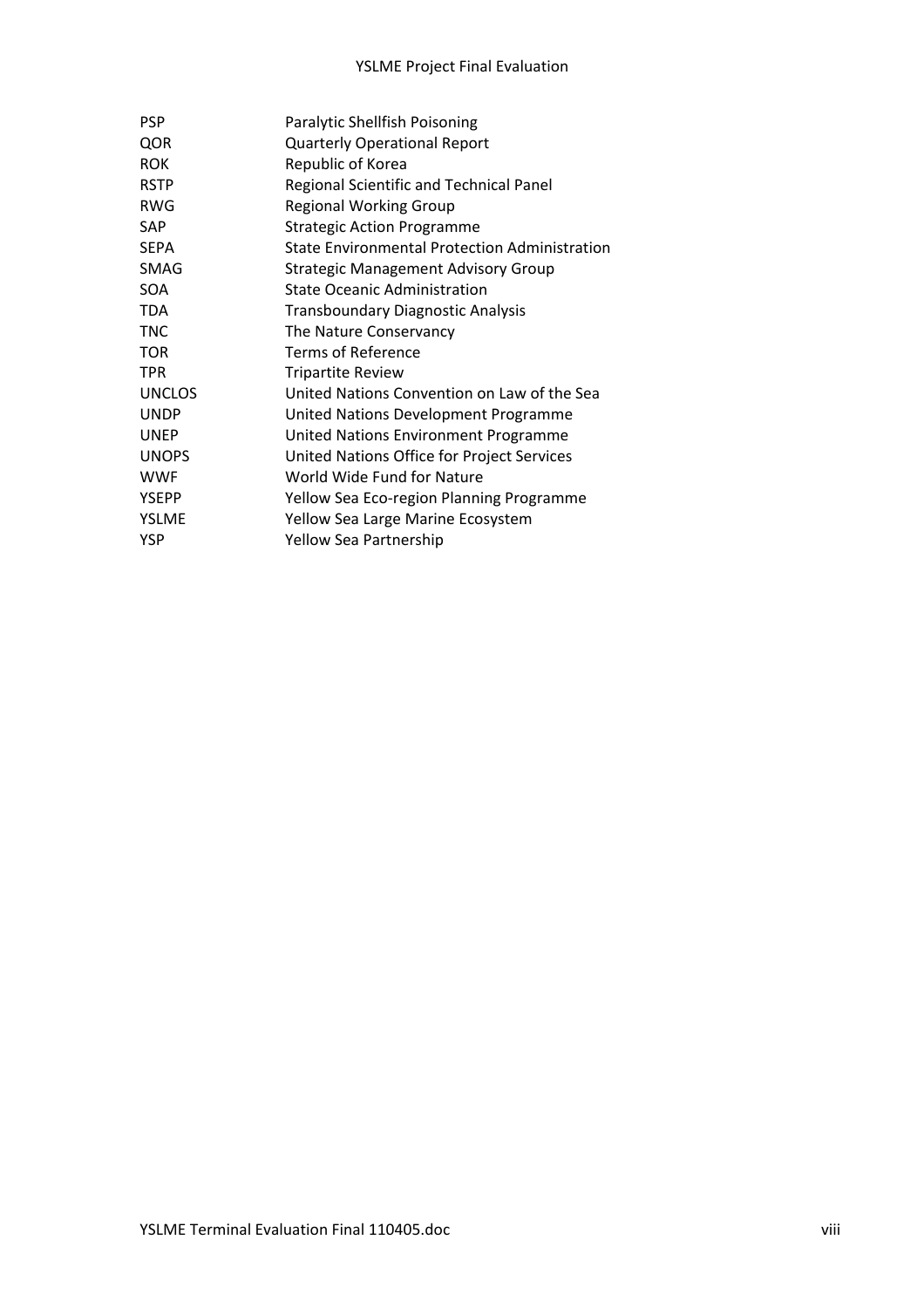| | |
|---|---|
| PSP | Paralytic Shellfish Poisoning |
| QOR | Quarterly Operational Report |
| ROK | Republic of Korea |
| RSTP | Regional Scientific and Technical Panel |
| RWG | Regional Working Group |
| SAP | Strategic Action Programme |
| SEPA | State Environmental Protection Administration |
| SMAG | Strategic Management Advisory Group |
| SOA | State Oceanic Administration |
| TDA | Transboundary Diagnostic Analysis |
| TNC | The Nature Conservancy |
| TOR | Terms of Reference |
| TPR | Tripartite Review |
| UNCLOS | United Nations Convention on Law of the Sea |
| UNDP | United Nations Development Programme |
| UNEP | United Nations Environment Programme |
| UNOPS | United Nations Office for Project Services |
| WWF | World Wide Fund for Nature |
| YSEPP | Yellow Sea Eco-region Planning Programme |
| YSLME | Yellow Sea Large Marine Ecosystem |
| YSP | Yellow Sea Partnership |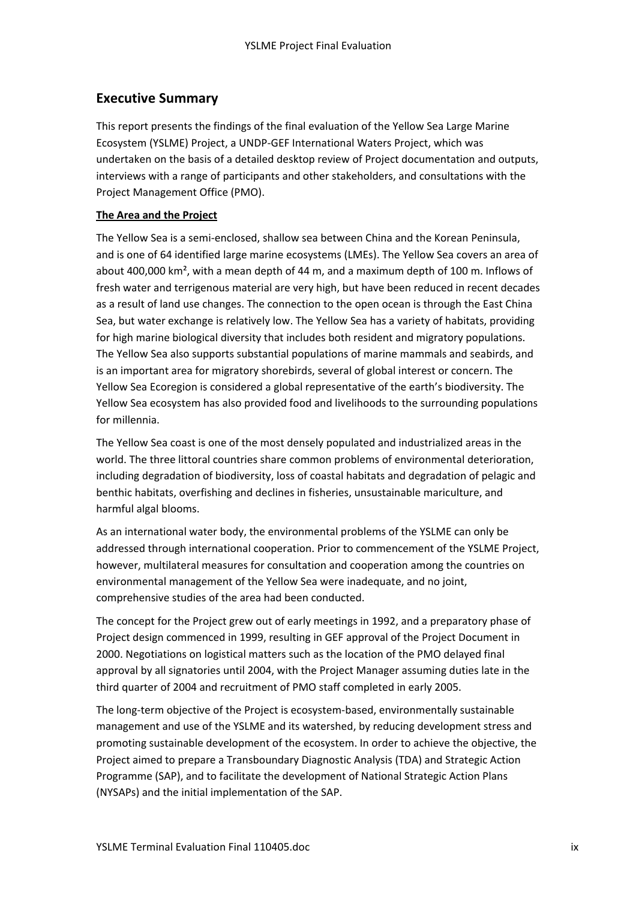## Executive Summary

This report presents the findings of the final evaluation of the Yellow Sea Large Marine Ecosystem (YSLME) Project, a UNDP-GEF International Waters Project, which was undertaken on the basis of a detailed desktop review of Project documentation and outputs, interviews with a range of participants and other stakeholders, and consultations with the Project Management Office (PMO).

**The Area and the Project**

The Yellow Sea is a semi-enclosed, shallow sea between China and the Korean Peninsula, and is one of 64 identified large marine ecosystems (LMEs). The Yellow Sea covers an area of about 400,000 km², with a mean depth of 44 m, and a maximum depth of 100 m. Inflows of fresh water and terrigenous material are very high, but have been reduced in recent decades as a result of land use changes. The connection to the open ocean is through the East China Sea, but water exchange is relatively low. The Yellow Sea has a variety of habitats, providing for high marine biological diversity that includes both resident and migratory populations. The Yellow Sea also supports substantial populations of marine mammals and seabirds, and is an important area for migratory shorebirds, several of global interest or concern. The Yellow Sea Ecoregion is considered a global representative of the earth's biodiversity. The Yellow Sea ecosystem has also provided food and livelihoods to the surrounding populations for millennia.

The Yellow Sea coast is one of the most densely populated and industrialized areas in the world. The three littoral countries share common problems of environmental deterioration, including degradation of biodiversity, loss of coastal habitats and degradation of pelagic and benthic habitats, overfishing and declines in fisheries, unsustainable mariculture, and harmful algal blooms.

As an international water body, the environmental problems of the YSLME can only be addressed through international cooperation. Prior to commencement of the YSLME Project, however, multilateral measures for consultation and cooperation among the countries on environmental management of the Yellow Sea were inadequate, and no joint, comprehensive studies of the area had been conducted.

The concept for the Project grew out of early meetings in 1992, and a preparatory phase of Project design commenced in 1999, resulting in GEF approval of the Project Document in 2000. Negotiations on logistical matters such as the location of the PMO delayed final approval by all signatories until 2004, with the Project Manager assuming duties late in the third quarter of 2004 and recruitment of PMO staff completed in early 2005.

The long-term objective of the Project is ecosystem-based, environmentally sustainable management and use of the YSLME and its watershed, by reducing development stress and promoting sustainable development of the ecosystem. In order to achieve the objective, the Project aimed to prepare a Transboundary Diagnostic Analysis (TDA) and Strategic Action Programme (SAP), and to facilitate the development of National Strategic Action Plans (NYSAPs) and the initial implementation of the SAP.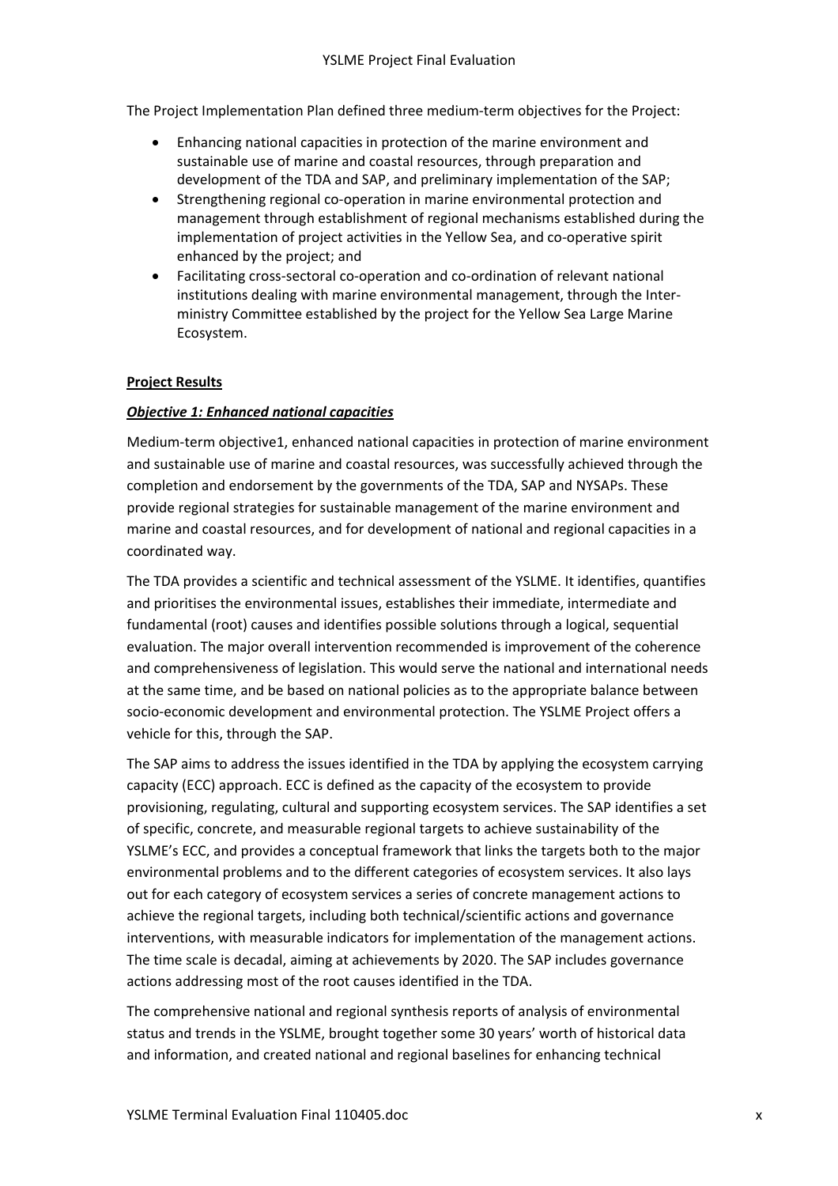The Project Implementation Plan defined three medium-term objectives for the Project:

- Enhancing national capacities in protection of the marine environment and sustainable use of marine and coastal resources, through preparation and development of the TDA and SAP, and preliminary implementation of the SAP;
- Strengthening regional co-operation in marine environmental protection and management through establishment of regional mechanisms established during the implementation of project activities in the Yellow Sea, and co-operative spirit enhanced by the project; and
- Facilitating cross-sectoral co-operation and co-ordination of relevant national institutions dealing with marine environmental management, through the Inter-ministry Committee established by the project for the Yellow Sea Large Marine Ecosystem.

**Project Results**

***Objective 1: Enhanced national capacities***

Medium-term objective1, enhanced national capacities in protection of marine environment and sustainable use of marine and coastal resources, was successfully achieved through the completion and endorsement by the governments of the TDA, SAP and NYSAPs. These provide regional strategies for sustainable management of the marine environment and marine and coastal resources, and for development of national and regional capacities in a coordinated way.

The TDA provides a scientific and technical assessment of the YSLME. It identifies, quantifies and prioritises the environmental issues, establishes their immediate, intermediate and fundamental (root) causes and identifies possible solutions through a logical, sequential evaluation. The major overall intervention recommended is improvement of the coherence and comprehensiveness of legislation. This would serve the national and international needs at the same time, and be based on national policies as to the appropriate balance between socio-economic development and environmental protection. The YSLME Project offers a vehicle for this, through the SAP.

The SAP aims to address the issues identified in the TDA by applying the ecosystem carrying capacity (ECC) approach. ECC is defined as the capacity of the ecosystem to provide provisioning, regulating, cultural and supporting ecosystem services. The SAP identifies a set of specific, concrete, and measurable regional targets to achieve sustainability of the YSLME's ECC, and provides a conceptual framework that links the targets both to the major environmental problems and to the different categories of ecosystem services. It also lays out for each category of ecosystem services a series of concrete management actions to achieve the regional targets, including both technical/scientific actions and governance interventions, with measurable indicators for implementation of the management actions. The time scale is decadal, aiming at achievements by 2020. The SAP includes governance actions addressing most of the root causes identified in the TDA.

The comprehensive national and regional synthesis reports of analysis of environmental status and trends in the YSLME, brought together some 30 years' worth of historical data and information, and created national and regional baselines for enhancing technical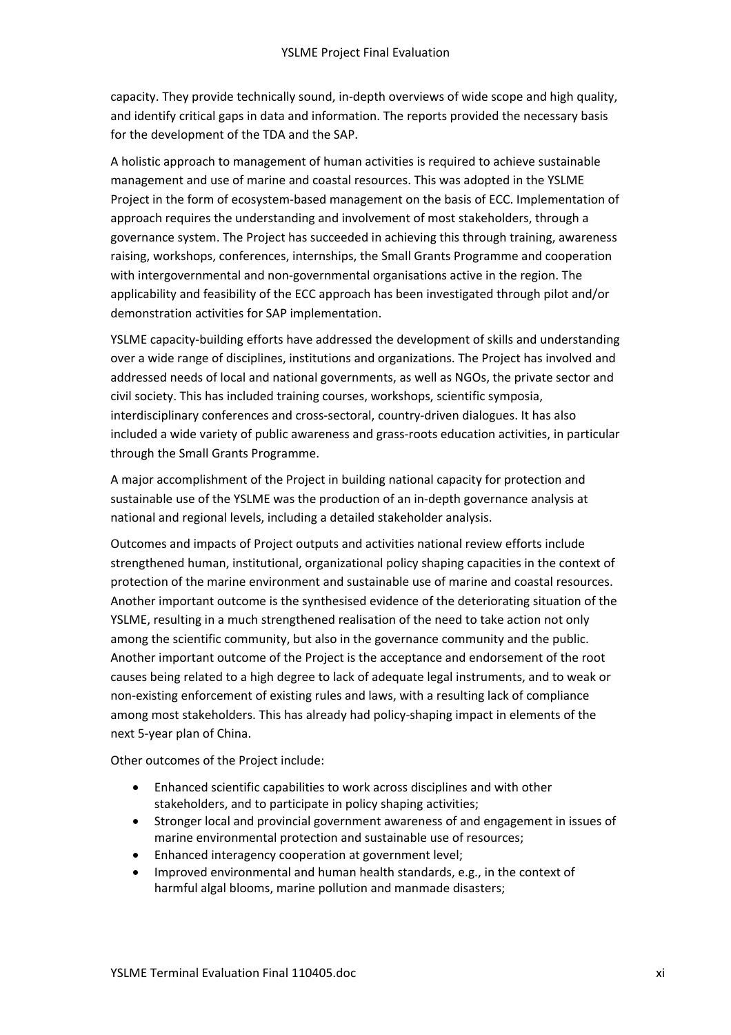capacity. They provide technically sound, in-depth overviews of wide scope and high quality, and identify critical gaps in data and information. The reports provided the necessary basis for the development of the TDA and the SAP.

A holistic approach to management of human activities is required to achieve sustainable management and use of marine and coastal resources. This was adopted in the YSLME Project in the form of ecosystem-based management on the basis of ECC. Implementation of approach requires the understanding and involvement of most stakeholders, through a governance system. The Project has succeeded in achieving this through training, awareness raising, workshops, conferences, internships, the Small Grants Programme and cooperation with intergovernmental and non-governmental organisations active in the region. The applicability and feasibility of the ECC approach has been investigated through pilot and/or demonstration activities for SAP implementation.

YSLME capacity-building efforts have addressed the development of skills and understanding over a wide range of disciplines, institutions and organizations. The Project has involved and addressed needs of local and national governments, as well as NGOs, the private sector and civil society. This has included training courses, workshops, scientific symposia, interdisciplinary conferences and cross-sectoral, country-driven dialogues. It has also included a wide variety of public awareness and grass-roots education activities, in particular through the Small Grants Programme.

A major accomplishment of the Project in building national capacity for protection and sustainable use of the YSLME was the production of an in-depth governance analysis at national and regional levels, including a detailed stakeholder analysis.

Outcomes and impacts of Project outputs and activities national review efforts include strengthened human, institutional, organizational policy shaping capacities in the context of protection of the marine environment and sustainable use of marine and coastal resources. Another important outcome is the synthesised evidence of the deteriorating situation of the YSLME, resulting in a much strengthened realisation of the need to take action not only among the scientific community, but also in the governance community and the public. Another important outcome of the Project is the acceptance and endorsement of the root causes being related to a high degree to lack of adequate legal instruments, and to weak or non-existing enforcement of existing rules and laws, with a resulting lack of compliance among most stakeholders. This has already had policy-shaping impact in elements of the next 5-year plan of China.

Other outcomes of the Project include:

- Enhanced scientific capabilities to work across disciplines and with other stakeholders, and to participate in policy shaping activities;
- Stronger local and provincial government awareness of and engagement in issues of marine environmental protection and sustainable use of resources;
- Enhanced interagency cooperation at government level;
- Improved environmental and human health standards, e.g., in the context of harmful algal blooms, marine pollution and manmade disasters;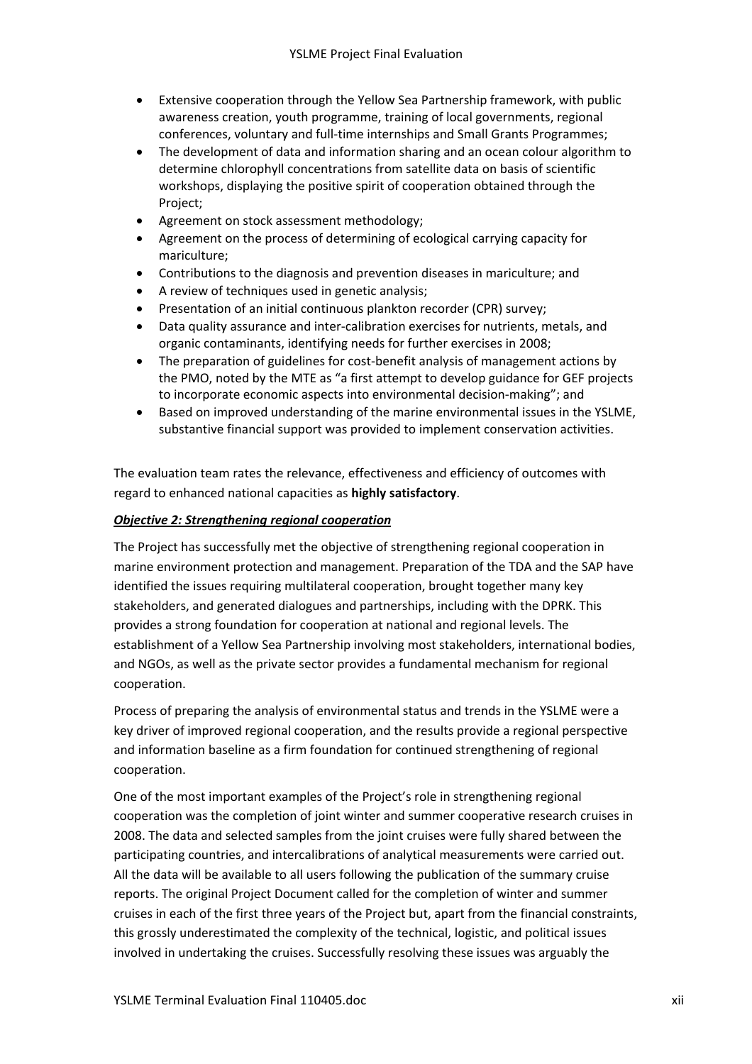- Extensive cooperation through the Yellow Sea Partnership framework, with public awareness creation, youth programme, training of local governments, regional conferences, voluntary and full-time internships and Small Grants Programmes;
- The development of data and information sharing and an ocean colour algorithm to determine chlorophyll concentrations from satellite data on basis of scientific workshops, displaying the positive spirit of cooperation obtained through the Project;
- Agreement on stock assessment methodology;
- Agreement on the process of determining of ecological carrying capacity for mariculture;
- Contributions to the diagnosis and prevention diseases in mariculture; and
- A review of techniques used in genetic analysis;
- Presentation of an initial continuous plankton recorder (CPR) survey;
- Data quality assurance and inter-calibration exercises for nutrients, metals, and organic contaminants, identifying needs for further exercises in 2008;
- The preparation of guidelines for cost-benefit analysis of management actions by the PMO, noted by the MTE as "a first attempt to develop guidance for GEF projects to incorporate economic aspects into environmental decision-making"; and
- Based on improved understanding of the marine environmental issues in the YSLME, substantive financial support was provided to implement conservation activities.

The evaluation team rates the relevance, effectiveness and efficiency of outcomes with regard to enhanced national capacities as **highly satisfactory**.

***Objective 2: Strengthening regional cooperation***

The Project has successfully met the objective of strengthening regional cooperation in marine environment protection and management. Preparation of the TDA and the SAP have identified the issues requiring multilateral cooperation, brought together many key stakeholders, and generated dialogues and partnerships, including with the DPRK. This provides a strong foundation for cooperation at national and regional levels. The establishment of a Yellow Sea Partnership involving most stakeholders, international bodies, and NGOs, as well as the private sector provides a fundamental mechanism for regional cooperation.

Process of preparing the analysis of environmental status and trends in the YSLME were a key driver of improved regional cooperation, and the results provide a regional perspective and information baseline as a firm foundation for continued strengthening of regional cooperation.

One of the most important examples of the Project's role in strengthening regional cooperation was the completion of joint winter and summer cooperative research cruises in 2008. The data and selected samples from the joint cruises were fully shared between the participating countries, and intercalibrations of analytical measurements were carried out. All the data will be available to all users following the publication of the summary cruise reports. The original Project Document called for the completion of winter and summer cruises in each of the first three years of the Project but, apart from the financial constraints, this grossly underestimated the complexity of the technical, logistic, and political issues involved in undertaking the cruises. Successfully resolving these issues was arguably the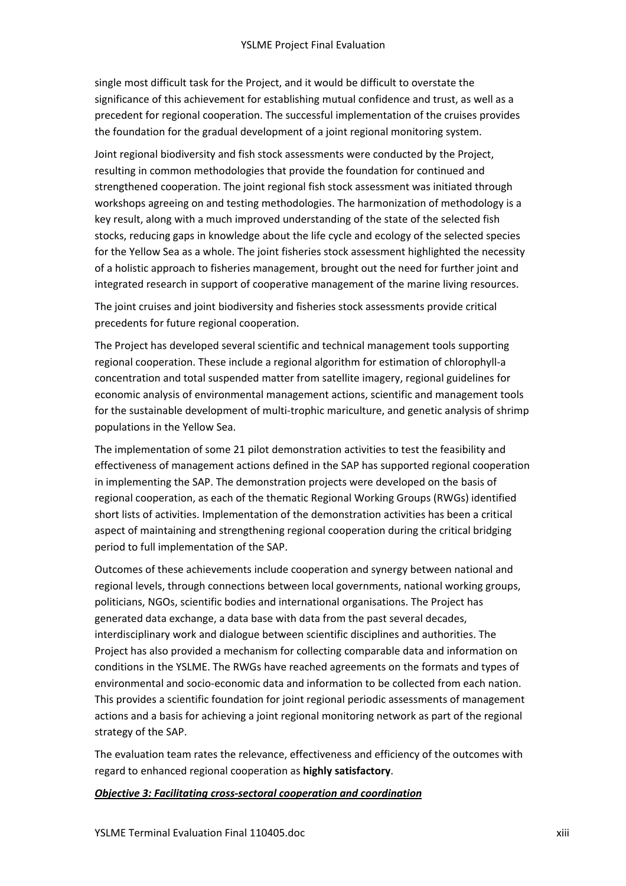single most difficult task for the Project, and it would be difficult to overstate the significance of this achievement for establishing mutual confidence and trust, as well as a precedent for regional cooperation. The successful implementation of the cruises provides the foundation for the gradual development of a joint regional monitoring system.

Joint regional biodiversity and fish stock assessments were conducted by the Project, resulting in common methodologies that provide the foundation for continued and strengthened cooperation. The joint regional fish stock assessment was initiated through workshops agreeing on and testing methodologies. The harmonization of methodology is a key result, along with a much improved understanding of the state of the selected fish stocks, reducing gaps in knowledge about the life cycle and ecology of the selected species for the Yellow Sea as a whole. The joint fisheries stock assessment highlighted the necessity of a holistic approach to fisheries management, brought out the need for further joint and integrated research in support of cooperative management of the marine living resources.

The joint cruises and joint biodiversity and fisheries stock assessments provide critical precedents for future regional cooperation.

The Project has developed several scientific and technical management tools supporting regional cooperation. These include a regional algorithm for estimation of chlorophyll-a concentration and total suspended matter from satellite imagery, regional guidelines for economic analysis of environmental management actions, scientific and management tools for the sustainable development of multi-trophic mariculture, and genetic analysis of shrimp populations in the Yellow Sea.

The implementation of some 21 pilot demonstration activities to test the feasibility and effectiveness of management actions defined in the SAP has supported regional cooperation in implementing the SAP. The demonstration projects were developed on the basis of regional cooperation, as each of the thematic Regional Working Groups (RWGs) identified short lists of activities. Implementation of the demonstration activities has been a critical aspect of maintaining and strengthening regional cooperation during the critical bridging period to full implementation of the SAP.

Outcomes of these achievements include cooperation and synergy between national and regional levels, through connections between local governments, national working groups, politicians, NGOs, scientific bodies and international organisations. The Project has generated data exchange, a data base with data from the past several decades, interdisciplinary work and dialogue between scientific disciplines and authorities. The Project has also provided a mechanism for collecting comparable data and information on conditions in the YSLME. The RWGs have reached agreements on the formats and types of environmental and socio-economic data and information to be collected from each nation. This provides a scientific foundation for joint regional periodic assessments of management actions and a basis for achieving a joint regional monitoring network as part of the regional strategy of the SAP.

The evaluation team rates the relevance, effectiveness and efficiency of the outcomes with regard to enhanced regional cooperation as **highly satisfactory**.

***Objective 3: Facilitating cross-sectoral cooperation and coordination***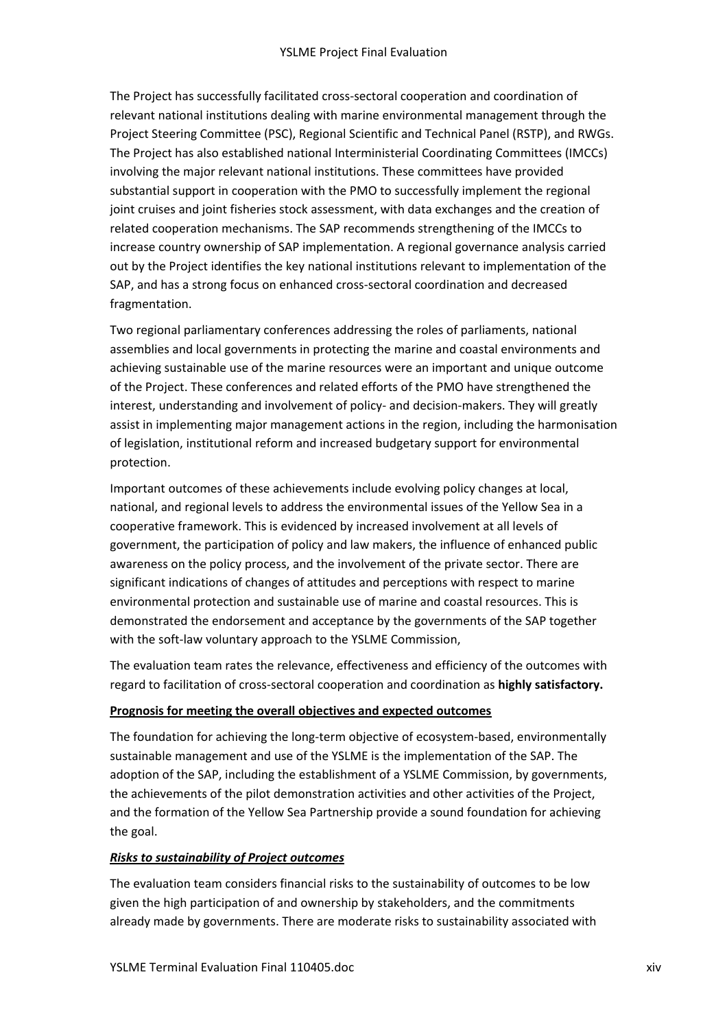The Project has successfully facilitated cross-sectoral cooperation and coordination of relevant national institutions dealing with marine environmental management through the Project Steering Committee (PSC), Regional Scientific and Technical Panel (RSTP), and RWGs. The Project has also established national Interministerial Coordinating Committees (IMCCs) involving the major relevant national institutions. These committees have provided substantial support in cooperation with the PMO to successfully implement the regional joint cruises and joint fisheries stock assessment, with data exchanges and the creation of related cooperation mechanisms. The SAP recommends strengthening of the IMCCs to increase country ownership of SAP implementation. A regional governance analysis carried out by the Project identifies the key national institutions relevant to implementation of the SAP, and has a strong focus on enhanced cross-sectoral coordination and decreased fragmentation.

Two regional parliamentary conferences addressing the roles of parliaments, national assemblies and local governments in protecting the marine and coastal environments and achieving sustainable use of the marine resources were an important and unique outcome of the Project. These conferences and related efforts of the PMO have strengthened the interest, understanding and involvement of policy- and decision-makers. They will greatly assist in implementing major management actions in the region, including the harmonisation of legislation, institutional reform and increased budgetary support for environmental protection.

Important outcomes of these achievements include evolving policy changes at local, national, and regional levels to address the environmental issues of the Yellow Sea in a cooperative framework. This is evidenced by increased involvement at all levels of government, the participation of policy and law makers, the influence of enhanced public awareness on the policy process, and the involvement of the private sector. There are significant indications of changes of attitudes and perceptions with respect to marine environmental protection and sustainable use of marine and coastal resources. This is demonstrated the endorsement and acceptance by the governments of the SAP together with the soft-law voluntary approach to the YSLME Commission,

The evaluation team rates the relevance, effectiveness and efficiency of the outcomes with regard to facilitation of cross-sectoral cooperation and coordination as **highly satisfactory.**

**Prognosis for meeting the overall objectives and expected outcomes**

The foundation for achieving the long-term objective of ecosystem-based, environmentally sustainable management and use of the YSLME is the implementation of the SAP. The adoption of the SAP, including the establishment of a YSLME Commission, by governments, the achievements of the pilot demonstration activities and other activities of the Project, and the formation of the Yellow Sea Partnership provide a sound foundation for achieving the goal.

***Risks to sustainability of Project outcomes***

The evaluation team considers financial risks to the sustainability of outcomes to be low given the high participation of and ownership by stakeholders, and the commitments already made by governments. There are moderate risks to sustainability associated with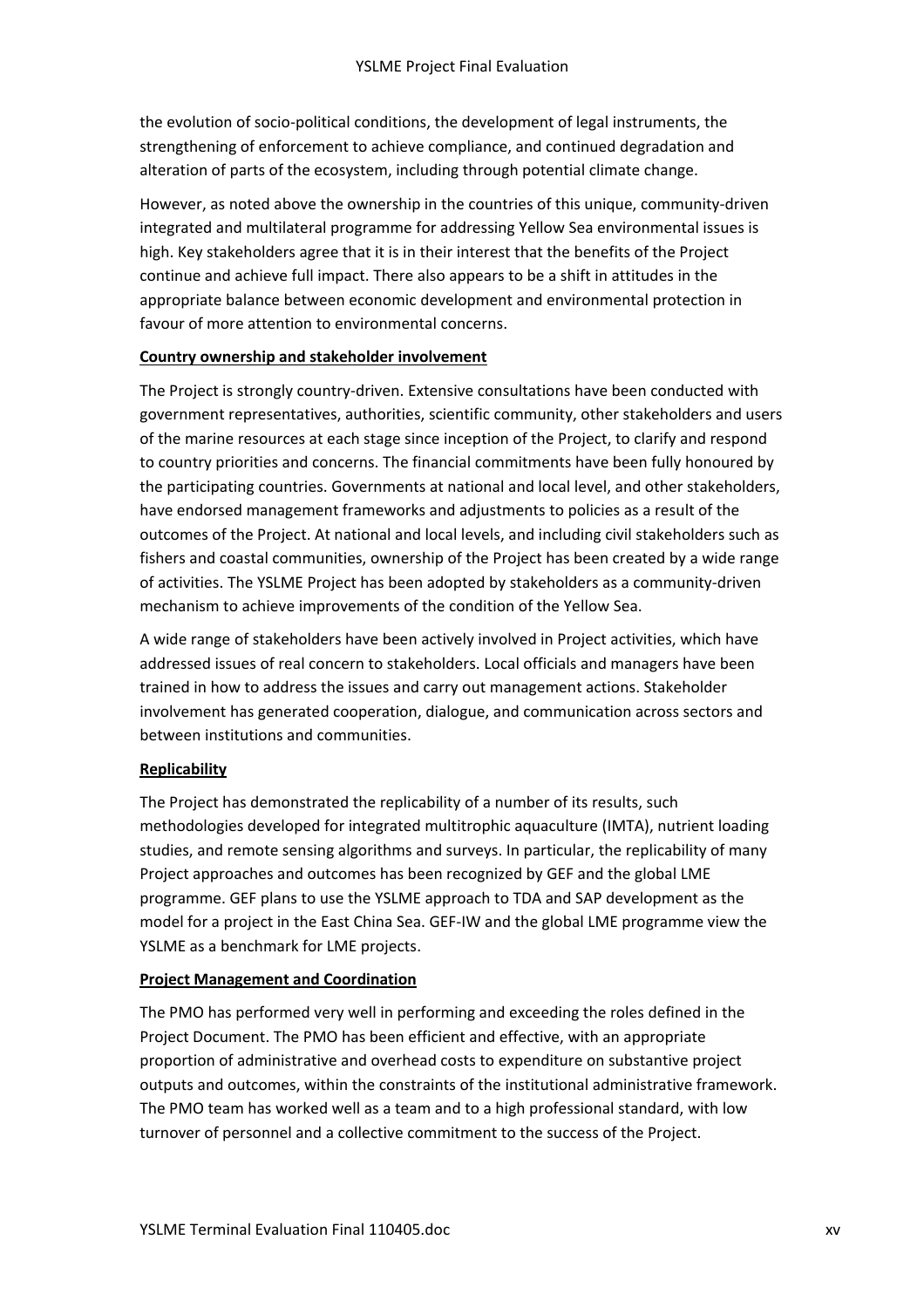the evolution of socio-political conditions, the development of legal instruments, the strengthening of enforcement to achieve compliance, and continued degradation and alteration of parts of the ecosystem, including through potential climate change.

However, as noted above the ownership in the countries of this unique, community-driven integrated and multilateral programme for addressing Yellow Sea environmental issues is high. Key stakeholders agree that it is in their interest that the benefits of the Project continue and achieve full impact. There also appears to be a shift in attitudes in the appropriate balance between economic development and environmental protection in favour of more attention to environmental concerns.

**Country ownership and stakeholder involvement**

The Project is strongly country-driven. Extensive consultations have been conducted with government representatives, authorities, scientific community, other stakeholders and users of the marine resources at each stage since inception of the Project, to clarify and respond to country priorities and concerns. The financial commitments have been fully honoured by the participating countries. Governments at national and local level, and other stakeholders, have endorsed management frameworks and adjustments to policies as a result of the outcomes of the Project. At national and local levels, and including civil stakeholders such as fishers and coastal communities, ownership of the Project has been created by a wide range of activities. The YSLME Project has been adopted by stakeholders as a community-driven mechanism to achieve improvements of the condition of the Yellow Sea.

A wide range of stakeholders have been actively involved in Project activities, which have addressed issues of real concern to stakeholders. Local officials and managers have been trained in how to address the issues and carry out management actions. Stakeholder involvement has generated cooperation, dialogue, and communication across sectors and between institutions and communities.

**Replicability**

The Project has demonstrated the replicability of a number of its results, such methodologies developed for integrated multitrophic aquaculture (IMTA), nutrient loading studies, and remote sensing algorithms and surveys. In particular, the replicability of many Project approaches and outcomes has been recognized by GEF and the global LME programme. GEF plans to use the YSLME approach to TDA and SAP development as the model for a project in the East China Sea. GEF-IW and the global LME programme view the YSLME as a benchmark for LME projects.

**Project Management and Coordination**

The PMO has performed very well in performing and exceeding the roles defined in the Project Document. The PMO has been efficient and effective, with an appropriate proportion of administrative and overhead costs to expenditure on substantive project outputs and outcomes, within the constraints of the institutional administrative framework. The PMO team has worked well as a team and to a high professional standard, with low turnover of personnel and a collective commitment to the success of the Project.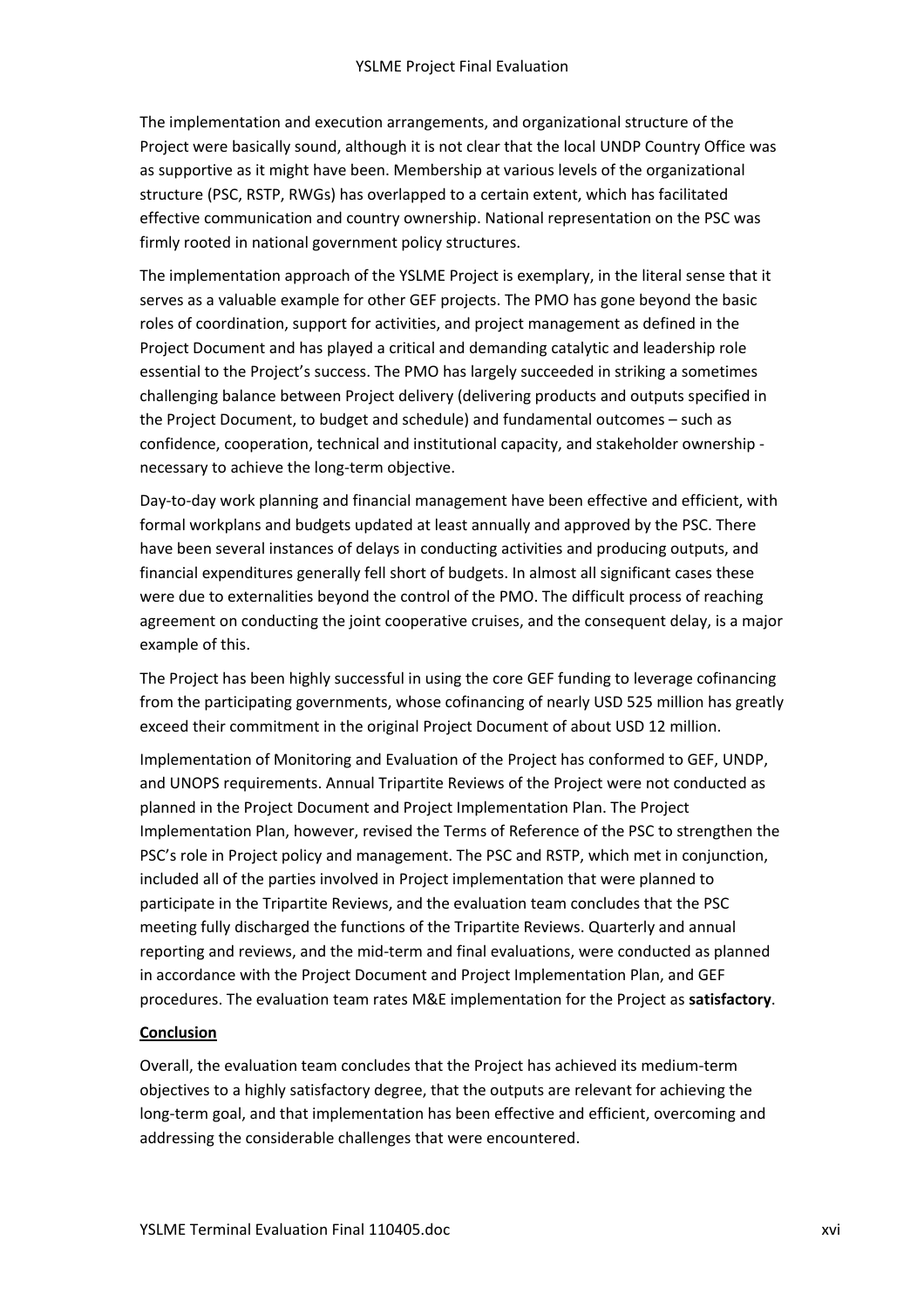The implementation and execution arrangements, and organizational structure of the Project were basically sound, although it is not clear that the local UNDP Country Office was as supportive as it might have been. Membership at various levels of the organizational structure (PSC, RSTP, RWGs) has overlapped to a certain extent, which has facilitated effective communication and country ownership. National representation on the PSC was firmly rooted in national government policy structures.

The implementation approach of the YSLME Project is exemplary, in the literal sense that it serves as a valuable example for other GEF projects. The PMO has gone beyond the basic roles of coordination, support for activities, and project management as defined in the Project Document and has played a critical and demanding catalytic and leadership role essential to the Project's success. The PMO has largely succeeded in striking a sometimes challenging balance between Project delivery (delivering products and outputs specified in the Project Document, to budget and schedule) and fundamental outcomes – such as confidence, cooperation, technical and institutional capacity, and stakeholder ownership - necessary to achieve the long-term objective.

Day-to-day work planning and financial management have been effective and efficient, with formal workplans and budgets updated at least annually and approved by the PSC. There have been several instances of delays in conducting activities and producing outputs, and financial expenditures generally fell short of budgets. In almost all significant cases these were due to externalities beyond the control of the PMO. The difficult process of reaching agreement on conducting the joint cooperative cruises, and the consequent delay, is a major example of this.

The Project has been highly successful in using the core GEF funding to leverage cofinancing from the participating governments, whose cofinancing of nearly USD 525 million has greatly exceed their commitment in the original Project Document of about USD 12 million.

Implementation of Monitoring and Evaluation of the Project has conformed to GEF, UNDP, and UNOPS requirements. Annual Tripartite Reviews of the Project were not conducted as planned in the Project Document and Project Implementation Plan. The Project Implementation Plan, however, revised the Terms of Reference of the PSC to strengthen the PSC's role in Project policy and management. The PSC and RSTP, which met in conjunction, included all of the parties involved in Project implementation that were planned to participate in the Tripartite Reviews, and the evaluation team concludes that the PSC meeting fully discharged the functions of the Tripartite Reviews. Quarterly and annual reporting and reviews, and the mid-term and final evaluations, were conducted as planned in accordance with the Project Document and Project Implementation Plan, and GEF procedures. The evaluation team rates M&E implementation for the Project as **satisfactory**.

**Conclusion**

Overall, the evaluation team concludes that the Project has achieved its medium-term objectives to a highly satisfactory degree, that the outputs are relevant for achieving the long-term goal, and that implementation has been effective and efficient, overcoming and addressing the considerable challenges that were encountered.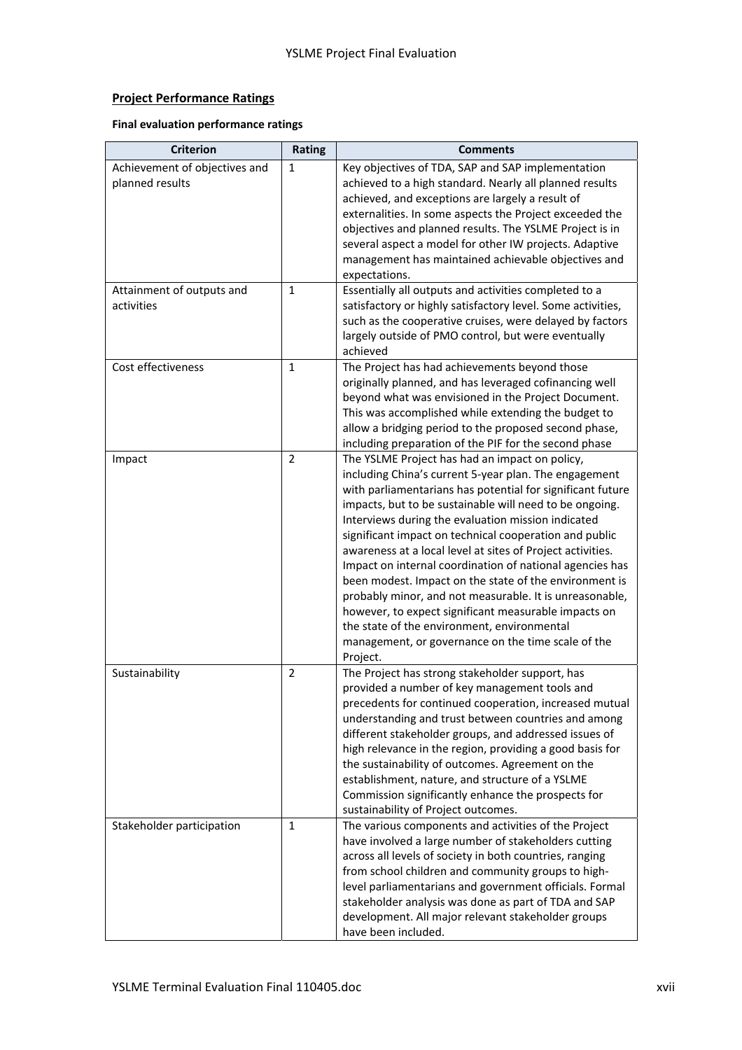**Project Performance Ratings**

**Final evaluation performance ratings**

| Criterion | Rating | Comments |
|---|---|---|
| Achievement of objectives and planned results | 1 | Key objectives of TDA, SAP and SAP implementation achieved to a high standard. Nearly all planned results achieved, and exceptions are largely a result of externalities. In some aspects the Project exceeded the objectives and planned results. The YSLME Project is in several aspect a model for other IW projects. Adaptive management has maintained achievable objectives and expectations. |
| Attainment of outputs and activities | 1 | Essentially all outputs and activities completed to a satisfactory or highly satisfactory level. Some activities, such as the cooperative cruises, were delayed by factors largely outside of PMO control, but were eventually achieved |
| Cost effectiveness | 1 | The Project has had achievements beyond those originally planned, and has leveraged cofinancing well beyond what was envisioned in the Project Document. This was accomplished while extending the budget to allow a bridging period to the proposed second phase, including preparation of the PIF for the second phase |
| Impact | 2 | The YSLME Project has had an impact on policy, including China's current 5-year plan. The engagement with parliamentarians has potential for significant future impacts, but to be sustainable will need to be ongoing. Interviews during the evaluation mission indicated significant impact on technical cooperation and public awareness at a local level at sites of Project activities. Impact on internal coordination of national agencies has been modest. Impact on the state of the environment is probably minor, and not measurable. It is unreasonable, however, to expect significant measurable impacts on the state of the environment, environmental management, or governance on the time scale of the Project. |
| Sustainability | 2 | The Project has strong stakeholder support, has provided a number of key management tools and precedents for continued cooperation, increased mutual understanding and trust between countries and among different stakeholder groups, and addressed issues of high relevance in the region, providing a good basis for the sustainability of outcomes. Agreement on the establishment, nature, and structure of a YSLME Commission significantly enhance the prospects for sustainability of Project outcomes. |
| Stakeholder participation | 1 | The various components and activities of the Project have involved a large number of stakeholders cutting across all levels of society in both countries, ranging from school children and community groups to high-level parliamentarians and government officials. Formal stakeholder analysis was done as part of TDA and SAP development. All major relevant stakeholder groups have been included. |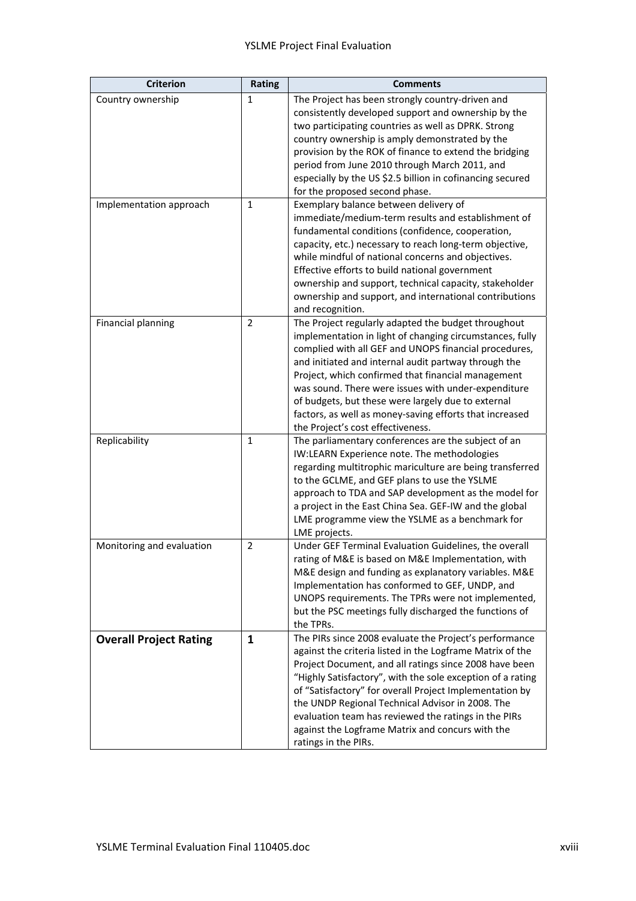| Criterion | Rating | Comments |
|---|---|---|
| Country ownership | 1 | The Project has been strongly country-driven and consistently developed support and ownership by the two participating countries as well as DPRK. Strong country ownership is amply demonstrated by the provision by the ROK of finance to extend the bridging period from June 2010 through March 2011, and especially by the US $2.5 billion in cofinancing secured for the proposed second phase. |
| Implementation approach | 1 | Exemplary balance between delivery of immediate/medium-term results and establishment of fundamental conditions (confidence, cooperation, capacity, etc.) necessary to reach long-term objective, while mindful of national concerns and objectives. Effective efforts to build national government ownership and support, technical capacity, stakeholder ownership and support, and international contributions and recognition. |
| Financial planning | 2 | The Project regularly adapted the budget throughout implementation in light of changing circumstances, fully complied with all GEF and UNOPS financial procedures, and initiated and internal audit partway through the Project, which confirmed that financial management was sound. There were issues with under-expenditure of budgets, but these were largely due to external factors, as well as money-saving efforts that increased the Project's cost effectiveness. |
| Replicability | 1 | The parliamentary conferences are the subject of an IW:LEARN Experience note. The methodologies regarding multitrophic mariculture are being transferred to the GCLME, and GEF plans to use the YSLME approach to TDA and SAP development as the model for a project in the East China Sea. GEF-IW and the global LME programme view the YSLME as a benchmark for LME projects. |
| Monitoring and evaluation | 2 | Under GEF Terminal Evaluation Guidelines, the overall rating of M&E is based on M&E Implementation, with M&E design and funding as explanatory variables. M&E Implementation has conformed to GEF, UNDP, and UNOPS requirements. The TPRs were not implemented, but the PSC meetings fully discharged the functions of the TPRs. |
| **Overall Project Rating** | **1** | The PIRs since 2008 evaluate the Project's performance against the criteria listed in the Logframe Matrix of the Project Document, and all ratings since 2008 have been "Highly Satisfactory", with the sole exception of a rating of "Satisfactory" for overall Project Implementation by the UNDP Regional Technical Advisor in 2008. The evaluation team has reviewed the ratings in the PIRs against the Logframe Matrix and concurs with the ratings in the PIRs. |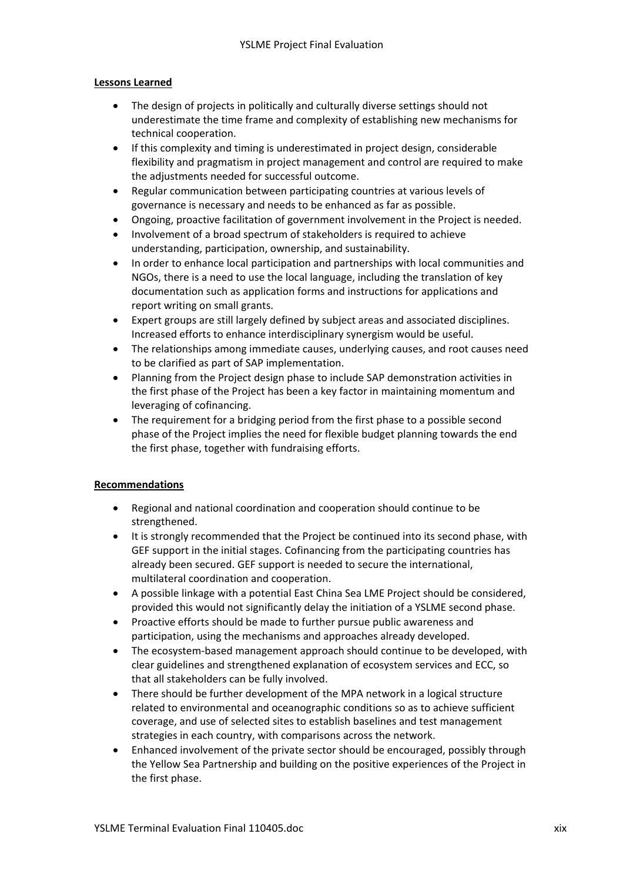**Lessons Learned**

- The design of projects in politically and culturally diverse settings should not underestimate the time frame and complexity of establishing new mechanisms for technical cooperation.
- If this complexity and timing is underestimated in project design, considerable flexibility and pragmatism in project management and control are required to make the adjustments needed for successful outcome.
- Regular communication between participating countries at various levels of governance is necessary and needs to be enhanced as far as possible.
- Ongoing, proactive facilitation of government involvement in the Project is needed.
- Involvement of a broad spectrum of stakeholders is required to achieve understanding, participation, ownership, and sustainability.
- In order to enhance local participation and partnerships with local communities and NGOs, there is a need to use the local language, including the translation of key documentation such as application forms and instructions for applications and report writing on small grants.
- Expert groups are still largely defined by subject areas and associated disciplines. Increased efforts to enhance interdisciplinary synergism would be useful.
- The relationships among immediate causes, underlying causes, and root causes need to be clarified as part of SAP implementation.
- Planning from the Project design phase to include SAP demonstration activities in the first phase of the Project has been a key factor in maintaining momentum and leveraging of cofinancing.
- The requirement for a bridging period from the first phase to a possible second phase of the Project implies the need for flexible budget planning towards the end the first phase, together with fundraising efforts.

**Recommendations**

- Regional and national coordination and cooperation should continue to be strengthened.
- It is strongly recommended that the Project be continued into its second phase, with GEF support in the initial stages. Cofinancing from the participating countries has already been secured. GEF support is needed to secure the international, multilateral coordination and cooperation.
- A possible linkage with a potential East China Sea LME Project should be considered, provided this would not significantly delay the initiation of a YSLME second phase.
- Proactive efforts should be made to further pursue public awareness and participation, using the mechanisms and approaches already developed.
- The ecosystem-based management approach should continue to be developed, with clear guidelines and strengthened explanation of ecosystem services and ECC, so that all stakeholders can be fully involved.
- There should be further development of the MPA network in a logical structure related to environmental and oceanographic conditions so as to achieve sufficient coverage, and use of selected sites to establish baselines and test management strategies in each country, with comparisons across the network.
- Enhanced involvement of the private sector should be encouraged, possibly through the Yellow Sea Partnership and building on the positive experiences of the Project in the first phase.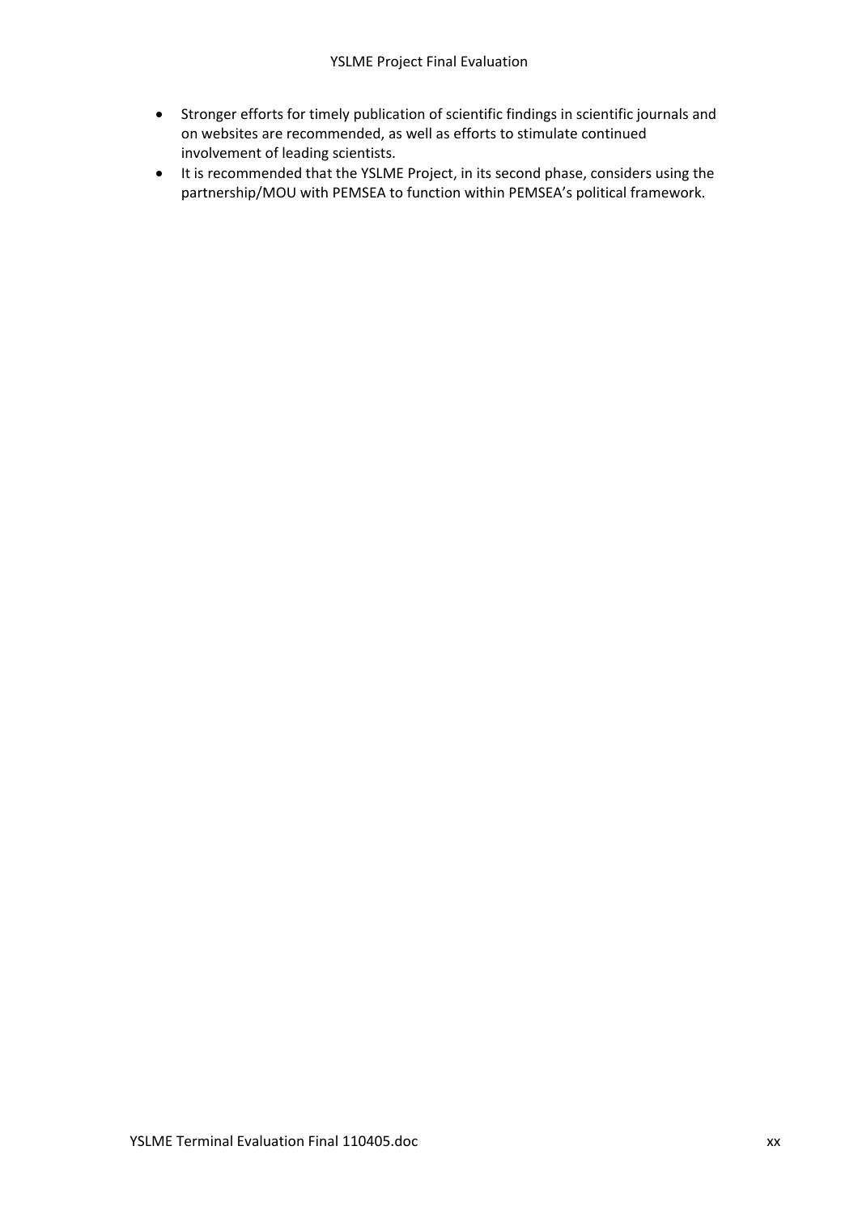- Stronger efforts for timely publication of scientific findings in scientific journals and on websites are recommended, as well as efforts to stimulate continued involvement of leading scientists.
- It is recommended that the YSLME Project, in its second phase, considers using the partnership/MOU with PEMSEA to function within PEMSEA's political framework.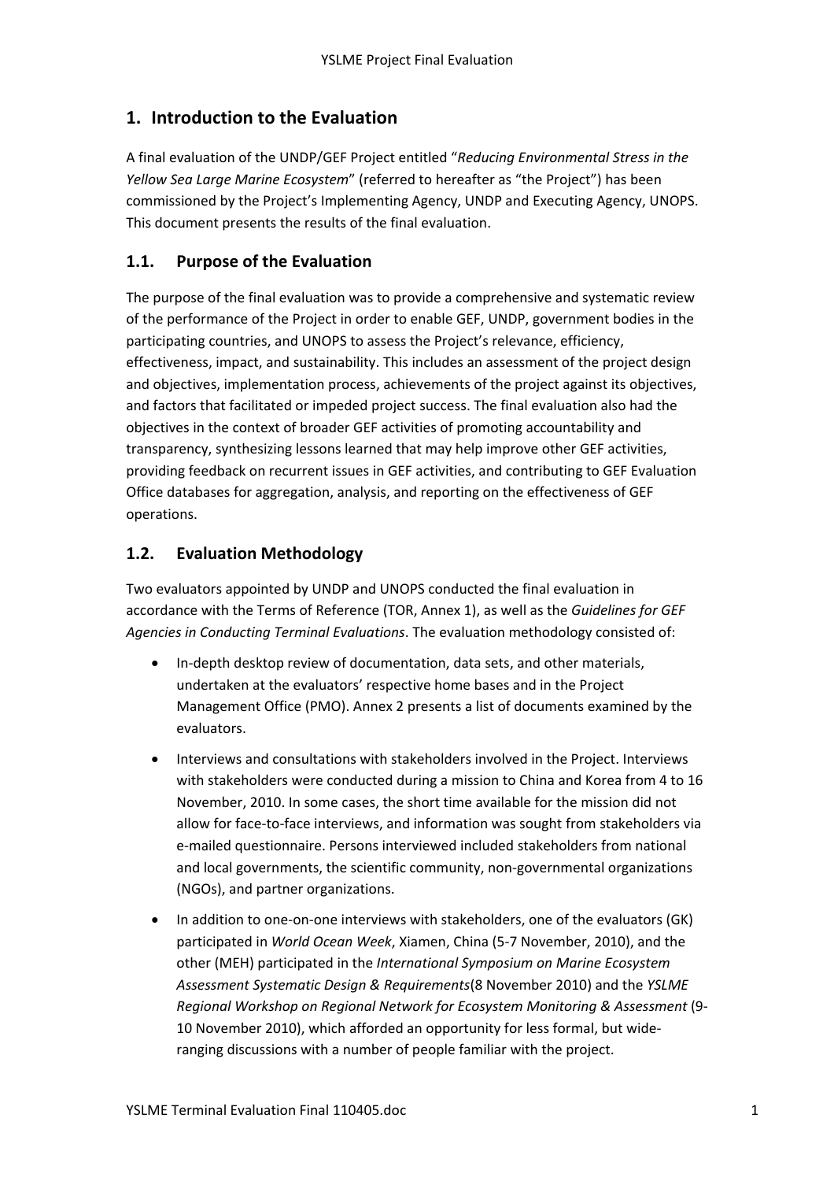# 1. Introduction to the Evaluation

A final evaluation of the UNDP/GEF Project entitled "*Reducing Environmental Stress in the Yellow Sea Large Marine Ecosystem*" (referred to hereafter as "the Project") has been commissioned by the Project's Implementing Agency, UNDP and Executing Agency, UNOPS. This document presents the results of the final evaluation.

## 1.1. Purpose of the Evaluation

The purpose of the final evaluation was to provide a comprehensive and systematic review of the performance of the Project in order to enable GEF, UNDP, government bodies in the participating countries, and UNOPS to assess the Project's relevance, efficiency, effectiveness, impact, and sustainability. This includes an assessment of the project design and objectives, implementation process, achievements of the project against its objectives, and factors that facilitated or impeded project success. The final evaluation also had the objectives in the context of broader GEF activities of promoting accountability and transparency, synthesizing lessons learned that may help improve other GEF activities, providing feedback on recurrent issues in GEF activities, and contributing to GEF Evaluation Office databases for aggregation, analysis, and reporting on the effectiveness of GEF operations.

## 1.2. Evaluation Methodology

Two evaluators appointed by UNDP and UNOPS conducted the final evaluation in accordance with the Terms of Reference (TOR, Annex 1), as well as the *Guidelines for GEF Agencies in Conducting Terminal Evaluations*. The evaluation methodology consisted of:

- In-depth desktop review of documentation, data sets, and other materials, undertaken at the evaluators' respective home bases and in the Project Management Office (PMO). Annex 2 presents a list of documents examined by the evaluators.
- Interviews and consultations with stakeholders involved in the Project. Interviews with stakeholders were conducted during a mission to China and Korea from 4 to 16 November, 2010. In some cases, the short time available for the mission did not allow for face-to-face interviews, and information was sought from stakeholders via e-mailed questionnaire. Persons interviewed included stakeholders from national and local governments, the scientific community, non-governmental organizations (NGOs), and partner organizations.
- In addition to one-on-one interviews with stakeholders, one of the evaluators (GK) participated in *World Ocean Week*, Xiamen, China (5-7 November, 2010), and the other (MEH) participated in the *International Symposium on Marine Ecosystem Assessment Systematic Design & Requirements*(8 November 2010) and the *YSLME Regional Workshop on Regional Network for Ecosystem Monitoring & Assessment* (9-10 November 2010), which afforded an opportunity for less formal, but wide-ranging discussions with a number of people familiar with the project.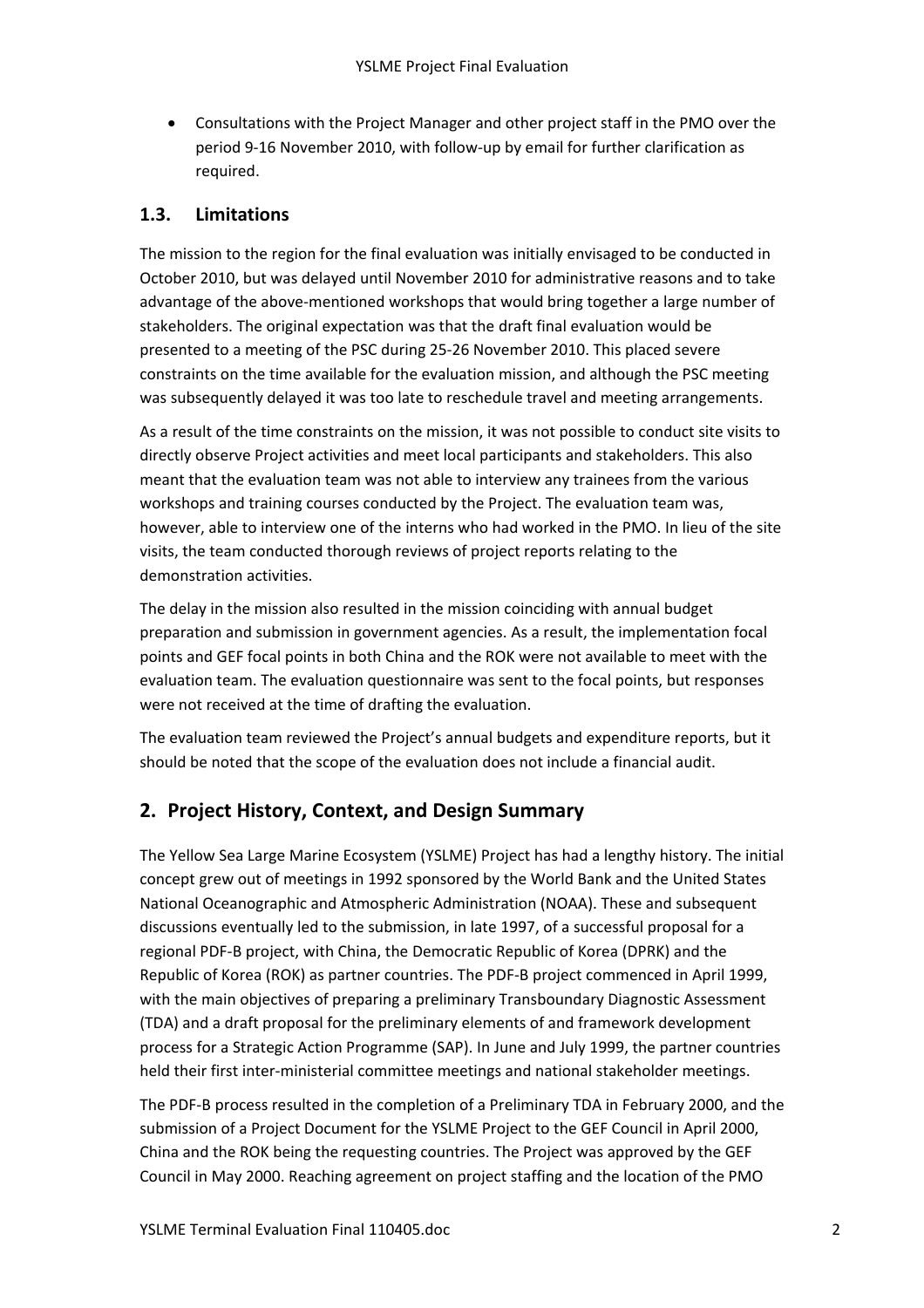- Consultations with the Project Manager and other project staff in the PMO over the period 9-16 November 2010, with follow-up by email for further clarification as required.

### 1.3. Limitations

The mission to the region for the final evaluation was initially envisaged to be conducted in October 2010, but was delayed until November 2010 for administrative reasons and to take advantage of the above-mentioned workshops that would bring together a large number of stakeholders. The original expectation was that the draft final evaluation would be presented to a meeting of the PSC during 25-26 November 2010. This placed severe constraints on the time available for the evaluation mission, and although the PSC meeting was subsequently delayed it was too late to reschedule travel and meeting arrangements.

As a result of the time constraints on the mission, it was not possible to conduct site visits to directly observe Project activities and meet local participants and stakeholders. This also meant that the evaluation team was not able to interview any trainees from the various workshops and training courses conducted by the Project. The evaluation team was, however, able to interview one of the interns who had worked in the PMO. In lieu of the site visits, the team conducted thorough reviews of project reports relating to the demonstration activities.

The delay in the mission also resulted in the mission coinciding with annual budget preparation and submission in government agencies. As a result, the implementation focal points and GEF focal points in both China and the ROK were not available to meet with the evaluation team. The evaluation questionnaire was sent to the focal points, but responses were not received at the time of drafting the evaluation.

The evaluation team reviewed the Project's annual budgets and expenditure reports, but it should be noted that the scope of the evaluation does not include a financial audit.

## 2. Project History, Context, and Design Summary

The Yellow Sea Large Marine Ecosystem (YSLME) Project has had a lengthy history. The initial concept grew out of meetings in 1992 sponsored by the World Bank and the United States National Oceanographic and Atmospheric Administration (NOAA). These and subsequent discussions eventually led to the submission, in late 1997, of a successful proposal for a regional PDF-B project, with China, the Democratic Republic of Korea (DPRK) and the Republic of Korea (ROK) as partner countries. The PDF-B project commenced in April 1999, with the main objectives of preparing a preliminary Transboundary Diagnostic Assessment (TDA) and a draft proposal for the preliminary elements of and framework development process for a Strategic Action Programme (SAP). In June and July 1999, the partner countries held their first inter-ministerial committee meetings and national stakeholder meetings.

The PDF-B process resulted in the completion of a Preliminary TDA in February 2000, and the submission of a Project Document for the YSLME Project to the GEF Council in April 2000, China and the ROK being the requesting countries. The Project was approved by the GEF Council in May 2000. Reaching agreement on project staffing and the location of the PMO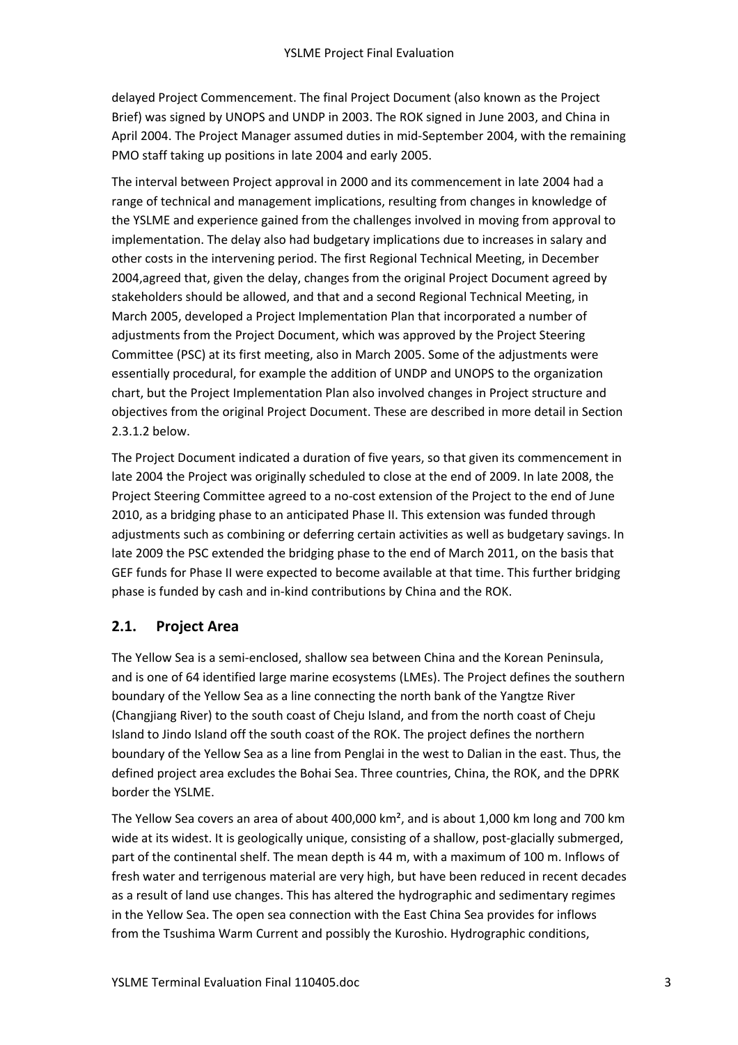delayed Project Commencement. The final Project Document (also known as the Project Brief) was signed by UNOPS and UNDP in 2003. The ROK signed in June 2003, and China in April 2004. The Project Manager assumed duties in mid-September 2004, with the remaining PMO staff taking up positions in late 2004 and early 2005.

The interval between Project approval in 2000 and its commencement in late 2004 had a range of technical and management implications, resulting from changes in knowledge of the YSLME and experience gained from the challenges involved in moving from approval to implementation. The delay also had budgetary implications due to increases in salary and other costs in the intervening period. The first Regional Technical Meeting, in December 2004,agreed that, given the delay, changes from the original Project Document agreed by stakeholders should be allowed, and that and a second Regional Technical Meeting, in March 2005, developed a Project Implementation Plan that incorporated a number of adjustments from the Project Document, which was approved by the Project Steering Committee (PSC) at its first meeting, also in March 2005. Some of the adjustments were essentially procedural, for example the addition of UNDP and UNOPS to the organization chart, but the Project Implementation Plan also involved changes in Project structure and objectives from the original Project Document. These are described in more detail in Section 2.3.1.2 below.

The Project Document indicated a duration of five years, so that given its commencement in late 2004 the Project was originally scheduled to close at the end of 2009. In late 2008, the Project Steering Committee agreed to a no-cost extension of the Project to the end of June 2010, as a bridging phase to an anticipated Phase II. This extension was funded through adjustments such as combining or deferring certain activities as well as budgetary savings. In late 2009 the PSC extended the bridging phase to the end of March 2011, on the basis that GEF funds for Phase II were expected to become available at that time. This further bridging phase is funded by cash and in-kind contributions by China and the ROK.

## 2.1. Project Area

The Yellow Sea is a semi-enclosed, shallow sea between China and the Korean Peninsula, and is one of 64 identified large marine ecosystems (LMEs). The Project defines the southern boundary of the Yellow Sea as a line connecting the north bank of the Yangtze River (Changjiang River) to the south coast of Cheju Island, and from the north coast of Cheju Island to Jindo Island off the south coast of the ROK. The project defines the northern boundary of the Yellow Sea as a line from Penglai in the west to Dalian in the east. Thus, the defined project area excludes the Bohai Sea. Three countries, China, the ROK, and the DPRK border the YSLME.

The Yellow Sea covers an area of about 400,000 km², and is about 1,000 km long and 700 km wide at its widest. It is geologically unique, consisting of a shallow, post-glacially submerged, part of the continental shelf. The mean depth is 44 m, with a maximum of 100 m. Inflows of fresh water and terrigenous material are very high, but have been reduced in recent decades as a result of land use changes. This has altered the hydrographic and sedimentary regimes in the Yellow Sea. The open sea connection with the East China Sea provides for inflows from the Tsushima Warm Current and possibly the Kuroshio. Hydrographic conditions,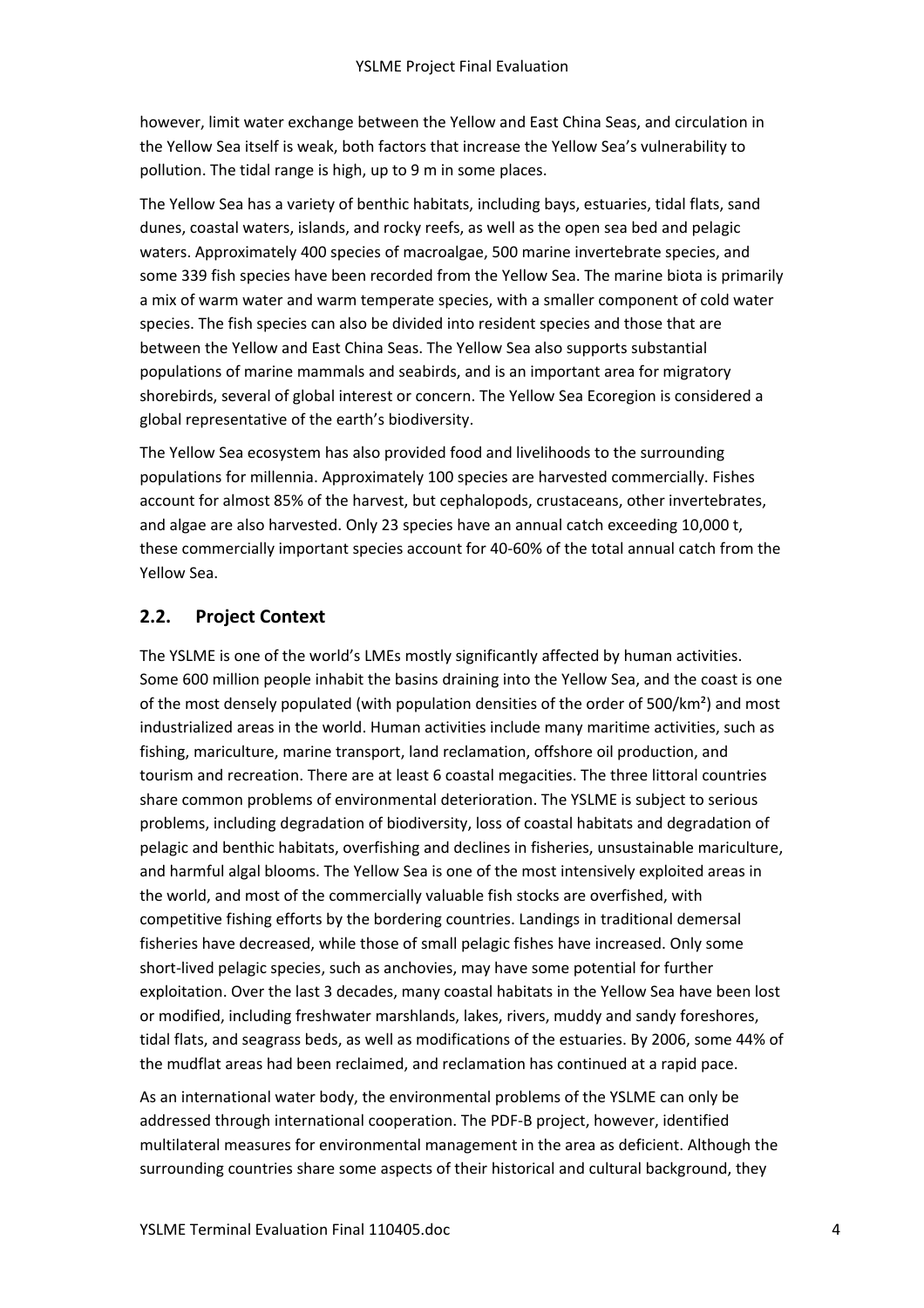however, limit water exchange between the Yellow and East China Seas, and circulation in the Yellow Sea itself is weak, both factors that increase the Yellow Sea's vulnerability to pollution. The tidal range is high, up to 9 m in some places.

The Yellow Sea has a variety of benthic habitats, including bays, estuaries, tidal flats, sand dunes, coastal waters, islands, and rocky reefs, as well as the open sea bed and pelagic waters. Approximately 400 species of macroalgae, 500 marine invertebrate species, and some 339 fish species have been recorded from the Yellow Sea. The marine biota is primarily a mix of warm water and warm temperate species, with a smaller component of cold water species. The fish species can also be divided into resident species and those that are between the Yellow and East China Seas. The Yellow Sea also supports substantial populations of marine mammals and seabirds, and is an important area for migratory shorebirds, several of global interest or concern. The Yellow Sea Ecoregion is considered a global representative of the earth's biodiversity.

The Yellow Sea ecosystem has also provided food and livelihoods to the surrounding populations for millennia. Approximately 100 species are harvested commercially. Fishes account for almost 85% of the harvest, but cephalopods, crustaceans, other invertebrates, and algae are also harvested. Only 23 species have an annual catch exceeding 10,000 t, these commercially important species account for 40-60% of the total annual catch from the Yellow Sea.

## 2.2. Project Context

The YSLME is one of the world's LMEs mostly significantly affected by human activities. Some 600 million people inhabit the basins draining into the Yellow Sea, and the coast is one of the most densely populated (with population densities of the order of 500/km²) and most industrialized areas in the world. Human activities include many maritime activities, such as fishing, mariculture, marine transport, land reclamation, offshore oil production, and tourism and recreation. There are at least 6 coastal megacities. The three littoral countries share common problems of environmental deterioration. The YSLME is subject to serious problems, including degradation of biodiversity, loss of coastal habitats and degradation of pelagic and benthic habitats, overfishing and declines in fisheries, unsustainable mariculture, and harmful algal blooms. The Yellow Sea is one of the most intensively exploited areas in the world, and most of the commercially valuable fish stocks are overfished, with competitive fishing efforts by the bordering countries. Landings in traditional demersal fisheries have decreased, while those of small pelagic fishes have increased. Only some short-lived pelagic species, such as anchovies, may have some potential for further exploitation. Over the last 3 decades, many coastal habitats in the Yellow Sea have been lost or modified, including freshwater marshlands, lakes, rivers, muddy and sandy foreshores, tidal flats, and seagrass beds, as well as modifications of the estuaries. By 2006, some 44% of the mudflat areas had been reclaimed, and reclamation has continued at a rapid pace.

As an international water body, the environmental problems of the YSLME can only be addressed through international cooperation. The PDF-B project, however, identified multilateral measures for environmental management in the area as deficient. Although the surrounding countries share some aspects of their historical and cultural background, they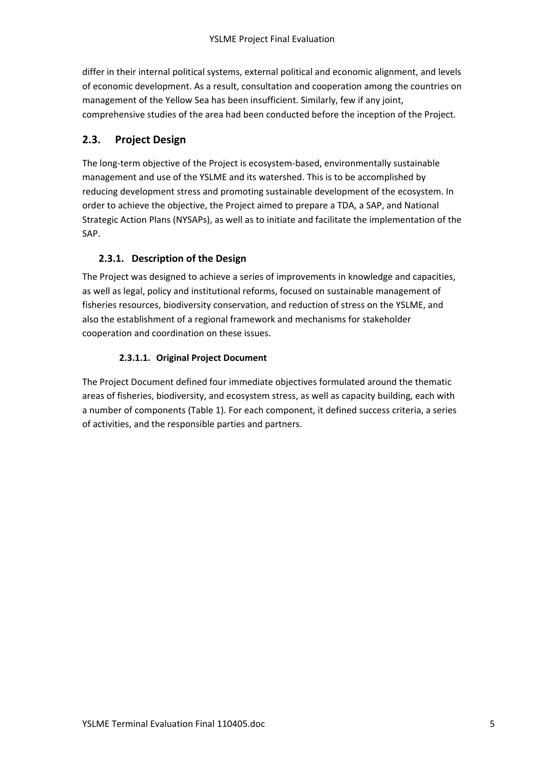differ in their internal political systems, external political and economic alignment, and levels of economic development. As a result, consultation and cooperation among the countries on management of the Yellow Sea has been insufficient. Similarly, few if any joint, comprehensive studies of the area had been conducted before the inception of the Project.

## 2.3. Project Design

The long-term objective of the Project is ecosystem-based, environmentally sustainable management and use of the YSLME and its watershed. This is to be accomplished by reducing development stress and promoting sustainable development of the ecosystem. In order to achieve the objective, the Project aimed to prepare a TDA, a SAP, and National Strategic Action Plans (NYSAPs), as well as to initiate and facilitate the implementation of the SAP.

### 2.3.1. Description of the Design

The Project was designed to achieve a series of improvements in knowledge and capacities, as well as legal, policy and institutional reforms, focused on sustainable management of fisheries resources, biodiversity conservation, and reduction of stress on the YSLME, and also the establishment of a regional framework and mechanisms for stakeholder cooperation and coordination on these issues.

#### 2.3.1.1. Original Project Document

The Project Document defined four immediate objectives formulated around the thematic areas of fisheries, biodiversity, and ecosystem stress, as well as capacity building, each with a number of components (Table 1). For each component, it defined success criteria, a series of activities, and the responsible parties and partners.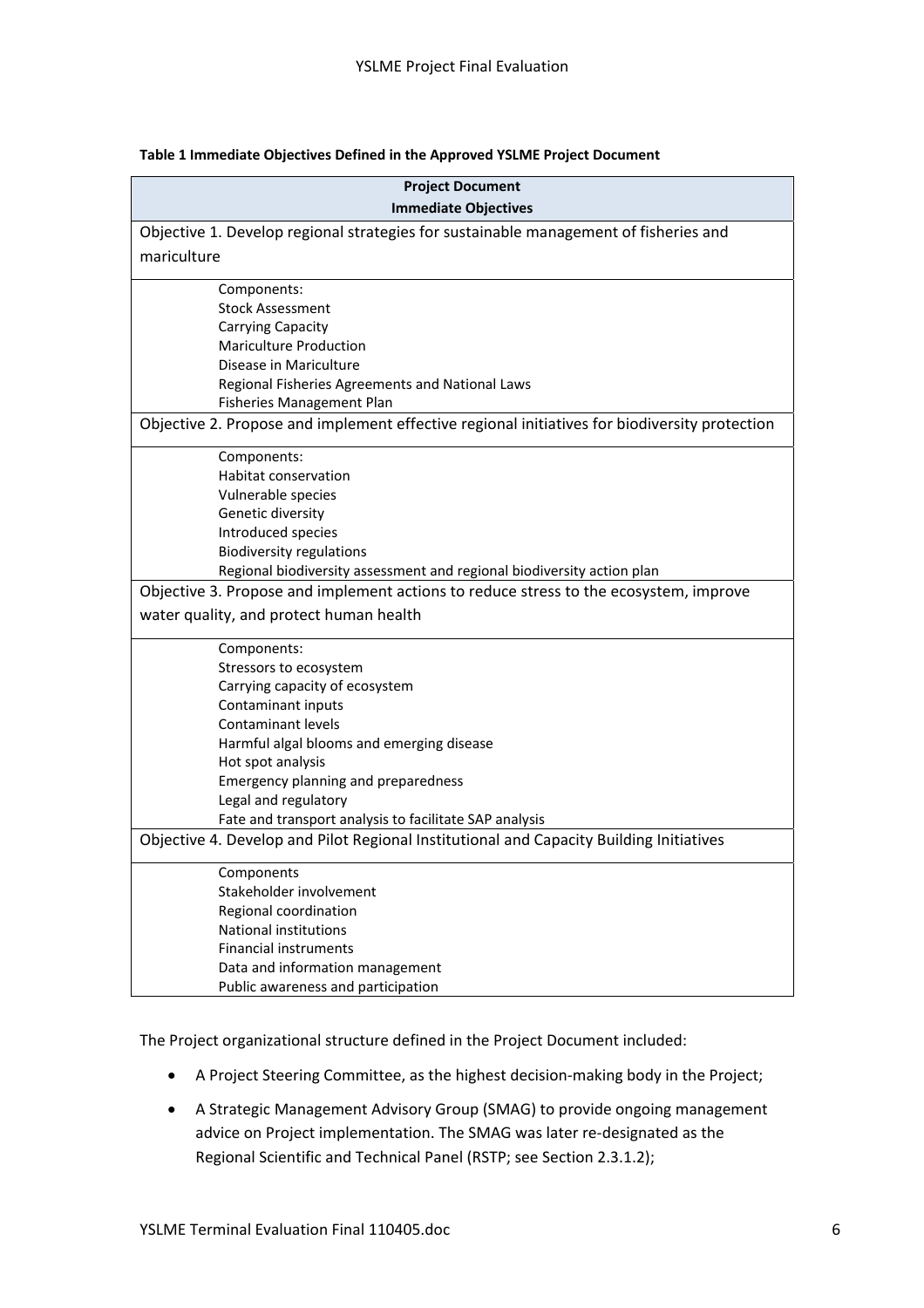**Table 1 Immediate Objectives Defined in the Approved YSLME Project Document**

| Project Document<br>Immediate Objectives |
|---|
| Objective 1. Develop regional strategies for sustainable management of fisheries and mariculture |
| Components:<br>Stock Assessment<br>Carrying Capacity<br>Mariculture Production<br>Disease in Mariculture<br>Regional Fisheries Agreements and National Laws<br>Fisheries Management Plan |
| Objective 2. Propose and implement effective regional initiatives for biodiversity protection |
| Components:<br>Habitat conservation<br>Vulnerable species<br>Genetic diversity<br>Introduced species<br>Biodiversity regulations<br>Regional biodiversity assessment and regional biodiversity action plan |
| Objective 3. Propose and implement actions to reduce stress to the ecosystem, improve water quality, and protect human health |
| Components:<br>Stressors to ecosystem<br>Carrying capacity of ecosystem<br>Contaminant inputs<br>Contaminant levels<br>Harmful algal blooms and emerging disease<br>Hot spot analysis<br>Emergency planning and preparedness<br>Legal and regulatory<br>Fate and transport analysis to facilitate SAP analysis |
| Objective 4. Develop and Pilot Regional Institutional and Capacity Building Initiatives |
| Components<br>Stakeholder involvement<br>Regional coordination<br>National institutions<br>Financial instruments<br>Data and information management<br>Public awareness and participation |

The Project organizational structure defined in the Project Document included:

- A Project Steering Committee, as the highest decision-making body in the Project;
- A Strategic Management Advisory Group (SMAG) to provide ongoing management advice on Project implementation. The SMAG was later re-designated as the Regional Scientific and Technical Panel (RSTP; see Section 2.3.1.2);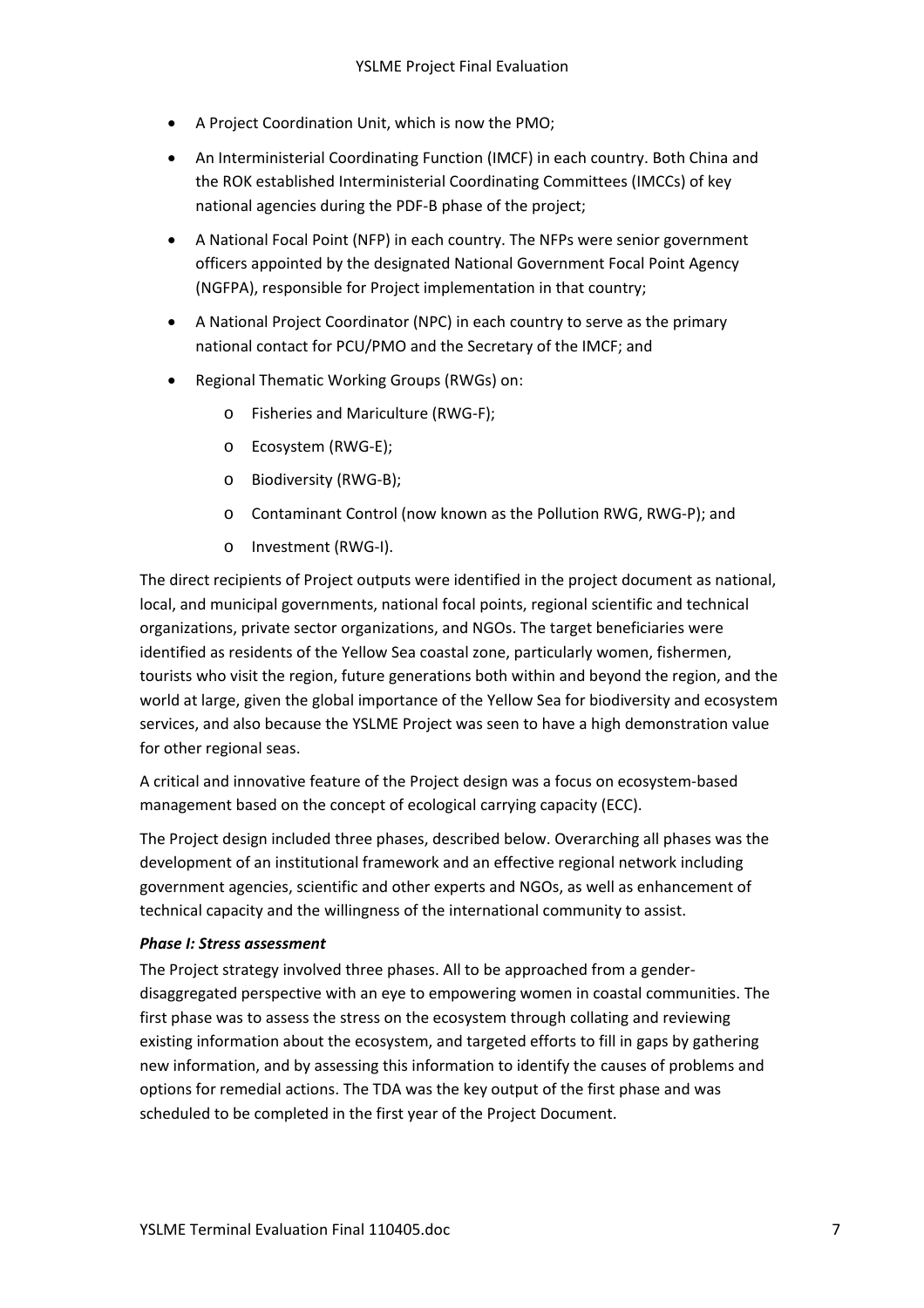- A Project Coordination Unit, which is now the PMO;
- An Interministerial Coordinating Function (IMCF) in each country. Both China and the ROK established Interministerial Coordinating Committees (IMCCs) of key national agencies during the PDF-B phase of the project;
- A National Focal Point (NFP) in each country. The NFPs were senior government officers appointed by the designated National Government Focal Point Agency (NGFPA), responsible for Project implementation in that country;
- A National Project Coordinator (NPC) in each country to serve as the primary national contact for PCU/PMO and the Secretary of the IMCF; and
- Regional Thematic Working Groups (RWGs) on:
  - Fisheries and Mariculture (RWG-F);
  - Ecosystem (RWG-E);
  - Biodiversity (RWG-B);
  - Contaminant Control (now known as the Pollution RWG, RWG-P); and
  - Investment (RWG-I).

The direct recipients of Project outputs were identified in the project document as national, local, and municipal governments, national focal points, regional scientific and technical organizations, private sector organizations, and NGOs. The target beneficiaries were identified as residents of the Yellow Sea coastal zone, particularly women, fishermen, tourists who visit the region, future generations both within and beyond the region, and the world at large, given the global importance of the Yellow Sea for biodiversity and ecosystem services, and also because the YSLME Project was seen to have a high demonstration value for other regional seas.

A critical and innovative feature of the Project design was a focus on ecosystem-based management based on the concept of ecological carrying capacity (ECC).

The Project design included three phases, described below. Overarching all phases was the development of an institutional framework and an effective regional network including government agencies, scientific and other experts and NGOs, as well as enhancement of technical capacity and the willingness of the international community to assist.

***Phase I: Stress assessment***

The Project strategy involved three phases. All to be approached from a gender-disaggregated perspective with an eye to empowering women in coastal communities. The first phase was to assess the stress on the ecosystem through collating and reviewing existing information about the ecosystem, and targeted efforts to fill in gaps by gathering new information, and by assessing this information to identify the causes of problems and options for remedial actions. The TDA was the key output of the first phase and was scheduled to be completed in the first year of the Project Document.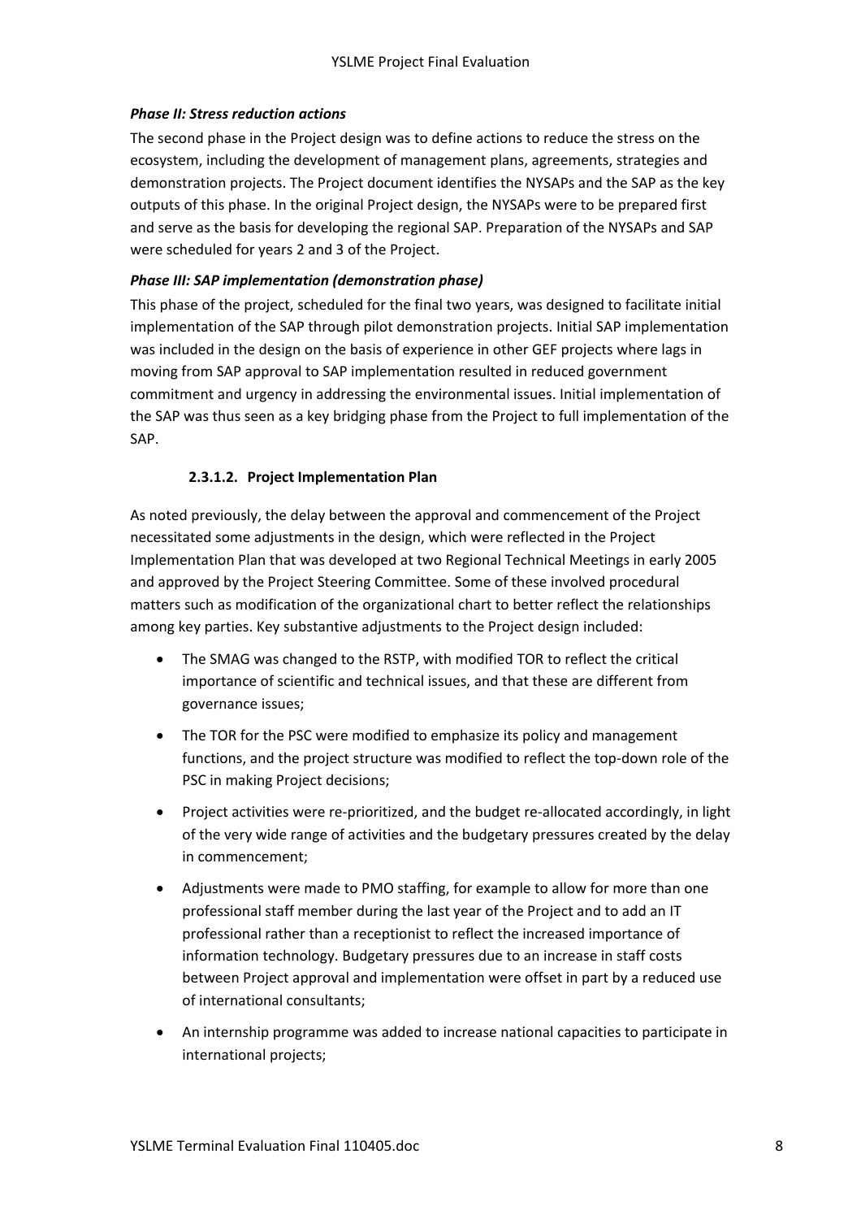#### *Phase II: Stress reduction actions*

The second phase in the Project design was to define actions to reduce the stress on the ecosystem, including the development of management plans, agreements, strategies and demonstration projects. The Project document identifies the NYSAPs and the SAP as the key outputs of this phase. In the original Project design, the NYSAPs were to be prepared first and serve as the basis for developing the regional SAP. Preparation of the NYSAPs and SAP were scheduled for years 2 and 3 of the Project.

#### *Phase III: SAP implementation (demonstration phase)*

This phase of the project, scheduled for the final two years, was designed to facilitate initial implementation of the SAP through pilot demonstration projects. Initial SAP implementation was included in the design on the basis of experience in other GEF projects where lags in moving from SAP approval to SAP implementation resulted in reduced government commitment and urgency in addressing the environmental issues. Initial implementation of the SAP was thus seen as a key bridging phase from the Project to full implementation of the SAP.

#### 2.3.1.2. Project Implementation Plan

As noted previously, the delay between the approval and commencement of the Project necessitated some adjustments in the design, which were reflected in the Project Implementation Plan that was developed at two Regional Technical Meetings in early 2005 and approved by the Project Steering Committee. Some of these involved procedural matters such as modification of the organizational chart to better reflect the relationships among key parties. Key substantive adjustments to the Project design included:

- The SMAG was changed to the RSTP, with modified TOR to reflect the critical importance of scientific and technical issues, and that these are different from governance issues;
- The TOR for the PSC were modified to emphasize its policy and management functions, and the project structure was modified to reflect the top-down role of the PSC in making Project decisions;
- Project activities were re-prioritized, and the budget re-allocated accordingly, in light of the very wide range of activities and the budgetary pressures created by the delay in commencement;
- Adjustments were made to PMO staffing, for example to allow for more than one professional staff member during the last year of the Project and to add an IT professional rather than a receptionist to reflect the increased importance of information technology. Budgetary pressures due to an increase in staff costs between Project approval and implementation were offset in part by a reduced use of international consultants;
- An internship programme was added to increase national capacities to participate in international projects;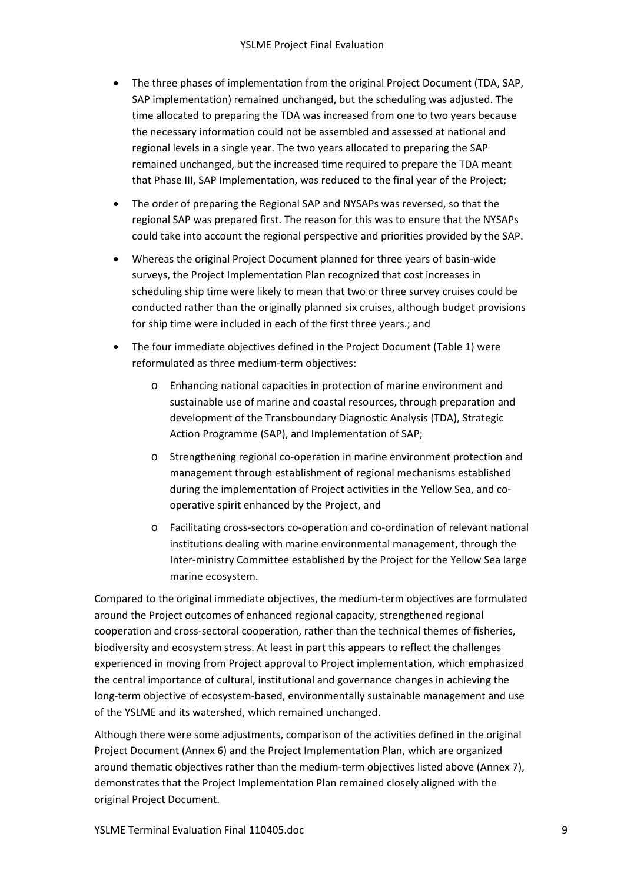- The three phases of implementation from the original Project Document (TDA, SAP, SAP implementation) remained unchanged, but the scheduling was adjusted. The time allocated to preparing the TDA was increased from one to two years because the necessary information could not be assembled and assessed at national and regional levels in a single year. The two years allocated to preparing the SAP remained unchanged, but the increased time required to prepare the TDA meant that Phase III, SAP Implementation, was reduced to the final year of the Project;
- The order of preparing the Regional SAP and NYSAPs was reversed, so that the regional SAP was prepared first. The reason for this was to ensure that the NYSAPs could take into account the regional perspective and priorities provided by the SAP.
- Whereas the original Project Document planned for three years of basin-wide surveys, the Project Implementation Plan recognized that cost increases in scheduling ship time were likely to mean that two or three survey cruises could be conducted rather than the originally planned six cruises, although budget provisions for ship time were included in each of the first three years.; and
- The four immediate objectives defined in the Project Document (Table 1) were reformulated as three medium-term objectives:
    - Enhancing national capacities in protection of marine environment and sustainable use of marine and coastal resources, through preparation and development of the Transboundary Diagnostic Analysis (TDA), Strategic Action Programme (SAP), and Implementation of SAP;
    - Strengthening regional co-operation in marine environment protection and management through establishment of regional mechanisms established during the implementation of Project activities in the Yellow Sea, and co-operative spirit enhanced by the Project, and
    - Facilitating cross-sectors co-operation and co-ordination of relevant national institutions dealing with marine environmental management, through the Inter-ministry Committee established by the Project for the Yellow Sea large marine ecosystem.

Compared to the original immediate objectives, the medium-term objectives are formulated around the Project outcomes of enhanced regional capacity, strengthened regional cooperation and cross-sectoral cooperation, rather than the technical themes of fisheries, biodiversity and ecosystem stress. At least in part this appears to reflect the challenges experienced in moving from Project approval to Project implementation, which emphasized the central importance of cultural, institutional and governance changes in achieving the long-term objective of ecosystem-based, environmentally sustainable management and use of the YSLME and its watershed, which remained unchanged.

Although there were some adjustments, comparison of the activities defined in the original Project Document (Annex 6) and the Project Implementation Plan, which are organized around thematic objectives rather than the medium-term objectives listed above (Annex 7), demonstrates that the Project Implementation Plan remained closely aligned with the original Project Document.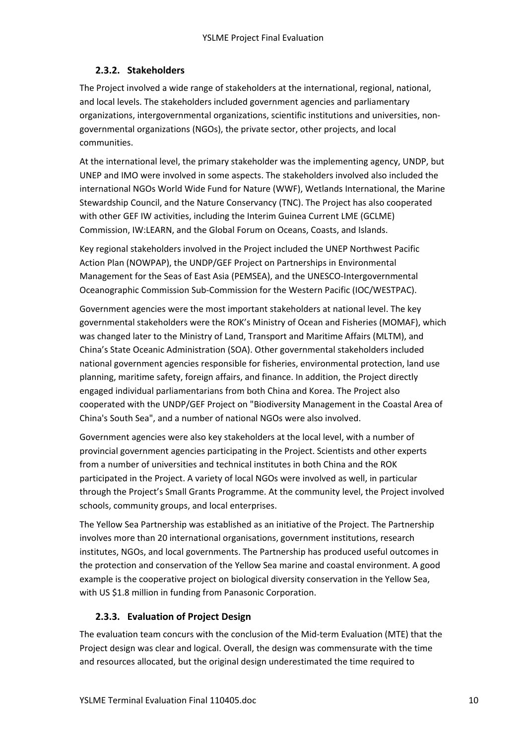### 2.3.2. Stakeholders

The Project involved a wide range of stakeholders at the international, regional, national, and local levels. The stakeholders included government agencies and parliamentary organizations, intergovernmental organizations, scientific institutions and universities, non-governmental organizations (NGOs), the private sector, other projects, and local communities.

At the international level, the primary stakeholder was the implementing agency, UNDP, but UNEP and IMO were involved in some aspects. The stakeholders involved also included the international NGOs World Wide Fund for Nature (WWF), Wetlands International, the Marine Stewardship Council, and the Nature Conservancy (TNC). The Project has also cooperated with other GEF IW activities, including the Interim Guinea Current LME (GCLME) Commission, IW:LEARN, and the Global Forum on Oceans, Coasts, and Islands.

Key regional stakeholders involved in the Project included the UNEP Northwest Pacific Action Plan (NOWPAP), the UNDP/GEF Project on Partnerships in Environmental Management for the Seas of East Asia (PEMSEA), and the UNESCO-Intergovernmental Oceanographic Commission Sub-Commission for the Western Pacific (IOC/WESTPAC).

Government agencies were the most important stakeholders at national level. The key governmental stakeholders were the ROK's Ministry of Ocean and Fisheries (MOMAF), which was changed later to the Ministry of Land, Transport and Maritime Affairs (MLTM), and China's State Oceanic Administration (SOA). Other governmental stakeholders included national government agencies responsible for fisheries, environmental protection, land use planning, maritime safety, foreign affairs, and finance. In addition, the Project directly engaged individual parliamentarians from both China and Korea. The Project also cooperated with the UNDP/GEF Project on "Biodiversity Management in the Coastal Area of China's South Sea", and a number of national NGOs were also involved.

Government agencies were also key stakeholders at the local level, with a number of provincial government agencies participating in the Project. Scientists and other experts from a number of universities and technical institutes in both China and the ROK participated in the Project. A variety of local NGOs were involved as well, in particular through the Project's Small Grants Programme. At the community level, the Project involved schools, community groups, and local enterprises.

The Yellow Sea Partnership was established as an initiative of the Project. The Partnership involves more than 20 international organisations, government institutions, research institutes, NGOs, and local governments. The Partnership has produced useful outcomes in the protection and conservation of the Yellow Sea marine and coastal environment. A good example is the cooperative project on biological diversity conservation in the Yellow Sea, with US $1.8 million in funding from Panasonic Corporation.

### 2.3.3. Evaluation of Project Design

The evaluation team concurs with the conclusion of the Mid-term Evaluation (MTE) that the Project design was clear and logical. Overall, the design was commensurate with the time and resources allocated, but the original design underestimated the time required to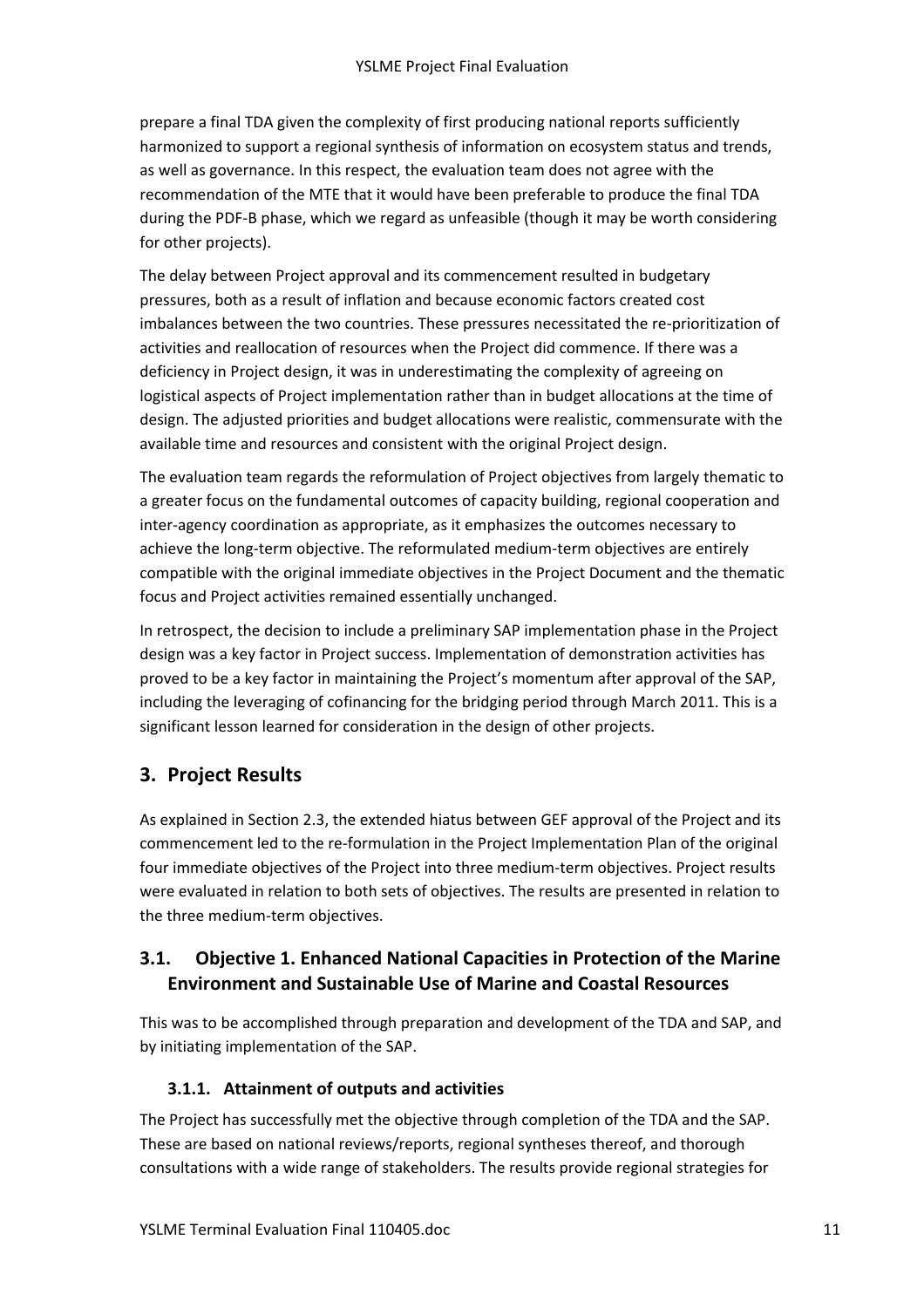prepare a final TDA given the complexity of first producing national reports sufficiently harmonized to support a regional synthesis of information on ecosystem status and trends, as well as governance. In this respect, the evaluation team does not agree with the recommendation of the MTE that it would have been preferable to produce the final TDA during the PDF-B phase, which we regard as unfeasible (though it may be worth considering for other projects).

The delay between Project approval and its commencement resulted in budgetary pressures, both as a result of inflation and because economic factors created cost imbalances between the two countries. These pressures necessitated the re-prioritization of activities and reallocation of resources when the Project did commence. If there was a deficiency in Project design, it was in underestimating the complexity of agreeing on logistical aspects of Project implementation rather than in budget allocations at the time of design. The adjusted priorities and budget allocations were realistic, commensurate with the available time and resources and consistent with the original Project design.

The evaluation team regards the reformulation of Project objectives from largely thematic to a greater focus on the fundamental outcomes of capacity building, regional cooperation and inter-agency coordination as appropriate, as it emphasizes the outcomes necessary to achieve the long-term objective. The reformulated medium-term objectives are entirely compatible with the original immediate objectives in the Project Document and the thematic focus and Project activities remained essentially unchanged.

In retrospect, the decision to include a preliminary SAP implementation phase in the Project design was a key factor in Project success. Implementation of demonstration activities has proved to be a key factor in maintaining the Project's momentum after approval of the SAP, including the leveraging of cofinancing for the bridging period through March 2011. This is a significant lesson learned for consideration in the design of other projects.

# 3. Project Results

As explained in Section 2.3, the extended hiatus between GEF approval of the Project and its commencement led to the re-formulation in the Project Implementation Plan of the original four immediate objectives of the Project into three medium-term objectives. Project results were evaluated in relation to both sets of objectives. The results are presented in relation to the three medium-term objectives.

## 3.1. Objective 1. Enhanced National Capacities in Protection of the Marine Environment and Sustainable Use of Marine and Coastal Resources

This was to be accomplished through preparation and development of the TDA and SAP, and by initiating implementation of the SAP.

### 3.1.1. Attainment of outputs and activities

The Project has successfully met the objective through completion of the TDA and the SAP. These are based on national reviews/reports, regional syntheses thereof, and thorough consultations with a wide range of stakeholders. The results provide regional strategies for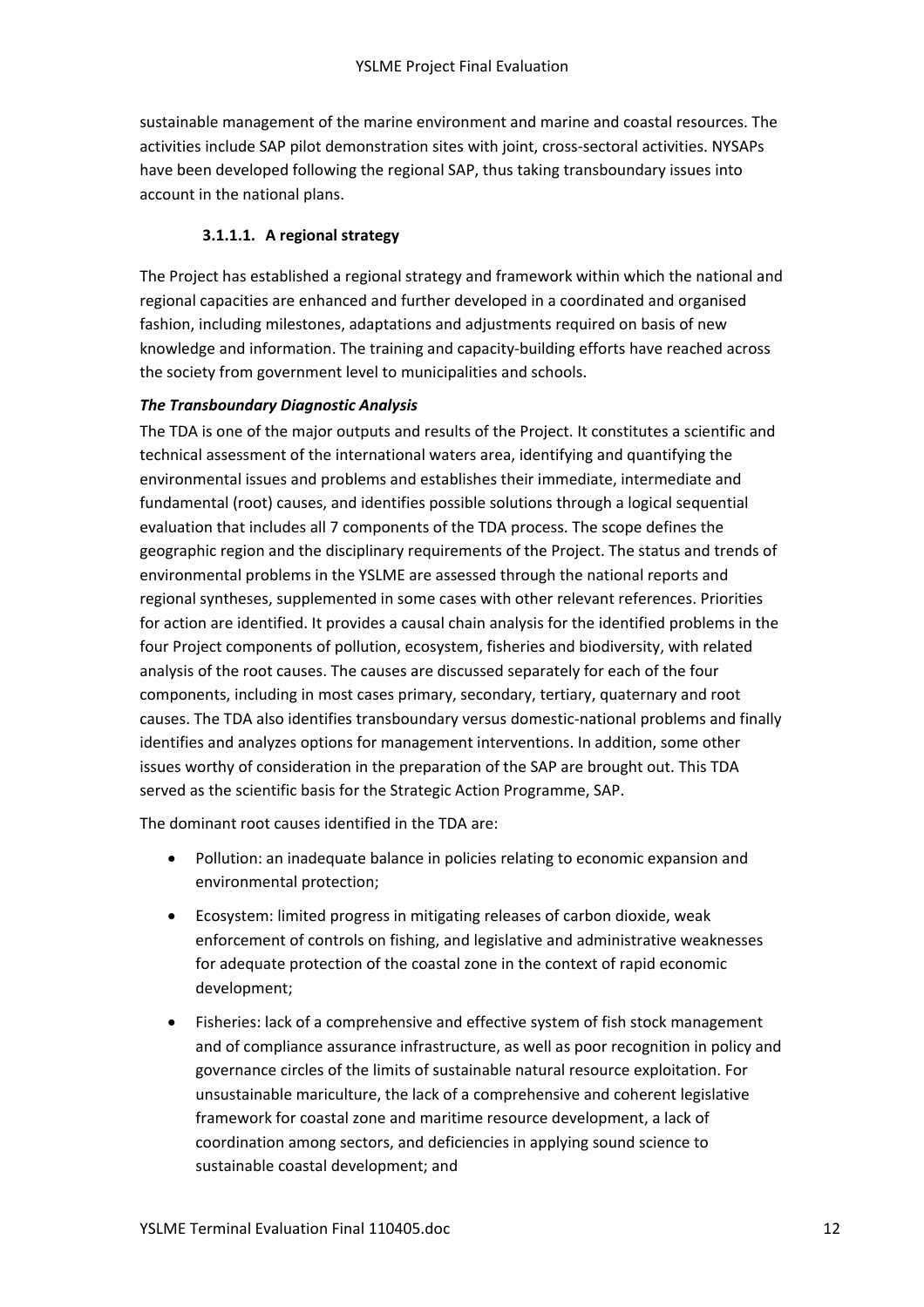sustainable management of the marine environment and marine and coastal resources. The activities include SAP pilot demonstration sites with joint, cross-sectoral activities. NYSAPs have been developed following the regional SAP, thus taking transboundary issues into account in the national plans.

#### 3.1.1.1. A regional strategy

The Project has established a regional strategy and framework within which the national and regional capacities are enhanced and further developed in a coordinated and organised fashion, including milestones, adaptations and adjustments required on basis of new knowledge and information. The training and capacity-building efforts have reached across the society from government level to municipalities and schools.

***The Transboundary Diagnostic Analysis***

The TDA is one of the major outputs and results of the Project. It constitutes a scientific and technical assessment of the international waters area, identifying and quantifying the environmental issues and problems and establishes their immediate, intermediate and fundamental (root) causes, and identifies possible solutions through a logical sequential evaluation that includes all 7 components of the TDA process. The scope defines the geographic region and the disciplinary requirements of the Project. The status and trends of environmental problems in the YSLME are assessed through the national reports and regional syntheses, supplemented in some cases with other relevant references. Priorities for action are identified. It provides a causal chain analysis for the identified problems in the four Project components of pollution, ecosystem, fisheries and biodiversity, with related analysis of the root causes. The causes are discussed separately for each of the four components, including in most cases primary, secondary, tertiary, quaternary and root causes. The TDA also identifies transboundary versus domestic-national problems and finally identifies and analyzes options for management interventions. In addition, some other issues worthy of consideration in the preparation of the SAP are brought out. This TDA served as the scientific basis for the Strategic Action Programme, SAP.

The dominant root causes identified in the TDA are:

- Pollution: an inadequate balance in policies relating to economic expansion and environmental protection;
- Ecosystem: limited progress in mitigating releases of carbon dioxide, weak enforcement of controls on fishing, and legislative and administrative weaknesses for adequate protection of the coastal zone in the context of rapid economic development;
- Fisheries: lack of a comprehensive and effective system of fish stock management and of compliance assurance infrastructure, as well as poor recognition in policy and governance circles of the limits of sustainable natural resource exploitation. For unsustainable mariculture, the lack of a comprehensive and coherent legislative framework for coastal zone and maritime resource development, a lack of coordination among sectors, and deficiencies in applying sound science to sustainable coastal development; and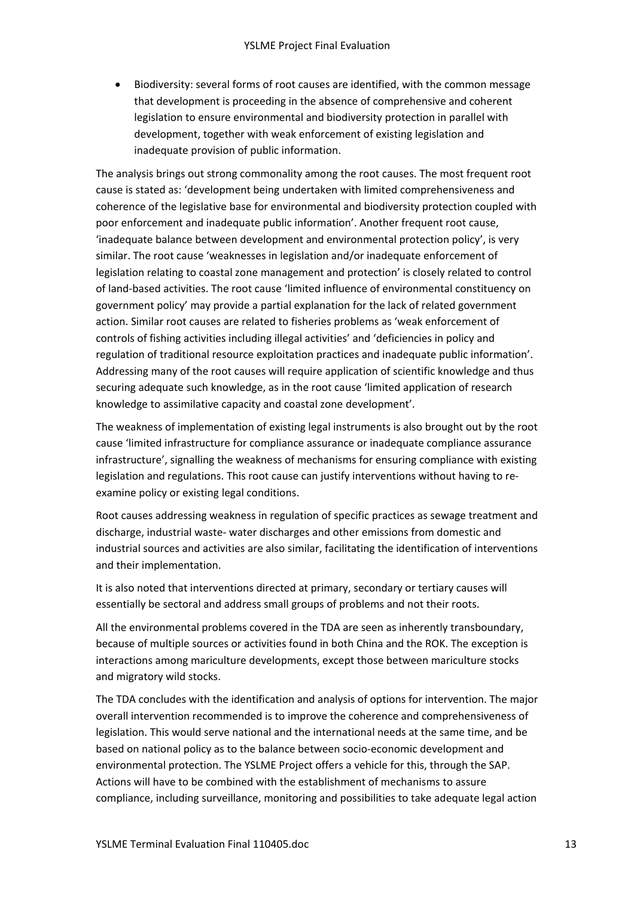- Biodiversity: several forms of root causes are identified, with the common message that development is proceeding in the absence of comprehensive and coherent legislation to ensure environmental and biodiversity protection in parallel with development, together with weak enforcement of existing legislation and inadequate provision of public information.

The analysis brings out strong commonality among the root causes. The most frequent root cause is stated as: 'development being undertaken with limited comprehensiveness and coherence of the legislative base for environmental and biodiversity protection coupled with poor enforcement and inadequate public information'. Another frequent root cause, 'inadequate balance between development and environmental protection policy', is very similar. The root cause 'weaknesses in legislation and/or inadequate enforcement of legislation relating to coastal zone management and protection' is closely related to control of land-based activities. The root cause 'limited influence of environmental constituency on government policy' may provide a partial explanation for the lack of related government action. Similar root causes are related to fisheries problems as 'weak enforcement of controls of fishing activities including illegal activities' and 'deficiencies in policy and regulation of traditional resource exploitation practices and inadequate public information'. Addressing many of the root causes will require application of scientific knowledge and thus securing adequate such knowledge, as in the root cause 'limited application of research knowledge to assimilative capacity and coastal zone development'.

The weakness of implementation of existing legal instruments is also brought out by the root cause 'limited infrastructure for compliance assurance or inadequate compliance assurance infrastructure', signalling the weakness of mechanisms for ensuring compliance with existing legislation and regulations. This root cause can justify interventions without having to re-examine policy or existing legal conditions.

Root causes addressing weakness in regulation of specific practices as sewage treatment and discharge, industrial waste- water discharges and other emissions from domestic and industrial sources and activities are also similar, facilitating the identification of interventions and their implementation.

It is also noted that interventions directed at primary, secondary or tertiary causes will essentially be sectoral and address small groups of problems and not their roots.

All the environmental problems covered in the TDA are seen as inherently transboundary, because of multiple sources or activities found in both China and the ROK. The exception is interactions among mariculture developments, except those between mariculture stocks and migratory wild stocks.

The TDA concludes with the identification and analysis of options for intervention. The major overall intervention recommended is to improve the coherence and comprehensiveness of legislation. This would serve national and the international needs at the same time, and be based on national policy as to the balance between socio-economic development and environmental protection. The YSLME Project offers a vehicle for this, through the SAP. Actions will have to be combined with the establishment of mechanisms to assure compliance, including surveillance, monitoring and possibilities to take adequate legal action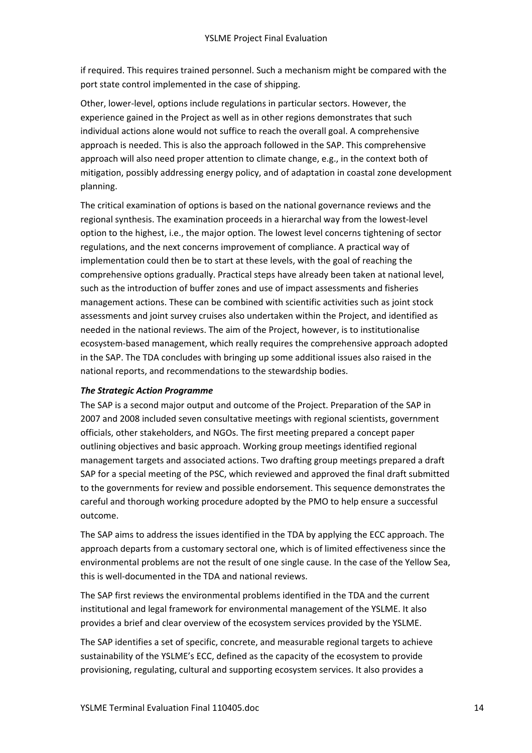if required. This requires trained personnel. Such a mechanism might be compared with the port state control implemented in the case of shipping.

Other, lower-level, options include regulations in particular sectors. However, the experience gained in the Project as well as in other regions demonstrates that such individual actions alone would not suffice to reach the overall goal. A comprehensive approach is needed. This is also the approach followed in the SAP. This comprehensive approach will also need proper attention to climate change, e.g., in the context both of mitigation, possibly addressing energy policy, and of adaptation in coastal zone development planning.

The critical examination of options is based on the national governance reviews and the regional synthesis. The examination proceeds in a hierarchal way from the lowest-level option to the highest, i.e., the major option. The lowest level concerns tightening of sector regulations, and the next concerns improvement of compliance. A practical way of implementation could then be to start at these levels, with the goal of reaching the comprehensive options gradually. Practical steps have already been taken at national level, such as the introduction of buffer zones and use of impact assessments and fisheries management actions. These can be combined with scientific activities such as joint stock assessments and joint survey cruises also undertaken within the Project, and identified as needed in the national reviews. The aim of the Project, however, is to institutionalise ecosystem-based management, which really requires the comprehensive approach adopted in the SAP. The TDA concludes with bringing up some additional issues also raised in the national reports, and recommendations to the stewardship bodies.

***The Strategic Action Programme***

The SAP is a second major output and outcome of the Project. Preparation of the SAP in 2007 and 2008 included seven consultative meetings with regional scientists, government officials, other stakeholders, and NGOs. The first meeting prepared a concept paper outlining objectives and basic approach. Working group meetings identified regional management targets and associated actions. Two drafting group meetings prepared a draft SAP for a special meeting of the PSC, which reviewed and approved the final draft submitted to the governments for review and possible endorsement. This sequence demonstrates the careful and thorough working procedure adopted by the PMO to help ensure a successful outcome.

The SAP aims to address the issues identified in the TDA by applying the ECC approach. The approach departs from a customary sectoral one, which is of limited effectiveness since the environmental problems are not the result of one single cause. In the case of the Yellow Sea, this is well-documented in the TDA and national reviews.

The SAP first reviews the environmental problems identified in the TDA and the current institutional and legal framework for environmental management of the YSLME. It also provides a brief and clear overview of the ecosystem services provided by the YSLME.

The SAP identifies a set of specific, concrete, and measurable regional targets to achieve sustainability of the YSLME's ECC, defined as the capacity of the ecosystem to provide provisioning, regulating, cultural and supporting ecosystem services. It also provides a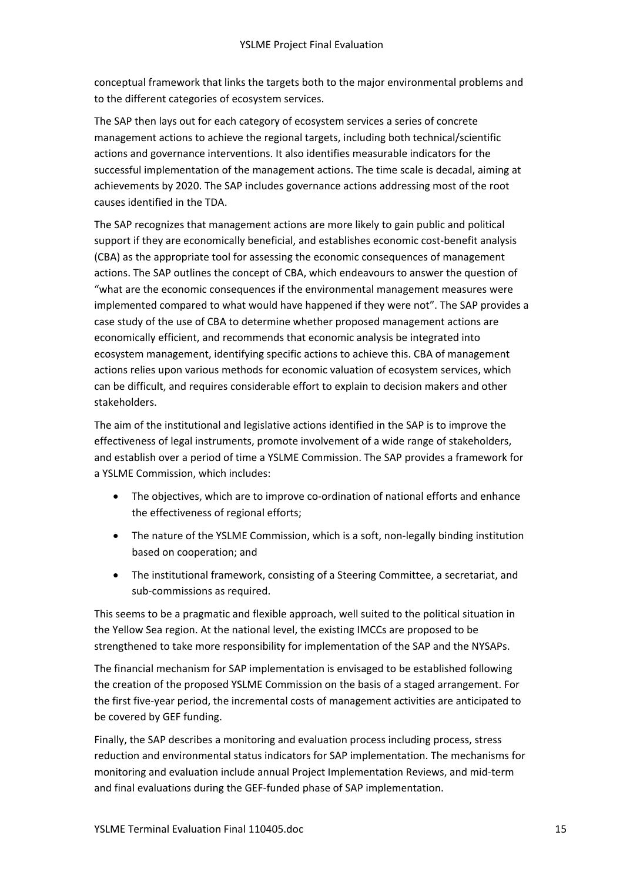conceptual framework that links the targets both to the major environmental problems and to the different categories of ecosystem services.

The SAP then lays out for each category of ecosystem services a series of concrete management actions to achieve the regional targets, including both technical/scientific actions and governance interventions. It also identifies measurable indicators for the successful implementation of the management actions. The time scale is decadal, aiming at achievements by 2020. The SAP includes governance actions addressing most of the root causes identified in the TDA.

The SAP recognizes that management actions are more likely to gain public and political support if they are economically beneficial, and establishes economic cost-benefit analysis (CBA) as the appropriate tool for assessing the economic consequences of management actions. The SAP outlines the concept of CBA, which endeavours to answer the question of "what are the economic consequences if the environmental management measures were implemented compared to what would have happened if they were not". The SAP provides a case study of the use of CBA to determine whether proposed management actions are economically efficient, and recommends that economic analysis be integrated into ecosystem management, identifying specific actions to achieve this. CBA of management actions relies upon various methods for economic valuation of ecosystem services, which can be difficult, and requires considerable effort to explain to decision makers and other stakeholders.

The aim of the institutional and legislative actions identified in the SAP is to improve the effectiveness of legal instruments, promote involvement of a wide range of stakeholders, and establish over a period of time a YSLME Commission. The SAP provides a framework for a YSLME Commission, which includes:

- The objectives, which are to improve co-ordination of national efforts and enhance the effectiveness of regional efforts;
- The nature of the YSLME Commission, which is a soft, non-legally binding institution based on cooperation; and
- The institutional framework, consisting of a Steering Committee, a secretariat, and sub-commissions as required.

This seems to be a pragmatic and flexible approach, well suited to the political situation in the Yellow Sea region. At the national level, the existing IMCCs are proposed to be strengthened to take more responsibility for implementation of the SAP and the NYSAPs.

The financial mechanism for SAP implementation is envisaged to be established following the creation of the proposed YSLME Commission on the basis of a staged arrangement. For the first five-year period, the incremental costs of management activities are anticipated to be covered by GEF funding.

Finally, the SAP describes a monitoring and evaluation process including process, stress reduction and environmental status indicators for SAP implementation. The mechanisms for monitoring and evaluation include annual Project Implementation Reviews, and mid-term and final evaluations during the GEF-funded phase of SAP implementation.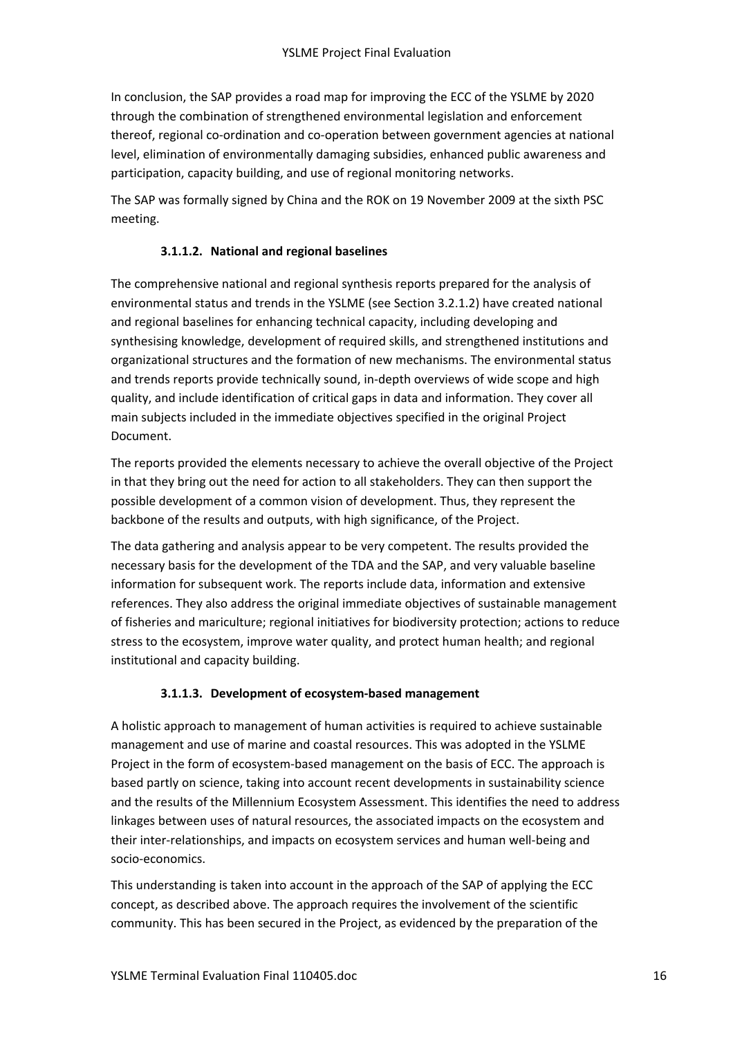In conclusion, the SAP provides a road map for improving the ECC of the YSLME by 2020 through the combination of strengthened environmental legislation and enforcement thereof, regional co-ordination and co-operation between government agencies at national level, elimination of environmentally damaging subsidies, enhanced public awareness and participation, capacity building, and use of regional monitoring networks.

The SAP was formally signed by China and the ROK on 19 November 2009 at the sixth PSC meeting.

#### 3.1.1.2. National and regional baselines

The comprehensive national and regional synthesis reports prepared for the analysis of environmental status and trends in the YSLME (see Section 3.2.1.2) have created national and regional baselines for enhancing technical capacity, including developing and synthesising knowledge, development of required skills, and strengthened institutions and organizational structures and the formation of new mechanisms. The environmental status and trends reports provide technically sound, in-depth overviews of wide scope and high quality, and include identification of critical gaps in data and information. They cover all main subjects included in the immediate objectives specified in the original Project Document.

The reports provided the elements necessary to achieve the overall objective of the Project in that they bring out the need for action to all stakeholders. They can then support the possible development of a common vision of development. Thus, they represent the backbone of the results and outputs, with high significance, of the Project.

The data gathering and analysis appear to be very competent. The results provided the necessary basis for the development of the TDA and the SAP, and very valuable baseline information for subsequent work. The reports include data, information and extensive references. They also address the original immediate objectives of sustainable management of fisheries and mariculture; regional initiatives for biodiversity protection; actions to reduce stress to the ecosystem, improve water quality, and protect human health; and regional institutional and capacity building.

#### 3.1.1.3. Development of ecosystem-based management

A holistic approach to management of human activities is required to achieve sustainable management and use of marine and coastal resources. This was adopted in the YSLME Project in the form of ecosystem-based management on the basis of ECC. The approach is based partly on science, taking into account recent developments in sustainability science and the results of the Millennium Ecosystem Assessment. This identifies the need to address linkages between uses of natural resources, the associated impacts on the ecosystem and their inter-relationships, and impacts on ecosystem services and human well-being and socio-economics.

This understanding is taken into account in the approach of the SAP of applying the ECC concept, as described above. The approach requires the involvement of the scientific community. This has been secured in the Project, as evidenced by the preparation of the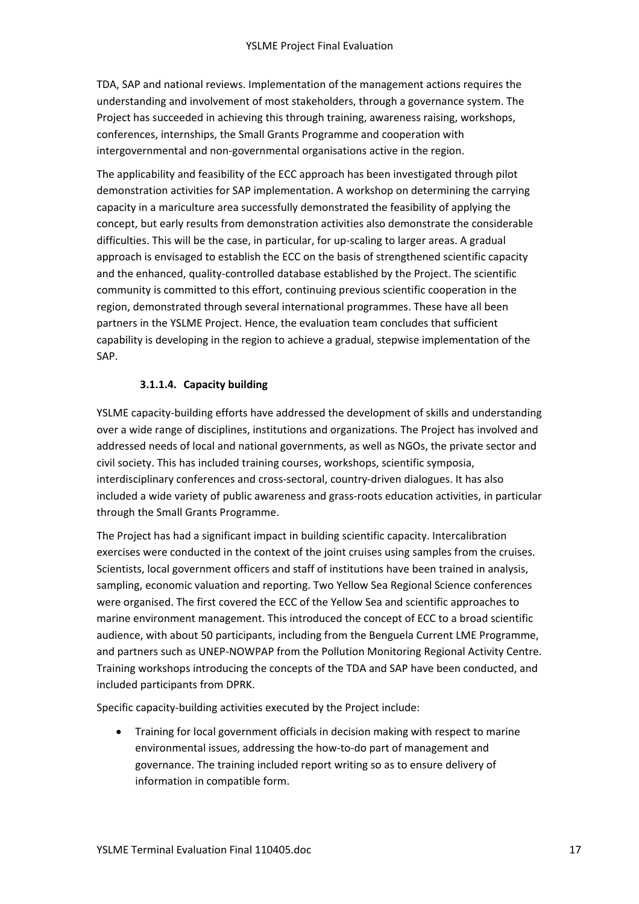TDA, SAP and national reviews. Implementation of the management actions requires the understanding and involvement of most stakeholders, through a governance system. The Project has succeeded in achieving this through training, awareness raising, workshops, conferences, internships, the Small Grants Programme and cooperation with intergovernmental and non-governmental organisations active in the region.

The applicability and feasibility of the ECC approach has been investigated through pilot demonstration activities for SAP implementation. A workshop on determining the carrying capacity in a mariculture area successfully demonstrated the feasibility of applying the concept, but early results from demonstration activities also demonstrate the considerable difficulties. This will be the case, in particular, for up-scaling to larger areas. A gradual approach is envisaged to establish the ECC on the basis of strengthened scientific capacity and the enhanced, quality-controlled database established by the Project. The scientific community is committed to this effort, continuing previous scientific cooperation in the region, demonstrated through several international programmes. These have all been partners in the YSLME Project. Hence, the evaluation team concludes that sufficient capability is developing in the region to achieve a gradual, stepwise implementation of the SAP.

#### 3.1.1.4. Capacity building

YSLME capacity-building efforts have addressed the development of skills and understanding over a wide range of disciplines, institutions and organizations. The Project has involved and addressed needs of local and national governments, as well as NGOs, the private sector and civil society. This has included training courses, workshops, scientific symposia, interdisciplinary conferences and cross-sectoral, country-driven dialogues. It has also included a wide variety of public awareness and grass-roots education activities, in particular through the Small Grants Programme.

The Project has had a significant impact in building scientific capacity. Intercalibration exercises were conducted in the context of the joint cruises using samples from the cruises. Scientists, local government officers and staff of institutions have been trained in analysis, sampling, economic valuation and reporting. Two Yellow Sea Regional Science conferences were organised. The first covered the ECC of the Yellow Sea and scientific approaches to marine environment management. This introduced the concept of ECC to a broad scientific audience, with about 50 participants, including from the Benguela Current LME Programme, and partners such as UNEP-NOWPAP from the Pollution Monitoring Regional Activity Centre. Training workshops introducing the concepts of the TDA and SAP have been conducted, and included participants from DPRK.

Specific capacity-building activities executed by the Project include:

- Training for local government officials in decision making with respect to marine environmental issues, addressing the how-to-do part of management and governance. The training included report writing so as to ensure delivery of information in compatible form.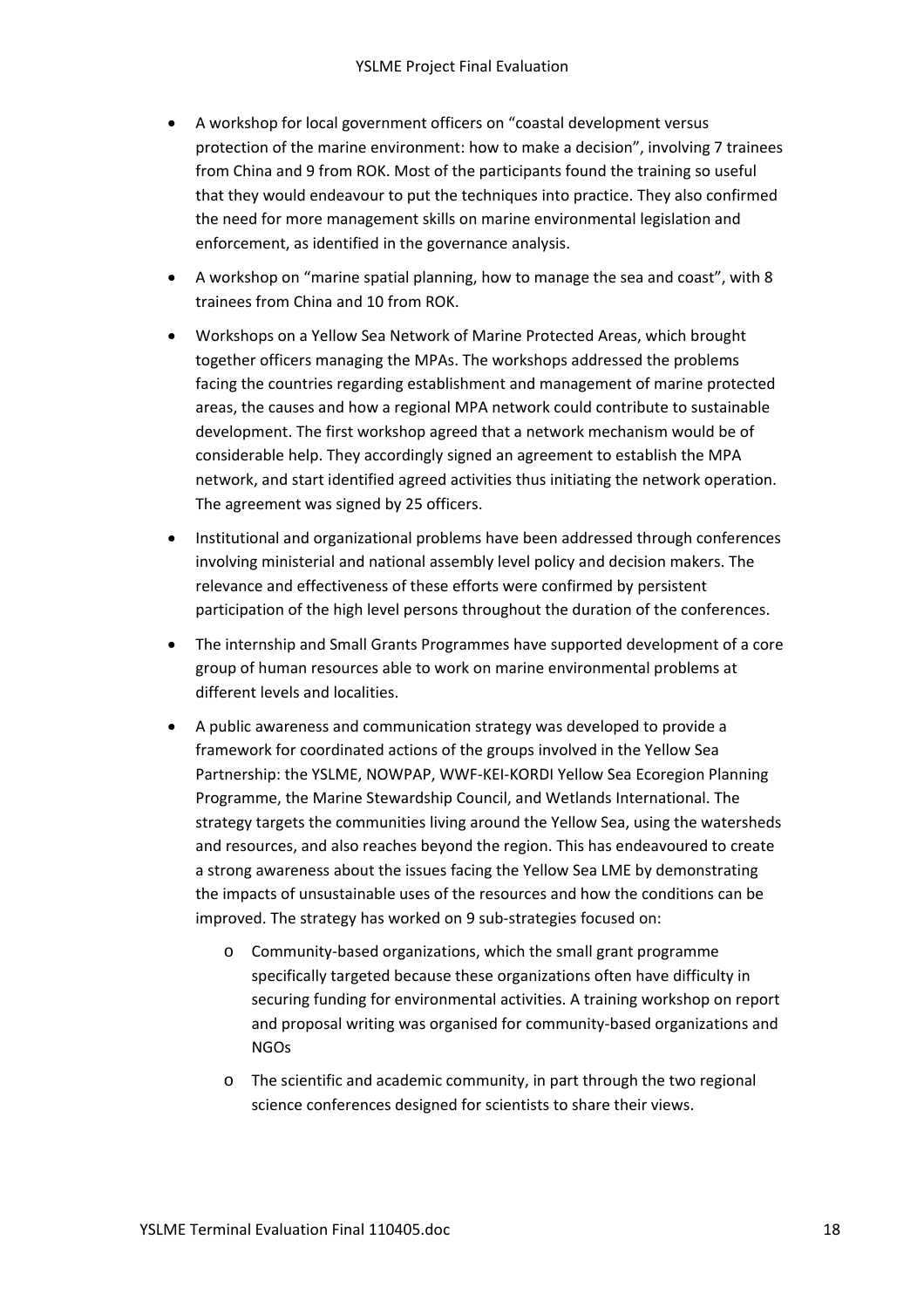- A workshop for local government officers on "coastal development versus protection of the marine environment: how to make a decision", involving 7 trainees from China and 9 from ROK. Most of the participants found the training so useful that they would endeavour to put the techniques into practice. They also confirmed the need for more management skills on marine environmental legislation and enforcement, as identified in the governance analysis.
- A workshop on "marine spatial planning, how to manage the sea and coast", with 8 trainees from China and 10 from ROK.
- Workshops on a Yellow Sea Network of Marine Protected Areas, which brought together officers managing the MPAs. The workshops addressed the problems facing the countries regarding establishment and management of marine protected areas, the causes and how a regional MPA network could contribute to sustainable development. The first workshop agreed that a network mechanism would be of considerable help. They accordingly signed an agreement to establish the MPA network, and start identified agreed activities thus initiating the network operation. The agreement was signed by 25 officers.
- Institutional and organizational problems have been addressed through conferences involving ministerial and national assembly level policy and decision makers. The relevance and effectiveness of these efforts were confirmed by persistent participation of the high level persons throughout the duration of the conferences.
- The internship and Small Grants Programmes have supported development of a core group of human resources able to work on marine environmental problems at different levels and localities.
- A public awareness and communication strategy was developed to provide a framework for coordinated actions of the groups involved in the Yellow Sea Partnership: the YSLME, NOWPAP, WWF-KEI-KORDI Yellow Sea Ecoregion Planning Programme, the Marine Stewardship Council, and Wetlands International. The strategy targets the communities living around the Yellow Sea, using the watersheds and resources, and also reaches beyond the region. This has endeavoured to create a strong awareness about the issues facing the Yellow Sea LME by demonstrating the impacts of unsustainable uses of the resources and how the conditions can be improved. The strategy has worked on 9 sub-strategies focused on:
  - Community-based organizations, which the small grant programme specifically targeted because these organizations often have difficulty in securing funding for environmental activities. A training workshop on report and proposal writing was organised for community-based organizations and NGOs
  - The scientific and academic community, in part through the two regional science conferences designed for scientists to share their views.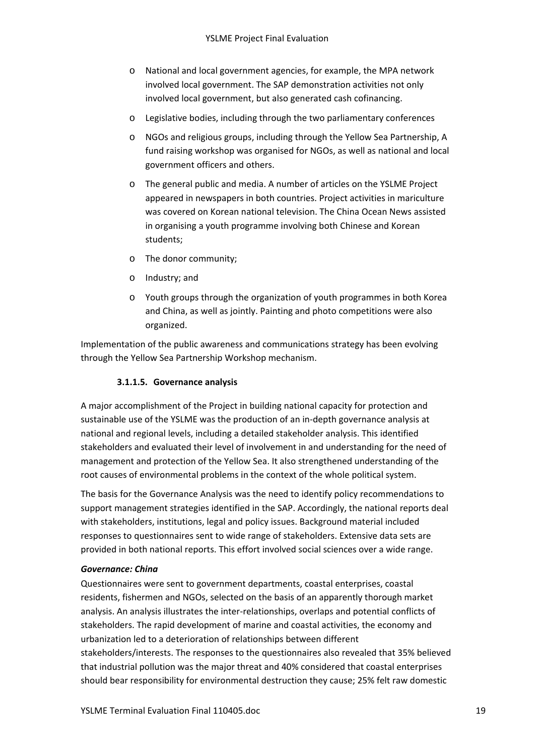- National and local government agencies, for example, the MPA network involved local government. The SAP demonstration activities not only involved local government, but also generated cash cofinancing.
- Legislative bodies, including through the two parliamentary conferences
- NGOs and religious groups, including through the Yellow Sea Partnership, A fund raising workshop was organised for NGOs, as well as national and local government officers and others.
- The general public and media. A number of articles on the YSLME Project appeared in newspapers in both countries. Project activities in mariculture was covered on Korean national television. The China Ocean News assisted in organising a youth programme involving both Chinese and Korean students;
- The donor community;
- Industry; and
- Youth groups through the organization of youth programmes in both Korea and China, as well as jointly. Painting and photo competitions were also organized.

Implementation of the public awareness and communications strategy has been evolving through the Yellow Sea Partnership Workshop mechanism.

#### 3.1.1.5. Governance analysis

A major accomplishment of the Project in building national capacity for protection and sustainable use of the YSLME was the production of an in-depth governance analysis at national and regional levels, including a detailed stakeholder analysis. This identified stakeholders and evaluated their level of involvement in and understanding for the need of management and protection of the Yellow Sea. It also strengthened understanding of the root causes of environmental problems in the context of the whole political system.

The basis for the Governance Analysis was the need to identify policy recommendations to support management strategies identified in the SAP. Accordingly, the national reports deal with stakeholders, institutions, legal and policy issues. Background material included responses to questionnaires sent to wide range of stakeholders. Extensive data sets are provided in both national reports. This effort involved social sciences over a wide range.

***Governance: China***

Questionnaires were sent to government departments, coastal enterprises, coastal residents, fishermen and NGOs, selected on the basis of an apparently thorough market analysis. An analysis illustrates the inter-relationships, overlaps and potential conflicts of stakeholders. The rapid development of marine and coastal activities, the economy and urbanization led to a deterioration of relationships between different stakeholders/interests. The responses to the questionnaires also revealed that 35% believed that industrial pollution was the major threat and 40% considered that coastal enterprises should bear responsibility for environmental destruction they cause; 25% felt raw domestic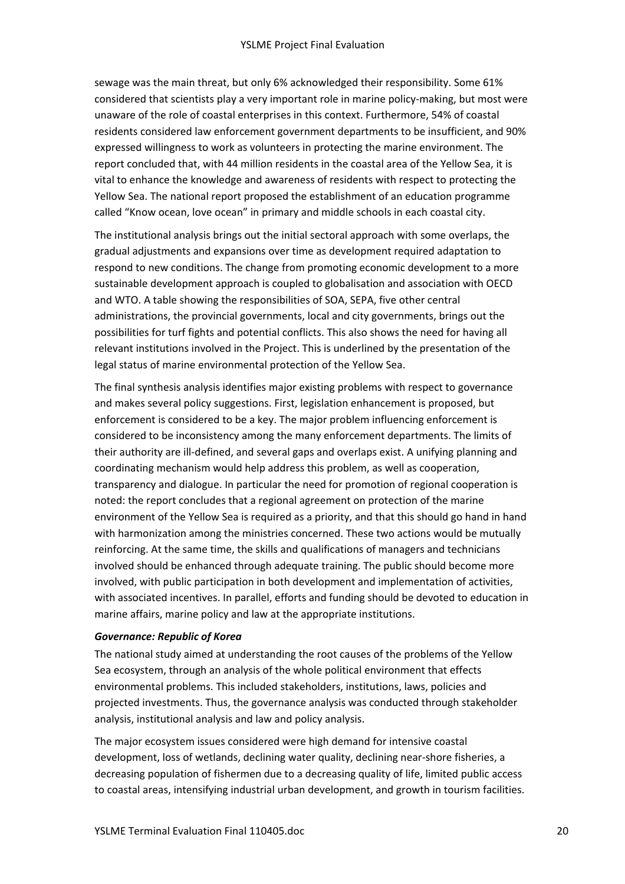sewage was the main threat, but only 6% acknowledged their responsibility. Some 61% considered that scientists play a very important role in marine policy-making, but most were unaware of the role of coastal enterprises in this context. Furthermore, 54% of coastal residents considered law enforcement government departments to be insufficient, and 90% expressed willingness to work as volunteers in protecting the marine environment. The report concluded that, with 44 million residents in the coastal area of the Yellow Sea, it is vital to enhance the knowledge and awareness of residents with respect to protecting the Yellow Sea. The national report proposed the establishment of an education programme called "Know ocean, love ocean" in primary and middle schools in each coastal city.

The institutional analysis brings out the initial sectoral approach with some overlaps, the gradual adjustments and expansions over time as development required adaptation to respond to new conditions. The change from promoting economic development to a more sustainable development approach is coupled to globalisation and association with OECD and WTO. A table showing the responsibilities of SOA, SEPA, five other central administrations, the provincial governments, local and city governments, brings out the possibilities for turf fights and potential conflicts. This also shows the need for having all relevant institutions involved in the Project. This is underlined by the presentation of the legal status of marine environmental protection of the Yellow Sea.

The final synthesis analysis identifies major existing problems with respect to governance and makes several policy suggestions. First, legislation enhancement is proposed, but enforcement is considered to be a key. The major problem influencing enforcement is considered to be inconsistency among the many enforcement departments. The limits of their authority are ill-defined, and several gaps and overlaps exist. A unifying planning and coordinating mechanism would help address this problem, as well as cooperation, transparency and dialogue. In particular the need for promotion of regional cooperation is noted: the report concludes that a regional agreement on protection of the marine environment of the Yellow Sea is required as a priority, and that this should go hand in hand with harmonization among the ministries concerned. These two actions would be mutually reinforcing. At the same time, the skills and qualifications of managers and technicians involved should be enhanced through adequate training. The public should become more involved, with public participation in both development and implementation of activities, with associated incentives. In parallel, efforts and funding should be devoted to education in marine affairs, marine policy and law at the appropriate institutions.

***Governance: Republic of Korea***

The national study aimed at understanding the root causes of the problems of the Yellow Sea ecosystem, through an analysis of the whole political environment that effects environmental problems. This included stakeholders, institutions, laws, policies and projected investments. Thus, the governance analysis was conducted through stakeholder analysis, institutional analysis and law and policy analysis.

The major ecosystem issues considered were high demand for intensive coastal development, loss of wetlands, declining water quality, declining near-shore fisheries, a decreasing population of fishermen due to a decreasing quality of life, limited public access to coastal areas, intensifying industrial urban development, and growth in tourism facilities.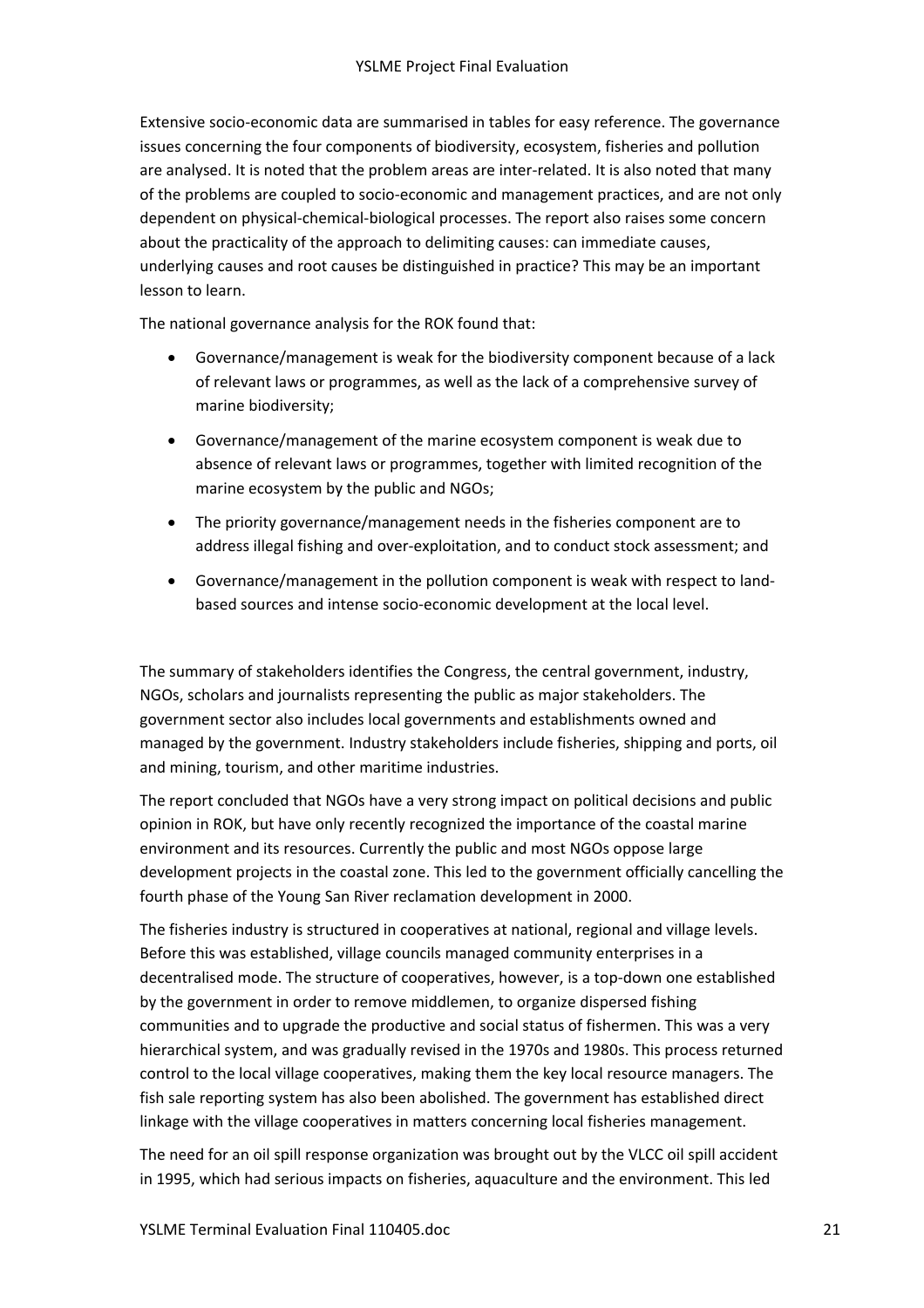Extensive socio-economic data are summarised in tables for easy reference. The governance issues concerning the four components of biodiversity, ecosystem, fisheries and pollution are analysed. It is noted that the problem areas are inter-related. It is also noted that many of the problems are coupled to socio-economic and management practices, and are not only dependent on physical-chemical-biological processes. The report also raises some concern about the practicality of the approach to delimiting causes: can immediate causes, underlying causes and root causes be distinguished in practice? This may be an important lesson to learn.

The national governance analysis for the ROK found that:

- Governance/management is weak for the biodiversity component because of a lack of relevant laws or programmes, as well as the lack of a comprehensive survey of marine biodiversity;
- Governance/management of the marine ecosystem component is weak due to absence of relevant laws or programmes, together with limited recognition of the marine ecosystem by the public and NGOs;
- The priority governance/management needs in the fisheries component are to address illegal fishing and over-exploitation, and to conduct stock assessment; and
- Governance/management in the pollution component is weak with respect to land-based sources and intense socio-economic development at the local level.

The summary of stakeholders identifies the Congress, the central government, industry, NGOs, scholars and journalists representing the public as major stakeholders. The government sector also includes local governments and establishments owned and managed by the government. Industry stakeholders include fisheries, shipping and ports, oil and mining, tourism, and other maritime industries.

The report concluded that NGOs have a very strong impact on political decisions and public opinion in ROK, but have only recently recognized the importance of the coastal marine environment and its resources. Currently the public and most NGOs oppose large development projects in the coastal zone. This led to the government officially cancelling the fourth phase of the Young San River reclamation development in 2000.

The fisheries industry is structured in cooperatives at national, regional and village levels. Before this was established, village councils managed community enterprises in a decentralised mode. The structure of cooperatives, however, is a top-down one established by the government in order to remove middlemen, to organize dispersed fishing communities and to upgrade the productive and social status of fishermen. This was a very hierarchical system, and was gradually revised in the 1970s and 1980s. This process returned control to the local village cooperatives, making them the key local resource managers. The fish sale reporting system has also been abolished. The government has established direct linkage with the village cooperatives in matters concerning local fisheries management.

The need for an oil spill response organization was brought out by the VLCC oil spill accident in 1995, which had serious impacts on fisheries, aquaculture and the environment. This led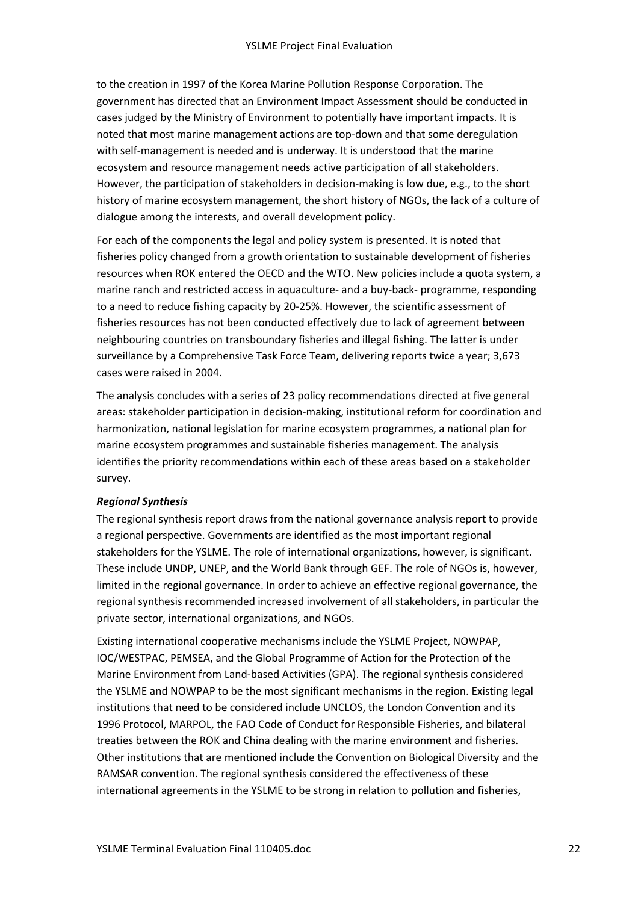to the creation in 1997 of the Korea Marine Pollution Response Corporation. The government has directed that an Environment Impact Assessment should be conducted in cases judged by the Ministry of Environment to potentially have important impacts. It is noted that most marine management actions are top-down and that some deregulation with self-management is needed and is underway. It is understood that the marine ecosystem and resource management needs active participation of all stakeholders. However, the participation of stakeholders in decision-making is low due, e.g., to the short history of marine ecosystem management, the short history of NGOs, the lack of a culture of dialogue among the interests, and overall development policy.

For each of the components the legal and policy system is presented. It is noted that fisheries policy changed from a growth orientation to sustainable development of fisheries resources when ROK entered the OECD and the WTO. New policies include a quota system, a marine ranch and restricted access in aquaculture- and a buy-back- programme, responding to a need to reduce fishing capacity by 20-25%. However, the scientific assessment of fisheries resources has not been conducted effectively due to lack of agreement between neighbouring countries on transboundary fisheries and illegal fishing. The latter is under surveillance by a Comprehensive Task Force Team, delivering reports twice a year; 3,673 cases were raised in 2004.

The analysis concludes with a series of 23 policy recommendations directed at five general areas: stakeholder participation in decision-making, institutional reform for coordination and harmonization, national legislation for marine ecosystem programmes, a national plan for marine ecosystem programmes and sustainable fisheries management. The analysis identifies the priority recommendations within each of these areas based on a stakeholder survey.

***Regional Synthesis***

The regional synthesis report draws from the national governance analysis report to provide a regional perspective. Governments are identified as the most important regional stakeholders for the YSLME. The role of international organizations, however, is significant. These include UNDP, UNEP, and the World Bank through GEF. The role of NGOs is, however, limited in the regional governance. In order to achieve an effective regional governance, the regional synthesis recommended increased involvement of all stakeholders, in particular the private sector, international organizations, and NGOs.

Existing international cooperative mechanisms include the YSLME Project, NOWPAP, IOC/WESTPAC, PEMSEA, and the Global Programme of Action for the Protection of the Marine Environment from Land-based Activities (GPA). The regional synthesis considered the YSLME and NOWPAP to be the most significant mechanisms in the region. Existing legal institutions that need to be considered include UNCLOS, the London Convention and its 1996 Protocol, MARPOL, the FAO Code of Conduct for Responsible Fisheries, and bilateral treaties between the ROK and China dealing with the marine environment and fisheries. Other institutions that are mentioned include the Convention on Biological Diversity and the RAMSAR convention. The regional synthesis considered the effectiveness of these international agreements in the YSLME to be strong in relation to pollution and fisheries,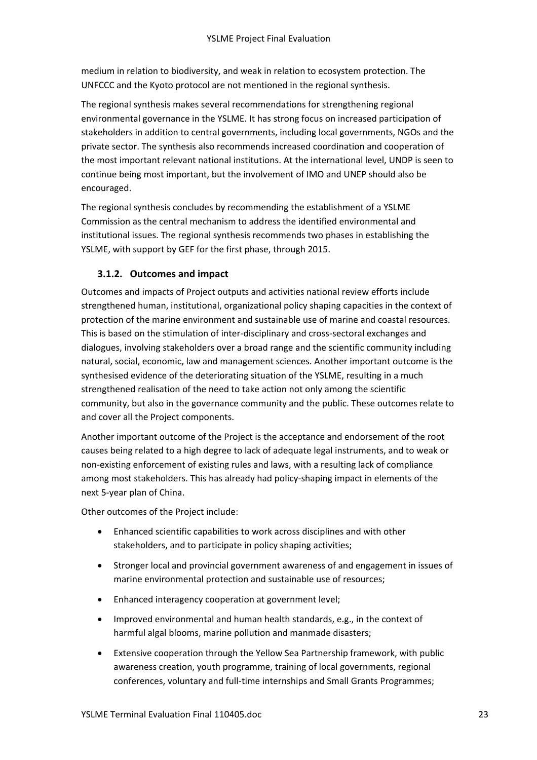medium in relation to biodiversity, and weak in relation to ecosystem protection. The UNFCCC and the Kyoto protocol are not mentioned in the regional synthesis.

The regional synthesis makes several recommendations for strengthening regional environmental governance in the YSLME. It has strong focus on increased participation of stakeholders in addition to central governments, including local governments, NGOs and the private sector. The synthesis also recommends increased coordination and cooperation of the most important relevant national institutions. At the international level, UNDP is seen to continue being most important, but the involvement of IMO and UNEP should also be encouraged.

The regional synthesis concludes by recommending the establishment of a YSLME Commission as the central mechanism to address the identified environmental and institutional issues. The regional synthesis recommends two phases in establishing the YSLME, with support by GEF for the first phase, through 2015.

### 3.1.2. Outcomes and impact

Outcomes and impacts of Project outputs and activities national review efforts include strengthened human, institutional, organizational policy shaping capacities in the context of protection of the marine environment and sustainable use of marine and coastal resources. This is based on the stimulation of inter-disciplinary and cross-sectoral exchanges and dialogues, involving stakeholders over a broad range and the scientific community including natural, social, economic, law and management sciences. Another important outcome is the synthesised evidence of the deteriorating situation of the YSLME, resulting in a much strengthened realisation of the need to take action not only among the scientific community, but also in the governance community and the public. These outcomes relate to and cover all the Project components.

Another important outcome of the Project is the acceptance and endorsement of the root causes being related to a high degree to lack of adequate legal instruments, and to weak or non-existing enforcement of existing rules and laws, with a resulting lack of compliance among most stakeholders. This has already had policy-shaping impact in elements of the next 5-year plan of China.

Other outcomes of the Project include:

- Enhanced scientific capabilities to work across disciplines and with other stakeholders, and to participate in policy shaping activities;
- Stronger local and provincial government awareness of and engagement in issues of marine environmental protection and sustainable use of resources;
- Enhanced interagency cooperation at government level;
- Improved environmental and human health standards, e.g., in the context of harmful algal blooms, marine pollution and manmade disasters;
- Extensive cooperation through the Yellow Sea Partnership framework, with public awareness creation, youth programme, training of local governments, regional conferences, voluntary and full-time internships and Small Grants Programmes;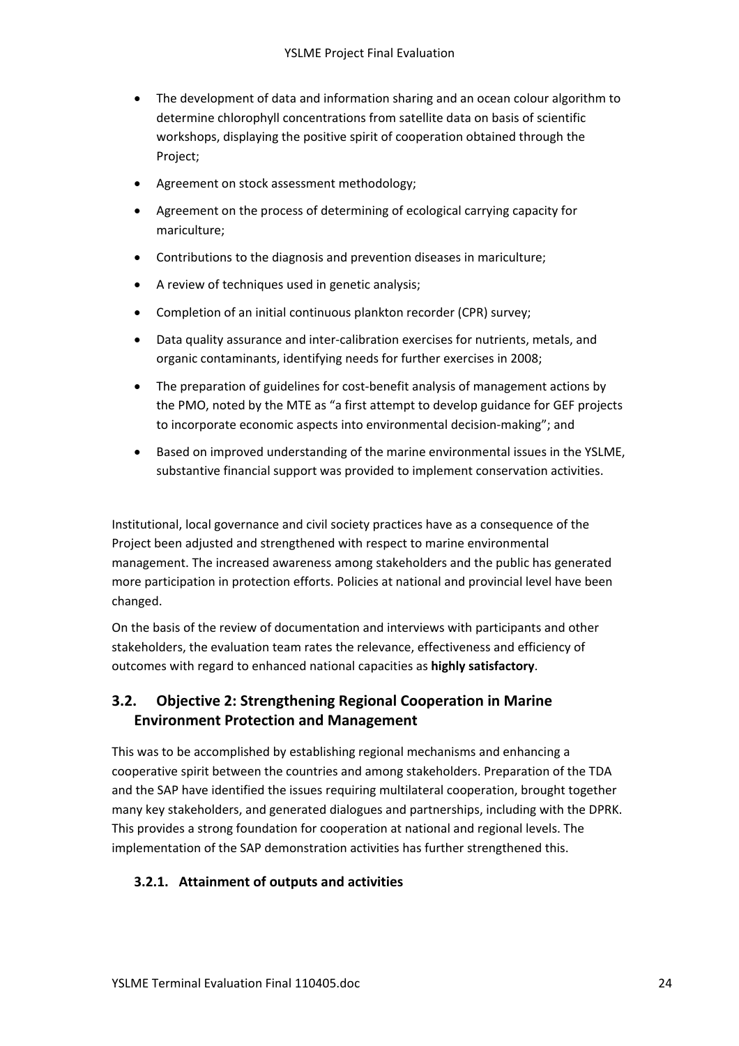- The development of data and information sharing and an ocean colour algorithm to determine chlorophyll concentrations from satellite data on basis of scientific workshops, displaying the positive spirit of cooperation obtained through the Project;
- Agreement on stock assessment methodology;
- Agreement on the process of determining of ecological carrying capacity for mariculture;
- Contributions to the diagnosis and prevention diseases in mariculture;
- A review of techniques used in genetic analysis;
- Completion of an initial continuous plankton recorder (CPR) survey;
- Data quality assurance and inter-calibration exercises for nutrients, metals, and organic contaminants, identifying needs for further exercises in 2008;
- The preparation of guidelines for cost-benefit analysis of management actions by the PMO, noted by the MTE as "a first attempt to develop guidance for GEF projects to incorporate economic aspects into environmental decision-making"; and
- Based on improved understanding of the marine environmental issues in the YSLME, substantive financial support was provided to implement conservation activities.

Institutional, local governance and civil society practices have as a consequence of the Project been adjusted and strengthened with respect to marine environmental management. The increased awareness among stakeholders and the public has generated more participation in protection efforts. Policies at national and provincial level have been changed.

On the basis of the review of documentation and interviews with participants and other stakeholders, the evaluation team rates the relevance, effectiveness and efficiency of outcomes with regard to enhanced national capacities as **highly satisfactory**.

## 3.2. Objective 2: Strengthening Regional Cooperation in Marine Environment Protection and Management

This was to be accomplished by establishing regional mechanisms and enhancing a cooperative spirit between the countries and among stakeholders. Preparation of the TDA and the SAP have identified the issues requiring multilateral cooperation, brought together many key stakeholders, and generated dialogues and partnerships, including with the DPRK. This provides a strong foundation for cooperation at national and regional levels. The implementation of the SAP demonstration activities has further strengthened this.

### 3.2.1. Attainment of outputs and activities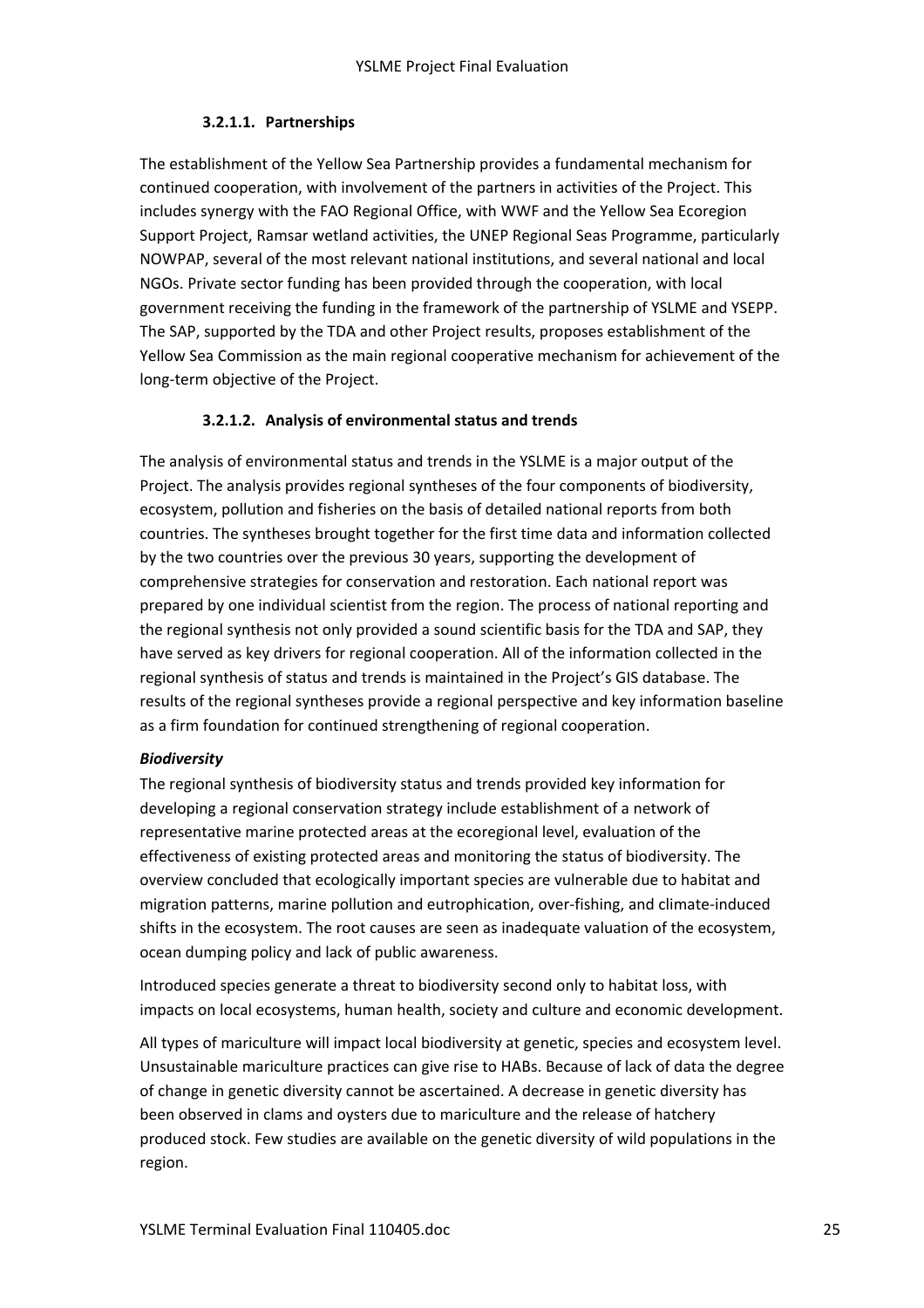#### 3.2.1.1. Partnerships

The establishment of the Yellow Sea Partnership provides a fundamental mechanism for continued cooperation, with involvement of the partners in activities of the Project. This includes synergy with the FAO Regional Office, with WWF and the Yellow Sea Ecoregion Support Project, Ramsar wetland activities, the UNEP Regional Seas Programme, particularly NOWPAP, several of the most relevant national institutions, and several national and local NGOs. Private sector funding has been provided through the cooperation, with local government receiving the funding in the framework of the partnership of YSLME and YSEPP. The SAP, supported by the TDA and other Project results, proposes establishment of the Yellow Sea Commission as the main regional cooperative mechanism for achievement of the long-term objective of the Project.

#### 3.2.1.2. Analysis of environmental status and trends

The analysis of environmental status and trends in the YSLME is a major output of the Project. The analysis provides regional syntheses of the four components of biodiversity, ecosystem, pollution and fisheries on the basis of detailed national reports from both countries. The syntheses brought together for the first time data and information collected by the two countries over the previous 30 years, supporting the development of comprehensive strategies for conservation and restoration. Each national report was prepared by one individual scientist from the region. The process of national reporting and the regional synthesis not only provided a sound scientific basis for the TDA and SAP, they have served as key drivers for regional cooperation. All of the information collected in the regional synthesis of status and trends is maintained in the Project's GIS database. The results of the regional syntheses provide a regional perspective and key information baseline as a firm foundation for continued strengthening of regional cooperation.

***Biodiversity***

The regional synthesis of biodiversity status and trends provided key information for developing a regional conservation strategy include establishment of a network of representative marine protected areas at the ecoregional level, evaluation of the effectiveness of existing protected areas and monitoring the status of biodiversity. The overview concluded that ecologically important species are vulnerable due to habitat and migration patterns, marine pollution and eutrophication, over-fishing, and climate-induced shifts in the ecosystem. The root causes are seen as inadequate valuation of the ecosystem, ocean dumping policy and lack of public awareness.

Introduced species generate a threat to biodiversity second only to habitat loss, with impacts on local ecosystems, human health, society and culture and economic development.

All types of mariculture will impact local biodiversity at genetic, species and ecosystem level. Unsustainable mariculture practices can give rise to HABs. Because of lack of data the degree of change in genetic diversity cannot be ascertained. A decrease in genetic diversity has been observed in clams and oysters due to mariculture and the release of hatchery produced stock. Few studies are available on the genetic diversity of wild populations in the region.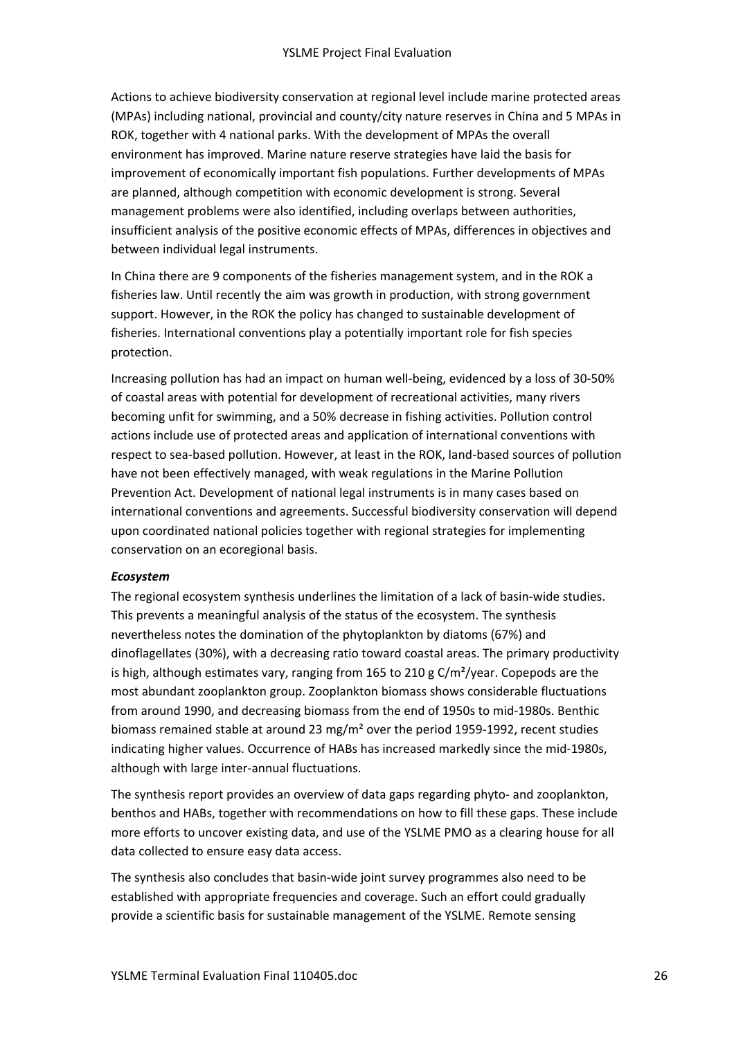Actions to achieve biodiversity conservation at regional level include marine protected areas (MPAs) including national, provincial and county/city nature reserves in China and 5 MPAs in ROK, together with 4 national parks. With the development of MPAs the overall environment has improved. Marine nature reserve strategies have laid the basis for improvement of economically important fish populations. Further developments of MPAs are planned, although competition with economic development is strong. Several management problems were also identified, including overlaps between authorities, insufficient analysis of the positive economic effects of MPAs, differences in objectives and between individual legal instruments.

In China there are 9 components of the fisheries management system, and in the ROK a fisheries law. Until recently the aim was growth in production, with strong government support. However, in the ROK the policy has changed to sustainable development of fisheries. International conventions play a potentially important role for fish species protection.

Increasing pollution has had an impact on human well-being, evidenced by a loss of 30-50% of coastal areas with potential for development of recreational activities, many rivers becoming unfit for swimming, and a 50% decrease in fishing activities. Pollution control actions include use of protected areas and application of international conventions with respect to sea-based pollution. However, at least in the ROK, land-based sources of pollution have not been effectively managed, with weak regulations in the Marine Pollution Prevention Act. Development of national legal instruments is in many cases based on international conventions and agreements. Successful biodiversity conservation will depend upon coordinated national policies together with regional strategies for implementing conservation on an ecoregional basis.

***Ecosystem***

The regional ecosystem synthesis underlines the limitation of a lack of basin-wide studies. This prevents a meaningful analysis of the status of the ecosystem. The synthesis nevertheless notes the domination of the phytoplankton by diatoms (67%) and dinoflagellates (30%), with a decreasing ratio toward coastal areas. The primary productivity is high, although estimates vary, ranging from 165 to 210 g C/m²/year. Copepods are the most abundant zooplankton group. Zooplankton biomass shows considerable fluctuations from around 1990, and decreasing biomass from the end of 1950s to mid-1980s. Benthic biomass remained stable at around 23 mg/m² over the period 1959-1992, recent studies indicating higher values. Occurrence of HABs has increased markedly since the mid-1980s, although with large inter-annual fluctuations.

The synthesis report provides an overview of data gaps regarding phyto- and zooplankton, benthos and HABs, together with recommendations on how to fill these gaps. These include more efforts to uncover existing data, and use of the YSLME PMO as a clearing house for all data collected to ensure easy data access.

The synthesis also concludes that basin-wide joint survey programmes also need to be established with appropriate frequencies and coverage. Such an effort could gradually provide a scientific basis for sustainable management of the YSLME. Remote sensing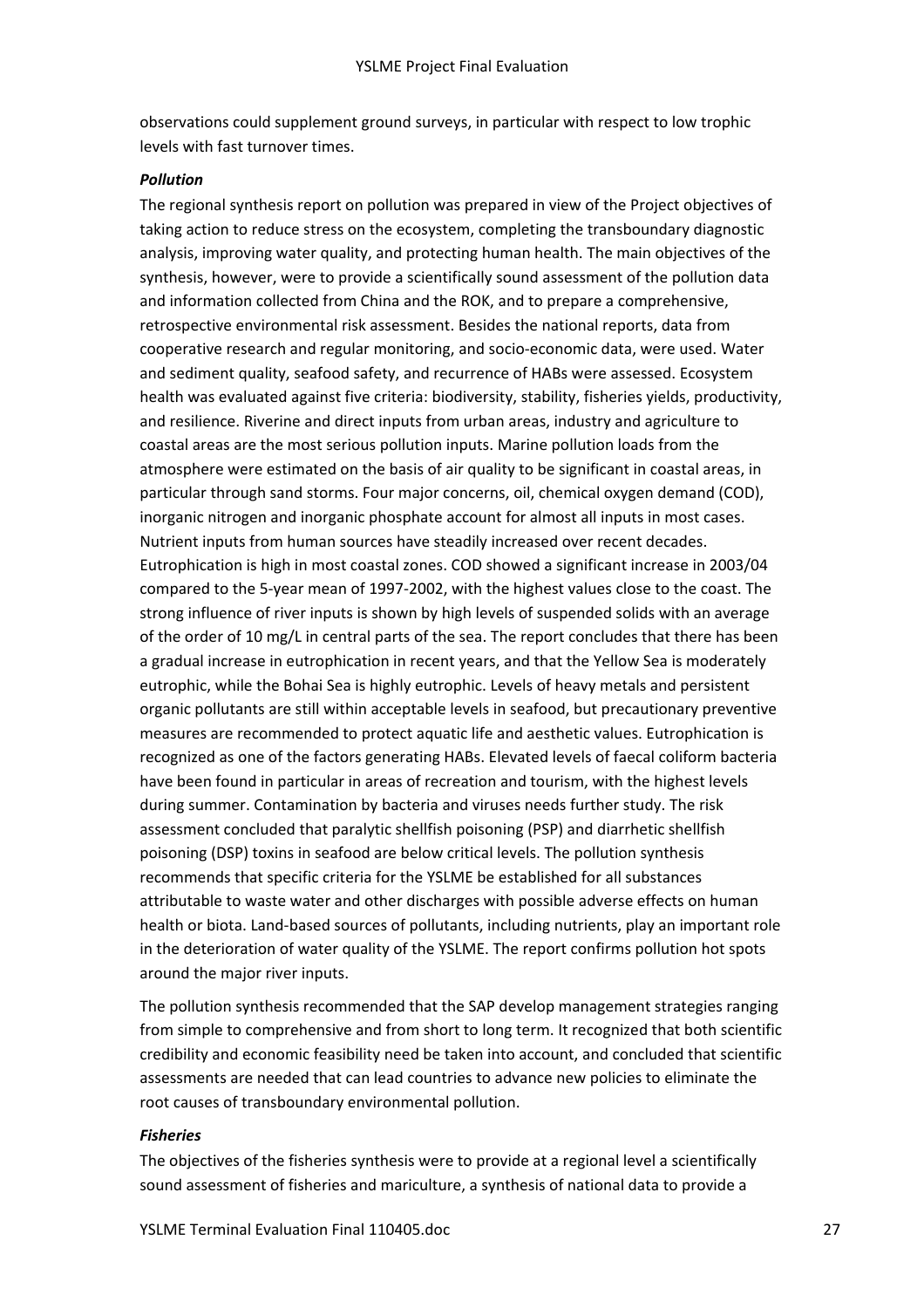observations could supplement ground surveys, in particular with respect to low trophic levels with fast turnover times.

***Pollution***

The regional synthesis report on pollution was prepared in view of the Project objectives of taking action to reduce stress on the ecosystem, completing the transboundary diagnostic analysis, improving water quality, and protecting human health. The main objectives of the synthesis, however, were to provide a scientifically sound assessment of the pollution data and information collected from China and the ROK, and to prepare a comprehensive, retrospective environmental risk assessment. Besides the national reports, data from cooperative research and regular monitoring, and socio-economic data, were used. Water and sediment quality, seafood safety, and recurrence of HABs were assessed. Ecosystem health was evaluated against five criteria: biodiversity, stability, fisheries yields, productivity, and resilience. Riverine and direct inputs from urban areas, industry and agriculture to coastal areas are the most serious pollution inputs. Marine pollution loads from the atmosphere were estimated on the basis of air quality to be significant in coastal areas, in particular through sand storms. Four major concerns, oil, chemical oxygen demand (COD), inorganic nitrogen and inorganic phosphate account for almost all inputs in most cases. Nutrient inputs from human sources have steadily increased over recent decades. Eutrophication is high in most coastal zones. COD showed a significant increase in 2003/04 compared to the 5-year mean of 1997-2002, with the highest values close to the coast. The strong influence of river inputs is shown by high levels of suspended solids with an average of the order of 10 mg/L in central parts of the sea. The report concludes that there has been a gradual increase in eutrophication in recent years, and that the Yellow Sea is moderately eutrophic, while the Bohai Sea is highly eutrophic. Levels of heavy metals and persistent organic pollutants are still within acceptable levels in seafood, but precautionary preventive measures are recommended to protect aquatic life and aesthetic values. Eutrophication is recognized as one of the factors generating HABs. Elevated levels of faecal coliform bacteria have been found in particular in areas of recreation and tourism, with the highest levels during summer. Contamination by bacteria and viruses needs further study. The risk assessment concluded that paralytic shellfish poisoning (PSP) and diarrhetic shellfish poisoning (DSP) toxins in seafood are below critical levels. The pollution synthesis recommends that specific criteria for the YSLME be established for all substances attributable to waste water and other discharges with possible adverse effects on human health or biota. Land-based sources of pollutants, including nutrients, play an important role in the deterioration of water quality of the YSLME. The report confirms pollution hot spots around the major river inputs.

The pollution synthesis recommended that the SAP develop management strategies ranging from simple to comprehensive and from short to long term. It recognized that both scientific credibility and economic feasibility need be taken into account, and concluded that scientific assessments are needed that can lead countries to advance new policies to eliminate the root causes of transboundary environmental pollution.

***Fisheries***

The objectives of the fisheries synthesis were to provide at a regional level a scientifically sound assessment of fisheries and mariculture, a synthesis of national data to provide a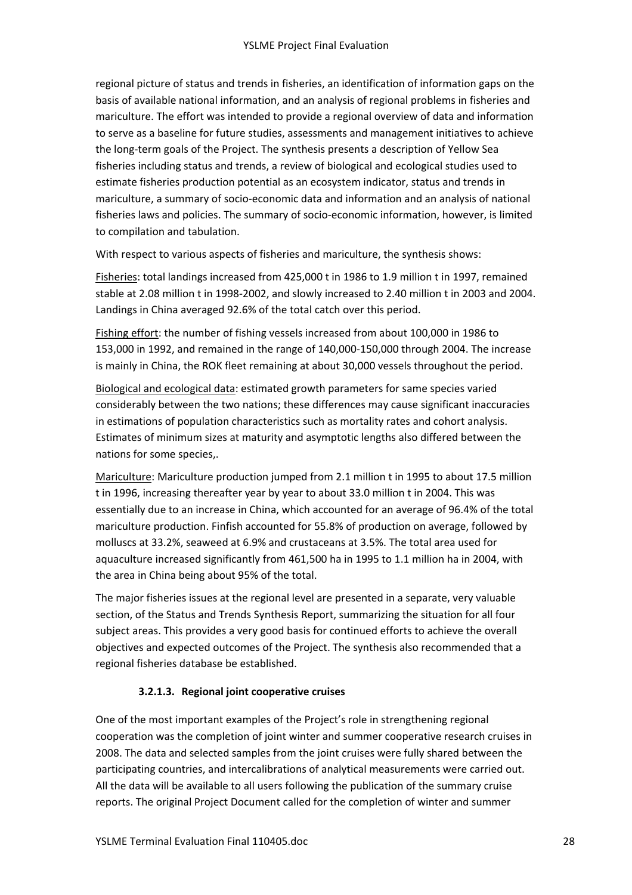regional picture of status and trends in fisheries, an identification of information gaps on the basis of available national information, and an analysis of regional problems in fisheries and mariculture. The effort was intended to provide a regional overview of data and information to serve as a baseline for future studies, assessments and management initiatives to achieve the long-term goals of the Project. The synthesis presents a description of Yellow Sea fisheries including status and trends, a review of biological and ecological studies used to estimate fisheries production potential as an ecosystem indicator, status and trends in mariculture, a summary of socio-economic data and information and an analysis of national fisheries laws and policies. The summary of socio-economic information, however, is limited to compilation and tabulation.

With respect to various aspects of fisheries and mariculture, the synthesis shows:

Fisheries: total landings increased from 425,000 t in 1986 to 1.9 million t in 1997, remained stable at 2.08 million t in 1998-2002, and slowly increased to 2.40 million t in 2003 and 2004. Landings in China averaged 92.6% of the total catch over this period.

Fishing effort: the number of fishing vessels increased from about 100,000 in 1986 to 153,000 in 1992, and remained in the range of 140,000-150,000 through 2004. The increase is mainly in China, the ROK fleet remaining at about 30,000 vessels throughout the period.

Biological and ecological data: estimated growth parameters for same species varied considerably between the two nations; these differences may cause significant inaccuracies in estimations of population characteristics such as mortality rates and cohort analysis. Estimates of minimum sizes at maturity and asymptotic lengths also differed between the nations for some species,.

Mariculture: Mariculture production jumped from 2.1 million t in 1995 to about 17.5 million t in 1996, increasing thereafter year by year to about 33.0 million t in 2004. This was essentially due to an increase in China, which accounted for an average of 96.4% of the total mariculture production. Finfish accounted for 55.8% of production on average, followed by molluscs at 33.2%, seaweed at 6.9% and crustaceans at 3.5%. The total area used for aquaculture increased significantly from 461,500 ha in 1995 to 1.1 million ha in 2004, with the area in China being about 95% of the total.

The major fisheries issues at the regional level are presented in a separate, very valuable section, of the Status and Trends Synthesis Report, summarizing the situation for all four subject areas. This provides a very good basis for continued efforts to achieve the overall objectives and expected outcomes of the Project. The synthesis also recommended that a regional fisheries database be established.

#### 3.2.1.3. Regional joint cooperative cruises

One of the most important examples of the Project's role in strengthening regional cooperation was the completion of joint winter and summer cooperative research cruises in 2008. The data and selected samples from the joint cruises were fully shared between the participating countries, and intercalibrations of analytical measurements were carried out. All the data will be available to all users following the publication of the summary cruise reports. The original Project Document called for the completion of winter and summer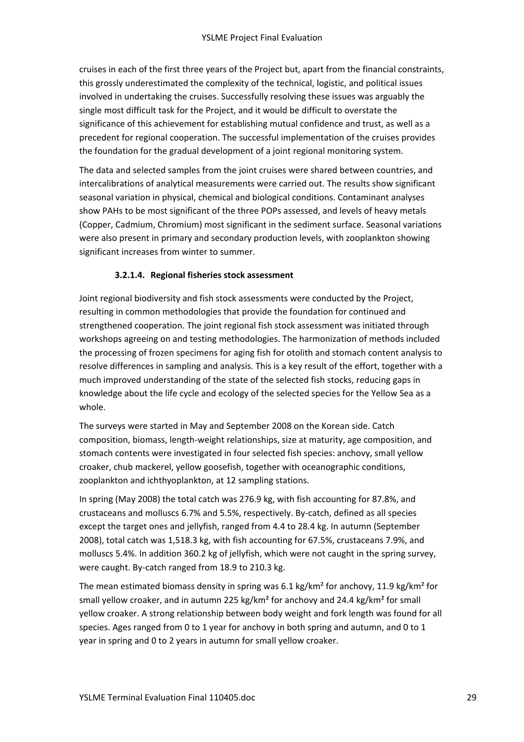cruises in each of the first three years of the Project but, apart from the financial constraints, this grossly underestimated the complexity of the technical, logistic, and political issues involved in undertaking the cruises. Successfully resolving these issues was arguably the single most difficult task for the Project, and it would be difficult to overstate the significance of this achievement for establishing mutual confidence and trust, as well as a precedent for regional cooperation. The successful implementation of the cruises provides the foundation for the gradual development of a joint regional monitoring system.

The data and selected samples from the joint cruises were shared between countries, and intercalibrations of analytical measurements were carried out. The results show significant seasonal variation in physical, chemical and biological conditions. Contaminant analyses show PAHs to be most significant of the three POPs assessed, and levels of heavy metals (Copper, Cadmium, Chromium) most significant in the sediment surface. Seasonal variations were also present in primary and secondary production levels, with zooplankton showing significant increases from winter to summer.

#### 3.2.1.4. Regional fisheries stock assessment

Joint regional biodiversity and fish stock assessments were conducted by the Project, resulting in common methodologies that provide the foundation for continued and strengthened cooperation. The joint regional fish stock assessment was initiated through workshops agreeing on and testing methodologies. The harmonization of methods included the processing of frozen specimens for aging fish for otolith and stomach content analysis to resolve differences in sampling and analysis. This is a key result of the effort, together with a much improved understanding of the state of the selected fish stocks, reducing gaps in knowledge about the life cycle and ecology of the selected species for the Yellow Sea as a whole.

The surveys were started in May and September 2008 on the Korean side. Catch composition, biomass, length-weight relationships, size at maturity, age composition, and stomach contents were investigated in four selected fish species: anchovy, small yellow croaker, chub mackerel, yellow goosefish, together with oceanographic conditions, zooplankton and ichthyoplankton, at 12 sampling stations.

In spring (May 2008) the total catch was 276.9 kg, with fish accounting for 87.8%, and crustaceans and molluscs 6.7% and 5.5%, respectively. By-catch, defined as all species except the target ones and jellyfish, ranged from 4.4 to 28.4 kg. In autumn (September 2008), total catch was 1,518.3 kg, with fish accounting for 67.5%, crustaceans 7.9%, and molluscs 5.4%. In addition 360.2 kg of jellyfish, which were not caught in the spring survey, were caught. By-catch ranged from 18.9 to 210.3 kg.

The mean estimated biomass density in spring was 6.1 $kg/km^2$ for anchovy, 11.9 $kg/km^2$ for small yellow croaker, and in autumn 225 $kg/km^2$ for anchovy and 24.4 $kg/km^2$ for small yellow croaker. A strong relationship between body weight and fork length was found for all species. Ages ranged from 0 to 1 year for anchovy in both spring and autumn, and 0 to 1 year in spring and 0 to 2 years in autumn for small yellow croaker.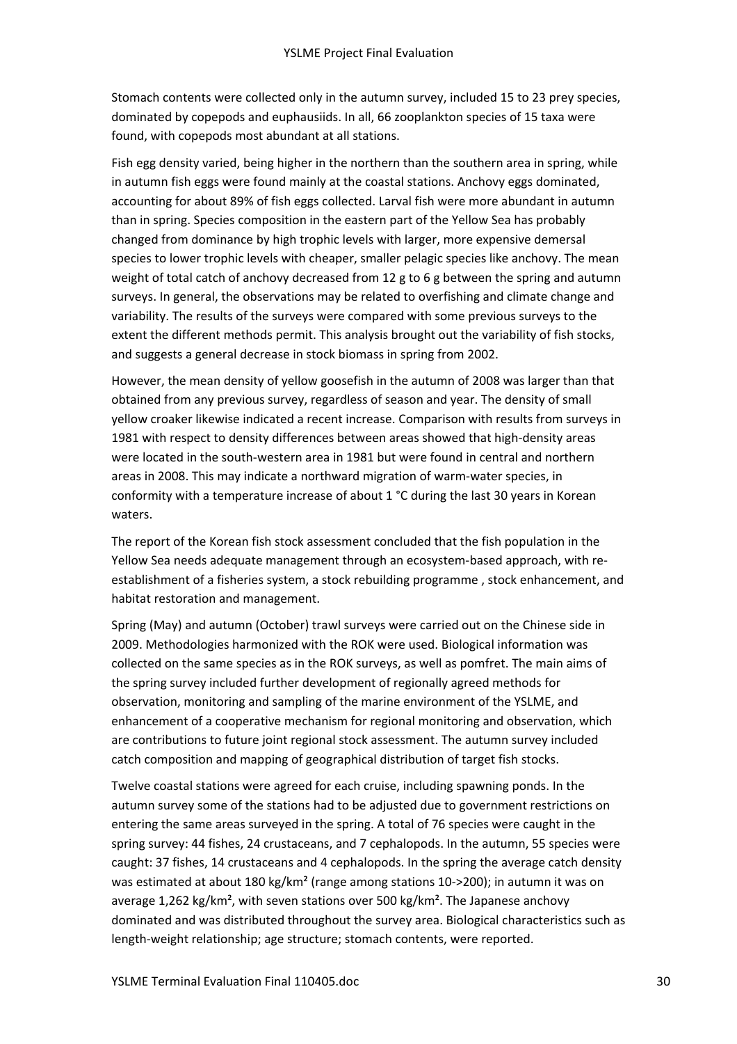Stomach contents were collected only in the autumn survey, included 15 to 23 prey species, dominated by copepods and euphausiids. In all, 66 zooplankton species of 15 taxa were found, with copepods most abundant at all stations.

Fish egg density varied, being higher in the northern than the southern area in spring, while in autumn fish eggs were found mainly at the coastal stations. Anchovy eggs dominated, accounting for about 89% of fish eggs collected. Larval fish were more abundant in autumn than in spring. Species composition in the eastern part of the Yellow Sea has probably changed from dominance by high trophic levels with larger, more expensive demersal species to lower trophic levels with cheaper, smaller pelagic species like anchovy. The mean weight of total catch of anchovy decreased from 12 g to 6 g between the spring and autumn surveys. In general, the observations may be related to overfishing and climate change and variability. The results of the surveys were compared with some previous surveys to the extent the different methods permit. This analysis brought out the variability of fish stocks, and suggests a general decrease in stock biomass in spring from 2002.

However, the mean density of yellow goosefish in the autumn of 2008 was larger than that obtained from any previous survey, regardless of season and year. The density of small yellow croaker likewise indicated a recent increase. Comparison with results from surveys in 1981 with respect to density differences between areas showed that high-density areas were located in the south-western area in 1981 but were found in central and northern areas in 2008. This may indicate a northward migration of warm-water species, in conformity with a temperature increase of about 1 °C during the last 30 years in Korean waters.

The report of the Korean fish stock assessment concluded that the fish population in the Yellow Sea needs adequate management through an ecosystem-based approach, with re-establishment of a fisheries system, a stock rebuilding programme , stock enhancement, and habitat restoration and management.

Spring (May) and autumn (October) trawl surveys were carried out on the Chinese side in 2009. Methodologies harmonized with the ROK were used. Biological information was collected on the same species as in the ROK surveys, as well as pomfret. The main aims of the spring survey included further development of regionally agreed methods for observation, monitoring and sampling of the marine environment of the YSLME, and enhancement of a cooperative mechanism for regional monitoring and observation, which are contributions to future joint regional stock assessment. The autumn survey included catch composition and mapping of geographical distribution of target fish stocks.

Twelve coastal stations were agreed for each cruise, including spawning ponds. In the autumn survey some of the stations had to be adjusted due to government restrictions on entering the same areas surveyed in the spring. A total of 76 species were caught in the spring survey: 44 fishes, 24 crustaceans, and 7 cephalopods. In the autumn, 55 species were caught: 37 fishes, 14 crustaceans and 4 cephalopods. In the spring the average catch density was estimated at about 180 kg/km² (range among stations 10->200); in autumn it was on average 1,262 kg/km², with seven stations over 500 kg/km². The Japanese anchovy dominated and was distributed throughout the survey area. Biological characteristics such as length-weight relationship; age structure; stomach contents, were reported.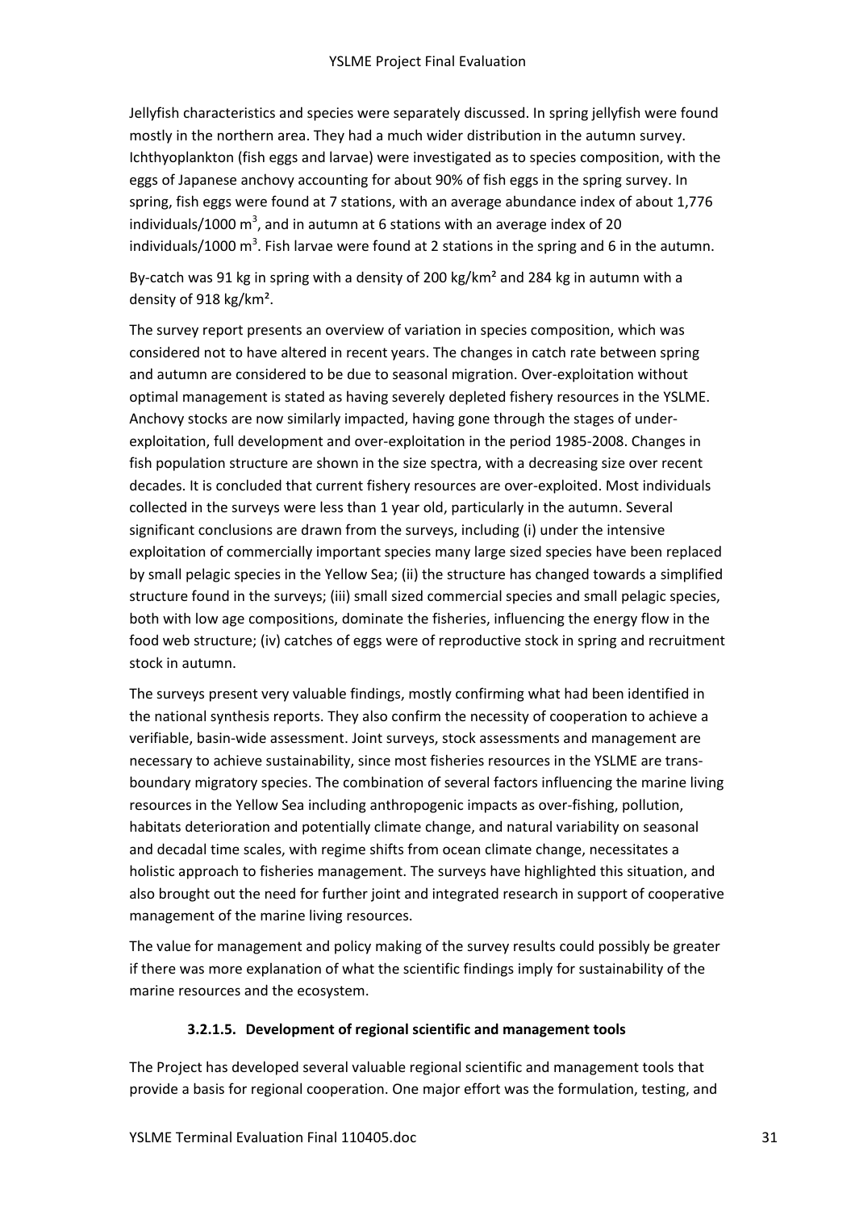Jellyfish characteristics and species were separately discussed. In spring jellyfish were found mostly in the northern area. They had a much wider distribution in the autumn survey. Ichthyoplankton (fish eggs and larvae) were investigated as to species composition, with the eggs of Japanese anchovy accounting for about 90% of fish eggs in the spring survey. In spring, fish eggs were found at 7 stations, with an average abundance index of about 1,776 individuals/1000 $m^3$, and in autumn at 6 stations with an average index of 20 individuals/1000 $m^3$. Fish larvae were found at 2 stations in the spring and 6 in the autumn.

By-catch was 91 kg in spring with a density of 200 kg/km² and 284 kg in autumn with a density of 918 kg/km².

The survey report presents an overview of variation in species composition, which was considered not to have altered in recent years. The changes in catch rate between spring and autumn are considered to be due to seasonal migration. Over-exploitation without optimal management is stated as having severely depleted fishery resources in the YSLME. Anchovy stocks are now similarly impacted, having gone through the stages of under-exploitation, full development and over-exploitation in the period 1985-2008. Changes in fish population structure are shown in the size spectra, with a decreasing size over recent decades. It is concluded that current fishery resources are over-exploited. Most individuals collected in the surveys were less than 1 year old, particularly in the autumn. Several significant conclusions are drawn from the surveys, including (i) under the intensive exploitation of commercially important species many large sized species have been replaced by small pelagic species in the Yellow Sea; (ii) the structure has changed towards a simplified structure found in the surveys; (iii) small sized commercial species and small pelagic species, both with low age compositions, dominate the fisheries, influencing the energy flow in the food web structure; (iv) catches of eggs were of reproductive stock in spring and recruitment stock in autumn.

The surveys present very valuable findings, mostly confirming what had been identified in the national synthesis reports. They also confirm the necessity of cooperation to achieve a verifiable, basin-wide assessment. Joint surveys, stock assessments and management are necessary to achieve sustainability, since most fisheries resources in the YSLME are trans-boundary migratory species. The combination of several factors influencing the marine living resources in the Yellow Sea including anthropogenic impacts as over-fishing, pollution, habitats deterioration and potentially climate change, and natural variability on seasonal and decadal time scales, with regime shifts from ocean climate change, necessitates a holistic approach to fisheries management. The surveys have highlighted this situation, and also brought out the need for further joint and integrated research in support of cooperative management of the marine living resources.

The value for management and policy making of the survey results could possibly be greater if there was more explanation of what the scientific findings imply for sustainability of the marine resources and the ecosystem.

#### 3.2.1.5. Development of regional scientific and management tools

The Project has developed several valuable regional scientific and management tools that provide a basis for regional cooperation. One major effort was the formulation, testing, and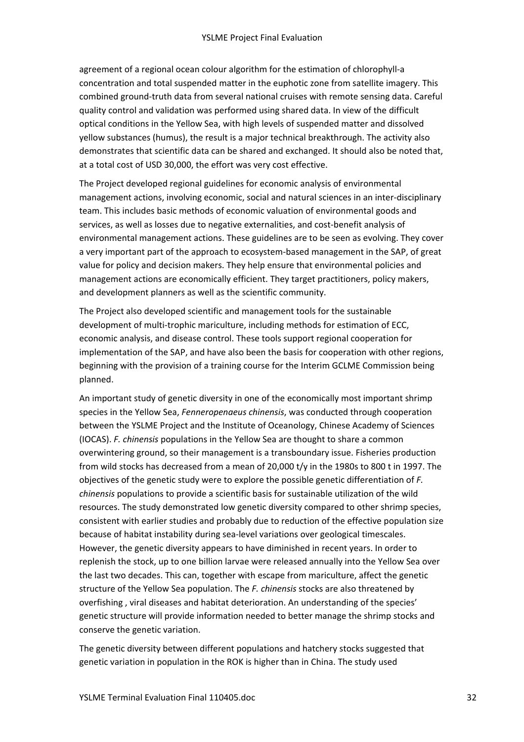agreement of a regional ocean colour algorithm for the estimation of chlorophyll-a concentration and total suspended matter in the euphotic zone from satellite imagery. This combined ground-truth data from several national cruises with remote sensing data. Careful quality control and validation was performed using shared data. In view of the difficult optical conditions in the Yellow Sea, with high levels of suspended matter and dissolved yellow substances (humus), the result is a major technical breakthrough. The activity also demonstrates that scientific data can be shared and exchanged. It should also be noted that, at a total cost of USD 30,000, the effort was very cost effective.

The Project developed regional guidelines for economic analysis of environmental management actions, involving economic, social and natural sciences in an inter-disciplinary team. This includes basic methods of economic valuation of environmental goods and services, as well as losses due to negative externalities, and cost-benefit analysis of environmental management actions. These guidelines are to be seen as evolving. They cover a very important part of the approach to ecosystem-based management in the SAP, of great value for policy and decision makers. They help ensure that environmental policies and management actions are economically efficient. They target practitioners, policy makers, and development planners as well as the scientific community.

The Project also developed scientific and management tools for the sustainable development of multi-trophic mariculture, including methods for estimation of ECC, economic analysis, and disease control. These tools support regional cooperation for implementation of the SAP, and have also been the basis for cooperation with other regions, beginning with the provision of a training course for the Interim GCLME Commission being planned.

An important study of genetic diversity in one of the economically most important shrimp species in the Yellow Sea, *Fenneropenaeus chinensis*, was conducted through cooperation between the YSLME Project and the Institute of Oceanology, Chinese Academy of Sciences (IOCAS). *F. chinensis* populations in the Yellow Sea are thought to share a common overwintering ground, so their management is a transboundary issue. Fisheries production from wild stocks has decreased from a mean of 20,000 t/y in the 1980s to 800 t in 1997. The objectives of the genetic study were to explore the possible genetic differentiation of *F. chinensis* populations to provide a scientific basis for sustainable utilization of the wild resources. The study demonstrated low genetic diversity compared to other shrimp species, consistent with earlier studies and probably due to reduction of the effective population size because of habitat instability during sea-level variations over geological timescales. However, the genetic diversity appears to have diminished in recent years. In order to replenish the stock, up to one billion larvae were released annually into the Yellow Sea over the last two decades. This can, together with escape from mariculture, affect the genetic structure of the Yellow Sea population. The *F. chinensis* stocks are also threatened by overfishing , viral diseases and habitat deterioration. An understanding of the species' genetic structure will provide information needed to better manage the shrimp stocks and conserve the genetic variation.

The genetic diversity between different populations and hatchery stocks suggested that genetic variation in population in the ROK is higher than in China. The study used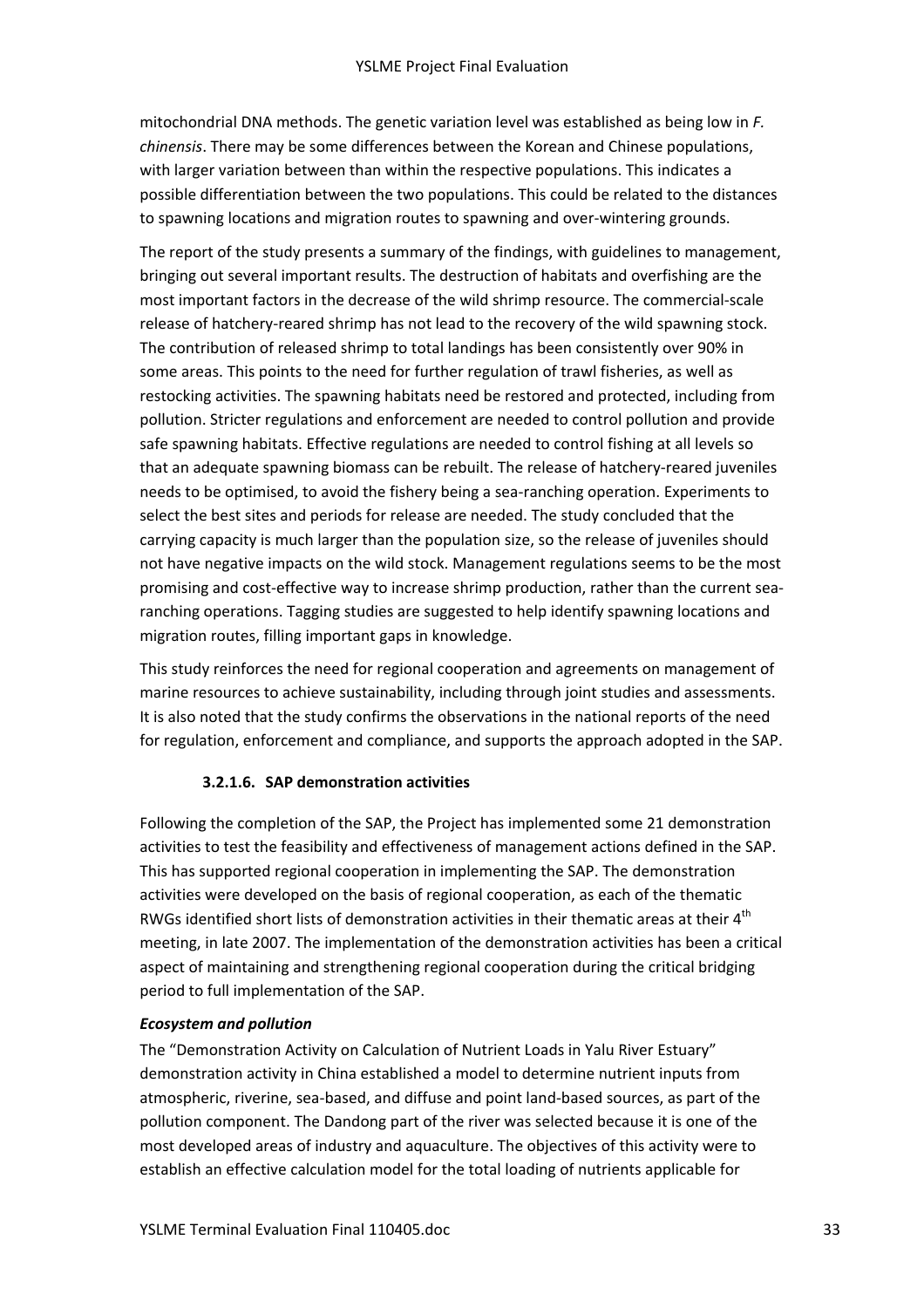mitochondrial DNA methods. The genetic variation level was established as being low in *F. chinensis*. There may be some differences between the Korean and Chinese populations, with larger variation between than within the respective populations. This indicates a possible differentiation between the two populations. This could be related to the distances to spawning locations and migration routes to spawning and over-wintering grounds.

The report of the study presents a summary of the findings, with guidelines to management, bringing out several important results. The destruction of habitats and overfishing are the most important factors in the decrease of the wild shrimp resource. The commercial-scale release of hatchery-reared shrimp has not lead to the recovery of the wild spawning stock. The contribution of released shrimp to total landings has been consistently over 90% in some areas. This points to the need for further regulation of trawl fisheries, as well as restocking activities. The spawning habitats need be restored and protected, including from pollution. Stricter regulations and enforcement are needed to control pollution and provide safe spawning habitats. Effective regulations are needed to control fishing at all levels so that an adequate spawning biomass can be rebuilt. The release of hatchery-reared juveniles needs to be optimised, to avoid the fishery being a sea-ranching operation. Experiments to select the best sites and periods for release are needed. The study concluded that the carrying capacity is much larger than the population size, so the release of juveniles should not have negative impacts on the wild stock. Management regulations seems to be the most promising and cost-effective way to increase shrimp production, rather than the current sea-ranching operations. Tagging studies are suggested to help identify spawning locations and migration routes, filling important gaps in knowledge.

This study reinforces the need for regional cooperation and agreements on management of marine resources to achieve sustainability, including through joint studies and assessments. It is also noted that the study confirms the observations in the national reports of the need for regulation, enforcement and compliance, and supports the approach adopted in the SAP.

#### 3.2.1.6. SAP demonstration activities

Following the completion of the SAP, the Project has implemented some 21 demonstration activities to test the feasibility and effectiveness of management actions defined in the SAP. This has supported regional cooperation in implementing the SAP. The demonstration activities were developed on the basis of regional cooperation, as each of the thematic RWGs identified short lists of demonstration activities in their thematic areas at their 4th meeting, in late 2007. The implementation of the demonstration activities has been a critical aspect of maintaining and strengthening regional cooperation during the critical bridging period to full implementation of the SAP.

***Ecosystem and pollution***

The "Demonstration Activity on Calculation of Nutrient Loads in Yalu River Estuary" demonstration activity in China established a model to determine nutrient inputs from atmospheric, riverine, sea-based, and diffuse and point land-based sources, as part of the pollution component. The Dandong part of the river was selected because it is one of the most developed areas of industry and aquaculture. The objectives of this activity were to establish an effective calculation model for the total loading of nutrients applicable for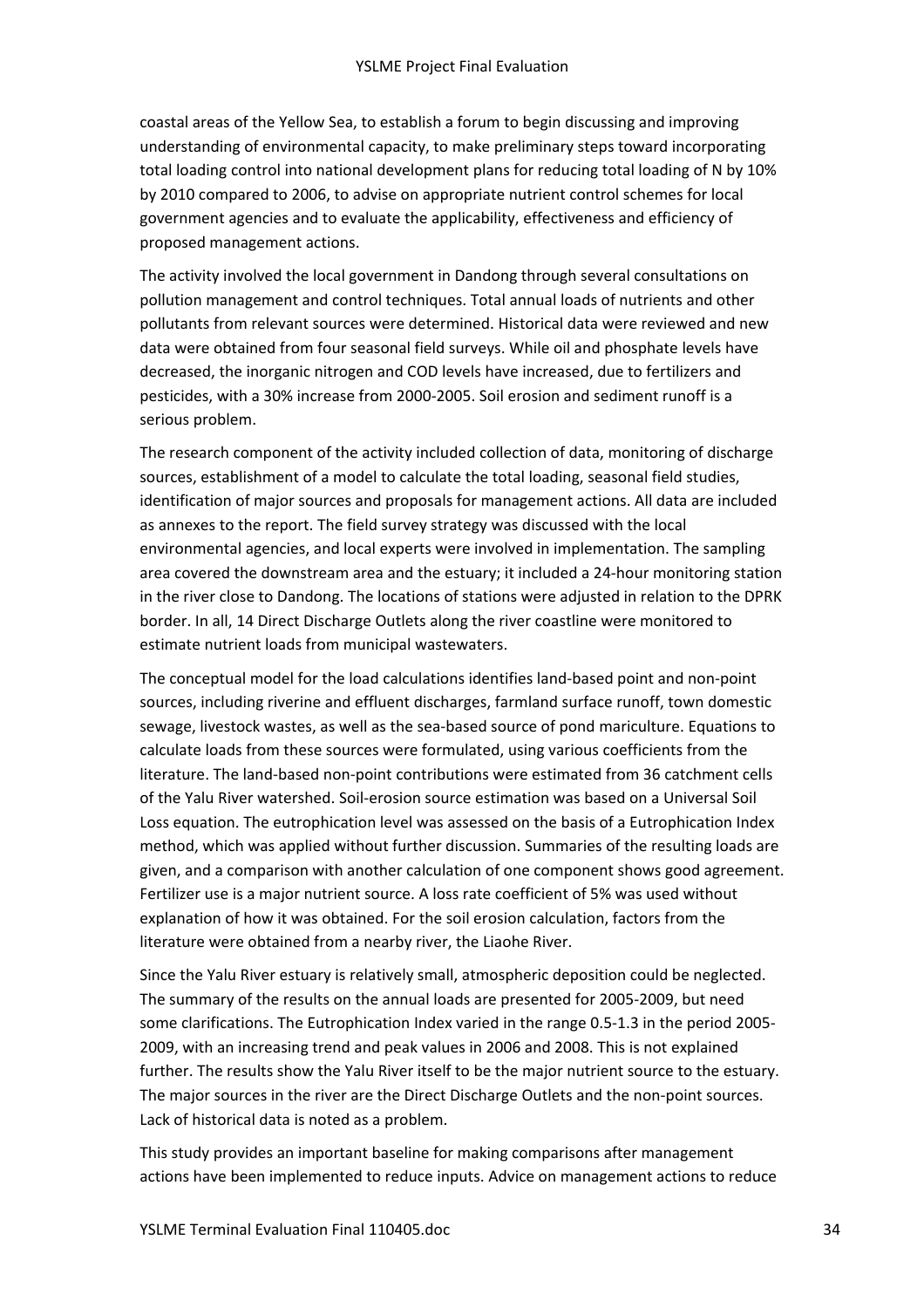coastal areas of the Yellow Sea, to establish a forum to begin discussing and improving understanding of environmental capacity, to make preliminary steps toward incorporating total loading control into national development plans for reducing total loading of N by 10% by 2010 compared to 2006, to advise on appropriate nutrient control schemes for local government agencies and to evaluate the applicability, effectiveness and efficiency of proposed management actions.

The activity involved the local government in Dandong through several consultations on pollution management and control techniques. Total annual loads of nutrients and other pollutants from relevant sources were determined. Historical data were reviewed and new data were obtained from four seasonal field surveys. While oil and phosphate levels have decreased, the inorganic nitrogen and COD levels have increased, due to fertilizers and pesticides, with a 30% increase from 2000-2005. Soil erosion and sediment runoff is a serious problem.

The research component of the activity included collection of data, monitoring of discharge sources, establishment of a model to calculate the total loading, seasonal field studies, identification of major sources and proposals for management actions. All data are included as annexes to the report. The field survey strategy was discussed with the local environmental agencies, and local experts were involved in implementation. The sampling area covered the downstream area and the estuary; it included a 24-hour monitoring station in the river close to Dandong. The locations of stations were adjusted in relation to the DPRK border. In all, 14 Direct Discharge Outlets along the river coastline were monitored to estimate nutrient loads from municipal wastewaters.

The conceptual model for the load calculations identifies land-based point and non-point sources, including riverine and effluent discharges, farmland surface runoff, town domestic sewage, livestock wastes, as well as the sea-based source of pond mariculture. Equations to calculate loads from these sources were formulated, using various coefficients from the literature. The land-based non-point contributions were estimated from 36 catchment cells of the Yalu River watershed. Soil-erosion source estimation was based on a Universal Soil Loss equation. The eutrophication level was assessed on the basis of a Eutrophication Index method, which was applied without further discussion. Summaries of the resulting loads are given, and a comparison with another calculation of one component shows good agreement. Fertilizer use is a major nutrient source. A loss rate coefficient of 5% was used without explanation of how it was obtained. For the soil erosion calculation, factors from the literature were obtained from a nearby river, the Liaohe River.

Since the Yalu River estuary is relatively small, atmospheric deposition could be neglected. The summary of the results on the annual loads are presented for 2005-2009, but need some clarifications. The Eutrophication Index varied in the range 0.5-1.3 in the period 2005-2009, with an increasing trend and peak values in 2006 and 2008. This is not explained further. The results show the Yalu River itself to be the major nutrient source to the estuary. The major sources in the river are the Direct Discharge Outlets and the non-point sources. Lack of historical data is noted as a problem.

This study provides an important baseline for making comparisons after management actions have been implemented to reduce inputs. Advice on management actions to reduce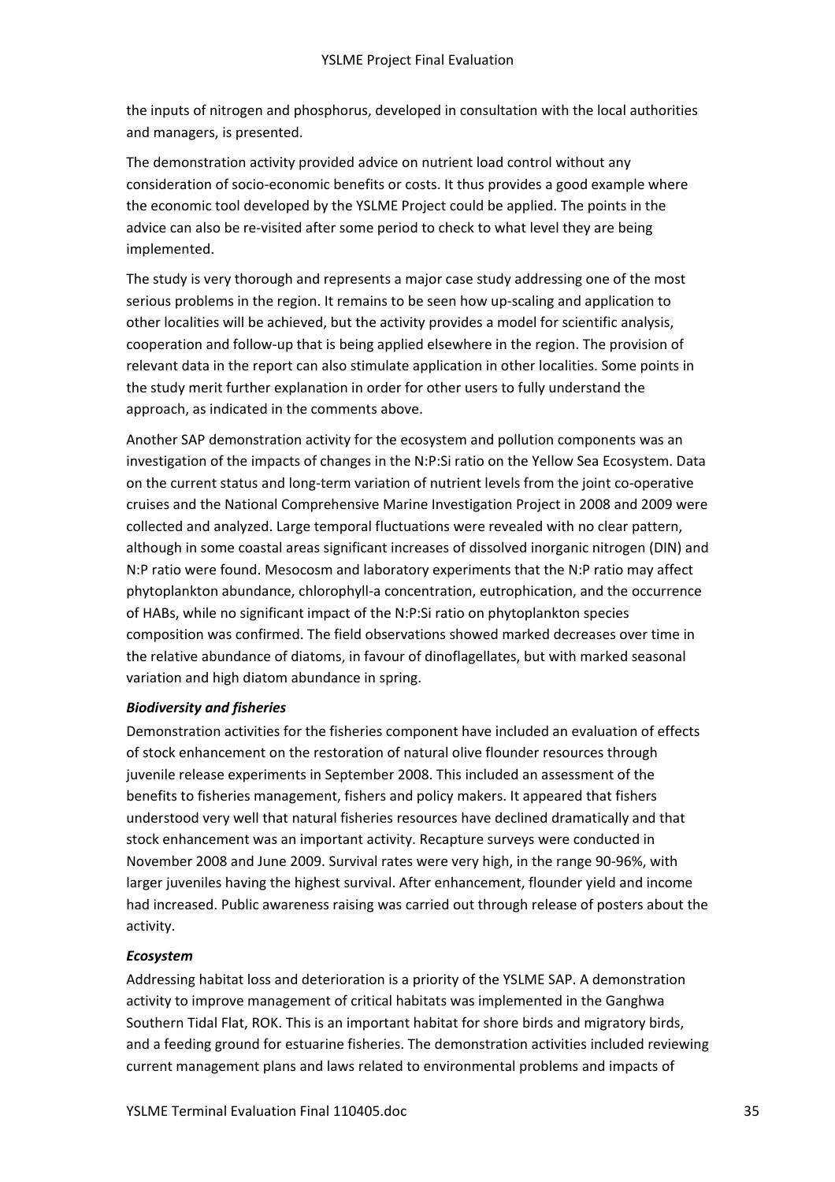the inputs of nitrogen and phosphorus, developed in consultation with the local authorities and managers, is presented.

The demonstration activity provided advice on nutrient load control without any consideration of socio-economic benefits or costs. It thus provides a good example where the economic tool developed by the YSLME Project could be applied. The points in the advice can also be re-visited after some period to check to what level they are being implemented.

The study is very thorough and represents a major case study addressing one of the most serious problems in the region. It remains to be seen how up-scaling and application to other localities will be achieved, but the activity provides a model for scientific analysis, cooperation and follow-up that is being applied elsewhere in the region. The provision of relevant data in the report can also stimulate application in other localities. Some points in the study merit further explanation in order for other users to fully understand the approach, as indicated in the comments above.

Another SAP demonstration activity for the ecosystem and pollution components was an investigation of the impacts of changes in the N:P:Si ratio on the Yellow Sea Ecosystem. Data on the current status and long-term variation of nutrient levels from the joint co-operative cruises and the National Comprehensive Marine Investigation Project in 2008 and 2009 were collected and analyzed. Large temporal fluctuations were revealed with no clear pattern, although in some coastal areas significant increases of dissolved inorganic nitrogen (DIN) and N:P ratio were found. Mesocosm and laboratory experiments that the N:P ratio may affect phytoplankton abundance, chlorophyll-a concentration, eutrophication, and the occurrence of HABs, while no significant impact of the N:P:Si ratio on phytoplankton species composition was confirmed. The field observations showed marked decreases over time in the relative abundance of diatoms, in favour of dinoflagellates, but with marked seasonal variation and high diatom abundance in spring.

***Biodiversity and fisheries***

Demonstration activities for the fisheries component have included an evaluation of effects of stock enhancement on the restoration of natural olive flounder resources through juvenile release experiments in September 2008. This included an assessment of the benefits to fisheries management, fishers and policy makers. It appeared that fishers understood very well that natural fisheries resources have declined dramatically and that stock enhancement was an important activity. Recapture surveys were conducted in November 2008 and June 2009. Survival rates were very high, in the range 90-96%, with larger juveniles having the highest survival. After enhancement, flounder yield and income had increased. Public awareness raising was carried out through release of posters about the activity.

***Ecosystem***

Addressing habitat loss and deterioration is a priority of the YSLME SAP. A demonstration activity to improve management of critical habitats was implemented in the Ganghwa Southern Tidal Flat, ROK. This is an important habitat for shore birds and migratory birds, and a feeding ground for estuarine fisheries. The demonstration activities included reviewing current management plans and laws related to environmental problems and impacts of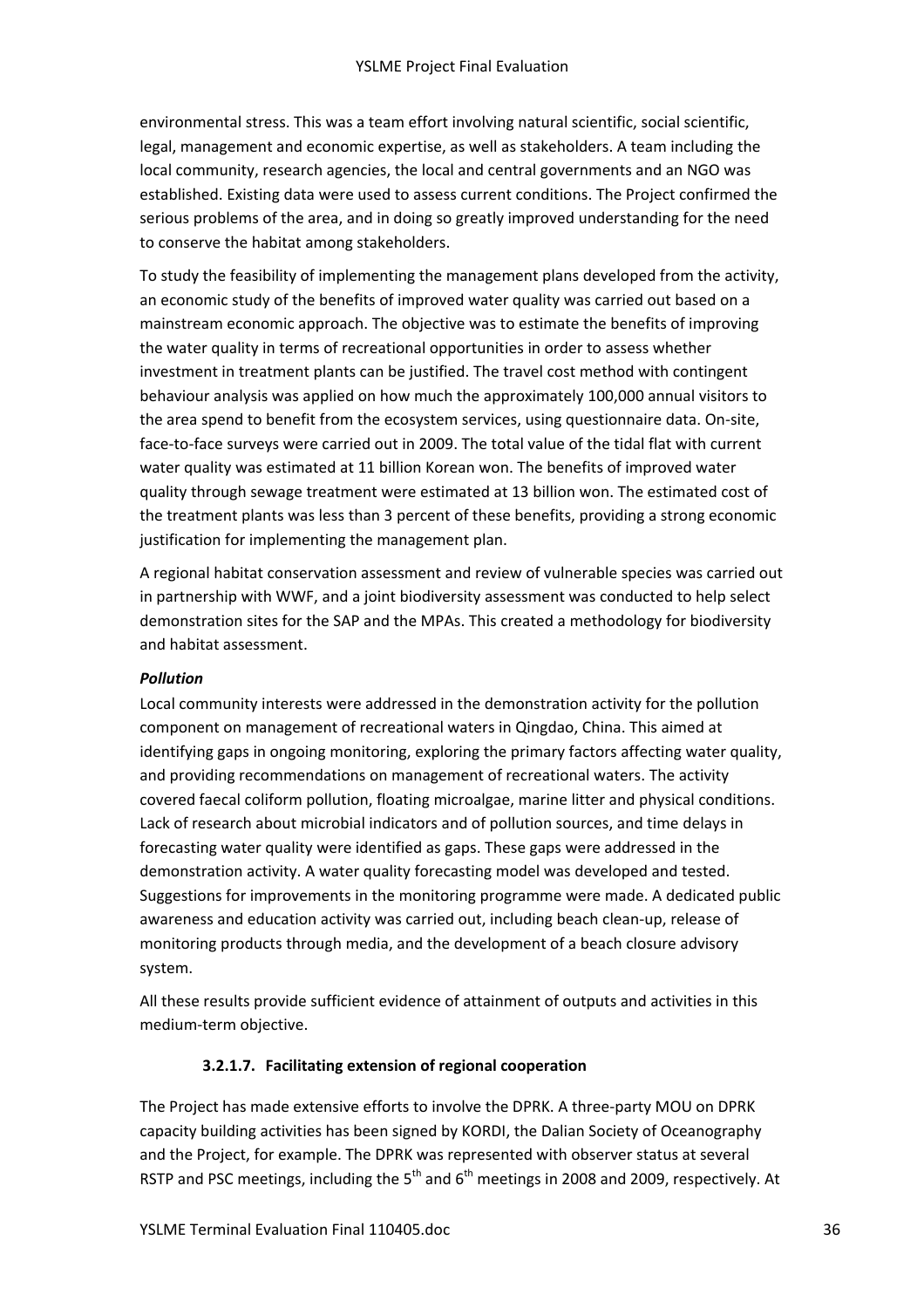environmental stress. This was a team effort involving natural scientific, social scientific, legal, management and economic expertise, as well as stakeholders. A team including the local community, research agencies, the local and central governments and an NGO was established. Existing data were used to assess current conditions. The Project confirmed the serious problems of the area, and in doing so greatly improved understanding for the need to conserve the habitat among stakeholders.

To study the feasibility of implementing the management plans developed from the activity, an economic study of the benefits of improved water quality was carried out based on a mainstream economic approach. The objective was to estimate the benefits of improving the water quality in terms of recreational opportunities in order to assess whether investment in treatment plants can be justified. The travel cost method with contingent behaviour analysis was applied on how much the approximately 100,000 annual visitors to the area spend to benefit from the ecosystem services, using questionnaire data. On-site, face-to-face surveys were carried out in 2009. The total value of the tidal flat with current water quality was estimated at 11 billion Korean won. The benefits of improved water quality through sewage treatment were estimated at 13 billion won. The estimated cost of the treatment plants was less than 3 percent of these benefits, providing a strong economic justification for implementing the management plan.

A regional habitat conservation assessment and review of vulnerable species was carried out in partnership with WWF, and a joint biodiversity assessment was conducted to help select demonstration sites for the SAP and the MPAs. This created a methodology for biodiversity and habitat assessment.

***Pollution***

Local community interests were addressed in the demonstration activity for the pollution component on management of recreational waters in Qingdao, China. This aimed at identifying gaps in ongoing monitoring, exploring the primary factors affecting water quality, and providing recommendations on management of recreational waters. The activity covered faecal coliform pollution, floating microalgae, marine litter and physical conditions. Lack of research about microbial indicators and of pollution sources, and time delays in forecasting water quality were identified as gaps. These gaps were addressed in the demonstration activity. A water quality forecasting model was developed and tested. Suggestions for improvements in the monitoring programme were made. A dedicated public awareness and education activity was carried out, including beach clean-up, release of monitoring products through media, and the development of a beach closure advisory system.

All these results provide sufficient evidence of attainment of outputs and activities in this medium-term objective.

#### 3.2.1.7. Facilitating extension of regional cooperation

The Project has made extensive efforts to involve the DPRK. A three-party MOU on DPRK capacity building activities has been signed by KORDI, the Dalian Society of Oceanography and the Project, for example. The DPRK was represented with observer status at several RSTP and PSC meetings, including the 5th and 6th meetings in 2008 and 2009, respectively. At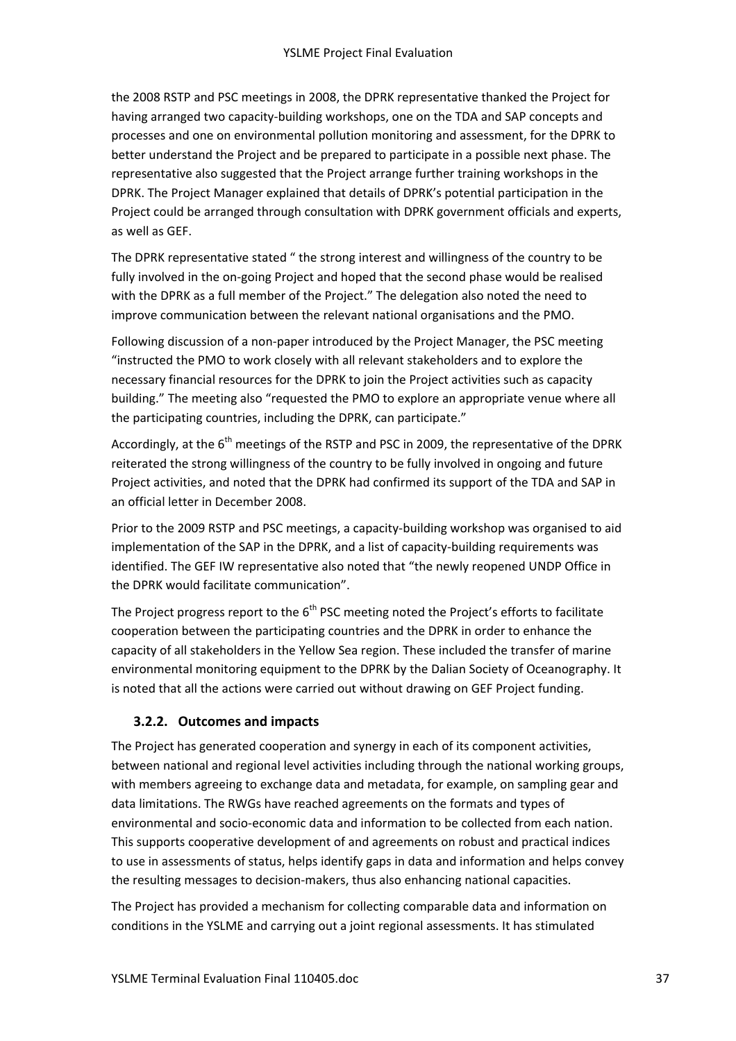the 2008 RSTP and PSC meetings in 2008, the DPRK representative thanked the Project for having arranged two capacity-building workshops, one on the TDA and SAP concepts and processes and one on environmental pollution monitoring and assessment, for the DPRK to better understand the Project and be prepared to participate in a possible next phase. The representative also suggested that the Project arrange further training workshops in the DPRK. The Project Manager explained that details of DPRK's potential participation in the Project could be arranged through consultation with DPRK government officials and experts, as well as GEF.

The DPRK representative stated " the strong interest and willingness of the country to be fully involved in the on-going Project and hoped that the second phase would be realised with the DPRK as a full member of the Project." The delegation also noted the need to improve communication between the relevant national organisations and the PMO.

Following discussion of a non-paper introduced by the Project Manager, the PSC meeting "instructed the PMO to work closely with all relevant stakeholders and to explore the necessary financial resources for the DPRK to join the Project activities such as capacity building." The meeting also "requested the PMO to explore an appropriate venue where all the participating countries, including the DPRK, can participate."

Accordingly, at the 6th meetings of the RSTP and PSC in 2009, the representative of the DPRK reiterated the strong willingness of the country to be fully involved in ongoing and future Project activities, and noted that the DPRK had confirmed its support of the TDA and SAP in an official letter in December 2008.

Prior to the 2009 RSTP and PSC meetings, a capacity-building workshop was organised to aid implementation of the SAP in the DPRK, and a list of capacity-building requirements was identified. The GEF IW representative also noted that "the newly reopened UNDP Office in the DPRK would facilitate communication".

The Project progress report to the 6th PSC meeting noted the Project's efforts to facilitate cooperation between the participating countries and the DPRK in order to enhance the capacity of all stakeholders in the Yellow Sea region. These included the transfer of marine environmental monitoring equipment to the DPRK by the Dalian Society of Oceanography. It is noted that all the actions were carried out without drawing on GEF Project funding.

### 3.2.2. Outcomes and impacts

The Project has generated cooperation and synergy in each of its component activities, between national and regional level activities including through the national working groups, with members agreeing to exchange data and metadata, for example, on sampling gear and data limitations. The RWGs have reached agreements on the formats and types of environmental and socio-economic data and information to be collected from each nation. This supports cooperative development of and agreements on robust and practical indices to use in assessments of status, helps identify gaps in data and information and helps convey the resulting messages to decision-makers, thus also enhancing national capacities.

The Project has provided a mechanism for collecting comparable data and information on conditions in the YSLME and carrying out a joint regional assessments. It has stimulated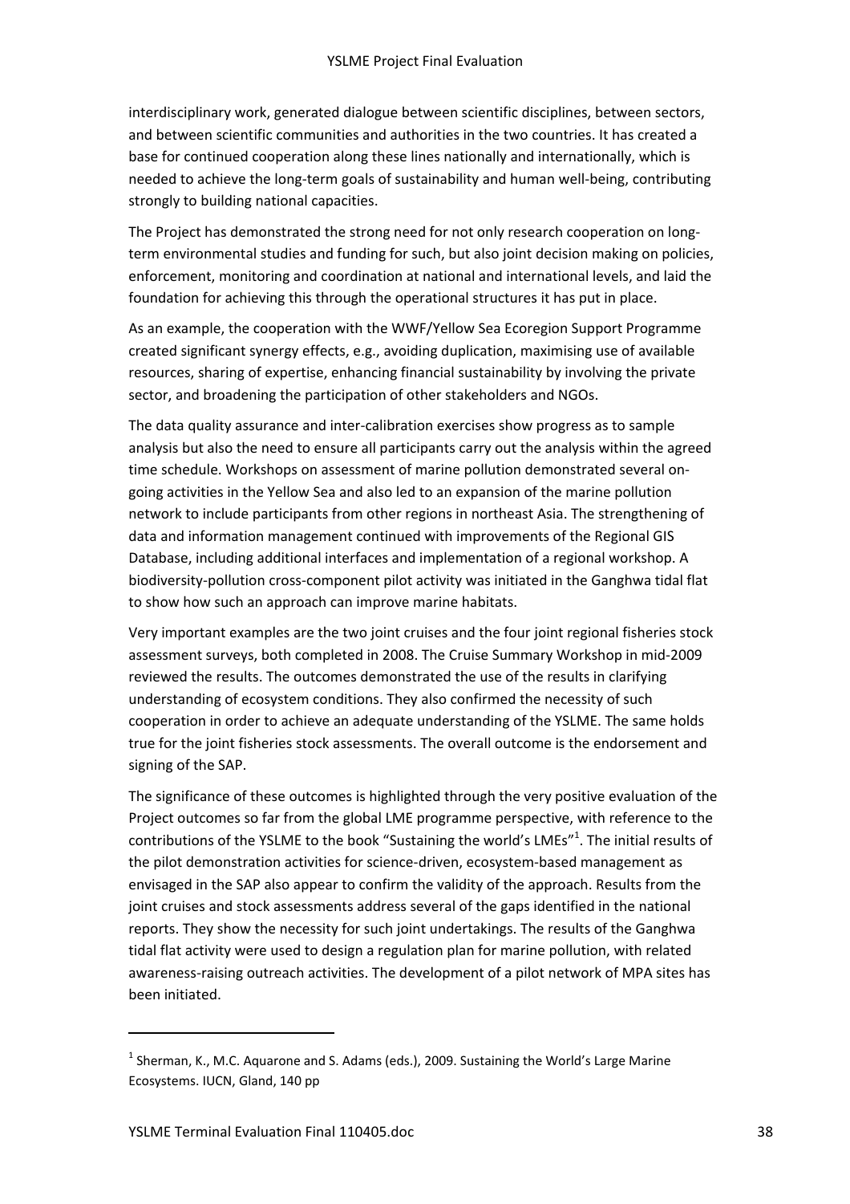interdisciplinary work, generated dialogue between scientific disciplines, between sectors, and between scientific communities and authorities in the two countries. It has created a base for continued cooperation along these lines nationally and internationally, which is needed to achieve the long-term goals of sustainability and human well-being, contributing strongly to building national capacities.

The Project has demonstrated the strong need for not only research cooperation on long-term environmental studies and funding for such, but also joint decision making on policies, enforcement, monitoring and coordination at national and international levels, and laid the foundation for achieving this through the operational structures it has put in place.

As an example, the cooperation with the WWF/Yellow Sea Ecoregion Support Programme created significant synergy effects, e.g., avoiding duplication, maximising use of available resources, sharing of expertise, enhancing financial sustainability by involving the private sector, and broadening the participation of other stakeholders and NGOs.

The data quality assurance and inter-calibration exercises show progress as to sample analysis but also the need to ensure all participants carry out the analysis within the agreed time schedule. Workshops on assessment of marine pollution demonstrated several on-going activities in the Yellow Sea and also led to an expansion of the marine pollution network to include participants from other regions in northeast Asia. The strengthening of data and information management continued with improvements of the Regional GIS Database, including additional interfaces and implementation of a regional workshop. A biodiversity-pollution cross-component pilot activity was initiated in the Ganghwa tidal flat to show how such an approach can improve marine habitats.

Very important examples are the two joint cruises and the four joint regional fisheries stock assessment surveys, both completed in 2008. The Cruise Summary Workshop in mid-2009 reviewed the results. The outcomes demonstrated the use of the results in clarifying understanding of ecosystem conditions. They also confirmed the necessity of such cooperation in order to achieve an adequate understanding of the YSLME. The same holds true for the joint fisheries stock assessments. The overall outcome is the endorsement and signing of the SAP.

The significance of these outcomes is highlighted through the very positive evaluation of the Project outcomes so far from the global LME programme perspective, with reference to the contributions of the YSLME to the book "Sustaining the world's LMEs"[1]. The initial results of the pilot demonstration activities for science-driven, ecosystem-based management as envisaged in the SAP also appear to confirm the validity of the approach. Results from the joint cruises and stock assessments address several of the gaps identified in the national reports. They show the necessity for such joint undertakings. The results of the Ganghwa tidal flat activity were used to design a regulation plan for marine pollution, with related awareness-raising outreach activities. The development of a pilot network of MPA sites has been initiated.

---

[1] Sherman, K., M.C. Aquarone and S. Adams (eds.), 2009. Sustaining the World's Large Marine Ecosystems. IUCN, Gland, 140 pp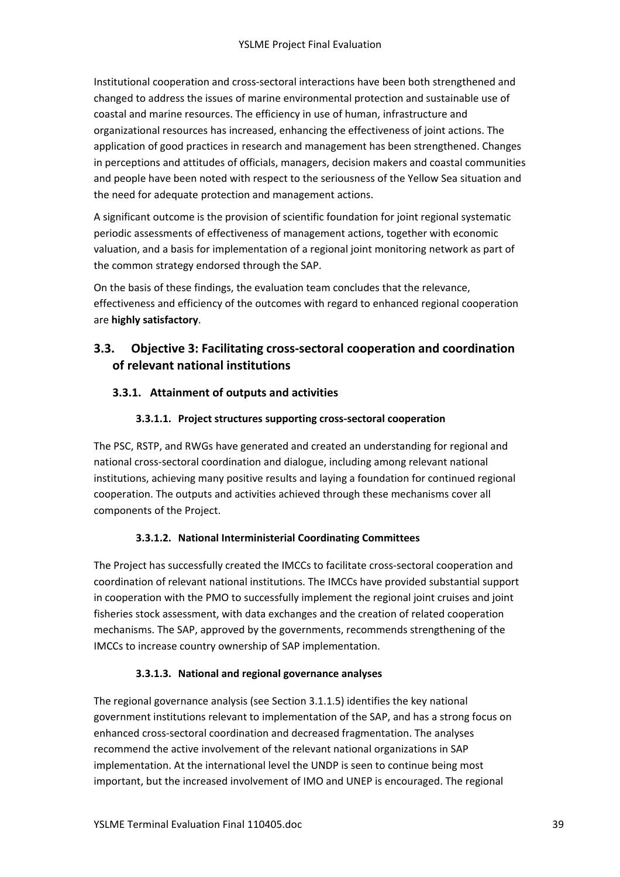Institutional cooperation and cross-sectoral interactions have been both strengthened and changed to address the issues of marine environmental protection and sustainable use of coastal and marine resources. The efficiency in use of human, infrastructure and organizational resources has increased, enhancing the effectiveness of joint actions. The application of good practices in research and management has been strengthened. Changes in perceptions and attitudes of officials, managers, decision makers and coastal communities and people have been noted with respect to the seriousness of the Yellow Sea situation and the need for adequate protection and management actions.

A significant outcome is the provision of scientific foundation for joint regional systematic periodic assessments of effectiveness of management actions, together with economic valuation, and a basis for implementation of a regional joint monitoring network as part of the common strategy endorsed through the SAP.

On the basis of these findings, the evaluation team concludes that the relevance, effectiveness and efficiency of the outcomes with regard to enhanced regional cooperation are **highly satisfactory**.

## 3.3. Objective 3: Facilitating cross-sectoral cooperation and coordination of relevant national institutions

### 3.3.1. Attainment of outputs and activities

#### 3.3.1.1. Project structures supporting cross-sectoral cooperation

The PSC, RSTP, and RWGs have generated and created an understanding for regional and national cross-sectoral coordination and dialogue, including among relevant national institutions, achieving many positive results and laying a foundation for continued regional cooperation. The outputs and activities achieved through these mechanisms cover all components of the Project.

#### 3.3.1.2. National Interministerial Coordinating Committees

The Project has successfully created the IMCCs to facilitate cross-sectoral cooperation and coordination of relevant national institutions. The IMCCs have provided substantial support in cooperation with the PMO to successfully implement the regional joint cruises and joint fisheries stock assessment, with data exchanges and the creation of related cooperation mechanisms. The SAP, approved by the governments, recommends strengthening of the IMCCs to increase country ownership of SAP implementation.

#### 3.3.1.3. National and regional governance analyses

The regional governance analysis (see Section 3.1.1.5) identifies the key national government institutions relevant to implementation of the SAP, and has a strong focus on enhanced cross-sectoral coordination and decreased fragmentation. The analyses recommend the active involvement of the relevant national organizations in SAP implementation. At the international level the UNDP is seen to continue being most important, but the increased involvement of IMO and UNEP is encouraged. The regional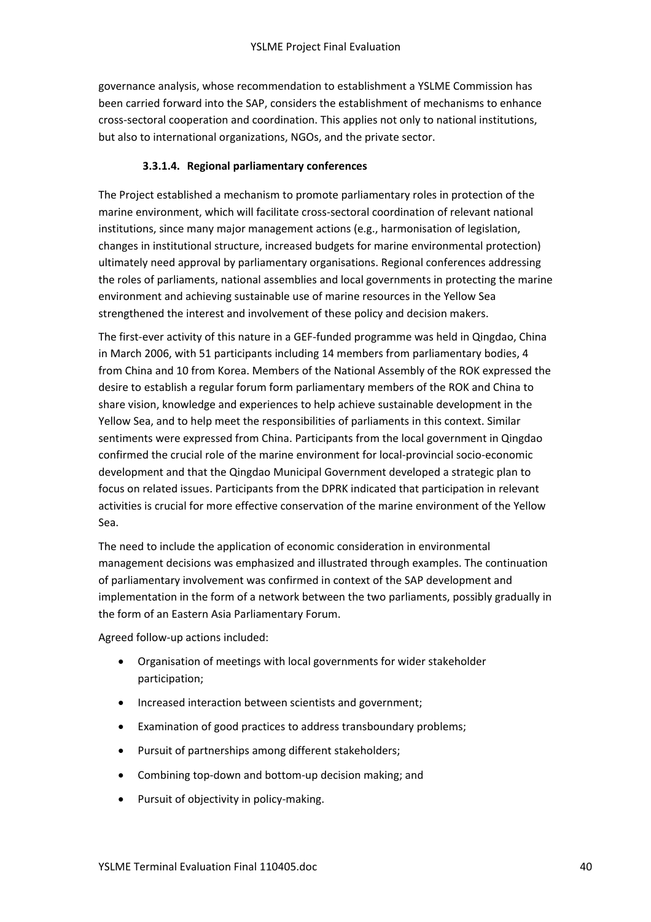governance analysis, whose recommendation to establishment a YSLME Commission has been carried forward into the SAP, considers the establishment of mechanisms to enhance cross-sectoral cooperation and coordination. This applies not only to national institutions, but also to international organizations, NGOs, and the private sector.

#### 3.3.1.4. Regional parliamentary conferences

The Project established a mechanism to promote parliamentary roles in protection of the marine environment, which will facilitate cross-sectoral coordination of relevant national institutions, since many major management actions (e.g., harmonisation of legislation, changes in institutional structure, increased budgets for marine environmental protection) ultimately need approval by parliamentary organisations. Regional conferences addressing the roles of parliaments, national assemblies and local governments in protecting the marine environment and achieving sustainable use of marine resources in the Yellow Sea strengthened the interest and involvement of these policy and decision makers.

The first-ever activity of this nature in a GEF-funded programme was held in Qingdao, China in March 2006, with 51 participants including 14 members from parliamentary bodies, 4 from China and 10 from Korea. Members of the National Assembly of the ROK expressed the desire to establish a regular forum form parliamentary members of the ROK and China to share vision, knowledge and experiences to help achieve sustainable development in the Yellow Sea, and to help meet the responsibilities of parliaments in this context. Similar sentiments were expressed from China. Participants from the local government in Qingdao confirmed the crucial role of the marine environment for local-provincial socio-economic development and that the Qingdao Municipal Government developed a strategic plan to focus on related issues. Participants from the DPRK indicated that participation in relevant activities is crucial for more effective conservation of the marine environment of the Yellow Sea.

The need to include the application of economic consideration in environmental management decisions was emphasized and illustrated through examples. The continuation of parliamentary involvement was confirmed in context of the SAP development and implementation in the form of a network between the two parliaments, possibly gradually in the form of an Eastern Asia Parliamentary Forum.

Agreed follow-up actions included:

- Organisation of meetings with local governments for wider stakeholder participation;
- Increased interaction between scientists and government;
- Examination of good practices to address transboundary problems;
- Pursuit of partnerships among different stakeholders;
- Combining top-down and bottom-up decision making; and
- Pursuit of objectivity in policy-making.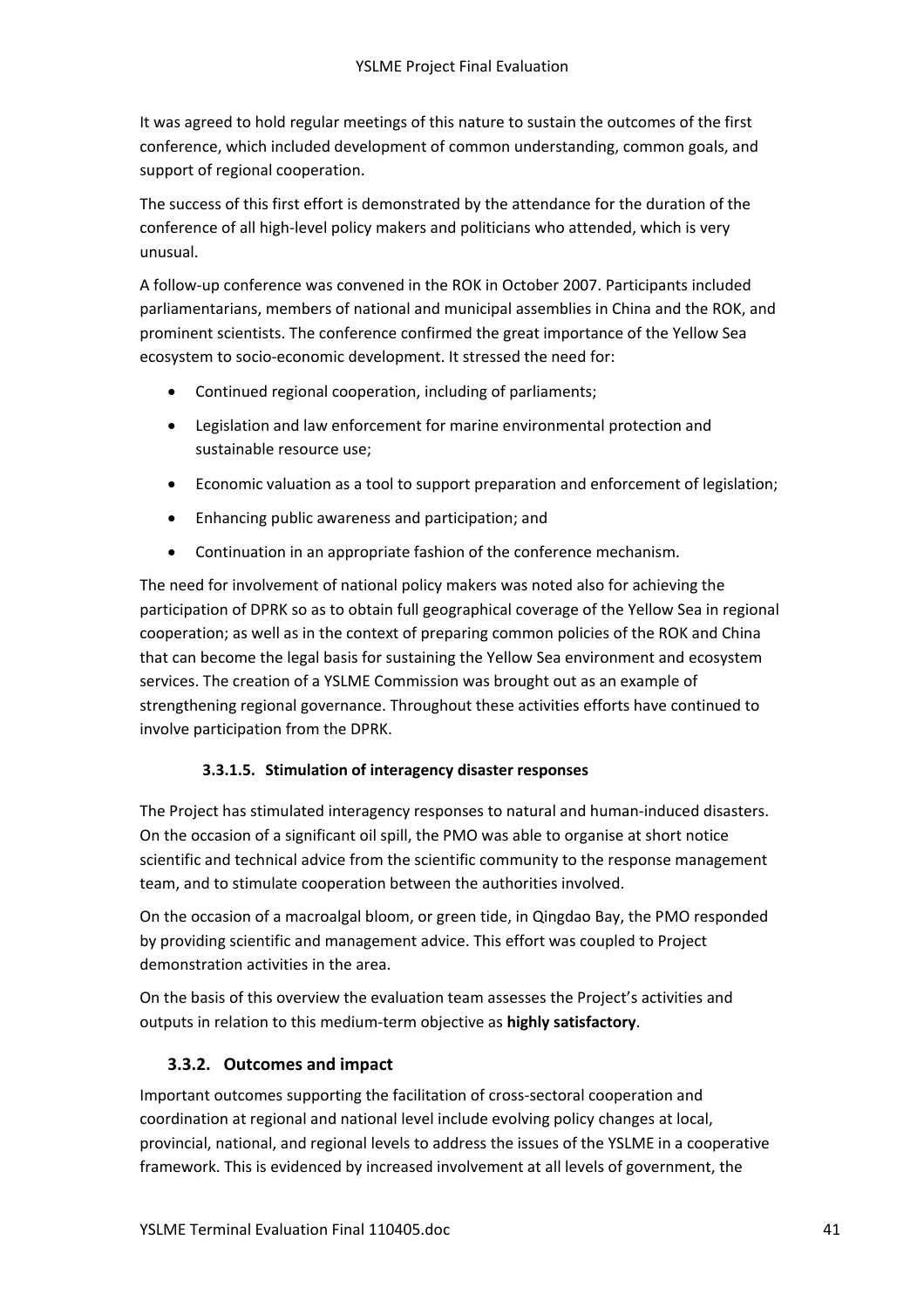It was agreed to hold regular meetings of this nature to sustain the outcomes of the first conference, which included development of common understanding, common goals, and support of regional cooperation.

The success of this first effort is demonstrated by the attendance for the duration of the conference of all high-level policy makers and politicians who attended, which is very unusual.

A follow-up conference was convened in the ROK in October 2007. Participants included parliamentarians, members of national and municipal assemblies in China and the ROK, and prominent scientists. The conference confirmed the great importance of the Yellow Sea ecosystem to socio-economic development. It stressed the need for:

- Continued regional cooperation, including of parliaments;
- Legislation and law enforcement for marine environmental protection and sustainable resource use;
- Economic valuation as a tool to support preparation and enforcement of legislation;
- Enhancing public awareness and participation; and
- Continuation in an appropriate fashion of the conference mechanism.

The need for involvement of national policy makers was noted also for achieving the participation of DPRK so as to obtain full geographical coverage of the Yellow Sea in regional cooperation; as well as in the context of preparing common policies of the ROK and China that can become the legal basis for sustaining the Yellow Sea environment and ecosystem services. The creation of a YSLME Commission was brought out as an example of strengthening regional governance. Throughout these activities efforts have continued to involve participation from the DPRK.

#### 3.3.1.5. Stimulation of interagency disaster responses

The Project has stimulated interagency responses to natural and human-induced disasters. On the occasion of a significant oil spill, the PMO was able to organise at short notice scientific and technical advice from the scientific community to the response management team, and to stimulate cooperation between the authorities involved.

On the occasion of a macroalgal bloom, or green tide, in Qingdao Bay, the PMO responded by providing scientific and management advice. This effort was coupled to Project demonstration activities in the area.

On the basis of this overview the evaluation team assesses the Project's activities and outputs in relation to this medium-term objective as **highly satisfactory**.

### 3.3.2. Outcomes and impact

Important outcomes supporting the facilitation of cross-sectoral cooperation and coordination at regional and national level include evolving policy changes at local, provincial, national, and regional levels to address the issues of the YSLME in a cooperative framework. This is evidenced by increased involvement at all levels of government, the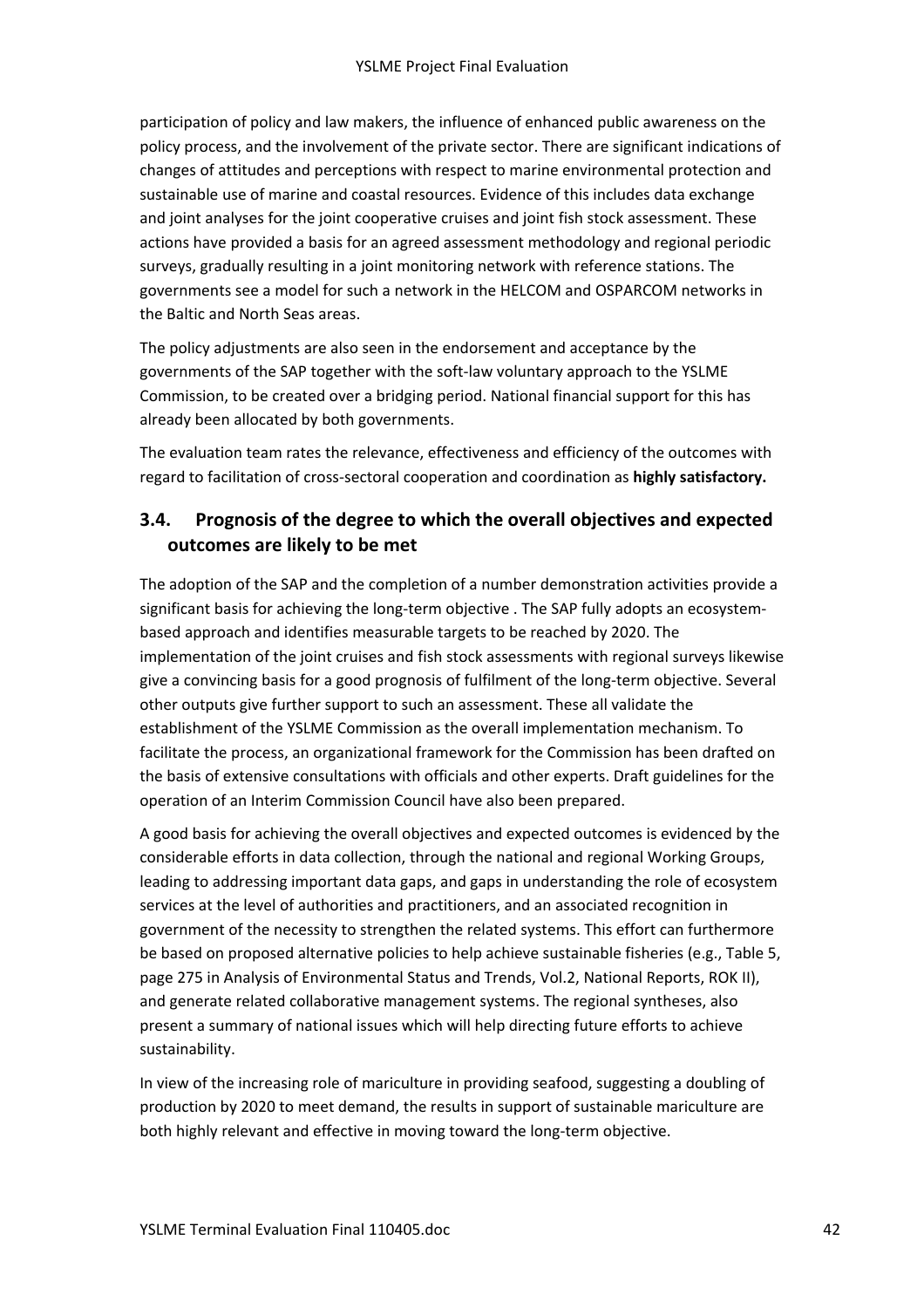participation of policy and law makers, the influence of enhanced public awareness on the policy process, and the involvement of the private sector. There are significant indications of changes of attitudes and perceptions with respect to marine environmental protection and sustainable use of marine and coastal resources. Evidence of this includes data exchange and joint analyses for the joint cooperative cruises and joint fish stock assessment. These actions have provided a basis for an agreed assessment methodology and regional periodic surveys, gradually resulting in a joint monitoring network with reference stations. The governments see a model for such a network in the HELCOM and OSPARCOM networks in the Baltic and North Seas areas.

The policy adjustments are also seen in the endorsement and acceptance by the governments of the SAP together with the soft-law voluntary approach to the YSLME Commission, to be created over a bridging period. National financial support for this has already been allocated by both governments.

The evaluation team rates the relevance, effectiveness and efficiency of the outcomes with regard to facilitation of cross-sectoral cooperation and coordination as **highly satisfactory.**

## 3.4. Prognosis of the degree to which the overall objectives and expected outcomes are likely to be met

The adoption of the SAP and the completion of a number demonstration activities provide a significant basis for achieving the long-term objective . The SAP fully adopts an ecosystem-based approach and identifies measurable targets to be reached by 2020. The implementation of the joint cruises and fish stock assessments with regional surveys likewise give a convincing basis for a good prognosis of fulfilment of the long-term objective. Several other outputs give further support to such an assessment. These all validate the establishment of the YSLME Commission as the overall implementation mechanism. To facilitate the process, an organizational framework for the Commission has been drafted on the basis of extensive consultations with officials and other experts. Draft guidelines for the operation of an Interim Commission Council have also been prepared.

A good basis for achieving the overall objectives and expected outcomes is evidenced by the considerable efforts in data collection, through the national and regional Working Groups, leading to addressing important data gaps, and gaps in understanding the role of ecosystem services at the level of authorities and practitioners, and an associated recognition in government of the necessity to strengthen the related systems. This effort can furthermore be based on proposed alternative policies to help achieve sustainable fisheries (e.g., Table 5, page 275 in Analysis of Environmental Status and Trends, Vol.2, National Reports, ROK II), and generate related collaborative management systems. The regional syntheses, also present a summary of national issues which will help directing future efforts to achieve sustainability.

In view of the increasing role of mariculture in providing seafood, suggesting a doubling of production by 2020 to meet demand, the results in support of sustainable mariculture are both highly relevant and effective in moving toward the long-term objective.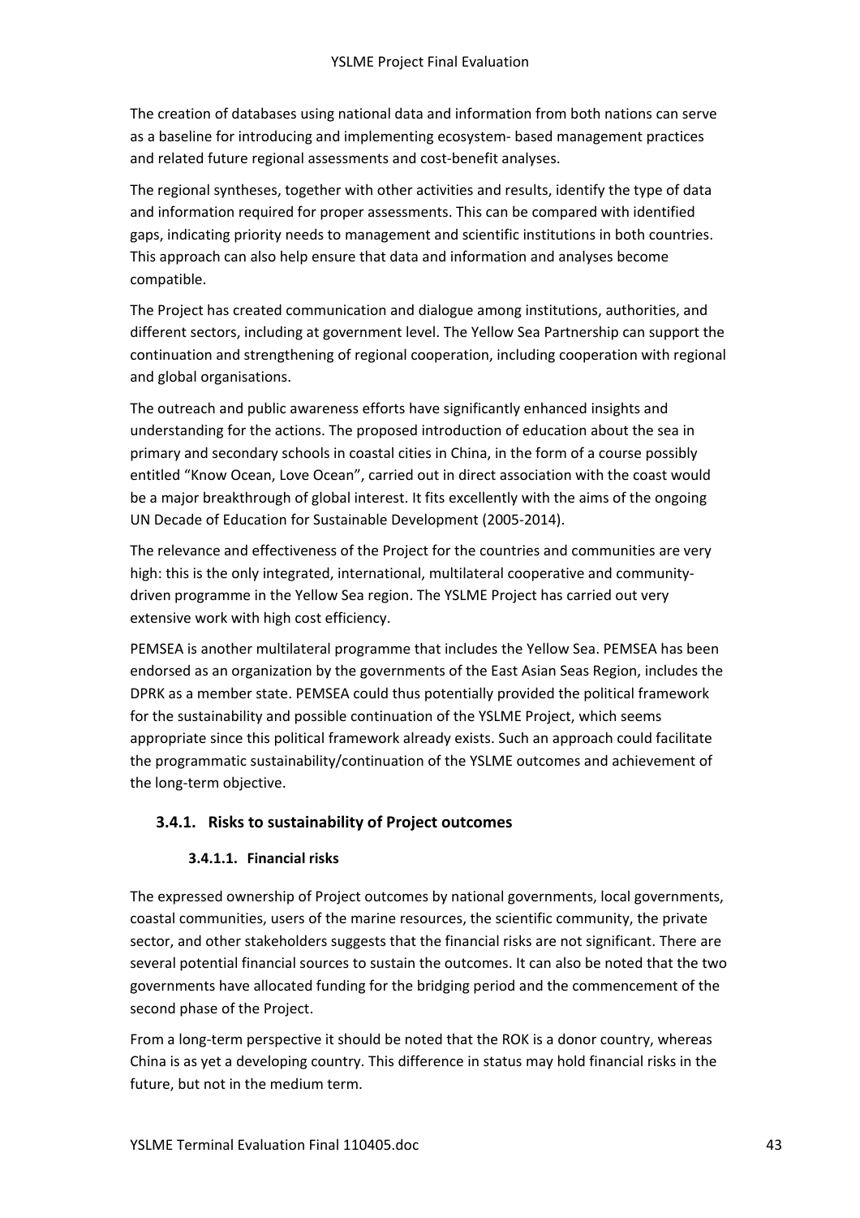The creation of databases using national data and information from both nations can serve as a baseline for introducing and implementing ecosystem- based management practices and related future regional assessments and cost-benefit analyses.

The regional syntheses, together with other activities and results, identify the type of data and information required for proper assessments. This can be compared with identified gaps, indicating priority needs to management and scientific institutions in both countries. This approach can also help ensure that data and information and analyses become compatible.

The Project has created communication and dialogue among institutions, authorities, and different sectors, including at government level. The Yellow Sea Partnership can support the continuation and strengthening of regional cooperation, including cooperation with regional and global organisations.

The outreach and public awareness efforts have significantly enhanced insights and understanding for the actions. The proposed introduction of education about the sea in primary and secondary schools in coastal cities in China, in the form of a course possibly entitled "Know Ocean, Love Ocean", carried out in direct association with the coast would be a major breakthrough of global interest. It fits excellently with the aims of the ongoing UN Decade of Education for Sustainable Development (2005-2014).

The relevance and effectiveness of the Project for the countries and communities are very high: this is the only integrated, international, multilateral cooperative and community-driven programme in the Yellow Sea region. The YSLME Project has carried out very extensive work with high cost efficiency.

PEMSEA is another multilateral programme that includes the Yellow Sea. PEMSEA has been endorsed as an organization by the governments of the East Asian Seas Region, includes the DPRK as a member state. PEMSEA could thus potentially provided the political framework for the sustainability and possible continuation of the YSLME Project, which seems appropriate since this political framework already exists. Such an approach could facilitate the programmatic sustainability/continuation of the YSLME outcomes and achievement of the long-term objective.

### 3.4.1. Risks to sustainability of Project outcomes

#### 3.4.1.1. Financial risks

The expressed ownership of Project outcomes by national governments, local governments, coastal communities, users of the marine resources, the scientific community, the private sector, and other stakeholders suggests that the financial risks are not significant. There are several potential financial sources to sustain the outcomes. It can also be noted that the two governments have allocated funding for the bridging period and the commencement of the second phase of the Project.

From a long-term perspective it should be noted that the ROK is a donor country, whereas China is as yet a developing country. This difference in status may hold financial risks in the future, but not in the medium term.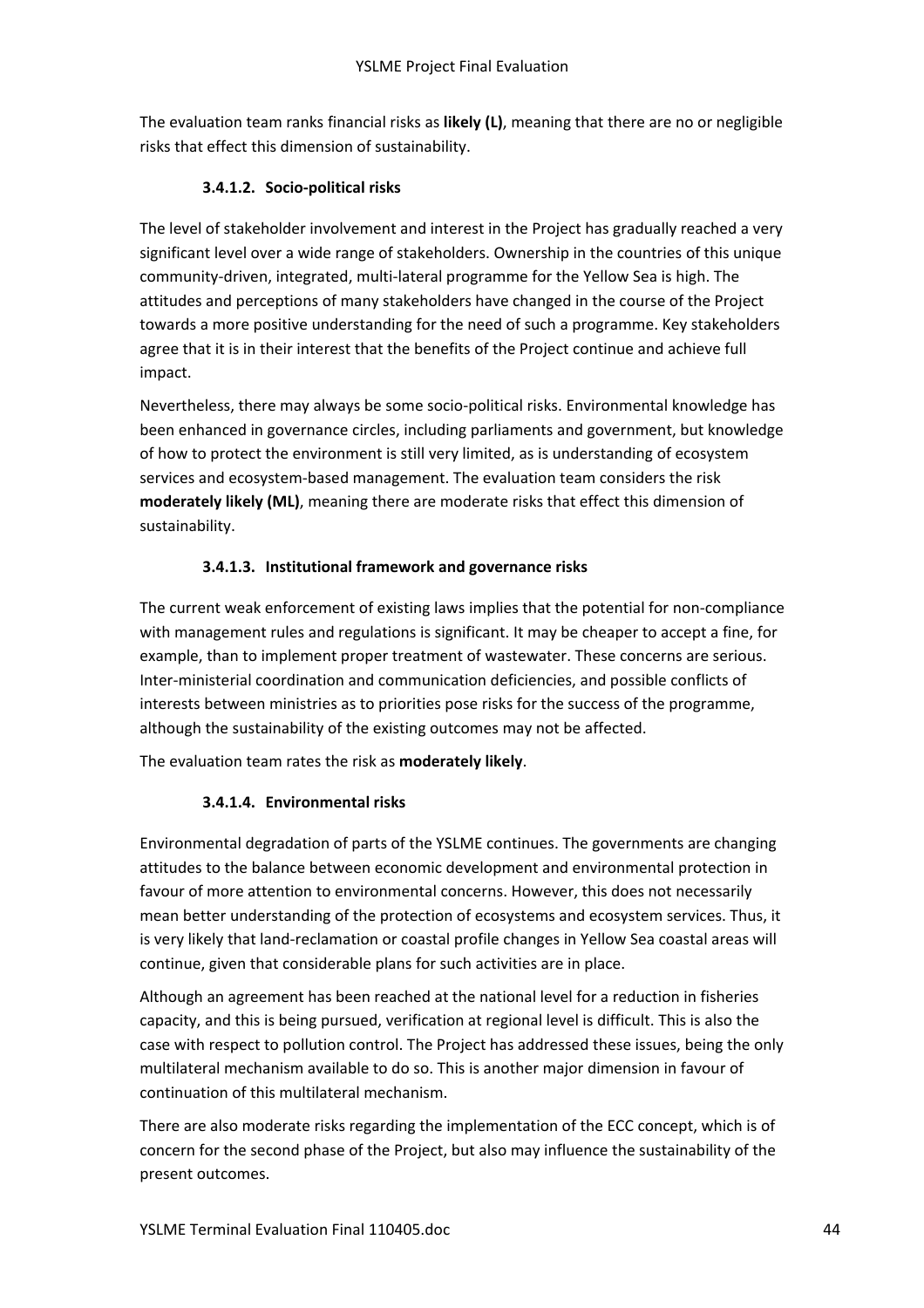The evaluation team ranks financial risks as **likely (L)**, meaning that there are no or negligible risks that effect this dimension of sustainability.

#### 3.4.1.2. Socio-political risks

The level of stakeholder involvement and interest in the Project has gradually reached a very significant level over a wide range of stakeholders. Ownership in the countries of this unique community-driven, integrated, multi-lateral programme for the Yellow Sea is high. The attitudes and perceptions of many stakeholders have changed in the course of the Project towards a more positive understanding for the need of such a programme. Key stakeholders agree that it is in their interest that the benefits of the Project continue and achieve full impact.

Nevertheless, there may always be some socio-political risks. Environmental knowledge has been enhanced in governance circles, including parliaments and government, but knowledge of how to protect the environment is still very limited, as is understanding of ecosystem services and ecosystem-based management. The evaluation team considers the risk **moderately likely (ML)**, meaning there are moderate risks that effect this dimension of sustainability.

#### 3.4.1.3. Institutional framework and governance risks

The current weak enforcement of existing laws implies that the potential for non-compliance with management rules and regulations is significant. It may be cheaper to accept a fine, for example, than to implement proper treatment of wastewater. These concerns are serious. Inter-ministerial coordination and communication deficiencies, and possible conflicts of interests between ministries as to priorities pose risks for the success of the programme, although the sustainability of the existing outcomes may not be affected.

The evaluation team rates the risk as **moderately likely**.

#### 3.4.1.4. Environmental risks

Environmental degradation of parts of the YSLME continues. The governments are changing attitudes to the balance between economic development and environmental protection in favour of more attention to environmental concerns. However, this does not necessarily mean better understanding of the protection of ecosystems and ecosystem services. Thus, it is very likely that land-reclamation or coastal profile changes in Yellow Sea coastal areas will continue, given that considerable plans for such activities are in place.

Although an agreement has been reached at the national level for a reduction in fisheries capacity, and this is being pursued, verification at regional level is difficult. This is also the case with respect to pollution control. The Project has addressed these issues, being the only multilateral mechanism available to do so. This is another major dimension in favour of continuation of this multilateral mechanism.

There are also moderate risks regarding the implementation of the ECC concept, which is of concern for the second phase of the Project, but also may influence the sustainability of the present outcomes.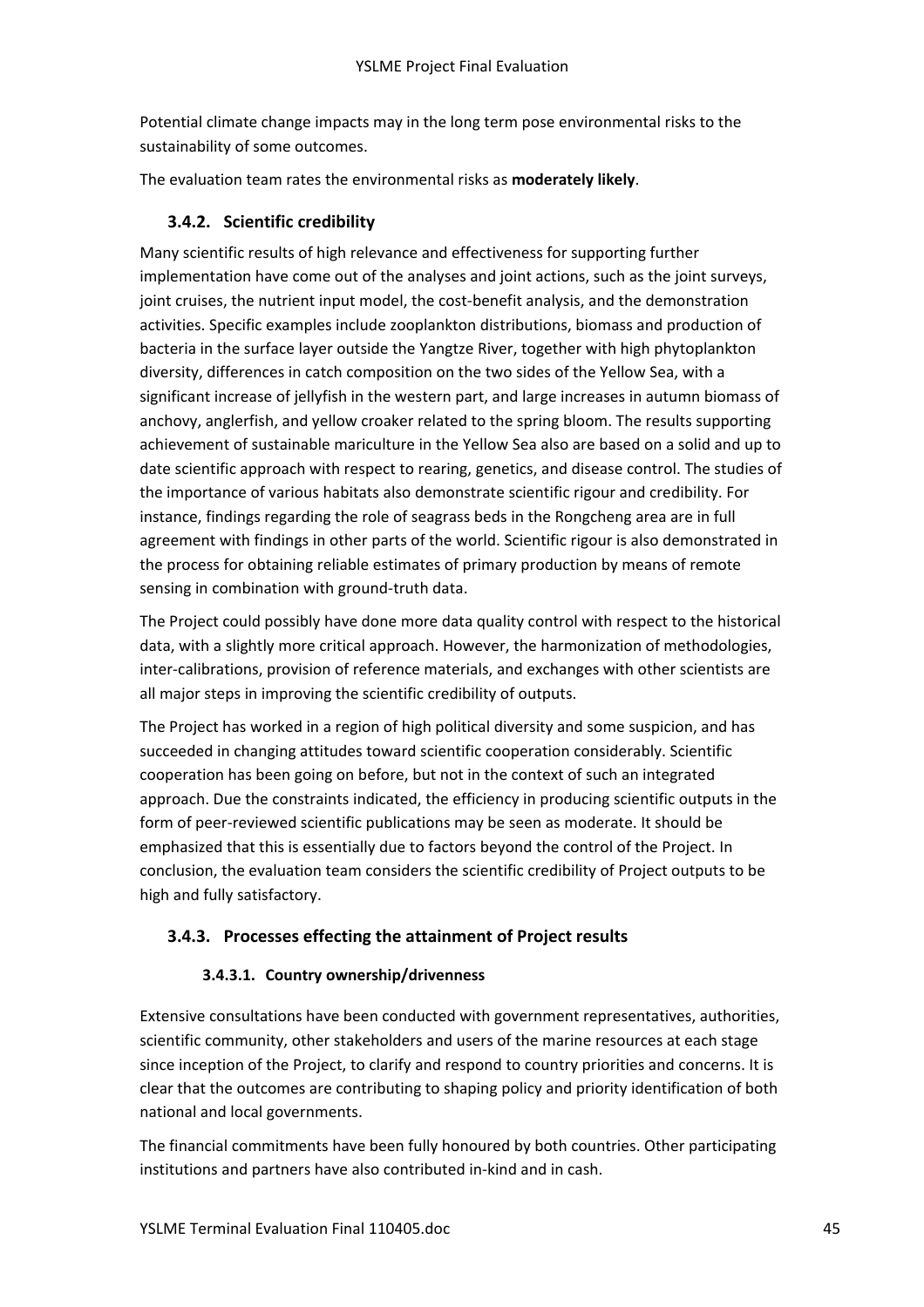Potential climate change impacts may in the long term pose environmental risks to the sustainability of some outcomes.

The evaluation team rates the environmental risks as **moderately likely**.

### 3.4.2. Scientific credibility

Many scientific results of high relevance and effectiveness for supporting further implementation have come out of the analyses and joint actions, such as the joint surveys, joint cruises, the nutrient input model, the cost-benefit analysis, and the demonstration activities. Specific examples include zooplankton distributions, biomass and production of bacteria in the surface layer outside the Yangtze River, together with high phytoplankton diversity, differences in catch composition on the two sides of the Yellow Sea, with a significant increase of jellyfish in the western part, and large increases in autumn biomass of anchovy, anglerfish, and yellow croaker related to the spring bloom. The results supporting achievement of sustainable mariculture in the Yellow Sea also are based on a solid and up to date scientific approach with respect to rearing, genetics, and disease control. The studies of the importance of various habitats also demonstrate scientific rigour and credibility. For instance, findings regarding the role of seagrass beds in the Rongcheng area are in full agreement with findings in other parts of the world. Scientific rigour is also demonstrated in the process for obtaining reliable estimates of primary production by means of remote sensing in combination with ground-truth data.

The Project could possibly have done more data quality control with respect to the historical data, with a slightly more critical approach. However, the harmonization of methodologies, inter-calibrations, provision of reference materials, and exchanges with other scientists are all major steps in improving the scientific credibility of outputs.

The Project has worked in a region of high political diversity and some suspicion, and has succeeded in changing attitudes toward scientific cooperation considerably. Scientific cooperation has been going on before, but not in the context of such an integrated approach. Due the constraints indicated, the efficiency in producing scientific outputs in the form of peer-reviewed scientific publications may be seen as moderate. It should be emphasized that this is essentially due to factors beyond the control of the Project. In conclusion, the evaluation team considers the scientific credibility of Project outputs to be high and fully satisfactory.

### 3.4.3. Processes effecting the attainment of Project results

#### 3.4.3.1. Country ownership/drivenness

Extensive consultations have been conducted with government representatives, authorities, scientific community, other stakeholders and users of the marine resources at each stage since inception of the Project, to clarify and respond to country priorities and concerns. It is clear that the outcomes are contributing to shaping policy and priority identification of both national and local governments.

The financial commitments have been fully honoured by both countries. Other participating institutions and partners have also contributed in-kind and in cash.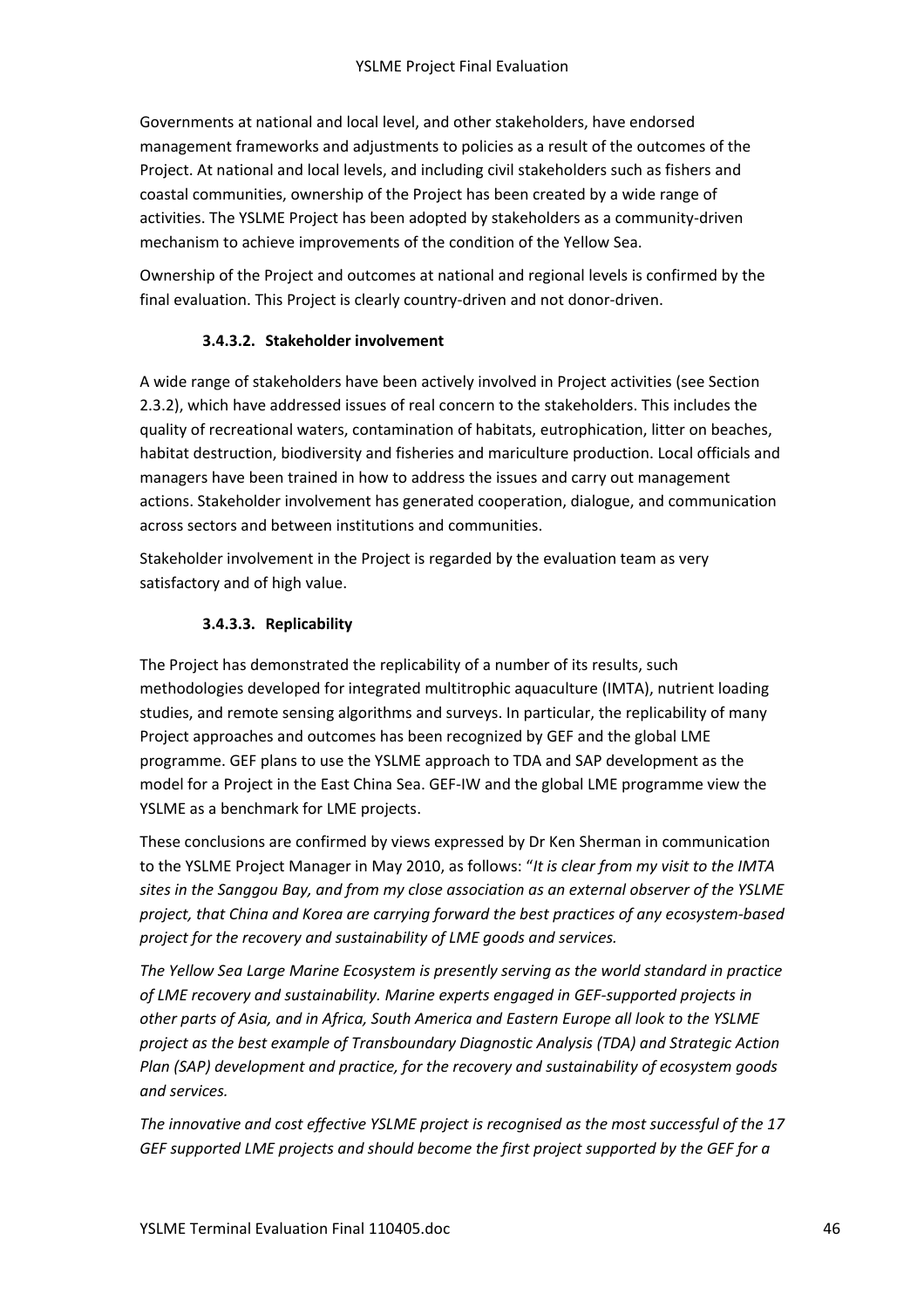Governments at national and local level, and other stakeholders, have endorsed management frameworks and adjustments to policies as a result of the outcomes of the Project. At national and local levels, and including civil stakeholders such as fishers and coastal communities, ownership of the Project has been created by a wide range of activities. The YSLME Project has been adopted by stakeholders as a community-driven mechanism to achieve improvements of the condition of the Yellow Sea.

Ownership of the Project and outcomes at national and regional levels is confirmed by the final evaluation. This Project is clearly country-driven and not donor-driven.

#### 3.4.3.2. Stakeholder involvement

A wide range of stakeholders have been actively involved in Project activities (see Section 2.3.2), which have addressed issues of real concern to the stakeholders. This includes the quality of recreational waters, contamination of habitats, eutrophication, litter on beaches, habitat destruction, biodiversity and fisheries and mariculture production. Local officials and managers have been trained in how to address the issues and carry out management actions. Stakeholder involvement has generated cooperation, dialogue, and communication across sectors and between institutions and communities.

Stakeholder involvement in the Project is regarded by the evaluation team as very satisfactory and of high value.

#### 3.4.3.3. Replicability

The Project has demonstrated the replicability of a number of its results, such methodologies developed for integrated multitrophic aquaculture (IMTA), nutrient loading studies, and remote sensing algorithms and surveys. In particular, the replicability of many Project approaches and outcomes has been recognized by GEF and the global LME programme. GEF plans to use the YSLME approach to TDA and SAP development as the model for a Project in the East China Sea. GEF-IW and the global LME programme view the YSLME as a benchmark for LME projects.

These conclusions are confirmed by views expressed by Dr Ken Sherman in communication to the YSLME Project Manager in May 2010, as follows: "*It is clear from my visit to the IMTA sites in the Sanggou Bay, and from my close association as an external observer of the YSLME project, that China and Korea are carrying forward the best practices of any ecosystem-based project for the recovery and sustainability of LME goods and services.*

*The Yellow Sea Large Marine Ecosystem is presently serving as the world standard in practice of LME recovery and sustainability. Marine experts engaged in GEF-supported projects in other parts of Asia, and in Africa, South America and Eastern Europe all look to the YSLME project as the best example of Transboundary Diagnostic Analysis (TDA) and Strategic Action Plan (SAP) development and practice, for the recovery and sustainability of ecosystem goods and services.*

*The innovative and cost effective YSLME project is recognised as the most successful of the 17 GEF supported LME projects and should become the first project supported by the GEF for a*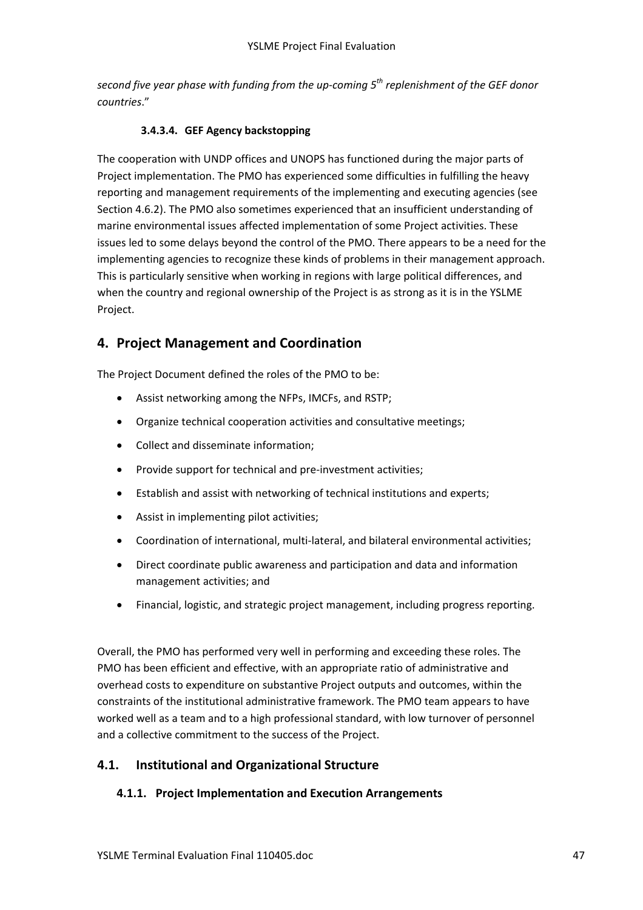*second five year phase with funding from the up-coming 5th replenishment of the GEF donor countries*."

#### 3.4.3.4. GEF Agency backstopping

The cooperation with UNDP offices and UNOPS has functioned during the major parts of Project implementation. The PMO has experienced some difficulties in fulfilling the heavy reporting and management requirements of the implementing and executing agencies (see Section 4.6.2). The PMO also sometimes experienced that an insufficient understanding of marine environmental issues affected implementation of some Project activities. These issues led to some delays beyond the control of the PMO. There appears to be a need for the implementing agencies to recognize these kinds of problems in their management approach. This is particularly sensitive when working in regions with large political differences, and when the country and regional ownership of the Project is as strong as it is in the YSLME Project.

# 4. Project Management and Coordination

The Project Document defined the roles of the PMO to be:

- Assist networking among the NFPs, IMCFs, and RSTP;
- Organize technical cooperation activities and consultative meetings;
- Collect and disseminate information;
- Provide support for technical and pre-investment activities;
- Establish and assist with networking of technical institutions and experts;
- Assist in implementing pilot activities;
- Coordination of international, multi-lateral, and bilateral environmental activities;
- Direct coordinate public awareness and participation and data and information management activities; and
- Financial, logistic, and strategic project management, including progress reporting.

Overall, the PMO has performed very well in performing and exceeding these roles. The PMO has been efficient and effective, with an appropriate ratio of administrative and overhead costs to expenditure on substantive Project outputs and outcomes, within the constraints of the institutional administrative framework. The PMO team appears to have worked well as a team and to a high professional standard, with low turnover of personnel and a collective commitment to the success of the Project.

## 4.1. Institutional and Organizational Structure

### 4.1.1. Project Implementation and Execution Arrangements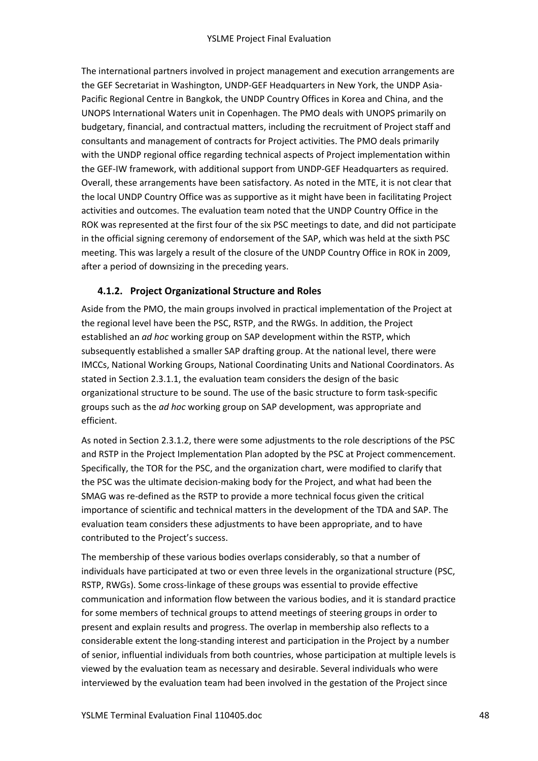The international partners involved in project management and execution arrangements are the GEF Secretariat in Washington, UNDP-GEF Headquarters in New York, the UNDP Asia-Pacific Regional Centre in Bangkok, the UNDP Country Offices in Korea and China, and the UNOPS International Waters unit in Copenhagen. The PMO deals with UNOPS primarily on budgetary, financial, and contractual matters, including the recruitment of Project staff and consultants and management of contracts for Project activities. The PMO deals primarily with the UNDP regional office regarding technical aspects of Project implementation within the GEF-IW framework, with additional support from UNDP-GEF Headquarters as required. Overall, these arrangements have been satisfactory. As noted in the MTE, it is not clear that the local UNDP Country Office was as supportive as it might have been in facilitating Project activities and outcomes. The evaluation team noted that the UNDP Country Office in the ROK was represented at the first four of the six PSC meetings to date, and did not participate in the official signing ceremony of endorsement of the SAP, which was held at the sixth PSC meeting. This was largely a result of the closure of the UNDP Country Office in ROK in 2009, after a period of downsizing in the preceding years.

### 4.1.2. Project Organizational Structure and Roles

Aside from the PMO, the main groups involved in practical implementation of the Project at the regional level have been the PSC, RSTP, and the RWGs. In addition, the Project established an *ad hoc* working group on SAP development within the RSTP, which subsequently established a smaller SAP drafting group. At the national level, there were IMCCs, National Working Groups, National Coordinating Units and National Coordinators. As stated in Section 2.3.1.1, the evaluation team considers the design of the basic organizational structure to be sound. The use of the basic structure to form task-specific groups such as the *ad hoc* working group on SAP development, was appropriate and efficient.

As noted in Section 2.3.1.2, there were some adjustments to the role descriptions of the PSC and RSTP in the Project Implementation Plan adopted by the PSC at Project commencement. Specifically, the TOR for the PSC, and the organization chart, were modified to clarify that the PSC was the ultimate decision-making body for the Project, and what had been the SMAG was re-defined as the RSTP to provide a more technical focus given the critical importance of scientific and technical matters in the development of the TDA and SAP. The evaluation team considers these adjustments to have been appropriate, and to have contributed to the Project's success.

The membership of these various bodies overlaps considerably, so that a number of individuals have participated at two or even three levels in the organizational structure (PSC, RSTP, RWGs). Some cross-linkage of these groups was essential to provide effective communication and information flow between the various bodies, and it is standard practice for some members of technical groups to attend meetings of steering groups in order to present and explain results and progress. The overlap in membership also reflects to a considerable extent the long-standing interest and participation in the Project by a number of senior, influential individuals from both countries, whose participation at multiple levels is viewed by the evaluation team as necessary and desirable. Several individuals who were interviewed by the evaluation team had been involved in the gestation of the Project since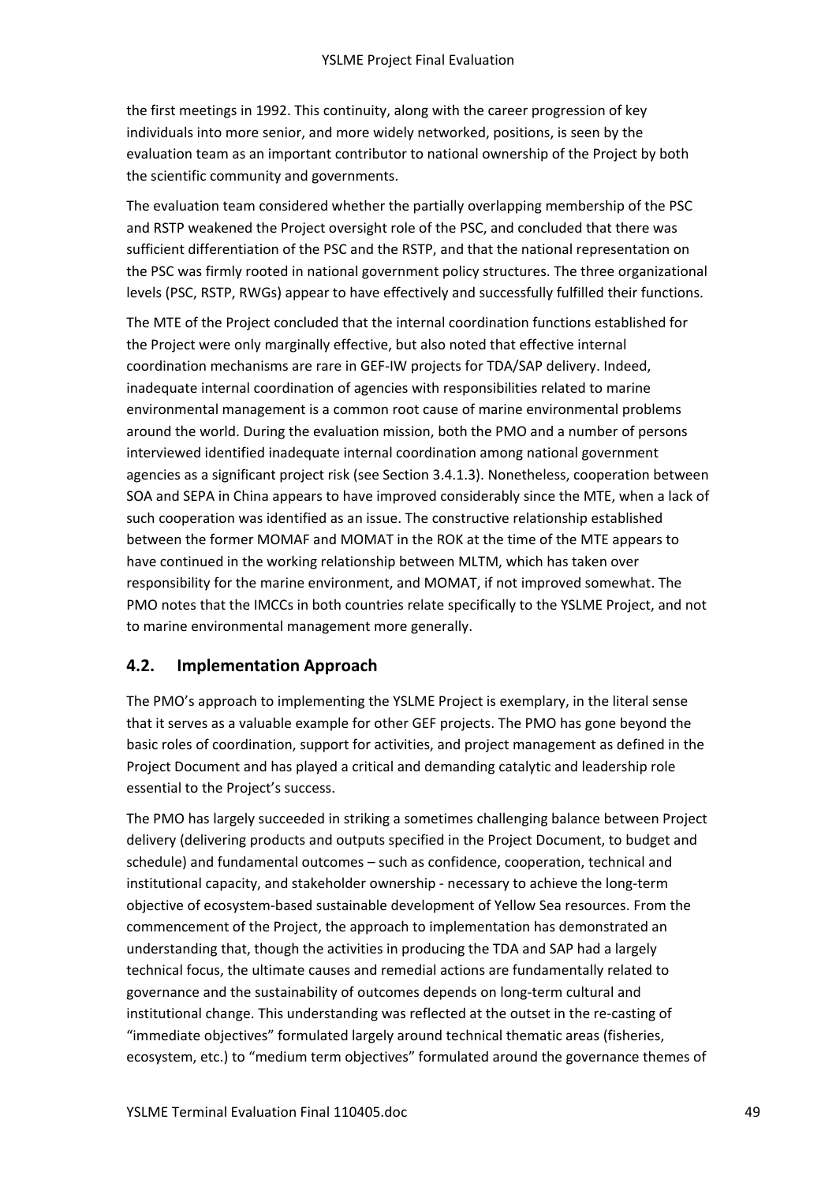the first meetings in 1992. This continuity, along with the career progression of key individuals into more senior, and more widely networked, positions, is seen by the evaluation team as an important contributor to national ownership of the Project by both the scientific community and governments.

The evaluation team considered whether the partially overlapping membership of the PSC and RSTP weakened the Project oversight role of the PSC, and concluded that there was sufficient differentiation of the PSC and the RSTP, and that the national representation on the PSC was firmly rooted in national government policy structures. The three organizational levels (PSC, RSTP, RWGs) appear to have effectively and successfully fulfilled their functions.

The MTE of the Project concluded that the internal coordination functions established for the Project were only marginally effective, but also noted that effective internal coordination mechanisms are rare in GEF-IW projects for TDA/SAP delivery. Indeed, inadequate internal coordination of agencies with responsibilities related to marine environmental management is a common root cause of marine environmental problems around the world. During the evaluation mission, both the PMO and a number of persons interviewed identified inadequate internal coordination among national government agencies as a significant project risk (see Section 3.4.1.3). Nonetheless, cooperation between SOA and SEPA in China appears to have improved considerably since the MTE, when a lack of such cooperation was identified as an issue. The constructive relationship established between the former MOMAF and MOMAT in the ROK at the time of the MTE appears to have continued in the working relationship between MLTM, which has taken over responsibility for the marine environment, and MOMAT, if not improved somewhat. The PMO notes that the IMCCs in both countries relate specifically to the YSLME Project, and not to marine environmental management more generally.

## 4.2. Implementation Approach

The PMO's approach to implementing the YSLME Project is exemplary, in the literal sense that it serves as a valuable example for other GEF projects. The PMO has gone beyond the basic roles of coordination, support for activities, and project management as defined in the Project Document and has played a critical and demanding catalytic and leadership role essential to the Project's success.

The PMO has largely succeeded in striking a sometimes challenging balance between Project delivery (delivering products and outputs specified in the Project Document, to budget and schedule) and fundamental outcomes – such as confidence, cooperation, technical and institutional capacity, and stakeholder ownership - necessary to achieve the long-term objective of ecosystem-based sustainable development of Yellow Sea resources. From the commencement of the Project, the approach to implementation has demonstrated an understanding that, though the activities in producing the TDA and SAP had a largely technical focus, the ultimate causes and remedial actions are fundamentally related to governance and the sustainability of outcomes depends on long-term cultural and institutional change. This understanding was reflected at the outset in the re-casting of "immediate objectives" formulated largely around technical thematic areas (fisheries, ecosystem, etc.) to "medium term objectives" formulated around the governance themes of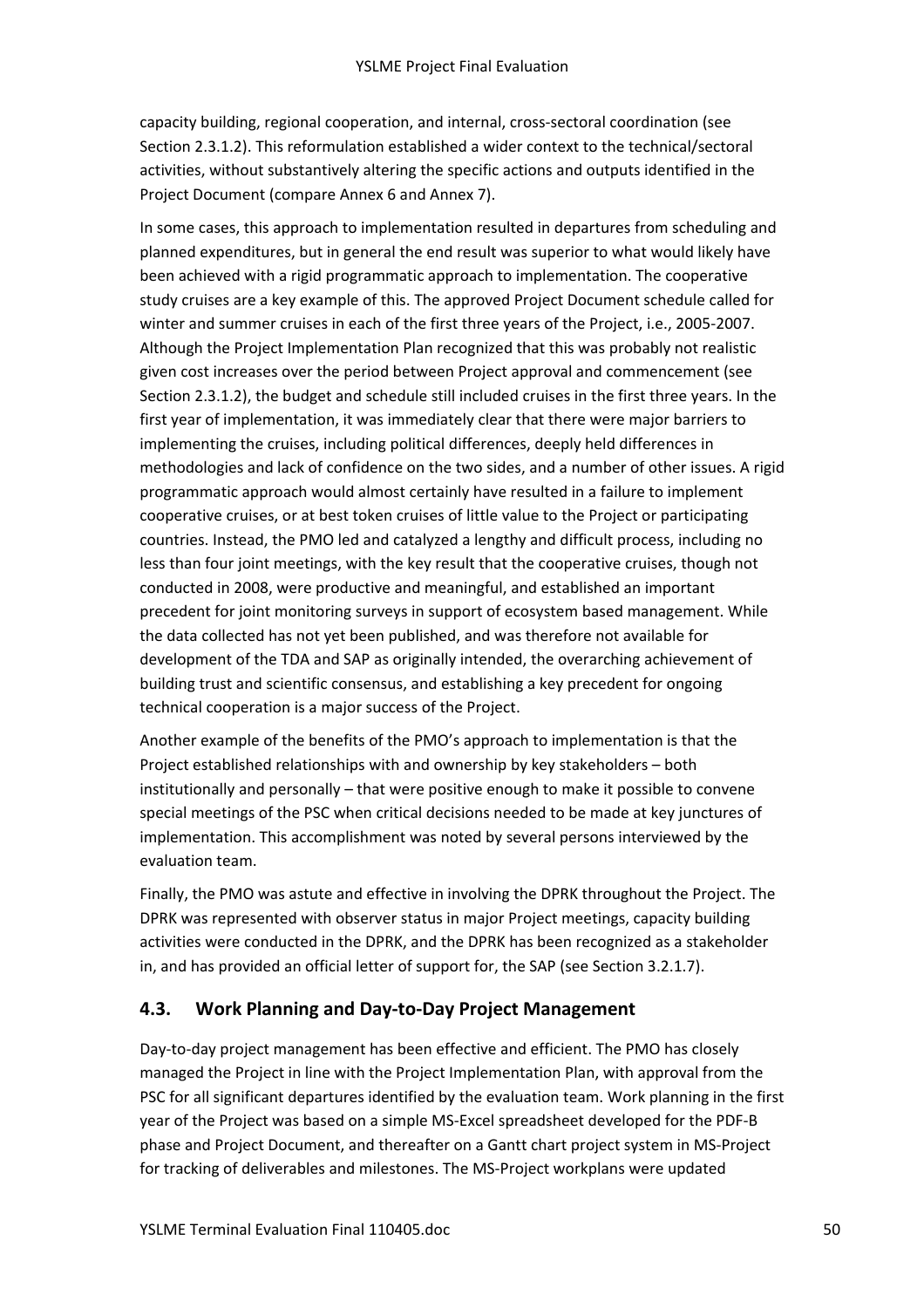capacity building, regional cooperation, and internal, cross-sectoral coordination (see Section 2.3.1.2). This reformulation established a wider context to the technical/sectoral activities, without substantively altering the specific actions and outputs identified in the Project Document (compare Annex 6 and Annex 7).

In some cases, this approach to implementation resulted in departures from scheduling and planned expenditures, but in general the end result was superior to what would likely have been achieved with a rigid programmatic approach to implementation. The cooperative study cruises are a key example of this. The approved Project Document schedule called for winter and summer cruises in each of the first three years of the Project, i.e., 2005-2007. Although the Project Implementation Plan recognized that this was probably not realistic given cost increases over the period between Project approval and commencement (see Section 2.3.1.2), the budget and schedule still included cruises in the first three years. In the first year of implementation, it was immediately clear that there were major barriers to implementing the cruises, including political differences, deeply held differences in methodologies and lack of confidence on the two sides, and a number of other issues. A rigid programmatic approach would almost certainly have resulted in a failure to implement cooperative cruises, or at best token cruises of little value to the Project or participating countries. Instead, the PMO led and catalyzed a lengthy and difficult process, including no less than four joint meetings, with the key result that the cooperative cruises, though not conducted in 2008, were productive and meaningful, and established an important precedent for joint monitoring surveys in support of ecosystem based management. While the data collected has not yet been published, and was therefore not available for development of the TDA and SAP as originally intended, the overarching achievement of building trust and scientific consensus, and establishing a key precedent for ongoing technical cooperation is a major success of the Project.

Another example of the benefits of the PMO's approach to implementation is that the Project established relationships with and ownership by key stakeholders – both institutionally and personally – that were positive enough to make it possible to convene special meetings of the PSC when critical decisions needed to be made at key junctures of implementation. This accomplishment was noted by several persons interviewed by the evaluation team.

Finally, the PMO was astute and effective in involving the DPRK throughout the Project. The DPRK was represented with observer status in major Project meetings, capacity building activities were conducted in the DPRK, and the DPRK has been recognized as a stakeholder in, and has provided an official letter of support for, the SAP (see Section 3.2.1.7).

## 4.3. Work Planning and Day-to-Day Project Management

Day-to-day project management has been effective and efficient. The PMO has closely managed the Project in line with the Project Implementation Plan, with approval from the PSC for all significant departures identified by the evaluation team. Work planning in the first year of the Project was based on a simple MS-Excel spreadsheet developed for the PDF-B phase and Project Document, and thereafter on a Gantt chart project system in MS-Project for tracking of deliverables and milestones. The MS-Project workplans were updated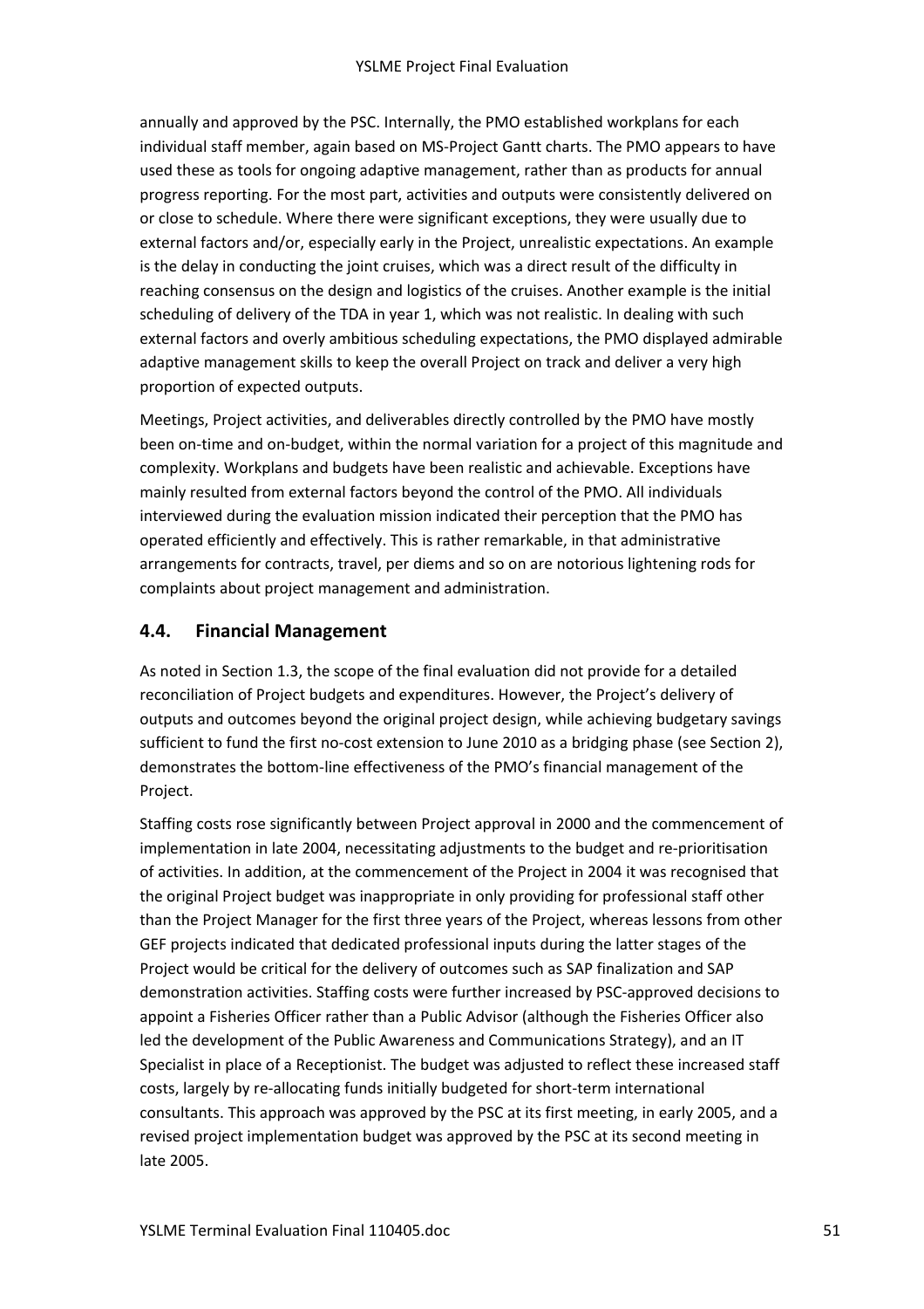annually and approved by the PSC. Internally, the PMO established workplans for each individual staff member, again based on MS-Project Gantt charts. The PMO appears to have used these as tools for ongoing adaptive management, rather than as products for annual progress reporting. For the most part, activities and outputs were consistently delivered on or close to schedule. Where there were significant exceptions, they were usually due to external factors and/or, especially early in the Project, unrealistic expectations. An example is the delay in conducting the joint cruises, which was a direct result of the difficulty in reaching consensus on the design and logistics of the cruises. Another example is the initial scheduling of delivery of the TDA in year 1, which was not realistic. In dealing with such external factors and overly ambitious scheduling expectations, the PMO displayed admirable adaptive management skills to keep the overall Project on track and deliver a very high proportion of expected outputs.

Meetings, Project activities, and deliverables directly controlled by the PMO have mostly been on-time and on-budget, within the normal variation for a project of this magnitude and complexity. Workplans and budgets have been realistic and achievable. Exceptions have mainly resulted from external factors beyond the control of the PMO. All individuals interviewed during the evaluation mission indicated their perception that the PMO has operated efficiently and effectively. This is rather remarkable, in that administrative arrangements for contracts, travel, per diems and so on are notorious lightening rods for complaints about project management and administration.

## 4.4. Financial Management

As noted in Section 1.3, the scope of the final evaluation did not provide for a detailed reconciliation of Project budgets and expenditures. However, the Project's delivery of outputs and outcomes beyond the original project design, while achieving budgetary savings sufficient to fund the first no-cost extension to June 2010 as a bridging phase (see Section 2), demonstrates the bottom-line effectiveness of the PMO's financial management of the Project.

Staffing costs rose significantly between Project approval in 2000 and the commencement of implementation in late 2004, necessitating adjustments to the budget and re-prioritisation of activities. In addition, at the commencement of the Project in 2004 it was recognised that the original Project budget was inappropriate in only providing for professional staff other than the Project Manager for the first three years of the Project, whereas lessons from other GEF projects indicated that dedicated professional inputs during the latter stages of the Project would be critical for the delivery of outcomes such as SAP finalization and SAP demonstration activities. Staffing costs were further increased by PSC-approved decisions to appoint a Fisheries Officer rather than a Public Advisor (although the Fisheries Officer also led the development of the Public Awareness and Communications Strategy), and an IT Specialist in place of a Receptionist. The budget was adjusted to reflect these increased staff costs, largely by re-allocating funds initially budgeted for short-term international consultants. This approach was approved by the PSC at its first meeting, in early 2005, and a revised project implementation budget was approved by the PSC at its second meeting in late 2005.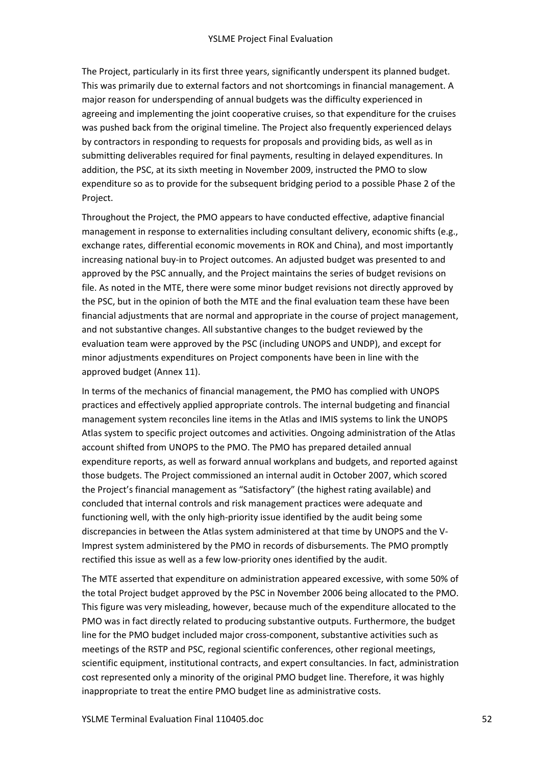The Project, particularly in its first three years, significantly underspent its planned budget. This was primarily due to external factors and not shortcomings in financial management. A major reason for underspending of annual budgets was the difficulty experienced in agreeing and implementing the joint cooperative cruises, so that expenditure for the cruises was pushed back from the original timeline. The Project also frequently experienced delays by contractors in responding to requests for proposals and providing bids, as well as in submitting deliverables required for final payments, resulting in delayed expenditures. In addition, the PSC, at its sixth meeting in November 2009, instructed the PMO to slow expenditure so as to provide for the subsequent bridging period to a possible Phase 2 of the Project.

Throughout the Project, the PMO appears to have conducted effective, adaptive financial management in response to externalities including consultant delivery, economic shifts (e.g., exchange rates, differential economic movements in ROK and China), and most importantly increasing national buy-in to Project outcomes. An adjusted budget was presented to and approved by the PSC annually, and the Project maintains the series of budget revisions on file. As noted in the MTE, there were some minor budget revisions not directly approved by the PSC, but in the opinion of both the MTE and the final evaluation team these have been financial adjustments that are normal and appropriate in the course of project management, and not substantive changes. All substantive changes to the budget reviewed by the evaluation team were approved by the PSC (including UNOPS and UNDP), and except for minor adjustments expenditures on Project components have been in line with the approved budget (Annex 11).

In terms of the mechanics of financial management, the PMO has complied with UNOPS practices and effectively applied appropriate controls. The internal budgeting and financial management system reconciles line items in the Atlas and IMIS systems to link the UNOPS Atlas system to specific project outcomes and activities. Ongoing administration of the Atlas account shifted from UNOPS to the PMO. The PMO has prepared detailed annual expenditure reports, as well as forward annual workplans and budgets, and reported against those budgets. The Project commissioned an internal audit in October 2007, which scored the Project's financial management as "Satisfactory" (the highest rating available) and concluded that internal controls and risk management practices were adequate and functioning well, with the only high-priority issue identified by the audit being some discrepancies in between the Atlas system administered at that time by UNOPS and the V-Imprest system administered by the PMO in records of disbursements. The PMO promptly rectified this issue as well as a few low-priority ones identified by the audit.

The MTE asserted that expenditure on administration appeared excessive, with some 50% of the total Project budget approved by the PSC in November 2006 being allocated to the PMO. This figure was very misleading, however, because much of the expenditure allocated to the PMO was in fact directly related to producing substantive outputs. Furthermore, the budget line for the PMO budget included major cross-component, substantive activities such as meetings of the RSTP and PSC, regional scientific conferences, other regional meetings, scientific equipment, institutional contracts, and expert consultancies. In fact, administration cost represented only a minority of the original PMO budget line. Therefore, it was highly inappropriate to treat the entire PMO budget line as administrative costs.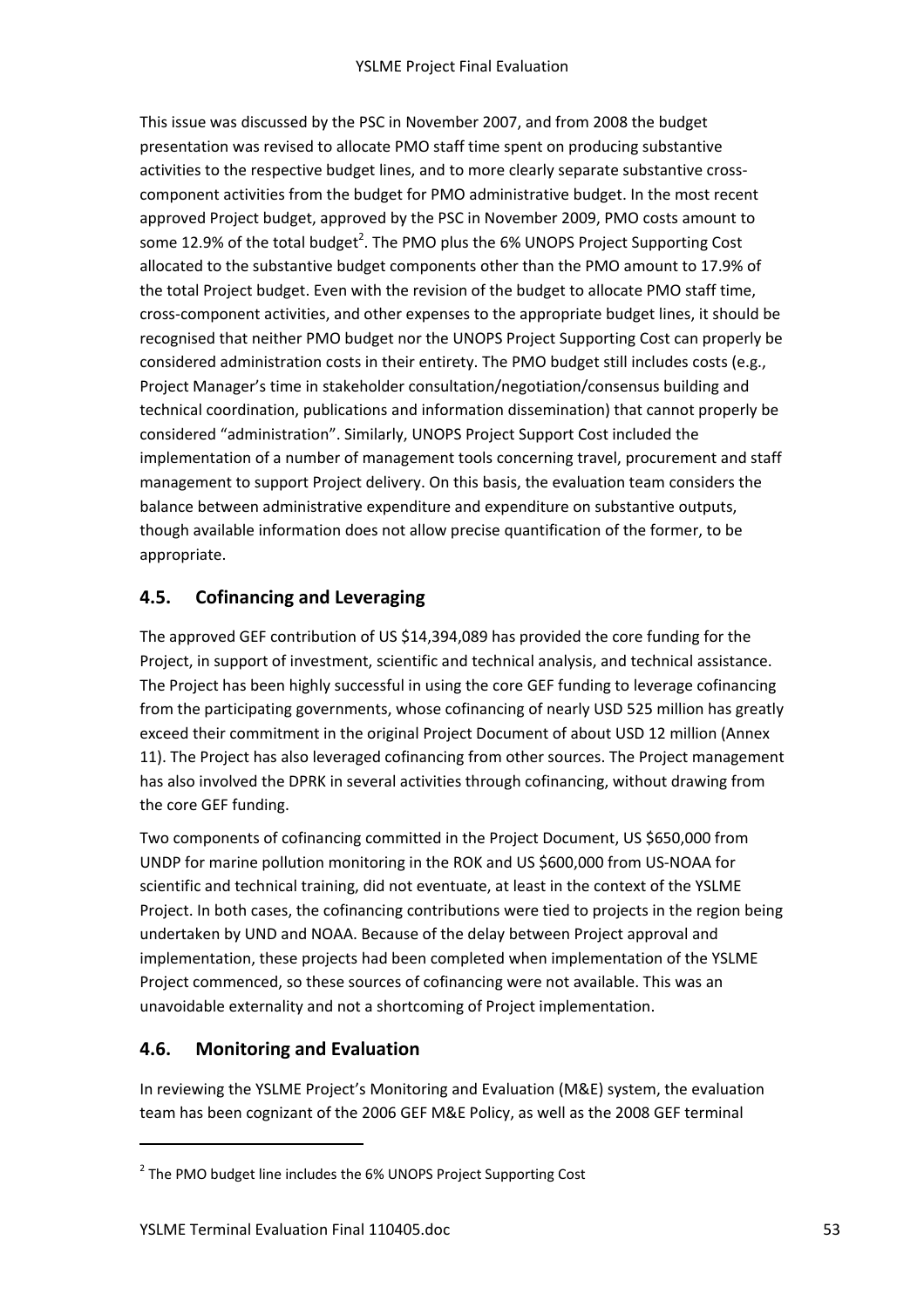This issue was discussed by the PSC in November 2007, and from 2008 the budget presentation was revised to allocate PMO staff time spent on producing substantive activities to the respective budget lines, and to more clearly separate substantive cross-component activities from the budget for PMO administrative budget. In the most recent approved Project budget, approved by the PSC in November 2009, PMO costs amount to some 12.9% of the total budget[2]. The PMO plus the 6% UNOPS Project Supporting Cost allocated to the substantive budget components other than the PMO amount to 17.9% of the total Project budget. Even with the revision of the budget to allocate PMO staff time, cross-component activities, and other expenses to the appropriate budget lines, it should be recognised that neither PMO budget nor the UNOPS Project Supporting Cost can properly be considered administration costs in their entirety. The PMO budget still includes costs (e.g., Project Manager's time in stakeholder consultation/negotiation/consensus building and technical coordination, publications and information dissemination) that cannot properly be considered "administration". Similarly, UNOPS Project Support Cost included the implementation of a number of management tools concerning travel, procurement and staff management to support Project delivery. On this basis, the evaluation team considers the balance between administrative expenditure and expenditure on substantive outputs, though available information does not allow precise quantification of the former, to be appropriate.

## 4.5. Cofinancing and Leveraging

The approved GEF contribution of US $14,394,089 has provided the core funding for the Project, in support of investment, scientific and technical analysis, and technical assistance. The Project has been highly successful in using the core GEF funding to leverage cofinancing from the participating governments, whose cofinancing of nearly USD 525 million has greatly exceed their commitment in the original Project Document of about USD 12 million (Annex 11). The Project has also leveraged cofinancing from other sources. The Project management has also involved the DPRK in several activities through cofinancing, without drawing from the core GEF funding.

Two components of cofinancing committed in the Project Document, US $650,000 from UNDP for marine pollution monitoring in the ROK and US $600,000 from US-NOAA for scientific and technical training, did not eventuate, at least in the context of the YSLME Project. In both cases, the cofinancing contributions were tied to projects in the region being undertaken by UND and NOAA. Because of the delay between Project approval and implementation, these projects had been completed when implementation of the YSLME Project commenced, so these sources of cofinancing were not available. This was an unavoidable externality and not a shortcoming of Project implementation.

## 4.6. Monitoring and Evaluation

In reviewing the YSLME Project's Monitoring and Evaluation (M&E) system, the evaluation team has been cognizant of the 2006 GEF M&E Policy, as well as the 2008 GEF terminal

---

[2] The PMO budget line includes the 6% UNOPS Project Supporting Cost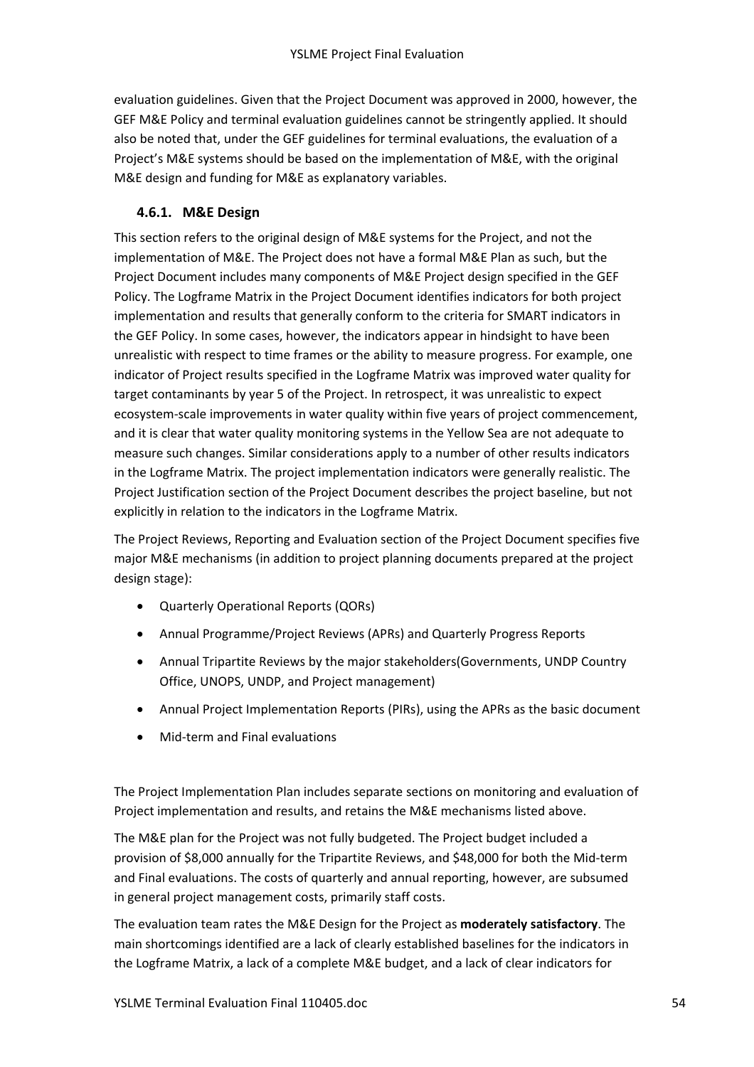evaluation guidelines. Given that the Project Document was approved in 2000, however, the GEF M&E Policy and terminal evaluation guidelines cannot be stringently applied. It should also be noted that, under the GEF guidelines for terminal evaluations, the evaluation of a Project's M&E systems should be based on the implementation of M&E, with the original M&E design and funding for M&E as explanatory variables.

### 4.6.1. M&E Design

This section refers to the original design of M&E systems for the Project, and not the implementation of M&E. The Project does not have a formal M&E Plan as such, but the Project Document includes many components of M&E Project design specified in the GEF Policy. The Logframe Matrix in the Project Document identifies indicators for both project implementation and results that generally conform to the criteria for SMART indicators in the GEF Policy. In some cases, however, the indicators appear in hindsight to have been unrealistic with respect to time frames or the ability to measure progress. For example, one indicator of Project results specified in the Logframe Matrix was improved water quality for target contaminants by year 5 of the Project. In retrospect, it was unrealistic to expect ecosystem-scale improvements in water quality within five years of project commencement, and it is clear that water quality monitoring systems in the Yellow Sea are not adequate to measure such changes. Similar considerations apply to a number of other results indicators in the Logframe Matrix. The project implementation indicators were generally realistic. The Project Justification section of the Project Document describes the project baseline, but not explicitly in relation to the indicators in the Logframe Matrix.

The Project Reviews, Reporting and Evaluation section of the Project Document specifies five major M&E mechanisms (in addition to project planning documents prepared at the project design stage):

- Quarterly Operational Reports (QORs)
- Annual Programme/Project Reviews (APRs) and Quarterly Progress Reports
- Annual Tripartite Reviews by the major stakeholders(Governments, UNDP Country Office, UNOPS, UNDP, and Project management)
- Annual Project Implementation Reports (PIRs), using the APRs as the basic document
- Mid-term and Final evaluations

The Project Implementation Plan includes separate sections on monitoring and evaluation of Project implementation and results, and retains the M&E mechanisms listed above.

The M&E plan for the Project was not fully budgeted. The Project budget included a provision of $8,000 annually for the Tripartite Reviews, and $48,000 for both the Mid-term and Final evaluations. The costs of quarterly and annual reporting, however, are subsumed in general project management costs, primarily staff costs.

The evaluation team rates the M&E Design for the Project as **moderately satisfactory**. The main shortcomings identified are a lack of clearly established baselines for the indicators in the Logframe Matrix, a lack of a complete M&E budget, and a lack of clear indicators for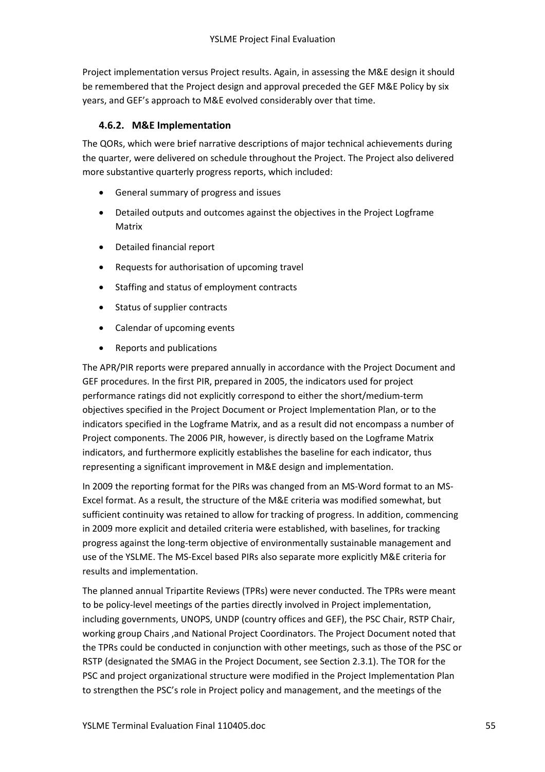Project implementation versus Project results. Again, in assessing the M&E design it should be remembered that the Project design and approval preceded the GEF M&E Policy by six years, and GEF's approach to M&E evolved considerably over that time.

### 4.6.2. M&E Implementation

The QORs, which were brief narrative descriptions of major technical achievements during the quarter, were delivered on schedule throughout the Project. The Project also delivered more substantive quarterly progress reports, which included:

- General summary of progress and issues
- Detailed outputs and outcomes against the objectives in the Project Logframe Matrix
- Detailed financial report
- Requests for authorisation of upcoming travel
- Staffing and status of employment contracts
- Status of supplier contracts
- Calendar of upcoming events
- Reports and publications

The APR/PIR reports were prepared annually in accordance with the Project Document and GEF procedures. In the first PIR, prepared in 2005, the indicators used for project performance ratings did not explicitly correspond to either the short/medium-term objectives specified in the Project Document or Project Implementation Plan, or to the indicators specified in the Logframe Matrix, and as a result did not encompass a number of Project components. The 2006 PIR, however, is directly based on the Logframe Matrix indicators, and furthermore explicitly establishes the baseline for each indicator, thus representing a significant improvement in M&E design and implementation.

In 2009 the reporting format for the PIRs was changed from an MS-Word format to an MS-Excel format. As a result, the structure of the M&E criteria was modified somewhat, but sufficient continuity was retained to allow for tracking of progress. In addition, commencing in 2009 more explicit and detailed criteria were established, with baselines, for tracking progress against the long-term objective of environmentally sustainable management and use of the YSLME. The MS-Excel based PIRs also separate more explicitly M&E criteria for results and implementation.

The planned annual Tripartite Reviews (TPRs) were never conducted. The TPRs were meant to be policy-level meetings of the parties directly involved in Project implementation, including governments, UNOPS, UNDP (country offices and GEF), the PSC Chair, RSTP Chair, working group Chairs ,and National Project Coordinators. The Project Document noted that the TPRs could be conducted in conjunction with other meetings, such as those of the PSC or RSTP (designated the SMAG in the Project Document, see Section 2.3.1). The TOR for the PSC and project organizational structure were modified in the Project Implementation Plan to strengthen the PSC's role in Project policy and management, and the meetings of the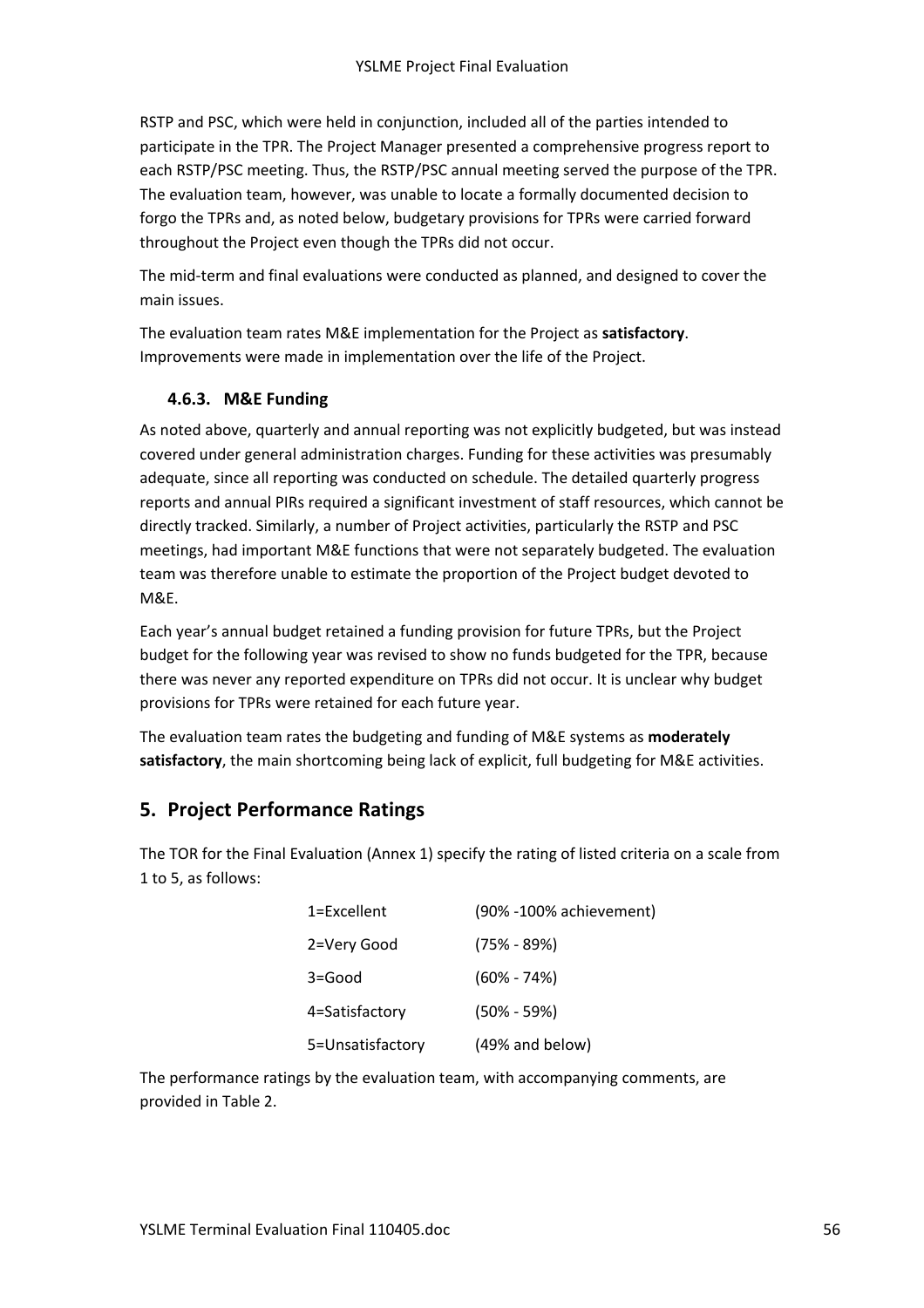RSTP and PSC, which were held in conjunction, included all of the parties intended to participate in the TPR. The Project Manager presented a comprehensive progress report to each RSTP/PSC meeting. Thus, the RSTP/PSC annual meeting served the purpose of the TPR. The evaluation team, however, was unable to locate a formally documented decision to forgo the TPRs and, as noted below, budgetary provisions for TPRs were carried forward throughout the Project even though the TPRs did not occur.

The mid-term and final evaluations were conducted as planned, and designed to cover the main issues.

The evaluation team rates M&E implementation for the Project as **satisfactory**. Improvements were made in implementation over the life of the Project.

### 4.6.3. M&E Funding

As noted above, quarterly and annual reporting was not explicitly budgeted, but was instead covered under general administration charges. Funding for these activities was presumably adequate, since all reporting was conducted on schedule. The detailed quarterly progress reports and annual PIRs required a significant investment of staff resources, which cannot be directly tracked. Similarly, a number of Project activities, particularly the RSTP and PSC meetings, had important M&E functions that were not separately budgeted. The evaluation team was therefore unable to estimate the proportion of the Project budget devoted to M&E.

Each year's annual budget retained a funding provision for future TPRs, but the Project budget for the following year was revised to show no funds budgeted for the TPR, because there was never any reported expenditure on TPRs did not occur. It is unclear why budget provisions for TPRs were retained for each future year.

The evaluation team rates the budgeting and funding of M&E systems as **moderately satisfactory**, the main shortcoming being lack of explicit, full budgeting for M&E activities.

## 5. Project Performance Ratings

The TOR for the Final Evaluation (Annex 1) specify the rating of listed criteria on a scale from 1 to 5, as follows:

| | |
|---|---|
| 1=Excellent | (90% -100% achievement) |
| 2=Very Good | (75% - 89%) |
| 3=Good | (60% - 74%) |
| 4=Satisfactory | (50% - 59%) |
| 5=Unsatisfactory | (49% and below) |

The performance ratings by the evaluation team, with accompanying comments, are provided in Table 2.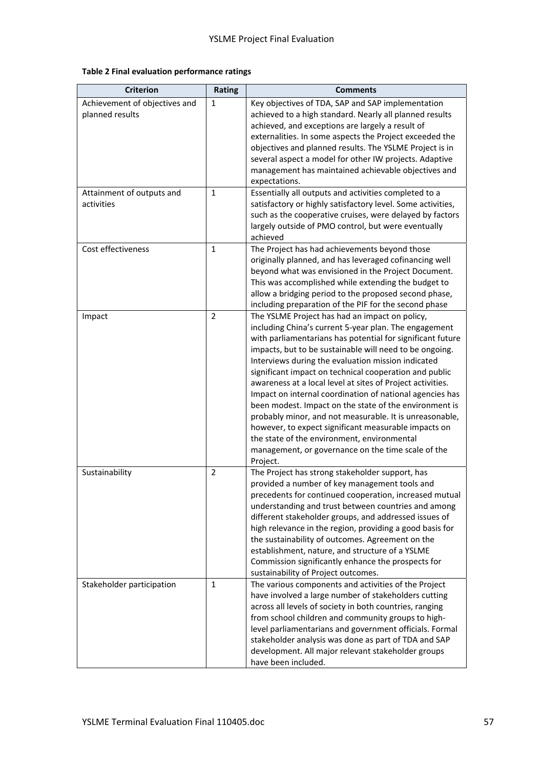**Table 2 Final evaluation performance ratings**

| Criterion | Rating | Comments |
|---|---|---|
| Achievement of objectives and planned results | 1 | Key objectives of TDA, SAP and SAP implementation achieved to a high standard. Nearly all planned results achieved, and exceptions are largely a result of externalities. In some aspects the Project exceeded the objectives and planned results. The YSLME Project is in several aspect a model for other IW projects. Adaptive management has maintained achievable objectives and expectations. |
| Attainment of outputs and activities | 1 | Essentially all outputs and activities completed to a satisfactory or highly satisfactory level. Some activities, such as the cooperative cruises, were delayed by factors largely outside of PMO control, but were eventually achieved |
| Cost effectiveness | 1 | The Project has had achievements beyond those originally planned, and has leveraged cofinancing well beyond what was envisioned in the Project Document. This was accomplished while extending the budget to allow a bridging period to the proposed second phase, including preparation of the PIF for the second phase |
| Impact | 2 | The YSLME Project has had an impact on policy, including China's current 5-year plan. The engagement with parliamentarians has potential for significant future impacts, but to be sustainable will need to be ongoing. Interviews during the evaluation mission indicated significant impact on technical cooperation and public awareness at a local level at sites of Project activities. Impact on internal coordination of national agencies has been modest. Impact on the state of the environment is probably minor, and not measurable. It is unreasonable, however, to expect significant measurable impacts on the state of the environment, environmental management, or governance on the time scale of the Project. |
| Sustainability | 2 | The Project has strong stakeholder support, has provided a number of key management tools and precedents for continued cooperation, increased mutual understanding and trust between countries and among different stakeholder groups, and addressed issues of high relevance in the region, providing a good basis for the sustainability of outcomes. Agreement on the establishment, nature, and structure of a YSLME Commission significantly enhance the prospects for sustainability of Project outcomes. |
| Stakeholder participation | 1 | The various components and activities of the Project have involved a large number of stakeholders cutting across all levels of society in both countries, ranging from school children and community groups to high-level parliamentarians and government officials. Formal stakeholder analysis was done as part of TDA and SAP development. All major relevant stakeholder groups have been included. |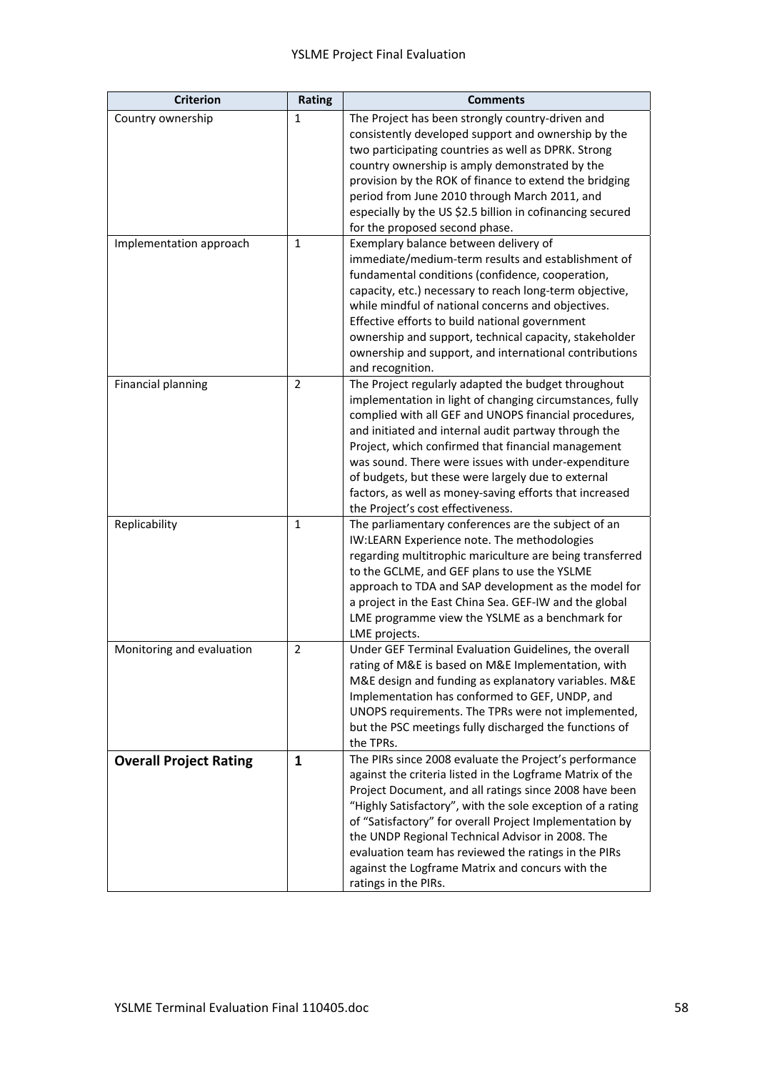| Criterion | Rating | Comments |
|---|---|---|
| Country ownership | 1 | The Project has been strongly country-driven and consistently developed support and ownership by the two participating countries as well as DPRK. Strong country ownership is amply demonstrated by the provision by the ROK of finance to extend the bridging period from June 2010 through March 2011, and especially by the US $2.5 billion in cofinancing secured for the proposed second phase. |
| Implementation approach | 1 | Exemplary balance between delivery of immediate/medium-term results and establishment of fundamental conditions (confidence, cooperation, capacity, etc.) necessary to reach long-term objective, while mindful of national concerns and objectives. Effective efforts to build national government ownership and support, technical capacity, stakeholder ownership and support, and international contributions and recognition. |
| Financial planning | 2 | The Project regularly adapted the budget throughout implementation in light of changing circumstances, fully complied with all GEF and UNOPS financial procedures, and initiated and internal audit partway through the Project, which confirmed that financial management was sound. There were issues with under-expenditure of budgets, but these were largely due to external factors, as well as money-saving efforts that increased the Project's cost effectiveness. |
| Replicability | 1 | The parliamentary conferences are the subject of an IW:LEARN Experience note. The methodologies regarding multitrophic mariculture are being transferred to the GCLME, and GEF plans to use the YSLME approach to TDA and SAP development as the model for a project in the East China Sea. GEF-IW and the global LME programme view the YSLME as a benchmark for LME projects. |
| Monitoring and evaluation | 2 | Under GEF Terminal Evaluation Guidelines, the overall rating of M&E is based on M&E Implementation, with M&E design and funding as explanatory variables. M&E Implementation has conformed to GEF, UNDP, and UNOPS requirements. The TPRs were not implemented, but the PSC meetings fully discharged the functions of the TPRs. |
| **Overall Project Rating** | **1** | The PIRs since 2008 evaluate the Project's performance against the criteria listed in the Logframe Matrix of the Project Document, and all ratings since 2008 have been "Highly Satisfactory", with the sole exception of a rating of "Satisfactory" for overall Project Implementation by the UNDP Regional Technical Advisor in 2008. The evaluation team has reviewed the ratings in the PIRs against the Logframe Matrix and concurs with the ratings in the PIRs. |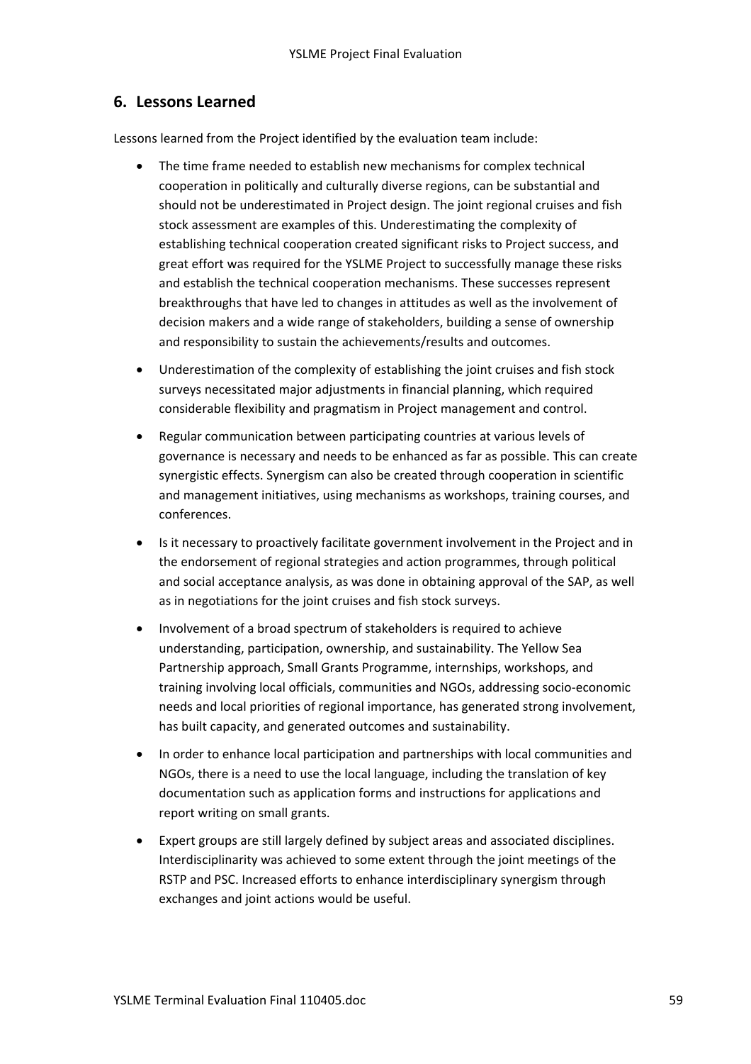## 6. Lessons Learned

Lessons learned from the Project identified by the evaluation team include:

- The time frame needed to establish new mechanisms for complex technical cooperation in politically and culturally diverse regions, can be substantial and should not be underestimated in Project design. The joint regional cruises and fish stock assessment are examples of this. Underestimating the complexity of establishing technical cooperation created significant risks to Project success, and great effort was required for the YSLME Project to successfully manage these risks and establish the technical cooperation mechanisms. These successes represent breakthroughs that have led to changes in attitudes as well as the involvement of decision makers and a wide range of stakeholders, building a sense of ownership and responsibility to sustain the achievements/results and outcomes.
- Underestimation of the complexity of establishing the joint cruises and fish stock surveys necessitated major adjustments in financial planning, which required considerable flexibility and pragmatism in Project management and control.
- Regular communication between participating countries at various levels of governance is necessary and needs to be enhanced as far as possible. This can create synergistic effects. Synergism can also be created through cooperation in scientific and management initiatives, using mechanisms as workshops, training courses, and conferences.
- Is it necessary to proactively facilitate government involvement in the Project and in the endorsement of regional strategies and action programmes, through political and social acceptance analysis, as was done in obtaining approval of the SAP, as well as in negotiations for the joint cruises and fish stock surveys.
- Involvement of a broad spectrum of stakeholders is required to achieve understanding, participation, ownership, and sustainability. The Yellow Sea Partnership approach, Small Grants Programme, internships, workshops, and training involving local officials, communities and NGOs, addressing socio-economic needs and local priorities of regional importance, has generated strong involvement, has built capacity, and generated outcomes and sustainability.
- In order to enhance local participation and partnerships with local communities and NGOs, there is a need to use the local language, including the translation of key documentation such as application forms and instructions for applications and report writing on small grants.
- Expert groups are still largely defined by subject areas and associated disciplines. Interdisciplinarity was achieved to some extent through the joint meetings of the RSTP and PSC. Increased efforts to enhance interdisciplinary synergism through exchanges and joint actions would be useful.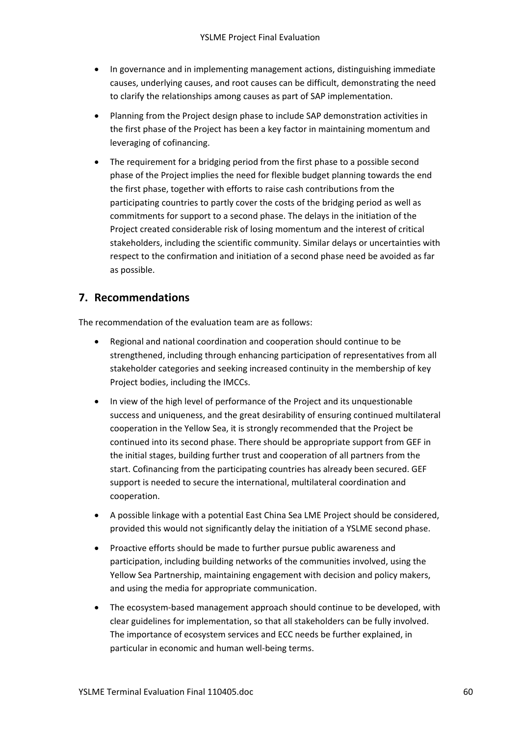- In governance and in implementing management actions, distinguishing immediate causes, underlying causes, and root causes can be difficult, demonstrating the need to clarify the relationships among causes as part of SAP implementation.
- Planning from the Project design phase to include SAP demonstration activities in the first phase of the Project has been a key factor in maintaining momentum and leveraging of cofinancing.
- The requirement for a bridging period from the first phase to a possible second phase of the Project implies the need for flexible budget planning towards the end the first phase, together with efforts to raise cash contributions from the participating countries to partly cover the costs of the bridging period as well as commitments for support to a second phase. The delays in the initiation of the Project created considerable risk of losing momentum and the interest of critical stakeholders, including the scientific community. Similar delays or uncertainties with respect to the confirmation and initiation of a second phase need be avoided as far as possible.

## 7. Recommendations

The recommendation of the evaluation team are as follows:

- Regional and national coordination and cooperation should continue to be strengthened, including through enhancing participation of representatives from all stakeholder categories and seeking increased continuity in the membership of key Project bodies, including the IMCCs.
- In view of the high level of performance of the Project and its unquestionable success and uniqueness, and the great desirability of ensuring continued multilateral cooperation in the Yellow Sea, it is strongly recommended that the Project be continued into its second phase. There should be appropriate support from GEF in the initial stages, building further trust and cooperation of all partners from the start. Cofinancing from the participating countries has already been secured. GEF support is needed to secure the international, multilateral coordination and cooperation.
- A possible linkage with a potential East China Sea LME Project should be considered, provided this would not significantly delay the initiation of a YSLME second phase.
- Proactive efforts should be made to further pursue public awareness and participation, including building networks of the communities involved, using the Yellow Sea Partnership, maintaining engagement with decision and policy makers, and using the media for appropriate communication.
- The ecosystem-based management approach should continue to be developed, with clear guidelines for implementation, so that all stakeholders can be fully involved. The importance of ecosystem services and ECC needs be further explained, in particular in economic and human well-being terms.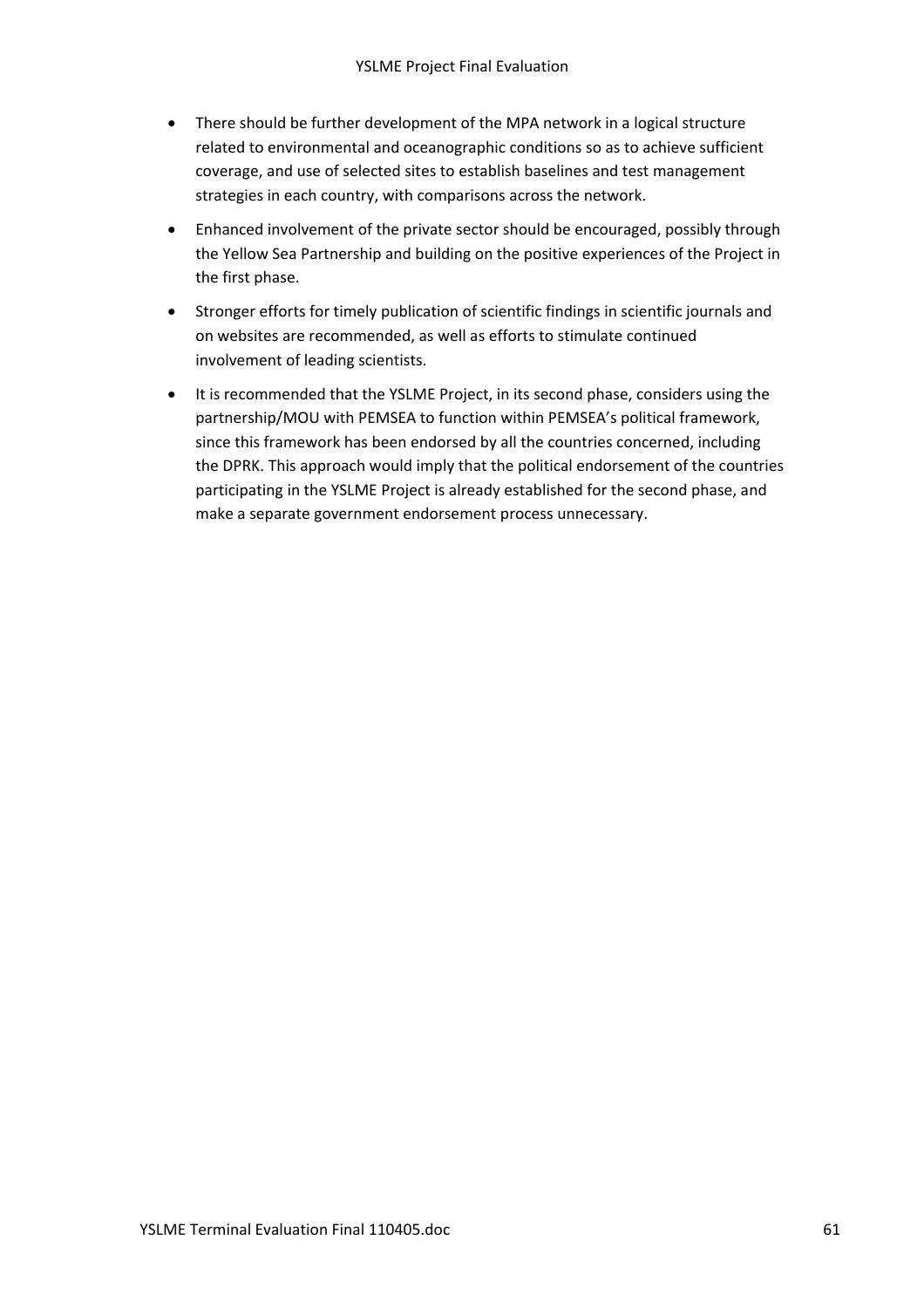- There should be further development of the MPA network in a logical structure related to environmental and oceanographic conditions so as to achieve sufficient coverage, and use of selected sites to establish baselines and test management strategies in each country, with comparisons across the network.
- Enhanced involvement of the private sector should be encouraged, possibly through the Yellow Sea Partnership and building on the positive experiences of the Project in the first phase.
- Stronger efforts for timely publication of scientific findings in scientific journals and on websites are recommended, as well as efforts to stimulate continued involvement of leading scientists.
- It is recommended that the YSLME Project, in its second phase, considers using the partnership/MOU with PEMSEA to function within PEMSEA's political framework, since this framework has been endorsed by all the countries concerned, including the DPRK. This approach would imply that the political endorsement of the countries participating in the YSLME Project is already established for the second phase, and make a separate government endorsement process unnecessary.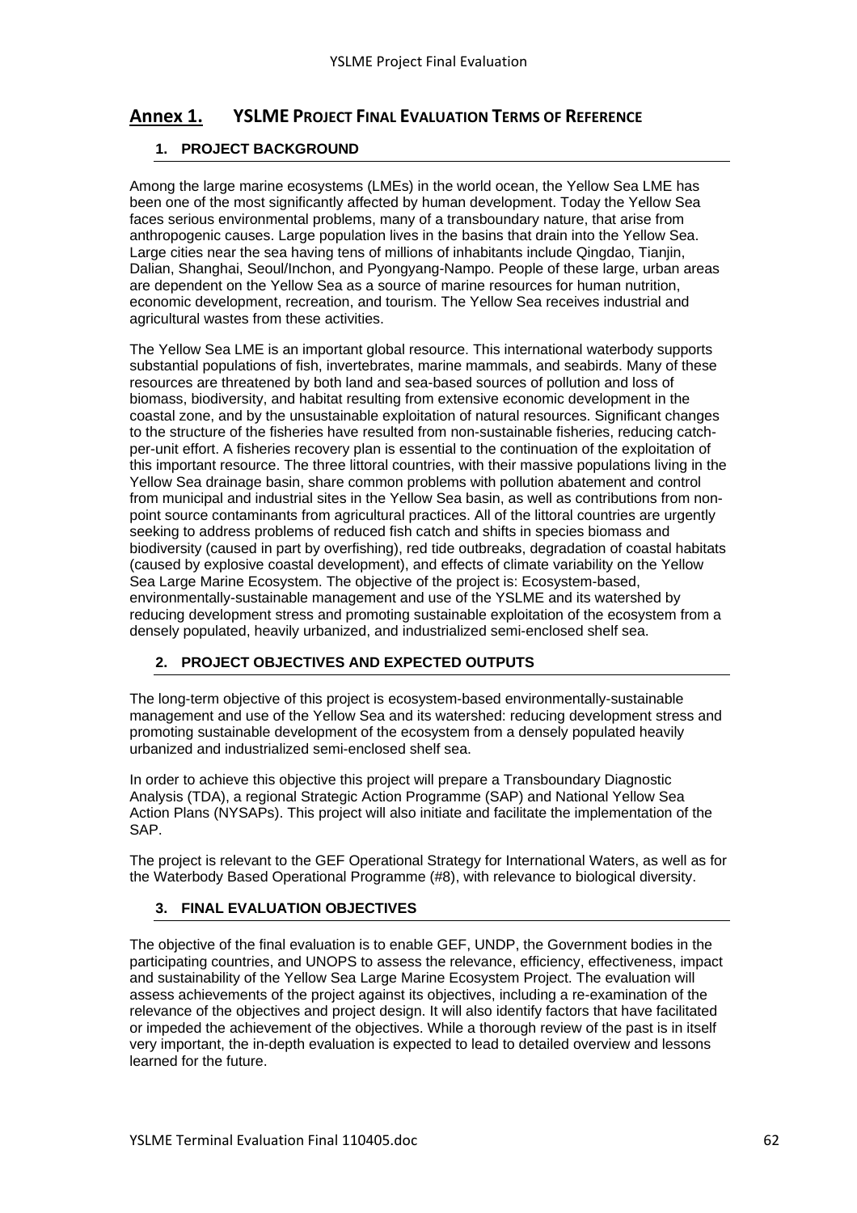# Annex 1. YSLME Project Final Evaluation Terms of Reference

## 1. PROJECT BACKGROUND

Among the large marine ecosystems (LMEs) in the world ocean, the Yellow Sea LME has been one of the most significantly affected by human development. Today the Yellow Sea faces serious environmental problems, many of a transboundary nature, that arise from anthropogenic causes. Large population lives in the basins that drain into the Yellow Sea. Large cities near the sea having tens of millions of inhabitants include Qingdao, Tianjin, Dalian, Shanghai, Seoul/Inchon, and Pyongyang-Nampo. People of these large, urban areas are dependent on the Yellow Sea as a source of marine resources for human nutrition, economic development, recreation, and tourism. The Yellow Sea receives industrial and agricultural wastes from these activities.

The Yellow Sea LME is an important global resource. This international waterbody supports substantial populations of fish, invertebrates, marine mammals, and seabirds. Many of these resources are threatened by both land and sea-based sources of pollution and loss of biomass, biodiversity, and habitat resulting from extensive economic development in the coastal zone, and by the unsustainable exploitation of natural resources. Significant changes to the structure of the fisheries have resulted from non-sustainable fisheries, reducing catch-per-unit effort. A fisheries recovery plan is essential to the continuation of the exploitation of this important resource. The three littoral countries, with their massive populations living in the Yellow Sea drainage basin, share common problems with pollution abatement and control from municipal and industrial sites in the Yellow Sea basin, as well as contributions from non-point source contaminants from agricultural practices. All of the littoral countries are urgently seeking to address problems of reduced fish catch and shifts in species biomass and biodiversity (caused in part by overfishing), red tide outbreaks, degradation of coastal habitats (caused by explosive coastal development), and effects of climate variability on the Yellow Sea Large Marine Ecosystem. The objective of the project is: Ecosystem-based, environmentally-sustainable management and use of the YSLME and its watershed by reducing development stress and promoting sustainable exploitation of the ecosystem from a densely populated, heavily urbanized, and industrialized semi-enclosed shelf sea.

## 2. PROJECT OBJECTIVES AND EXPECTED OUTPUTS

The long-term objective of this project is ecosystem-based environmentally-sustainable management and use of the Yellow Sea and its watershed: reducing development stress and promoting sustainable development of the ecosystem from a densely populated heavily urbanized and industrialized semi-enclosed shelf sea.

In order to achieve this objective this project will prepare a Transboundary Diagnostic Analysis (TDA), a regional Strategic Action Programme (SAP) and National Yellow Sea Action Plans (NYSAPs). This project will also initiate and facilitate the implementation of the SAP.

The project is relevant to the GEF Operational Strategy for International Waters, as well as for the Waterbody Based Operational Programme (#8), with relevance to biological diversity.

## 3. FINAL EVALUATION OBJECTIVES

The objective of the final evaluation is to enable GEF, UNDP, the Government bodies in the participating countries, and UNOPS to assess the relevance, efficiency, effectiveness, impact and sustainability of the Yellow Sea Large Marine Ecosystem Project. The evaluation will assess achievements of the project against its objectives, including a re-examination of the relevance of the objectives and project design. It will also identify factors that have facilitated or impeded the achievement of the objectives. While a thorough review of the past is in itself very important, the in-depth evaluation is expected to lead to detailed overview and lessons learned for the future.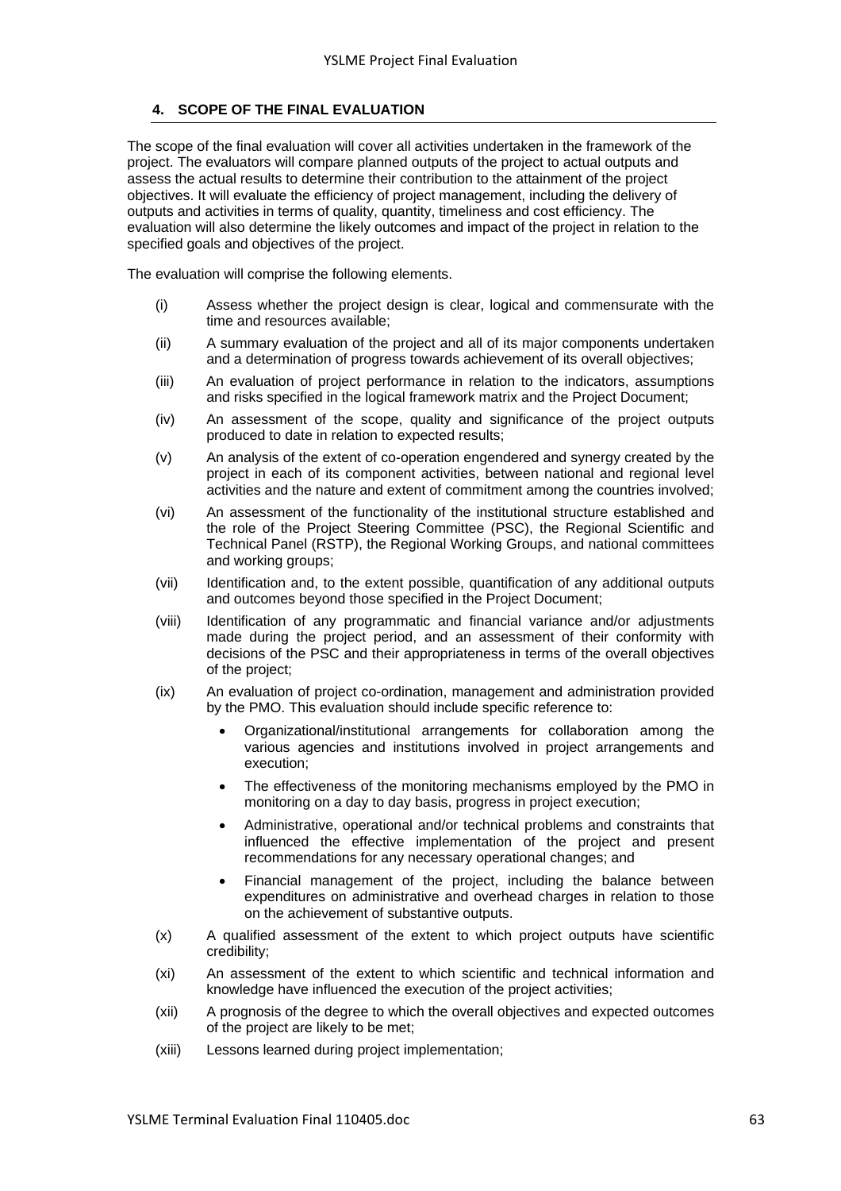## 4. SCOPE OF THE FINAL EVALUATION

The scope of the final evaluation will cover all activities undertaken in the framework of the project. The evaluators will compare planned outputs of the project to actual outputs and assess the actual results to determine their contribution to the attainment of the project objectives. It will evaluate the efficiency of project management, including the delivery of outputs and activities in terms of quality, quantity, timeliness and cost efficiency. The evaluation will also determine the likely outcomes and impact of the project in relation to the specified goals and objectives of the project.

The evaluation will comprise the following elements.

(i) Assess whether the project design is clear, logical and commensurate with the time and resources available;

(ii) A summary evaluation of the project and all of its major components undertaken and a determination of progress towards achievement of its overall objectives;

(iii) An evaluation of project performance in relation to the indicators, assumptions and risks specified in the logical framework matrix and the Project Document;

(iv) An assessment of the scope, quality and significance of the project outputs produced to date in relation to expected results;

(v) An analysis of the extent of co-operation engendered and synergy created by the project in each of its component activities, between national and regional level activities and the nature and extent of commitment among the countries involved;

(vi) An assessment of the functionality of the institutional structure established and the role of the Project Steering Committee (PSC), the Regional Scientific and Technical Panel (RSTP), the Regional Working Groups, and national committees and working groups;

(vii) Identification and, to the extent possible, quantification of any additional outputs and outcomes beyond those specified in the Project Document;

(viii) Identification of any programmatic and financial variance and/or adjustments made during the project period, and an assessment of their conformity with decisions of the PSC and their appropriateness in terms of the overall objectives of the project;

(ix) An evaluation of project co-ordination, management and administration provided by the PMO. This evaluation should include specific reference to:

- Organizational/institutional arrangements for collaboration among the various agencies and institutions involved in project arrangements and execution;
- The effectiveness of the monitoring mechanisms employed by the PMO in monitoring on a day to day basis, progress in project execution;
- Administrative, operational and/or technical problems and constraints that influenced the effective implementation of the project and present recommendations for any necessary operational changes; and
- Financial management of the project, including the balance between expenditures on administrative and overhead charges in relation to those on the achievement of substantive outputs.

(x) A qualified assessment of the extent to which project outputs have scientific credibility;

(xi) An assessment of the extent to which scientific and technical information and knowledge have influenced the execution of the project activities;

(xii) A prognosis of the degree to which the overall objectives and expected outcomes of the project are likely to be met;

(xiii) Lessons learned during project implementation;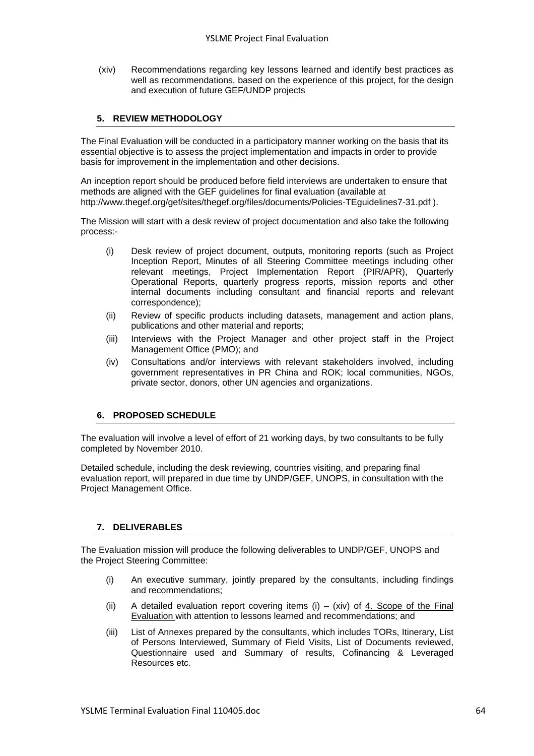(xiv) Recommendations regarding key lessons learned and identify best practices as well as recommendations, based on the experience of this project, for the design and execution of future GEF/UNDP projects

### 5. REVIEW METHODOLOGY

The Final Evaluation will be conducted in a participatory manner working on the basis that its essential objective is to assess the project implementation and impacts in order to provide basis for improvement in the implementation and other decisions.

An inception report should be produced before field interviews are undertaken to ensure that methods are aligned with the GEF guidelines for final evaluation (available at http://www.thegef.org/gef/sites/thegef.org/files/documents/Policies-TEguidelines7-31.pdf ).

The Mission will start with a desk review of project documentation and also take the following process:-

(i) Desk review of project document, outputs, monitoring reports (such as Project Inception Report, Minutes of all Steering Committee meetings including other relevant meetings, Project Implementation Report (PIR/APR), Quarterly Operational Reports, quarterly progress reports, mission reports and other internal documents including consultant and financial reports and relevant correspondence);

(ii) Review of specific products including datasets, management and action plans, publications and other material and reports;

(iii) Interviews with the Project Manager and other project staff in the Project Management Office (PMO); and

(iv) Consultations and/or interviews with relevant stakeholders involved, including government representatives in PR China and ROK; local communities, NGOs, private sector, donors, other UN agencies and organizations.

### 6. PROPOSED SCHEDULE

The evaluation will involve a level of effort of 21 working days, by two consultants to be fully completed by November 2010.

Detailed schedule, including the desk reviewing, countries visiting, and preparing final evaluation report, will prepared in due time by UNDP/GEF, UNOPS, in consultation with the Project Management Office.

### 7. DELIVERABLES

The Evaluation mission will produce the following deliverables to UNDP/GEF, UNOPS and the Project Steering Committee:

(i) An executive summary, jointly prepared by the consultants, including findings and recommendations;

(ii) A detailed evaluation report covering items (i) – (xiv) of 4. Scope of the Final Evaluation with attention to lessons learned and recommendations; and

(iii) List of Annexes prepared by the consultants, which includes TORs, Itinerary, List of Persons Interviewed, Summary of Field Visits, List of Documents reviewed, Questionnaire used and Summary of results, Cofinancing & Leveraged Resources etc.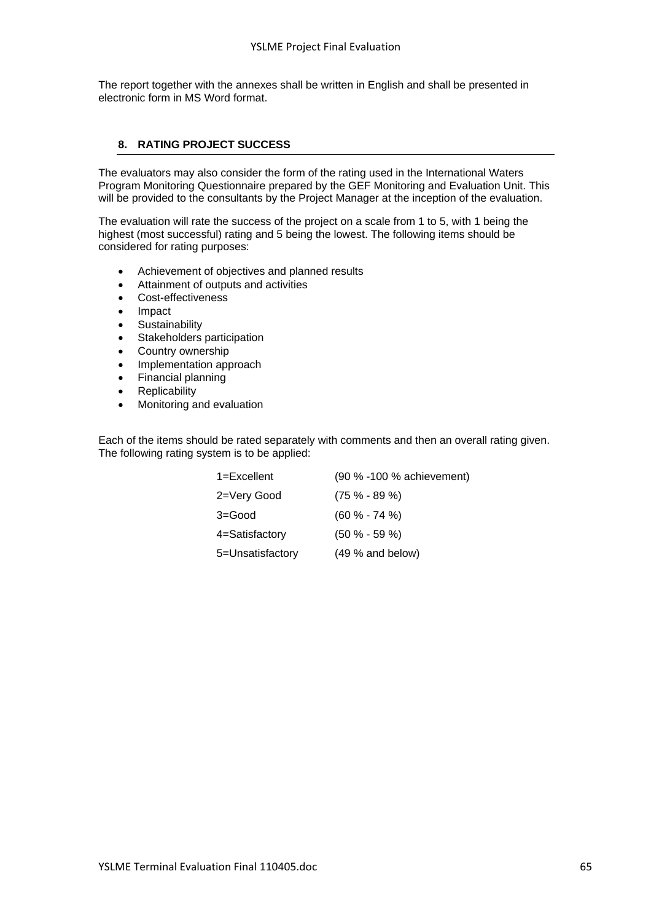The report together with the annexes shall be written in English and shall be presented in electronic form in MS Word format.

## 8. RATING PROJECT SUCCESS

The evaluators may also consider the form of the rating used in the International Waters Program Monitoring Questionnaire prepared by the GEF Monitoring and Evaluation Unit. This will be provided to the consultants by the Project Manager at the inception of the evaluation.

The evaluation will rate the success of the project on a scale from 1 to 5, with 1 being the highest (most successful) rating and 5 being the lowest. The following items should be considered for rating purposes:

- Achievement of objectives and planned results
- Attainment of outputs and activities
- Cost-effectiveness
- Impact
- Sustainability
- Stakeholders participation
- Country ownership
- Implementation approach
- Financial planning
- Replicability
- Monitoring and evaluation

Each of the items should be rated separately with comments and then an overall rating given. The following rating system is to be applied:

| | |
|---|---|
| 1=Excellent | (90 % -100 % achievement) |
| 2=Very Good | (75 % - 89 %) |
| 3=Good | (60 % - 74 %) |
| 4=Satisfactory | (50 % - 59 %) |
| 5=Unsatisfactory | (49 % and below) |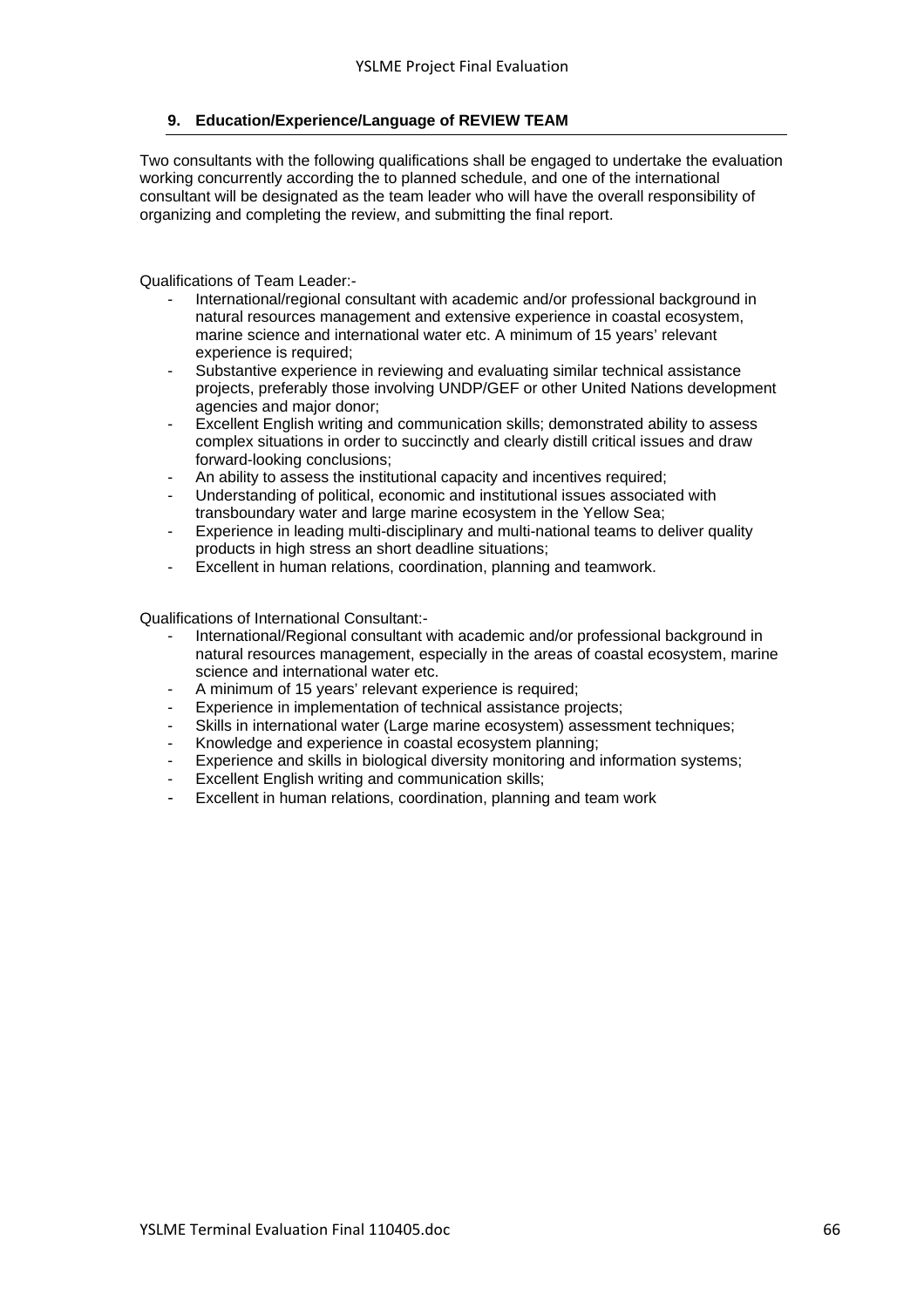## 9. Education/Experience/Language of REVIEW TEAM

Two consultants with the following qualifications shall be engaged to undertake the evaluation working concurrently according the to planned schedule, and one of the international consultant will be designated as the team leader who will have the overall responsibility of organizing and completing the review, and submitting the final report.

Qualifications of Team Leader:-

- International/regional consultant with academic and/or professional background in natural resources management and extensive experience in coastal ecosystem, marine science and international water etc. A minimum of 15 years' relevant experience is required;
- Substantive experience in reviewing and evaluating similar technical assistance projects, preferably those involving UNDP/GEF or other United Nations development agencies and major donor;
- Excellent English writing and communication skills; demonstrated ability to assess complex situations in order to succinctly and clearly distill critical issues and draw forward-looking conclusions;
- An ability to assess the institutional capacity and incentives required;
- Understanding of political, economic and institutional issues associated with transboundary water and large marine ecosystem in the Yellow Sea;
- Experience in leading multi-disciplinary and multi-national teams to deliver quality products in high stress an short deadline situations;
- Excellent in human relations, coordination, planning and teamwork.

Qualifications of International Consultant:-

- International/Regional consultant with academic and/or professional background in natural resources management, especially in the areas of coastal ecosystem, marine science and international water etc.
- A minimum of 15 years' relevant experience is required;
- Experience in implementation of technical assistance projects;
- Skills in international water (Large marine ecosystem) assessment techniques;
- Knowledge and experience in coastal ecosystem planning;
- Experience and skills in biological diversity monitoring and information systems;
- Excellent English writing and communication skills;
- Excellent in human relations, coordination, planning and team work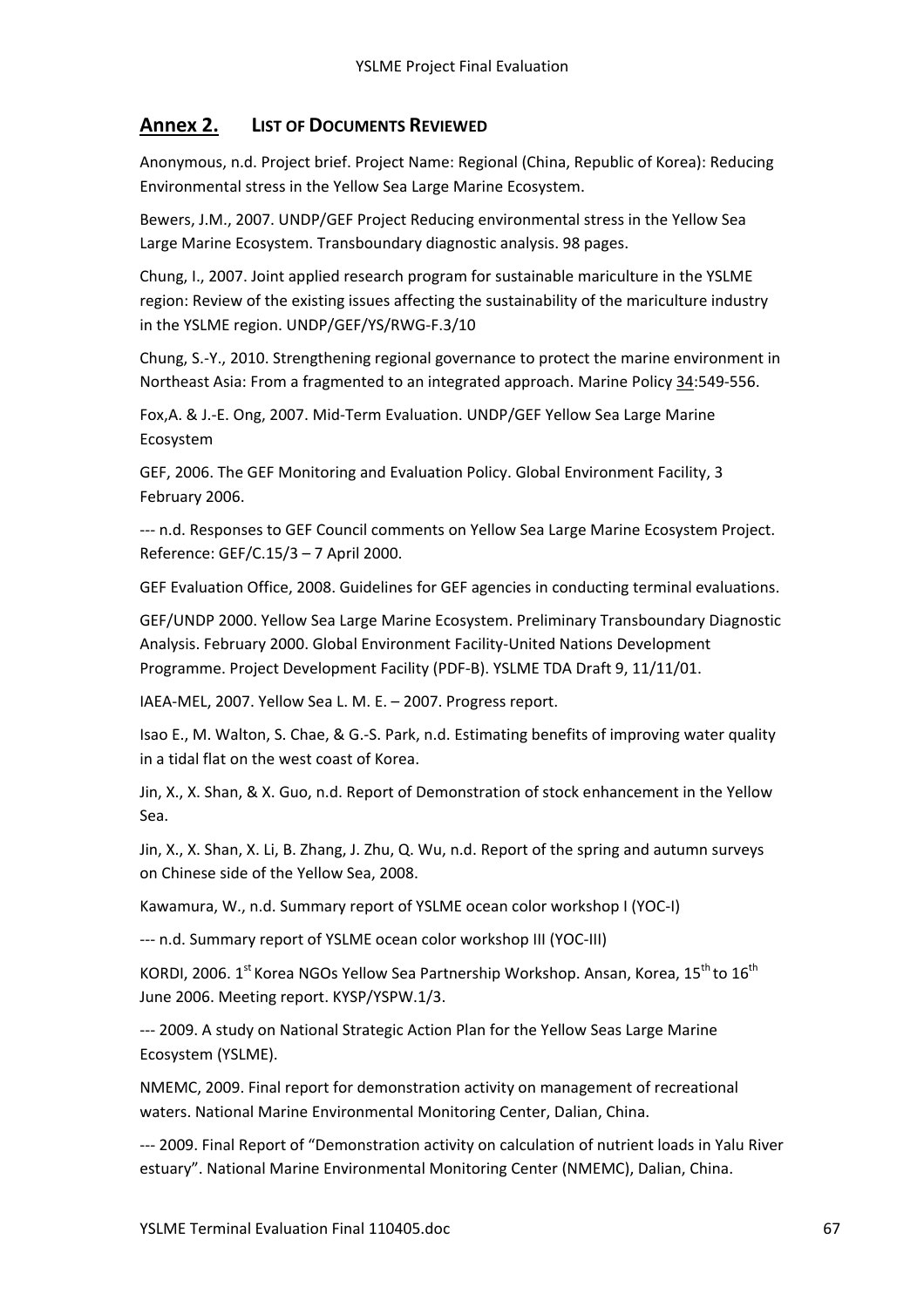## Annex 2. LIST OF DOCUMENTS REVIEWED

Anonymous, n.d. Project brief. Project Name: Regional (China, Republic of Korea): Reducing Environmental stress in the Yellow Sea Large Marine Ecosystem.

Bewers, J.M., 2007. UNDP/GEF Project Reducing environmental stress in the Yellow Sea Large Marine Ecosystem. Transboundary diagnostic analysis. 98 pages.

Chung, I., 2007. Joint applied research program for sustainable mariculture in the YSLME region: Review of the existing issues affecting the sustainability of the mariculture industry in the YSLME region. UNDP/GEF/YS/RWG-F.3/10

Chung, S.-Y., 2010. Strengthening regional governance to protect the marine environment in Northeast Asia: From a fragmented to an integrated approach. Marine Policy 34:549-556.

Fox,A. & J.-E. Ong, 2007. Mid-Term Evaluation. UNDP/GEF Yellow Sea Large Marine Ecosystem

GEF, 2006. The GEF Monitoring and Evaluation Policy. Global Environment Facility, 3 February 2006.

--- n.d. Responses to GEF Council comments on Yellow Sea Large Marine Ecosystem Project. Reference: GEF/C.15/3 – 7 April 2000.

GEF Evaluation Office, 2008. Guidelines for GEF agencies in conducting terminal evaluations.

GEF/UNDP 2000. Yellow Sea Large Marine Ecosystem. Preliminary Transboundary Diagnostic Analysis. February 2000. Global Environment Facility-United Nations Development Programme. Project Development Facility (PDF-B). YSLME TDA Draft 9, 11/11/01.

IAEA-MEL, 2007. Yellow Sea L. M. E. – 2007. Progress report.

Isao E., M. Walton, S. Chae, & G.-S. Park, n.d. Estimating benefits of improving water quality in a tidal flat on the west coast of Korea.

Jin, X., X. Shan, & X. Guo, n.d. Report of Demonstration of stock enhancement in the Yellow Sea.

Jin, X., X. Shan, X. Li, B. Zhang, J. Zhu, Q. Wu, n.d. Report of the spring and autumn surveys on Chinese side of the Yellow Sea, 2008.

Kawamura, W., n.d. Summary report of YSLME ocean color workshop I (YOC-I)

--- n.d. Summary report of YSLME ocean color workshop III (YOC-III)

KORDI, 2006. 1st Korea NGOs Yellow Sea Partnership Workshop. Ansan, Korea, 15th to 16th June 2006. Meeting report. KYSP/YSPW.1/3.

--- 2009. A study on National Strategic Action Plan for the Yellow Seas Large Marine Ecosystem (YSLME).

NMEMC, 2009. Final report for demonstration activity on management of recreational waters. National Marine Environmental Monitoring Center, Dalian, China.

--- 2009. Final Report of "Demonstration activity on calculation of nutrient loads in Yalu River estuary". National Marine Environmental Monitoring Center (NMEMC), Dalian, China.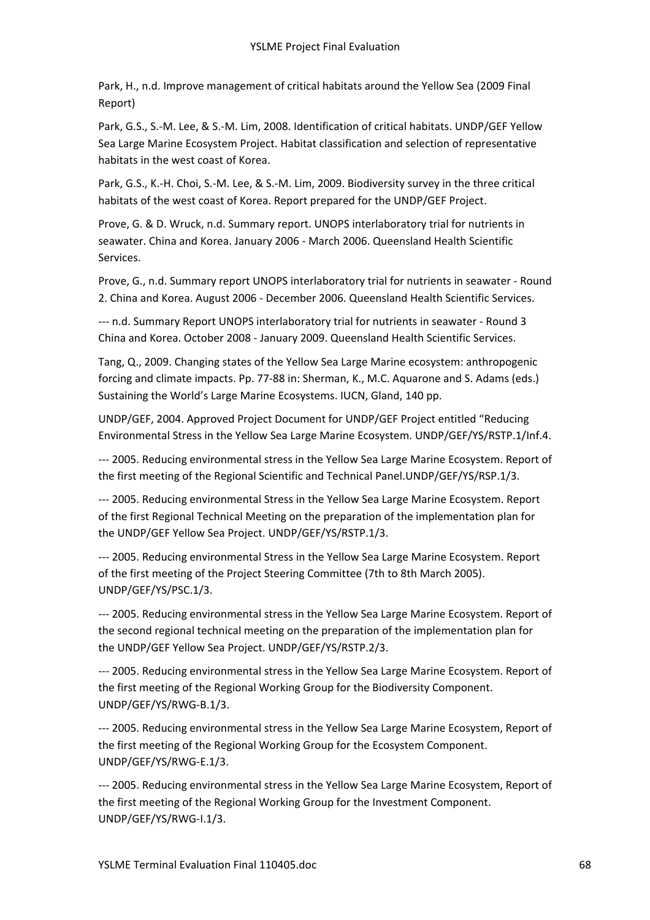Park, H., n.d. Improve management of critical habitats around the Yellow Sea (2009 Final Report)

Park, G.S., S.-M. Lee, & S.-M. Lim, 2008. Identification of critical habitats. UNDP/GEF Yellow Sea Large Marine Ecosystem Project. Habitat classification and selection of representative habitats in the west coast of Korea.

Park, G.S., K.-H. Choi, S.-M. Lee, & S.-M. Lim, 2009. Biodiversity survey in the three critical habitats of the west coast of Korea. Report prepared for the UNDP/GEF Project.

Prove, G. & D. Wruck, n.d. Summary report. UNOPS interlaboratory trial for nutrients in seawater. China and Korea. January 2006 - March 2006. Queensland Health Scientific Services.

Prove, G., n.d. Summary report UNOPS interlaboratory trial for nutrients in seawater - Round 2. China and Korea. August 2006 - December 2006. Queensland Health Scientific Services.

--- n.d. Summary Report UNOPS interlaboratory trial for nutrients in seawater - Round 3 China and Korea. October 2008 - January 2009. Queensland Health Scientific Services.

Tang, Q., 2009. Changing states of the Yellow Sea Large Marine ecosystem: anthropogenic forcing and climate impacts. Pp. 77-88 in: Sherman, K., M.C. Aquarone and S. Adams (eds.) Sustaining the World's Large Marine Ecosystems. IUCN, Gland, 140 pp.

UNDP/GEF, 2004. Approved Project Document for UNDP/GEF Project entitled "Reducing Environmental Stress in the Yellow Sea Large Marine Ecosystem. UNDP/GEF/YS/RSTP.1/Inf.4.

--- 2005. Reducing environmental stress in the Yellow Sea Large Marine Ecosystem. Report of the first meeting of the Regional Scientific and Technical Panel.UNDP/GEF/YS/RSP.1/3.

--- 2005. Reducing environmental Stress in the Yellow Sea Large Marine Ecosystem. Report of the first Regional Technical Meeting on the preparation of the implementation plan for the UNDP/GEF Yellow Sea Project. UNDP/GEF/YS/RSTP.1/3.

--- 2005. Reducing environmental Stress in the Yellow Sea Large Marine Ecosystem. Report of the first meeting of the Project Steering Committee (7th to 8th March 2005). UNDP/GEF/YS/PSC.1/3.

--- 2005. Reducing environmental stress in the Yellow Sea Large Marine Ecosystem. Report of the second regional technical meeting on the preparation of the implementation plan for the UNDP/GEF Yellow Sea Project. UNDP/GEF/YS/RSTP.2/3.

--- 2005. Reducing environmental stress in the Yellow Sea Large Marine Ecosystem. Report of the first meeting of the Regional Working Group for the Biodiversity Component. UNDP/GEF/YS/RWG-B.1/3.

--- 2005. Reducing environmental stress in the Yellow Sea Large Marine Ecosystem, Report of the first meeting of the Regional Working Group for the Ecosystem Component. UNDP/GEF/YS/RWG-E.1/3.

--- 2005. Reducing environmental stress in the Yellow Sea Large Marine Ecosystem, Report of the first meeting of the Regional Working Group for the Investment Component. UNDP/GEF/YS/RWG-I.1/3.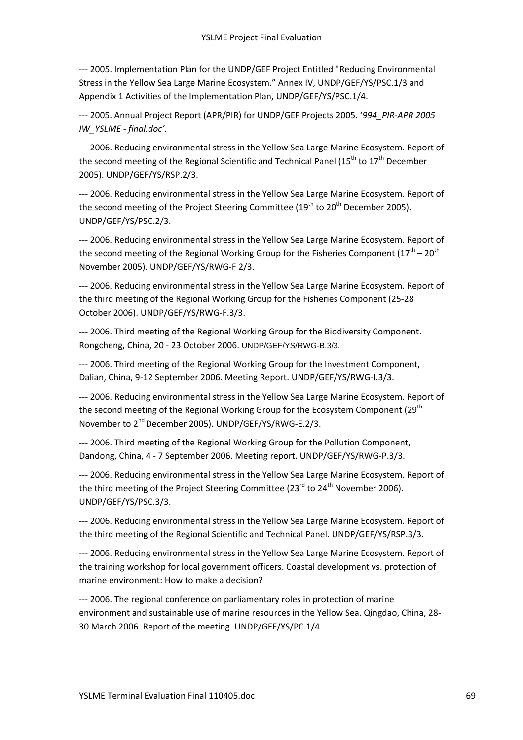--- 2005. Implementation Plan for the UNDP/GEF Project Entitled "Reducing Environmental Stress in the Yellow Sea Large Marine Ecosystem." Annex IV, UNDP/GEF/YS/PSC.1/3 and Appendix 1 Activities of the Implementation Plan, UNDP/GEF/YS/PSC.1/4.

--- 2005. Annual Project Report (APR/PIR) for UNDP/GEF Projects 2005. '*994_PIR-APR 2005 IW_YSLME - final.doc'*.

--- 2006. Reducing environmental stress in the Yellow Sea Large Marine Ecosystem. Report of the second meeting of the Regional Scientific and Technical Panel (15th to 17th December 2005). UNDP/GEF/YS/RSP.2/3.

--- 2006. Reducing environmental stress in the Yellow Sea Large Marine Ecosystem. Report of the second meeting of the Project Steering Committee (19th to 20th December 2005). UNDP/GEF/YS/PSC.2/3.

--- 2006. Reducing environmental stress in the Yellow Sea Large Marine Ecosystem. Report of the second meeting of the Regional Working Group for the Fisheries Component (17th – 20th November 2005). UNDP/GEF/YS/RWG-F 2/3.

--- 2006. Reducing environmental stress in the Yellow Sea Large Marine Ecosystem. Report of the third meeting of the Regional Working Group for the Fisheries Component (25-28 October 2006). UNDP/GEF/YS/RWG-F.3/3.

--- 2006. Third meeting of the Regional Working Group for the Biodiversity Component. Rongcheng, China, 20 - 23 October 2006. UNDP/GEF/YS/RWG-B.3/3.

--- 2006. Third meeting of the Regional Working Group for the Investment Component, Dalian, China, 9-12 September 2006. Meeting Report. UNDP/GEF/YS/RWG-I.3/3.

--- 2006. Reducing environmental stress in the Yellow Sea Large Marine Ecosystem. Report of the second meeting of the Regional Working Group for the Ecosystem Component (29th November to 2nd December 2005). UNDP/GEF/YS/RWG-E.2/3.

--- 2006. Third meeting of the Regional Working Group for the Pollution Component, Dandong, China, 4 - 7 September 2006. Meeting report. UNDP/GEF/YS/RWG-P.3/3.

--- 2006. Reducing environmental stress in the Yellow Sea Large Marine Ecosystem. Report of the third meeting of the Project Steering Committee (23rd to 24th November 2006). UNDP/GEF/YS/PSC.3/3.

--- 2006. Reducing environmental stress in the Yellow Sea Large Marine Ecosystem. Report of the third meeting of the Regional Scientific and Technical Panel. UNDP/GEF/YS/RSP.3/3.

--- 2006. Reducing environmental stress in the Yellow Sea Large Marine Ecosystem. Report of the training workshop for local government officers. Coastal development vs. protection of marine environment: How to make a decision?

--- 2006. The regional conference on parliamentary roles in protection of marine environment and sustainable use of marine resources in the Yellow Sea. Qingdao, China, 28-30 March 2006. Report of the meeting. UNDP/GEF/YS/PC.1/4.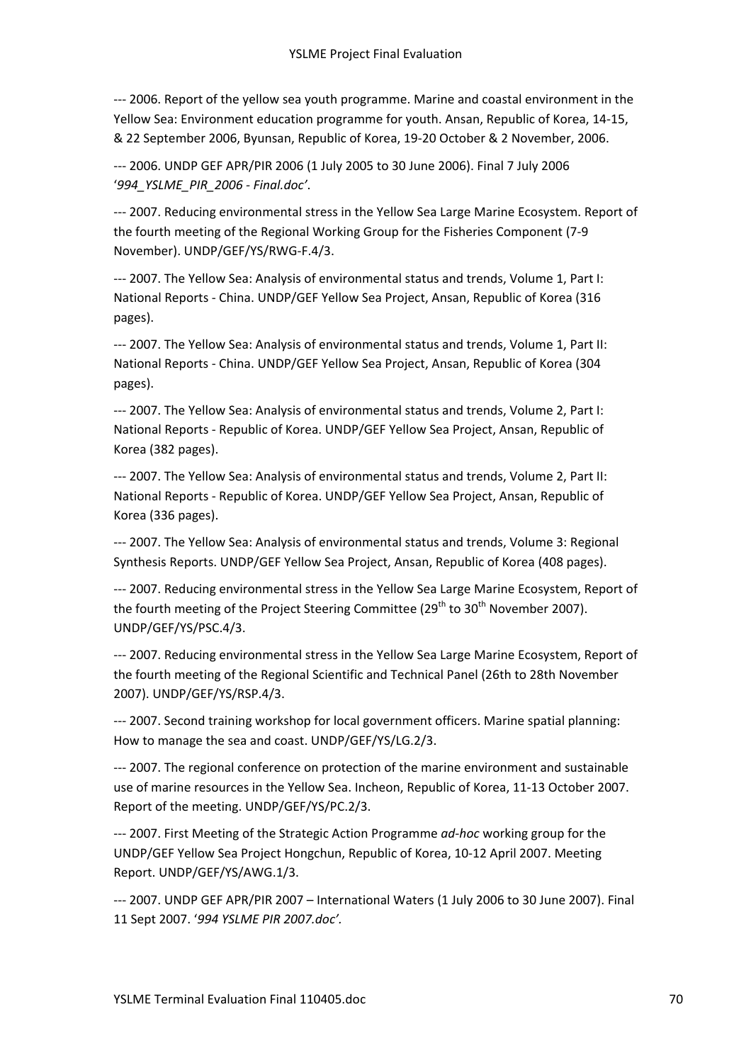--- 2006. Report of the yellow sea youth programme. Marine and coastal environment in the Yellow Sea: Environment education programme for youth. Ansan, Republic of Korea, 14-15, & 22 September 2006, Byunsan, Republic of Korea, 19-20 October & 2 November, 2006.

--- 2006. UNDP GEF APR/PIR 2006 (1 July 2005 to 30 June 2006). Final 7 July 2006 '*994_YSLME_PIR_2006 - Final.doc*'.

--- 2007. Reducing environmental stress in the Yellow Sea Large Marine Ecosystem. Report of the fourth meeting of the Regional Working Group for the Fisheries Component (7-9 November). UNDP/GEF/YS/RWG-F.4/3.

--- 2007. The Yellow Sea: Analysis of environmental status and trends, Volume 1, Part I: National Reports - China. UNDP/GEF Yellow Sea Project, Ansan, Republic of Korea (316 pages).

--- 2007. The Yellow Sea: Analysis of environmental status and trends, Volume 1, Part II: National Reports - China. UNDP/GEF Yellow Sea Project, Ansan, Republic of Korea (304 pages).

--- 2007. The Yellow Sea: Analysis of environmental status and trends, Volume 2, Part I: National Reports - Republic of Korea. UNDP/GEF Yellow Sea Project, Ansan, Republic of Korea (382 pages).

--- 2007. The Yellow Sea: Analysis of environmental status and trends, Volume 2, Part II: National Reports - Republic of Korea. UNDP/GEF Yellow Sea Project, Ansan, Republic of Korea (336 pages).

--- 2007. The Yellow Sea: Analysis of environmental status and trends, Volume 3: Regional Synthesis Reports. UNDP/GEF Yellow Sea Project, Ansan, Republic of Korea (408 pages).

--- 2007. Reducing environmental stress in the Yellow Sea Large Marine Ecosystem, Report of the fourth meeting of the Project Steering Committee (29th to 30th November 2007). UNDP/GEF/YS/PSC.4/3.

--- 2007. Reducing environmental stress in the Yellow Sea Large Marine Ecosystem, Report of the fourth meeting of the Regional Scientific and Technical Panel (26th to 28th November 2007). UNDP/GEF/YS/RSP.4/3.

--- 2007. Second training workshop for local government officers. Marine spatial planning: How to manage the sea and coast. UNDP/GEF/YS/LG.2/3.

--- 2007. The regional conference on protection of the marine environment and sustainable use of marine resources in the Yellow Sea. Incheon, Republic of Korea, 11-13 October 2007. Report of the meeting. UNDP/GEF/YS/PC.2/3.

--- 2007. First Meeting of the Strategic Action Programme *ad-hoc* working group for the UNDP/GEF Yellow Sea Project Hongchun, Republic of Korea, 10-12 April 2007. Meeting Report. UNDP/GEF/YS/AWG.1/3.

--- 2007. UNDP GEF APR/PIR 2007 – International Waters (1 July 2006 to 30 June 2007). Final 11 Sept 2007. '*994 YSLME PIR 2007.doc'*.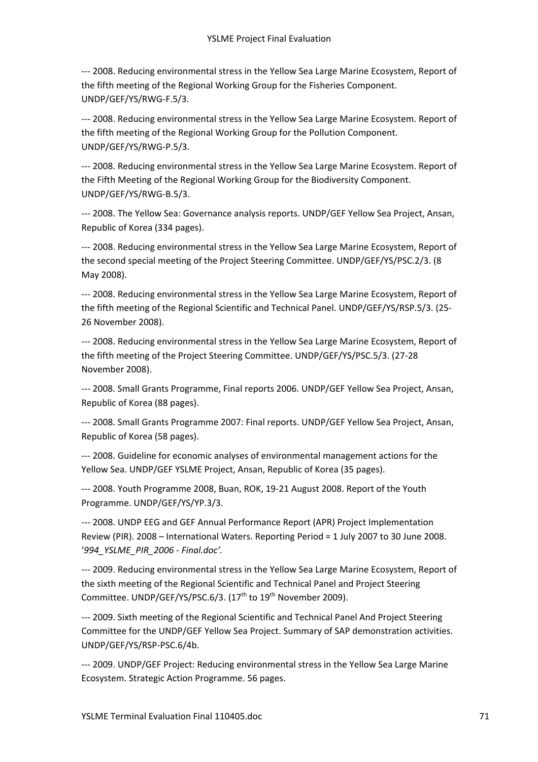--- 2008. Reducing environmental stress in the Yellow Sea Large Marine Ecosystem, Report of the fifth meeting of the Regional Working Group for the Fisheries Component. UNDP/GEF/YS/RWG-F.5/3.

--- 2008. Reducing environmental stress in the Yellow Sea Large Marine Ecosystem. Report of the fifth meeting of the Regional Working Group for the Pollution Component. UNDP/GEF/YS/RWG-P.5/3.

--- 2008. Reducing environmental stress in the Yellow Sea Large Marine Ecosystem. Report of the Fifth Meeting of the Regional Working Group for the Biodiversity Component. UNDP/GEF/YS/RWG-B.5/3.

--- 2008. The Yellow Sea: Governance analysis reports. UNDP/GEF Yellow Sea Project, Ansan, Republic of Korea (334 pages).

--- 2008. Reducing environmental stress in the Yellow Sea Large Marine Ecosystem, Report of the second special meeting of the Project Steering Committee. UNDP/GEF/YS/PSC.2/3. (8 May 2008).

--- 2008. Reducing environmental stress in the Yellow Sea Large Marine Ecosystem, Report of the fifth meeting of the Regional Scientific and Technical Panel. UNDP/GEF/YS/RSP.5/3. (25-26 November 2008).

--- 2008. Reducing environmental stress in the Yellow Sea Large Marine Ecosystem, Report of the fifth meeting of the Project Steering Committee. UNDP/GEF/YS/PSC.5/3. (27-28 November 2008).

--- 2008. Small Grants Programme, Final reports 2006. UNDP/GEF Yellow Sea Project, Ansan, Republic of Korea (88 pages).

--- 2008. Small Grants Programme 2007: Final reports. UNDP/GEF Yellow Sea Project, Ansan, Republic of Korea (58 pages).

--- 2008. Guideline for economic analyses of environmental management actions for the Yellow Sea. UNDP/GEF YSLME Project, Ansan, Republic of Korea (35 pages).

--- 2008. Youth Programme 2008, Buan, ROK, 19-21 August 2008. Report of the Youth Programme. UNDP/GEF/YS/YP.3/3.

--- 2008. UNDP EEG and GEF Annual Performance Report (APR) Project Implementation Review (PIR). 2008 – International Waters. Reporting Period = 1 July 2007 to 30 June 2008. '*994_YSLME_PIR_2006 - Final.doc'.*

--- 2009. Reducing environmental stress in the Yellow Sea Large Marine Ecosystem, Report of the sixth meeting of the Regional Scientific and Technical Panel and Project Steering Committee. UNDP/GEF/YS/PSC.6/3. (17th to 19th November 2009).

--- 2009. Sixth meeting of the Regional Scientific and Technical Panel And Project Steering Committee for the UNDP/GEF Yellow Sea Project. Summary of SAP demonstration activities. UNDP/GEF/YS/RSP-PSC.6/4b.

--- 2009. UNDP/GEF Project: Reducing environmental stress in the Yellow Sea Large Marine Ecosystem. Strategic Action Programme. 56 pages.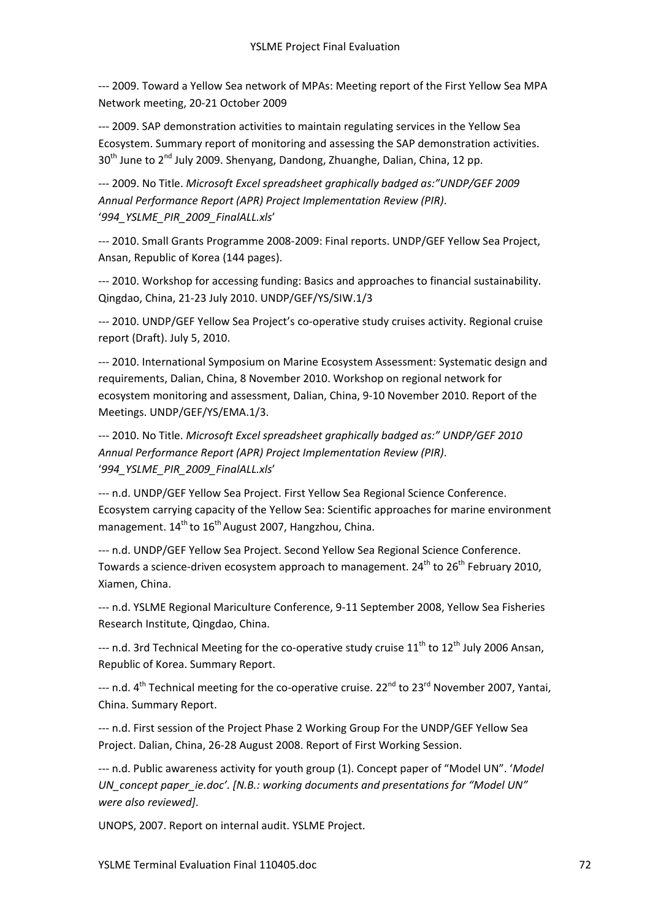--- 2009. Toward a Yellow Sea network of MPAs: Meeting report of the First Yellow Sea MPA Network meeting, 20-21 October 2009

--- 2009. SAP demonstration activities to maintain regulating services in the Yellow Sea Ecosystem. Summary report of monitoring and assessing the SAP demonstration activities. 30th June to 2nd July 2009. Shenyang, Dandong, Zhuanghe, Dalian, China, 12 pp.

--- 2009. No Title. *Microsoft Excel spreadsheet graphically badged as:"UNDP/GEF 2009 Annual Performance Report (APR) Project Implementation Review (PIR)*. '*994_YSLME_PIR_2009_FinalALL.xls*'

--- 2010. Small Grants Programme 2008-2009: Final reports. UNDP/GEF Yellow Sea Project, Ansan, Republic of Korea (144 pages).

--- 2010. Workshop for accessing funding: Basics and approaches to financial sustainability. Qingdao, China, 21-23 July 2010. UNDP/GEF/YS/SIW.1/3

--- 2010. UNDP/GEF Yellow Sea Project's co-operative study cruises activity. Regional cruise report (Draft). July 5, 2010.

--- 2010. International Symposium on Marine Ecosystem Assessment: Systematic design and requirements, Dalian, China, 8 November 2010. Workshop on regional network for ecosystem monitoring and assessment, Dalian, China, 9-10 November 2010. Report of the Meetings. UNDP/GEF/YS/EMA.1/3.

--- 2010. No Title. *Microsoft Excel spreadsheet graphically badged as:" UNDP/GEF 2010 Annual Performance Report (APR) Project Implementation Review (PIR)*. '*994_YSLME_PIR_2009_FinalALL.xls*'

--- n.d. UNDP/GEF Yellow Sea Project. First Yellow Sea Regional Science Conference. Ecosystem carrying capacity of the Yellow Sea: Scientific approaches for marine environment management. 14th to 16th August 2007, Hangzhou, China.

--- n.d. UNDP/GEF Yellow Sea Project. Second Yellow Sea Regional Science Conference. Towards a science-driven ecosystem approach to management. 24th to 26th February 2010, Xiamen, China.

--- n.d. YSLME Regional Mariculture Conference, 9-11 September 2008, Yellow Sea Fisheries Research Institute, Qingdao, China.

--- n.d. 3rd Technical Meeting for the co-operative study cruise 11th to 12th July 2006 Ansan, Republic of Korea. Summary Report.

--- n.d. 4th Technical meeting for the co-operative cruise. 22nd to 23rd November 2007, Yantai, China. Summary Report.

--- n.d. First session of the Project Phase 2 Working Group For the UNDP/GEF Yellow Sea Project. Dalian, China, 26-28 August 2008. Report of First Working Session.

--- n.d. Public awareness activity for youth group (1). Concept paper of "Model UN". '*Model UN_concept paper_ie.doc*'. *[N.B.: working documents and presentations for "Model UN" were also reviewed]*.

UNOPS, 2007. Report on internal audit. YSLME Project.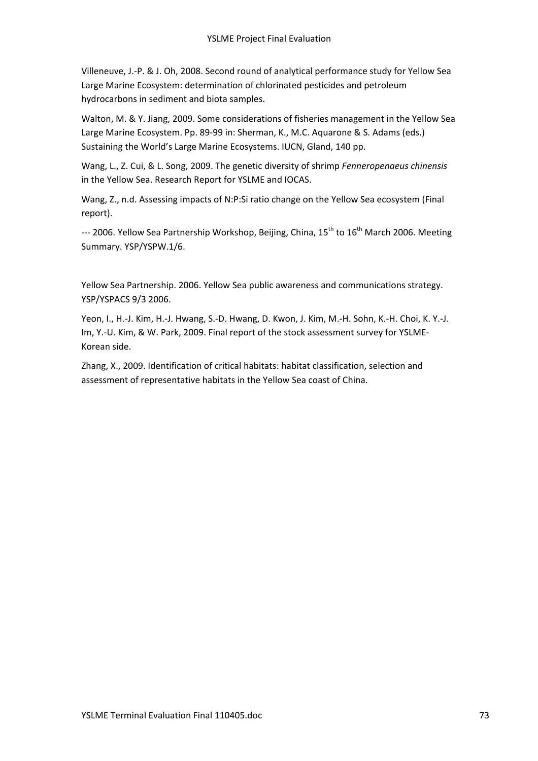Villeneuve, J.-P. & J. Oh, 2008. Second round of analytical performance study for Yellow Sea Large Marine Ecosystem: determination of chlorinated pesticides and petroleum hydrocarbons in sediment and biota samples.

Walton, M. & Y. Jiang, 2009. Some considerations of fisheries management in the Yellow Sea Large Marine Ecosystem. Pp. 89-99 in: Sherman, K., M.C. Aquarone & S. Adams (eds.) Sustaining the World's Large Marine Ecosystems. IUCN, Gland, 140 pp.

Wang, L., Z. Cui, & L. Song, 2009. The genetic diversity of shrimp *Fenneropenaeus chinensis* in the Yellow Sea. Research Report for YSLME and IOCAS.

Wang, Z., n.d. Assessing impacts of N:P:Si ratio change on the Yellow Sea ecosystem (Final report).

--- 2006. Yellow Sea Partnership Workshop, Beijing, China, 15th to 16th March 2006. Meeting Summary. YSP/YSPW.1/6.

Yellow Sea Partnership. 2006. Yellow Sea public awareness and communications strategy. YSP/YSPACS 9/3 2006.

Yeon, I., H.-J. Kim, H.-J. Hwang, S.-D. Hwang, D. Kwon, J. Kim, M.-H. Sohn, K.-H. Choi, K. Y.-J. Im, Y.-U. Kim, & W. Park, 2009. Final report of the stock assessment survey for YSLME-Korean side.

Zhang, X., 2009. Identification of critical habitats: habitat classification, selection and assessment of representative habitats in the Yellow Sea coast of China.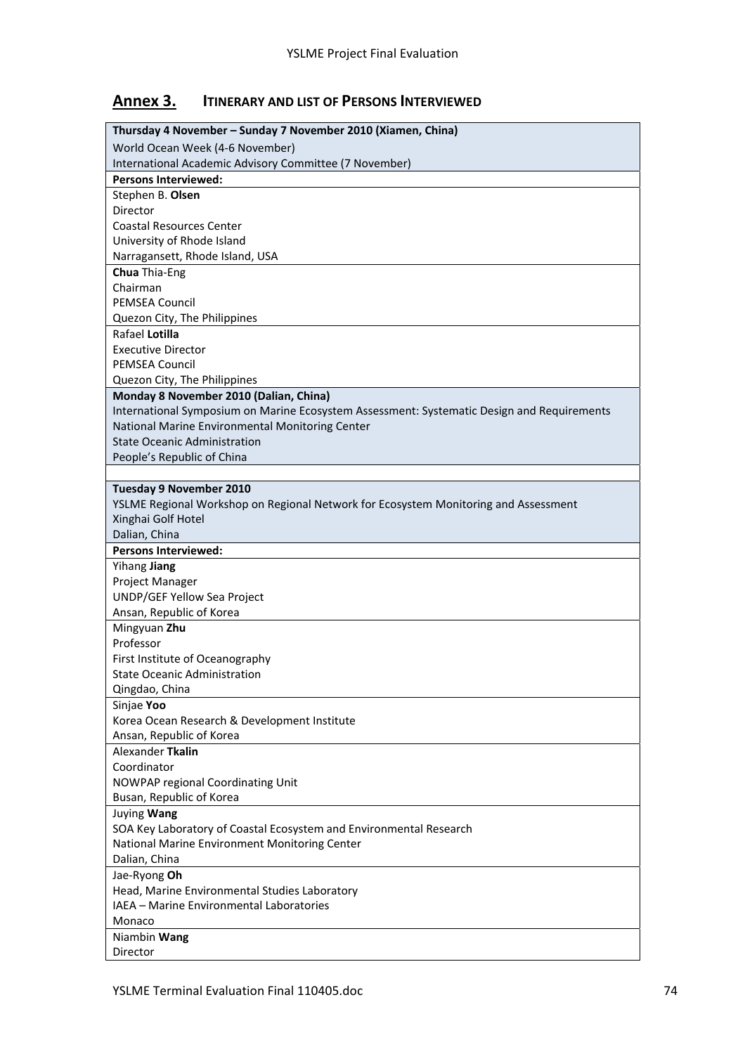## Annex 3. ITINERARY AND LIST OF PERSONS INTERVIEWED

| **Thursday 4 November – Sunday 7 November 2010 (Xiamen, China)**<br>World Ocean Week (4-6 November)<br>International Academic Advisory Committee (7 November) |
|---|
| **Persons Interviewed:** |
| Stephen B. **Olsen**<br>Director<br>Coastal Resources Center<br>University of Rhode Island<br>Narragansett, Rhode Island, USA |
| **Chua** Thia-Eng<br>Chairman<br>PEMSEA Council<br>Quezon City, The Philippines |
| Rafael **Lotilla**<br>Executive Director<br>PEMSEA Council<br>Quezon City, The Philippines |
| **Monday 8 November 2010 (Dalian, China)**<br>International Symposium on Marine Ecosystem Assessment: Systematic Design and Requirements<br>National Marine Environmental Monitoring Center<br>State Oceanic Administration<br>People's Republic of China |
| |
| **Tuesday 9 November 2010**<br>YSLME Regional Workshop on Regional Network for Ecosystem Monitoring and Assessment<br>Xinghai Golf Hotel<br>Dalian, China |
| **Persons Interviewed:** |
| Yihang **Jiang**<br>Project Manager<br>UNDP/GEF Yellow Sea Project<br>Ansan, Republic of Korea |
| Mingyuan **Zhu**<br>Professor<br>First Institute of Oceanography<br>State Oceanic Administration<br>Qingdao, China |
| Sinjae **Yoo**<br>Korea Ocean Research & Development Institute<br>Ansan, Republic of Korea |
| Alexander **Tkalin**<br>Coordinator<br>NOWPAP regional Coordinating Unit<br>Busan, Republic of Korea |
| Juying **Wang**<br>SOA Key Laboratory of Coastal Ecosystem and Environmental Research<br>National Marine Environment Monitoring Center<br>Dalian, China |
| Jae-Ryong **Oh**<br>Head, Marine Environmental Studies Laboratory<br>IAEA – Marine Environmental Laboratories<br>Monaco |
| Niambin **Wang**<br>Director |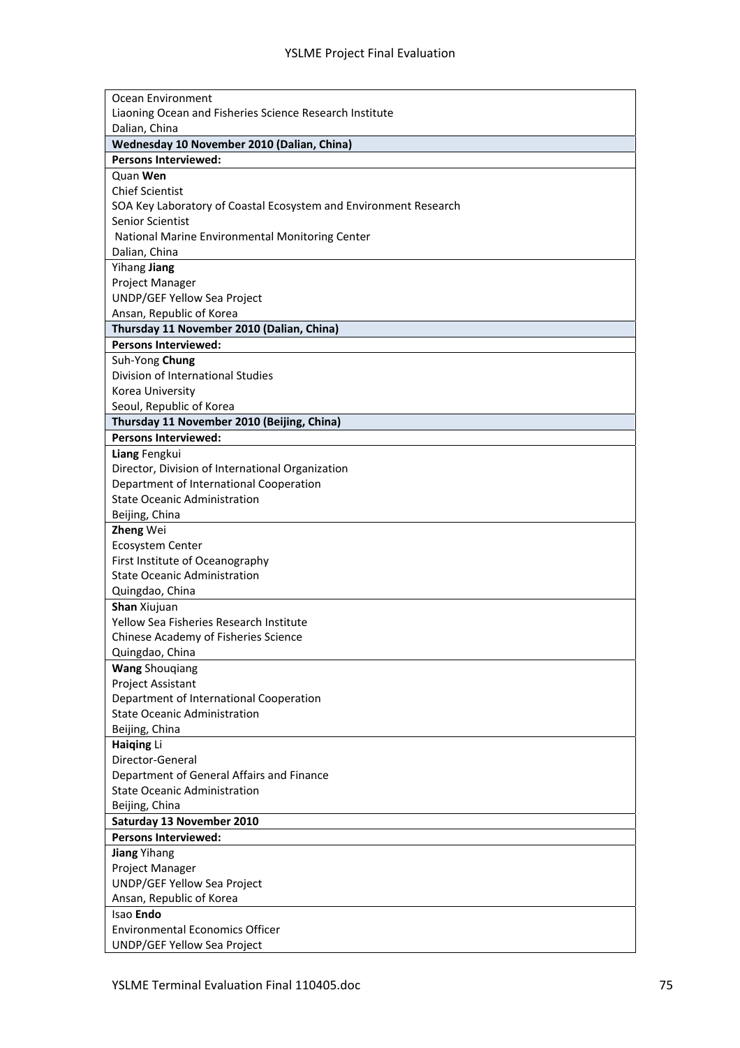| |
|---|
| Ocean Environment<br>Liaoning Ocean and Fisheries Science Research Institute<br>Dalian, China |
| **Wednesday 10 November 2010 (Dalian, China)** |
| **Persons Interviewed:** |
| Quan **Wen**<br>Chief Scientist<br>SOA Key Laboratory of Coastal Ecosystem and Environment Research<br>Senior Scientist<br>National Marine Environmental Monitoring Center<br>Dalian, China |
| Yihang **Jiang**<br>Project Manager<br>UNDP/GEF Yellow Sea Project<br>Ansan, Republic of Korea |
| **Thursday 11 November 2010 (Dalian, China)** |
| **Persons Interviewed:** |
| Suh-Yong **Chung**<br>Division of International Studies<br>Korea University<br>Seoul, Republic of Korea |
| **Thursday 11 November 2010 (Beijing, China)** |
| **Persons Interviewed:** |
| **Liang** Fengkui<br>Director, Division of International Organization<br>Department of International Cooperation<br>State Oceanic Administration<br>Beijing, China |
| **Zheng** Wei<br>Ecosystem Center<br>First Institute of Oceanography<br>State Oceanic Administration<br>Quingdao, China |
| **Shan** Xiujuan<br>Yellow Sea Fisheries Research Institute<br>Chinese Academy of Fisheries Science<br>Quingdao, China |
| **Wang** Shouqiang<br>Project Assistant<br>Department of International Cooperation<br>State Oceanic Administration<br>Beijing, China |
| **Haiqing** Li<br>Director-General<br>Department of General Affairs and Finance<br>State Oceanic Administration<br>Beijing, China |
| **Saturday 13 November 2010** |
| **Persons Interviewed:** |
| **Jiang** Yihang<br>Project Manager<br>UNDP/GEF Yellow Sea Project<br>Ansan, Republic of Korea |
| Isao **Endo**<br>Environmental Economics Officer<br>UNDP/GEF Yellow Sea Project |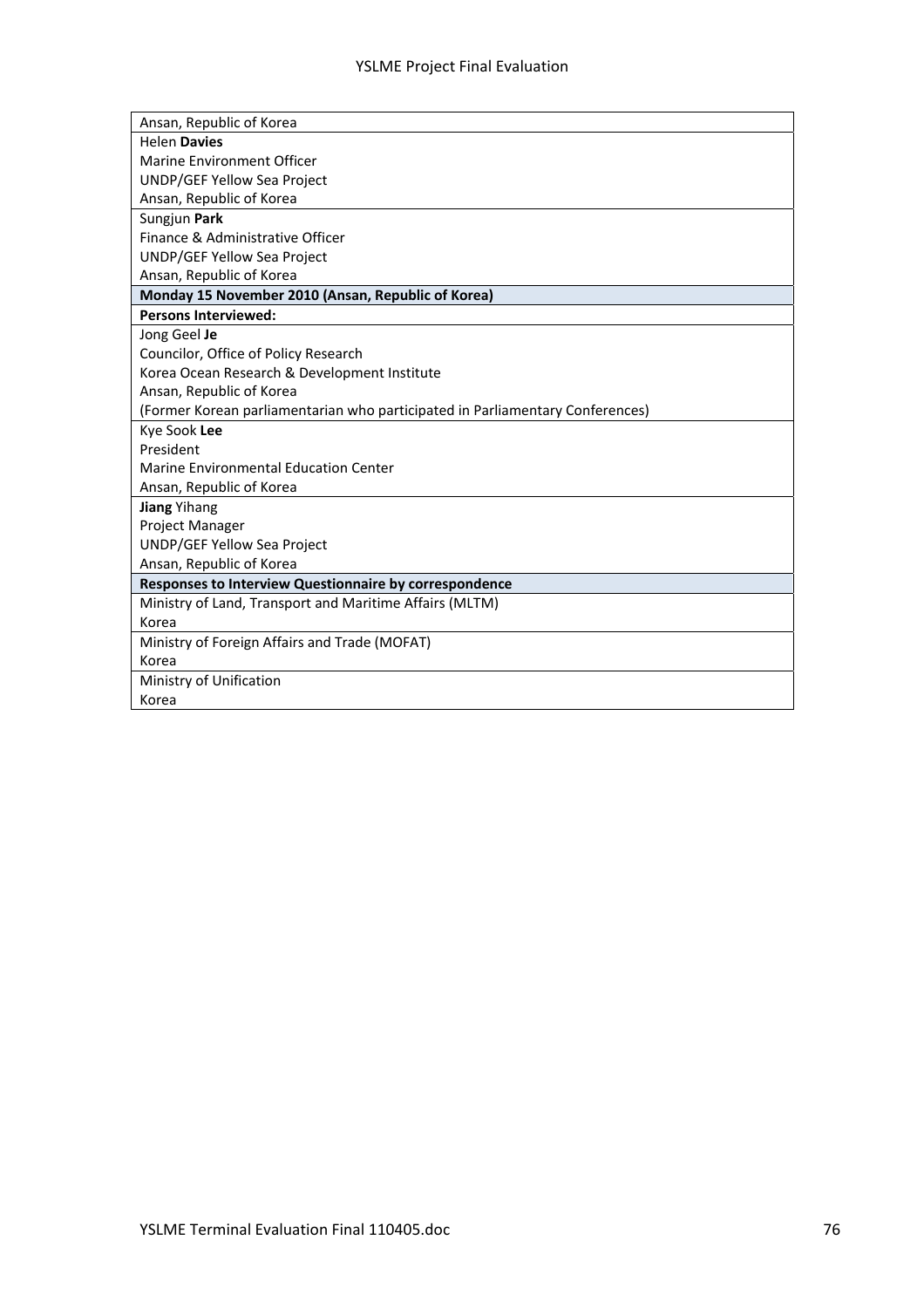| |
|---|
| Ansan, Republic of Korea |
| Helen **Davies**<br>Marine Environment Officer<br>UNDP/GEF Yellow Sea Project<br>Ansan, Republic of Korea |
| Sungjun **Park**<br>Finance & Administrative Officer<br>UNDP/GEF Yellow Sea Project<br>Ansan, Republic of Korea |
| **Monday 15 November 2010 (Ansan, Republic of Korea)** |
| **Persons Interviewed:** |
| Jong Geel **Je**<br>Councilor, Office of Policy Research<br>Korea Ocean Research & Development Institute<br>Ansan, Republic of Korea<br>(Former Korean parliamentarian who participated in Parliamentary Conferences) |
| Kye Sook **Lee**<br>President<br>Marine Environmental Education Center<br>Ansan, Republic of Korea |
| **Jiang** Yihang<br>Project Manager<br>UNDP/GEF Yellow Sea Project<br>Ansan, Republic of Korea |
| **Responses to Interview Questionnaire by correspondence** |
| Ministry of Land, Transport and Maritime Affairs (MLTM)<br>Korea |
| Ministry of Foreign Affairs and Trade (MOFAT)<br>Korea |
| Ministry of Unification<br>Korea |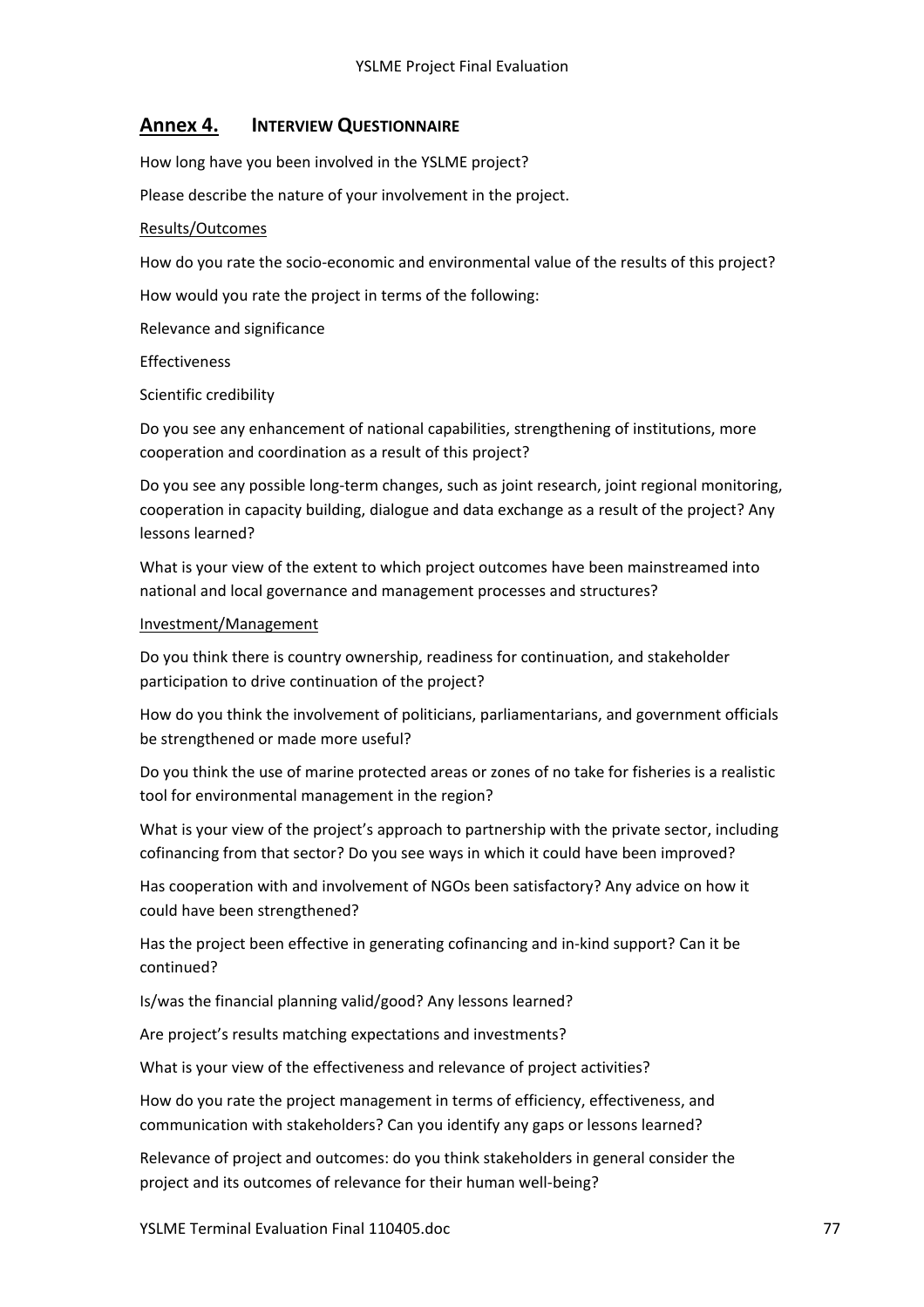## Annex 4. Interview Questionnaire

How long have you been involved in the YSLME project?

Please describe the nature of your involvement in the project.

Results/Outcomes

How do you rate the socio-economic and environmental value of the results of this project?

How would you rate the project in terms of the following:

Relevance and significance

Effectiveness

Scientific credibility

Do you see any enhancement of national capabilities, strengthening of institutions, more cooperation and coordination as a result of this project?

Do you see any possible long-term changes, such as joint research, joint regional monitoring, cooperation in capacity building, dialogue and data exchange as a result of the project? Any lessons learned?

What is your view of the extent to which project outcomes have been mainstreamed into national and local governance and management processes and structures?

Investment/Management

Do you think there is country ownership, readiness for continuation, and stakeholder participation to drive continuation of the project?

How do you think the involvement of politicians, parliamentarians, and government officials be strengthened or made more useful?

Do you think the use of marine protected areas or zones of no take for fisheries is a realistic tool for environmental management in the region?

What is your view of the project's approach to partnership with the private sector, including cofinancing from that sector? Do you see ways in which it could have been improved?

Has cooperation with and involvement of NGOs been satisfactory? Any advice on how it could have been strengthened?

Has the project been effective in generating cofinancing and in-kind support? Can it be continued?

Is/was the financial planning valid/good? Any lessons learned?

Are project's results matching expectations and investments?

What is your view of the effectiveness and relevance of project activities?

How do you rate the project management in terms of efficiency, effectiveness, and communication with stakeholders? Can you identify any gaps or lessons learned?

Relevance of project and outcomes: do you think stakeholders in general consider the project and its outcomes of relevance for their human well-being?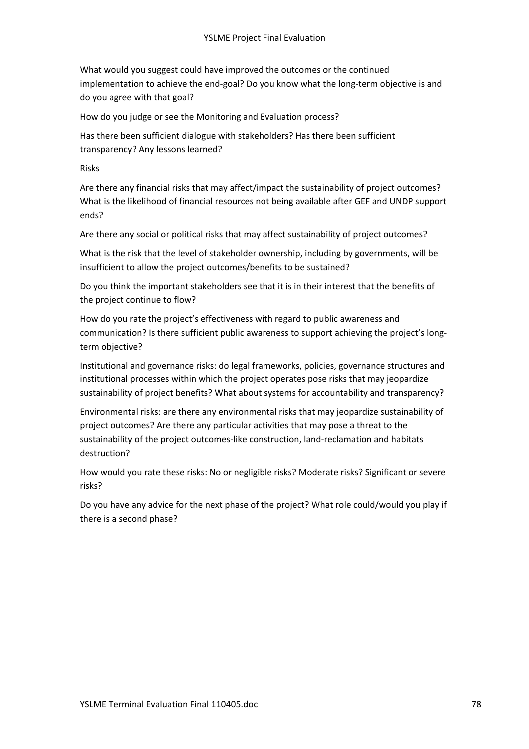What would you suggest could have improved the outcomes or the continued implementation to achieve the end-goal? Do you know what the long-term objective is and do you agree with that goal?

How do you judge or see the Monitoring and Evaluation process?

Has there been sufficient dialogue with stakeholders? Has there been sufficient transparency? Any lessons learned?

<u>Risks</u>

Are there any financial risks that may affect/impact the sustainability of project outcomes? What is the likelihood of financial resources not being available after GEF and UNDP support ends?

Are there any social or political risks that may affect sustainability of project outcomes?

What is the risk that the level of stakeholder ownership, including by governments, will be insufficient to allow the project outcomes/benefits to be sustained?

Do you think the important stakeholders see that it is in their interest that the benefits of the project continue to flow?

How do you rate the project's effectiveness with regard to public awareness and communication? Is there sufficient public awareness to support achieving the project's long-term objective?

Institutional and governance risks: do legal frameworks, policies, governance structures and institutional processes within which the project operates pose risks that may jeopardize sustainability of project benefits? What about systems for accountability and transparency?

Environmental risks: are there any environmental risks that may jeopardize sustainability of project outcomes? Are there any particular activities that may pose a threat to the sustainability of the project outcomes-like construction, land-reclamation and habitats destruction?

How would you rate these risks: No or negligible risks? Moderate risks? Significant or severe risks?

Do you have any advice for the next phase of the project? What role could/would you play if there is a second phase?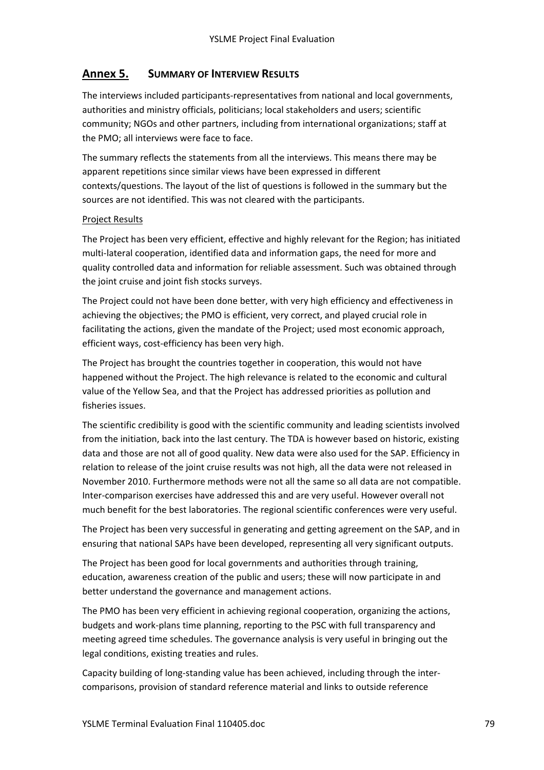## Annex 5. SUMMARY OF INTERVIEW RESULTS

The interviews included participants-representatives from national and local governments, authorities and ministry officials, politicians; local stakeholders and users; scientific community; NGOs and other partners, including from international organizations; staff at the PMO; all interviews were face to face.

The summary reflects the statements from all the interviews. This means there may be apparent repetitions since similar views have been expressed in different contexts/questions. The layout of the list of questions is followed in the summary but the sources are not identified. This was not cleared with the participants.

Project Results

The Project has been very efficient, effective and highly relevant for the Region; has initiated multi-lateral cooperation, identified data and information gaps, the need for more and quality controlled data and information for reliable assessment. Such was obtained through the joint cruise and joint fish stocks surveys.

The Project could not have been done better, with very high efficiency and effectiveness in achieving the objectives; the PMO is efficient, very correct, and played crucial role in facilitating the actions, given the mandate of the Project; used most economic approach, efficient ways, cost-efficiency has been very high.

The Project has brought the countries together in cooperation, this would not have happened without the Project. The high relevance is related to the economic and cultural value of the Yellow Sea, and that the Project has addressed priorities as pollution and fisheries issues.

The scientific credibility is good with the scientific community and leading scientists involved from the initiation, back into the last century. The TDA is however based on historic, existing data and those are not all of good quality. New data were also used for the SAP. Efficiency in relation to release of the joint cruise results was not high, all the data were not released in November 2010. Furthermore methods were not all the same so all data are not compatible. Inter-comparison exercises have addressed this and are very useful. However overall not much benefit for the best laboratories. The regional scientific conferences were very useful.

The Project has been very successful in generating and getting agreement on the SAP, and in ensuring that national SAPs have been developed, representing all very significant outputs.

The Project has been good for local governments and authorities through training, education, awareness creation of the public and users; these will now participate in and better understand the governance and management actions.

The PMO has been very efficient in achieving regional cooperation, organizing the actions, budgets and work-plans time planning, reporting to the PSC with full transparency and meeting agreed time schedules. The governance analysis is very useful in bringing out the legal conditions, existing treaties and rules.

Capacity building of long-standing value has been achieved, including through the inter-comparisons, provision of standard reference material and links to outside reference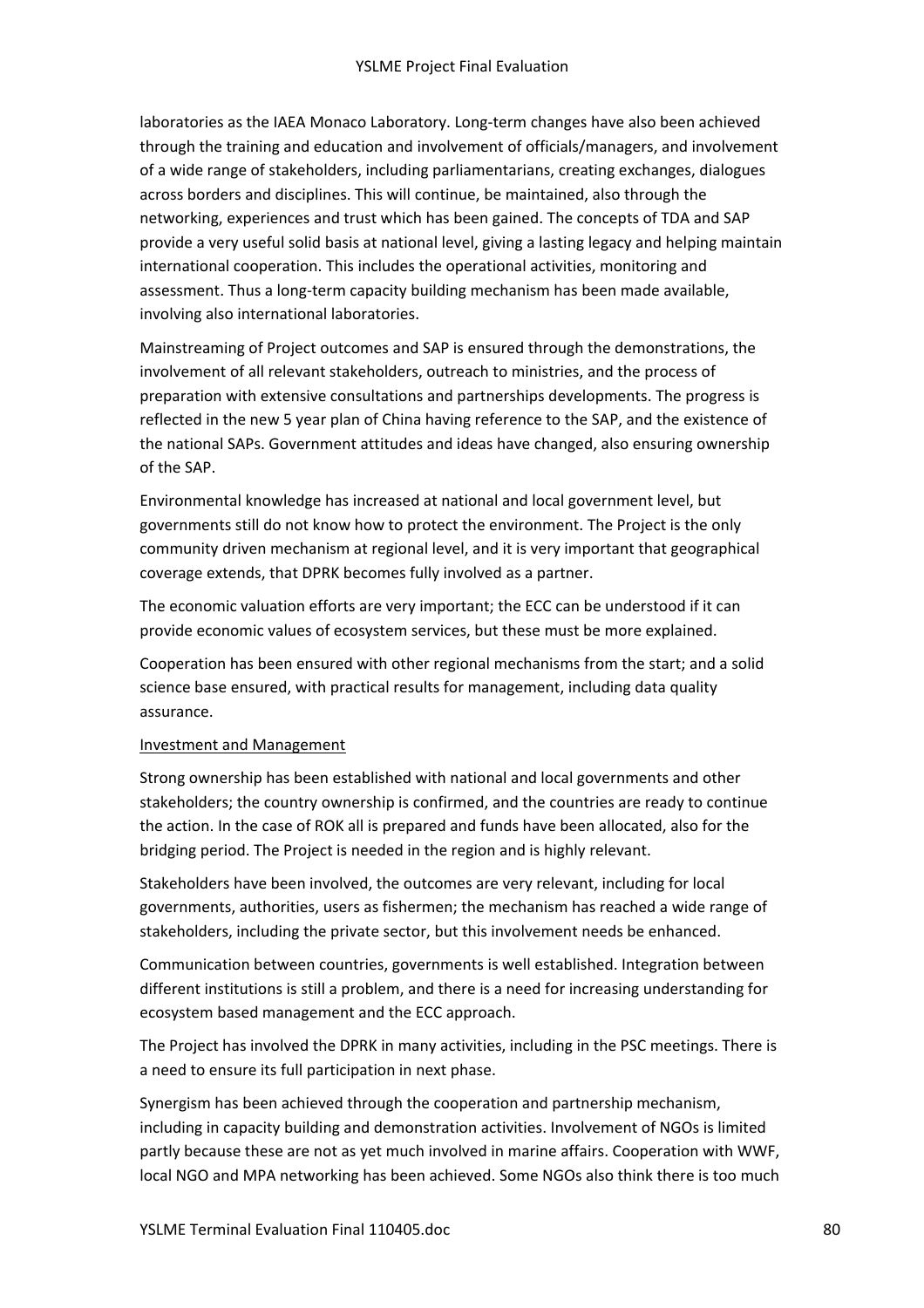laboratories as the IAEA Monaco Laboratory. Long-term changes have also been achieved through the training and education and involvement of officials/managers, and involvement of a wide range of stakeholders, including parliamentarians, creating exchanges, dialogues across borders and disciplines. This will continue, be maintained, also through the networking, experiences and trust which has been gained. The concepts of TDA and SAP provide a very useful solid basis at national level, giving a lasting legacy and helping maintain international cooperation. This includes the operational activities, monitoring and assessment. Thus a long-term capacity building mechanism has been made available, involving also international laboratories.

Mainstreaming of Project outcomes and SAP is ensured through the demonstrations, the involvement of all relevant stakeholders, outreach to ministries, and the process of preparation with extensive consultations and partnerships developments. The progress is reflected in the new 5 year plan of China having reference to the SAP, and the existence of the national SAPs. Government attitudes and ideas have changed, also ensuring ownership of the SAP.

Environmental knowledge has increased at national and local government level, but governments still do not know how to protect the environment. The Project is the only community driven mechanism at regional level, and it is very important that geographical coverage extends, that DPRK becomes fully involved as a partner.

The economic valuation efforts are very important; the ECC can be understood if it can provide economic values of ecosystem services, but these must be more explained.

Cooperation has been ensured with other regional mechanisms from the start; and a solid science base ensured, with practical results for management, including data quality assurance.

<u>Investment and Management</u>

Strong ownership has been established with national and local governments and other stakeholders; the country ownership is confirmed, and the countries are ready to continue the action. In the case of ROK all is prepared and funds have been allocated, also for the bridging period. The Project is needed in the region and is highly relevant.

Stakeholders have been involved, the outcomes are very relevant, including for local governments, authorities, users as fishermen; the mechanism has reached a wide range of stakeholders, including the private sector, but this involvement needs be enhanced.

Communication between countries, governments is well established. Integration between different institutions is still a problem, and there is a need for increasing understanding for ecosystem based management and the ECC approach.

The Project has involved the DPRK in many activities, including in the PSC meetings. There is a need to ensure its full participation in next phase.

Synergism has been achieved through the cooperation and partnership mechanism, including in capacity building and demonstration activities. Involvement of NGOs is limited partly because these are not as yet much involved in marine affairs. Cooperation with WWF, local NGO and MPA networking has been achieved. Some NGOs also think there is too much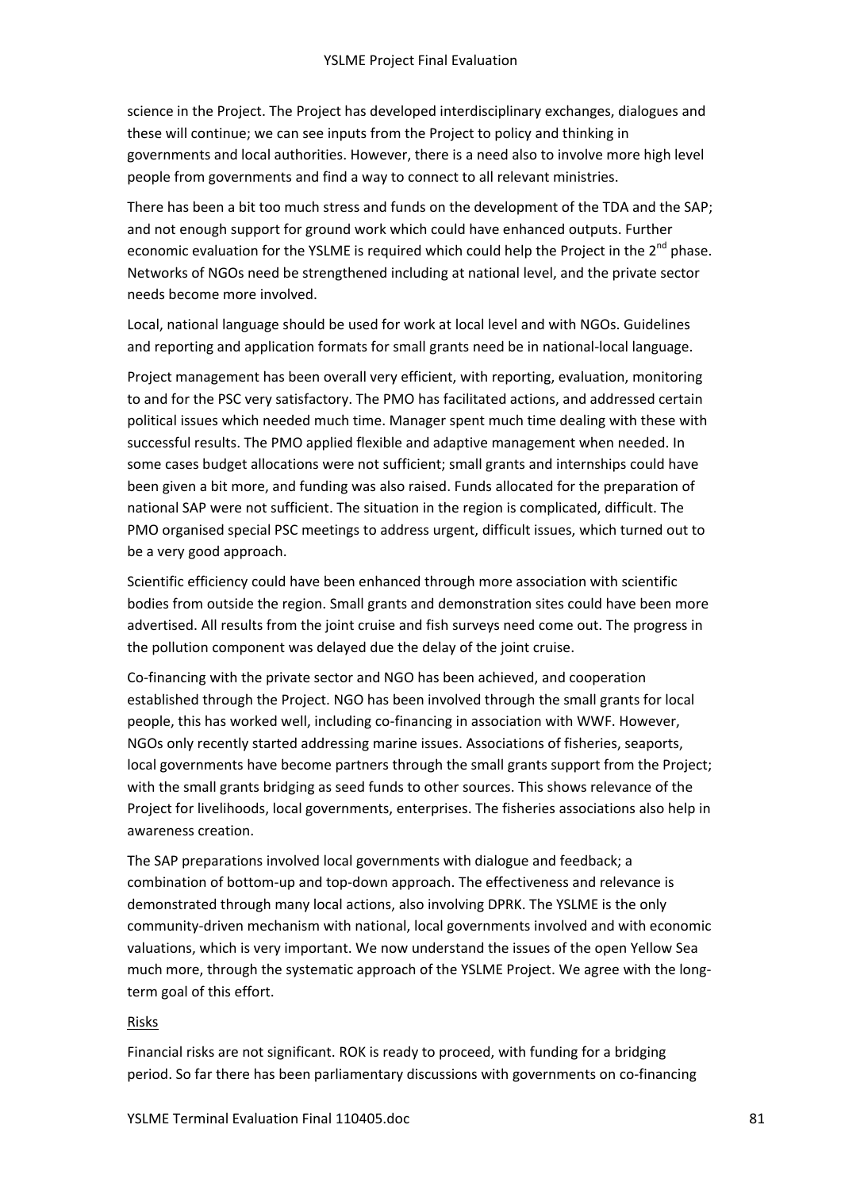science in the Project. The Project has developed interdisciplinary exchanges, dialogues and these will continue; we can see inputs from the Project to policy and thinking in governments and local authorities. However, there is a need also to involve more high level people from governments and find a way to connect to all relevant ministries.

There has been a bit too much stress and funds on the development of the TDA and the SAP; and not enough support for ground work which could have enhanced outputs. Further economic evaluation for the YSLME is required which could help the Project in the 2nd phase. Networks of NGOs need be strengthened including at national level, and the private sector needs become more involved.

Local, national language should be used for work at local level and with NGOs. Guidelines and reporting and application formats for small grants need be in national-local language.

Project management has been overall very efficient, with reporting, evaluation, monitoring to and for the PSC very satisfactory. The PMO has facilitated actions, and addressed certain political issues which needed much time. Manager spent much time dealing with these with successful results. The PMO applied flexible and adaptive management when needed. In some cases budget allocations were not sufficient; small grants and internships could have been given a bit more, and funding was also raised. Funds allocated for the preparation of national SAP were not sufficient. The situation in the region is complicated, difficult. The PMO organised special PSC meetings to address urgent, difficult issues, which turned out to be a very good approach.

Scientific efficiency could have been enhanced through more association with scientific bodies from outside the region. Small grants and demonstration sites could have been more advertised. All results from the joint cruise and fish surveys need come out. The progress in the pollution component was delayed due the delay of the joint cruise.

Co-financing with the private sector and NGO has been achieved, and cooperation established through the Project. NGO has been involved through the small grants for local people, this has worked well, including co-financing in association with WWF. However, NGOs only recently started addressing marine issues. Associations of fisheries, seaports, local governments have become partners through the small grants support from the Project; with the small grants bridging as seed funds to other sources. This shows relevance of the Project for livelihoods, local governments, enterprises. The fisheries associations also help in awareness creation.

The SAP preparations involved local governments with dialogue and feedback; a combination of bottom-up and top-down approach. The effectiveness and relevance is demonstrated through many local actions, also involving DPRK. The YSLME is the only community-driven mechanism with national, local governments involved and with economic valuations, which is very important. We now understand the issues of the open Yellow Sea much more, through the systematic approach of the YSLME Project. We agree with the long-term goal of this effort.

Risks

Financial risks are not significant. ROK is ready to proceed, with funding for a bridging period. So far there has been parliamentary discussions with governments on co-financing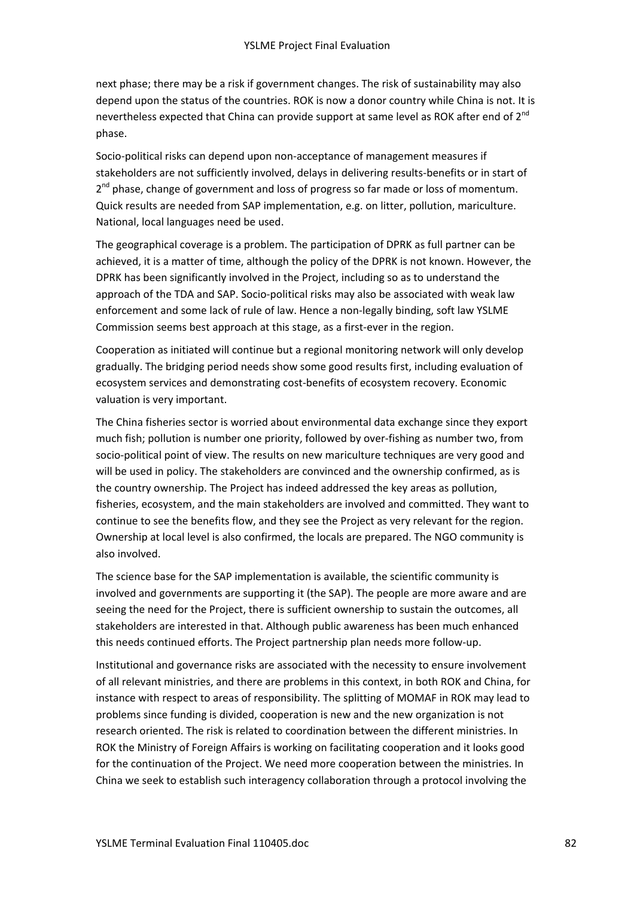next phase; there may be a risk if government changes. The risk of sustainability may also depend upon the status of the countries. ROK is now a donor country while China is not. It is nevertheless expected that China can provide support at same level as ROK after end of 2[nd] phase.

Socio-political risks can depend upon non-acceptance of management measures if stakeholders are not sufficiently involved, delays in delivering results-benefits or in start of 2[nd] phase, change of government and loss of progress so far made or loss of momentum. Quick results are needed from SAP implementation, e.g. on litter, pollution, mariculture. National, local languages need be used.

The geographical coverage is a problem. The participation of DPRK as full partner can be achieved, it is a matter of time, although the policy of the DPRK is not known. However, the DPRK has been significantly involved in the Project, including so as to understand the approach of the TDA and SAP. Socio-political risks may also be associated with weak law enforcement and some lack of rule of law. Hence a non-legally binding, soft law YSLME Commission seems best approach at this stage, as a first-ever in the region.

Cooperation as initiated will continue but a regional monitoring network will only develop gradually. The bridging period needs show some good results first, including evaluation of ecosystem services and demonstrating cost-benefits of ecosystem recovery. Economic valuation is very important.

The China fisheries sector is worried about environmental data exchange since they export much fish; pollution is number one priority, followed by over-fishing as number two, from socio-political point of view. The results on new mariculture techniques are very good and will be used in policy. The stakeholders are convinced and the ownership confirmed, as is the country ownership. The Project has indeed addressed the key areas as pollution, fisheries, ecosystem, and the main stakeholders are involved and committed. They want to continue to see the benefits flow, and they see the Project as very relevant for the region. Ownership at local level is also confirmed, the locals are prepared. The NGO community is also involved.

The science base for the SAP implementation is available, the scientific community is involved and governments are supporting it (the SAP). The people are more aware and are seeing the need for the Project, there is sufficient ownership to sustain the outcomes, all stakeholders are interested in that. Although public awareness has been much enhanced this needs continued efforts. The Project partnership plan needs more follow-up.

Institutional and governance risks are associated with the necessity to ensure involvement of all relevant ministries, and there are problems in this context, in both ROK and China, for instance with respect to areas of responsibility. The splitting of MOMAF in ROK may lead to problems since funding is divided, cooperation is new and the new organization is not research oriented. The risk is related to coordination between the different ministries. In ROK the Ministry of Foreign Affairs is working on facilitating cooperation and it looks good for the continuation of the Project. We need more cooperation between the ministries. In China we seek to establish such interagency collaboration through a protocol involving the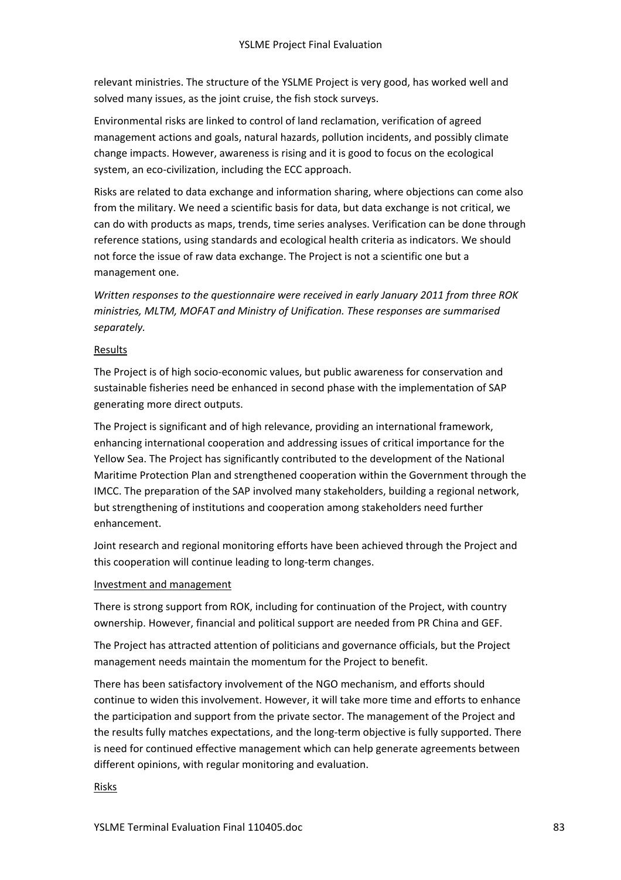relevant ministries. The structure of the YSLME Project is very good, has worked well and solved many issues, as the joint cruise, the fish stock surveys.

Environmental risks are linked to control of land reclamation, verification of agreed management actions and goals, natural hazards, pollution incidents, and possibly climate change impacts. However, awareness is rising and it is good to focus on the ecological system, an eco-civilization, including the ECC approach.

Risks are related to data exchange and information sharing, where objections can come also from the military. We need a scientific basis for data, but data exchange is not critical, we can do with products as maps, trends, time series analyses. Verification can be done through reference stations, using standards and ecological health criteria as indicators. We should not force the issue of raw data exchange. The Project is not a scientific one but a management one.

*Written responses to the questionnaire were received in early January 2011 from three ROK ministries, MLTM, MOFAT and Ministry of Unification. These responses are summarised separately.*

<u>Results</u>

The Project is of high socio-economic values, but public awareness for conservation and sustainable fisheries need be enhanced in second phase with the implementation of SAP generating more direct outputs.

The Project is significant and of high relevance, providing an international framework, enhancing international cooperation and addressing issues of critical importance for the Yellow Sea. The Project has significantly contributed to the development of the National Maritime Protection Plan and strengthened cooperation within the Government through the IMCC. The preparation of the SAP involved many stakeholders, building a regional network, but strengthening of institutions and cooperation among stakeholders need further enhancement.

Joint research and regional monitoring efforts have been achieved through the Project and this cooperation will continue leading to long-term changes.

<u>Investment and management</u>

There is strong support from ROK, including for continuation of the Project, with country ownership. However, financial and political support are needed from PR China and GEF.

The Project has attracted attention of politicians and governance officials, but the Project management needs maintain the momentum for the Project to benefit.

There has been satisfactory involvement of the NGO mechanism, and efforts should continue to widen this involvement. However, it will take more time and efforts to enhance the participation and support from the private sector. The management of the Project and the results fully matches expectations, and the long-term objective is fully supported. There is need for continued effective management which can help generate agreements between different opinions, with regular monitoring and evaluation.

<u>Risks</u>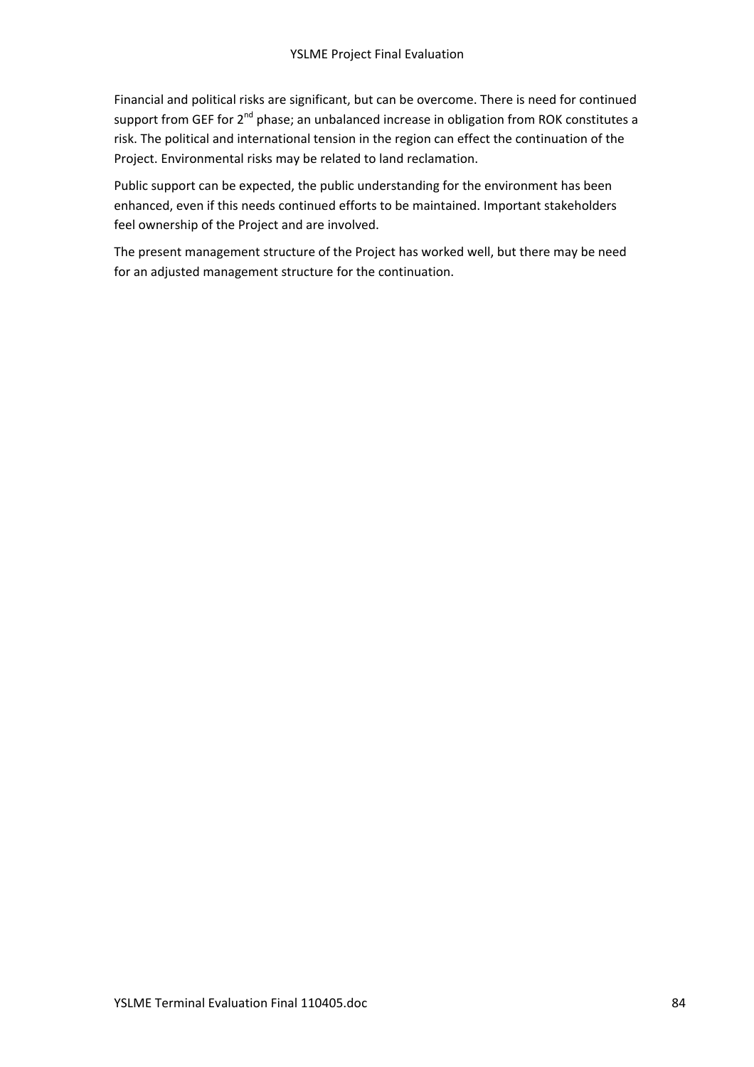Financial and political risks are significant, but can be overcome. There is need for continued support from GEF for 2nd phase; an unbalanced increase in obligation from ROK constitutes a risk. The political and international tension in the region can effect the continuation of the Project. Environmental risks may be related to land reclamation.

Public support can be expected, the public understanding for the environment has been enhanced, even if this needs continued efforts to be maintained. Important stakeholders feel ownership of the Project and are involved.

The present management structure of the Project has worked well, but there may be need for an adjusted management structure for the continuation.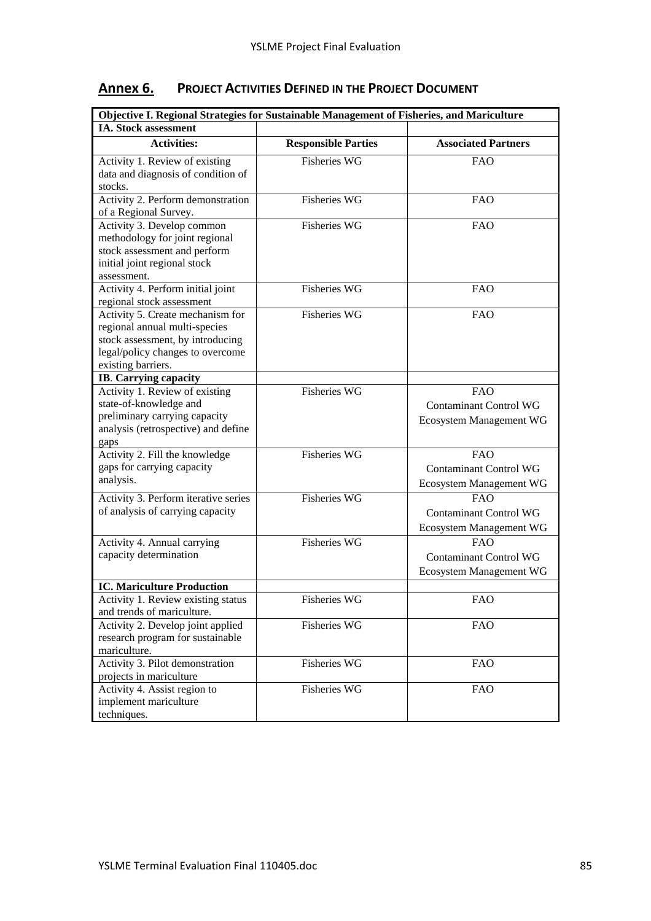## Annex 6. PROJECT ACTIVITIES DEFINED IN THE PROJECT DOCUMENT

| Objective I. Regional Strategies for Sustainable Management of Fisheries, and Mariculture | | |
|---|---|---|
| **IA. Stock assessment** | | |
| **Activities:** | **Responsible Parties** | **Associated Partners** |
| Activity 1. Review of existing data and diagnosis of condition of stocks. | Fisheries WG | FAO |
| Activity 2. Perform demonstration of a Regional Survey. | Fisheries WG | FAO |
| Activity 3. Develop common methodology for joint regional stock assessment and perform initial joint regional stock assessment. | Fisheries WG | FAO |
| Activity 4. Perform initial joint regional stock assessment | Fisheries WG | FAO |
| Activity 5. Create mechanism for regional annual multi-species stock assessment, by introducing legal/policy changes to overcome existing barriers. | Fisheries WG | FAO |
| **IB. Carrying capacity** | | |
| Activity 1. Review of existing state-of-knowledge and preliminary carrying capacity analysis (retrospective) and define gaps | Fisheries WG | FAO<br>Contaminant Control WG<br>Ecosystem Management WG |
| Activity 2. Fill the knowledge gaps for carrying capacity analysis. | Fisheries WG | FAO<br>Contaminant Control WG<br>Ecosystem Management WG |
| Activity 3. Perform iterative series of analysis of carrying capacity | Fisheries WG | FAO<br>Contaminant Control WG<br>Ecosystem Management WG |
| Activity 4. Annual carrying capacity determination | Fisheries WG | FAO<br>Contaminant Control WG<br>Ecosystem Management WG |
| **IC. Mariculture Production** | | |
| Activity 1. Review existing status and trends of mariculture. | Fisheries WG | FAO |
| Activity 2. Develop joint applied research program for sustainable mariculture. | Fisheries WG | FAO |
| Activity 3. Pilot demonstration projects in mariculture | Fisheries WG | FAO |
| Activity 4. Assist region to implement mariculture techniques. | Fisheries WG | FAO |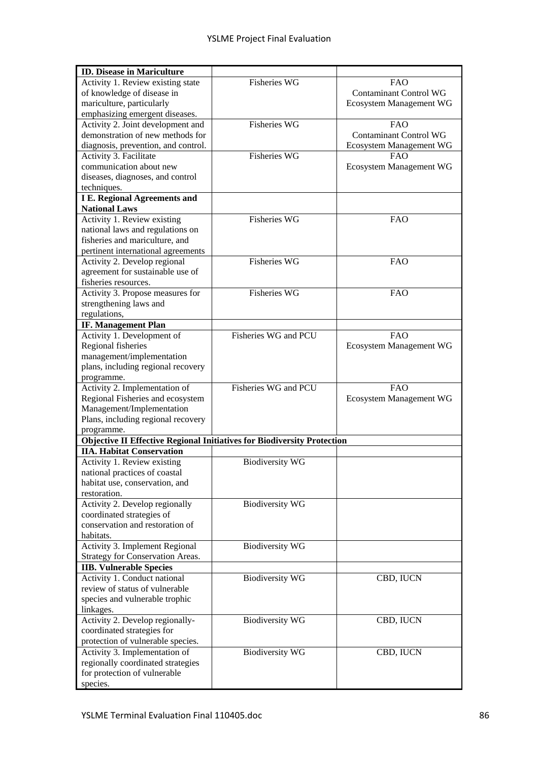| **ID. Disease in Mariculture** | | |
|---|---|---|
| Activity 1. Review existing state of knowledge of disease in mariculture, particularly emphasizing emergent diseases. | Fisheries WG | FAO<br>Contaminant Control WG<br>Ecosystem Management WG |
| Activity 2. Joint development and demonstration of new methods for diagnosis, prevention, and control. | Fisheries WG | FAO<br>Contaminant Control WG<br>Ecosystem Management WG |
| Activity 3. Facilitate communication about new diseases, diagnoses, and control techniques. | Fisheries WG | FAO<br>Ecosystem Management WG |
| **I E. Regional Agreements and National Laws** | | |
| Activity 1. Review existing national laws and regulations on fisheries and mariculture, and pertinent international agreements | Fisheries WG | FAO |
| Activity 2. Develop regional agreement for sustainable use of fisheries resources. | Fisheries WG | FAO |
| Activity 3. Propose measures for strengthening laws and regulations, | Fisheries WG | FAO |
| **IF. Management Plan** | | |
| Activity 1. Development of Regional fisheries management/implementation plans, including regional recovery programme. | Fisheries WG and PCU | FAO<br>Ecosystem Management WG |
| Activity 2. Implementation of Regional Fisheries and ecosystem Management/Implementation Plans, including regional recovery programme. | Fisheries WG and PCU | FAO<br>Ecosystem Management WG |
| **Objective II Effective Regional Initiatives for Biodiversity Protection** | | |
| **IIA. Habitat Conservation** | | |
| Activity 1. Review existing national practices of coastal habitat use, conservation, and restoration. | Biodiversity WG | |
| Activity 2. Develop regionally coordinated strategies of conservation and restoration of habitats. | Biodiversity WG | |
| Activity 3. Implement Regional Strategy for Conservation Areas. | Biodiversity WG | |
| **IIB. Vulnerable Species** | | |
| Activity 1. Conduct national review of status of vulnerable species and vulnerable trophic linkages. | Biodiversity WG | CBD, IUCN |
| Activity 2. Develop regionally-coordinated strategies for protection of vulnerable species. | Biodiversity WG | CBD, IUCN |
| Activity 3. Implementation of regionally coordinated strategies for protection of vulnerable species. | Biodiversity WG | CBD, IUCN |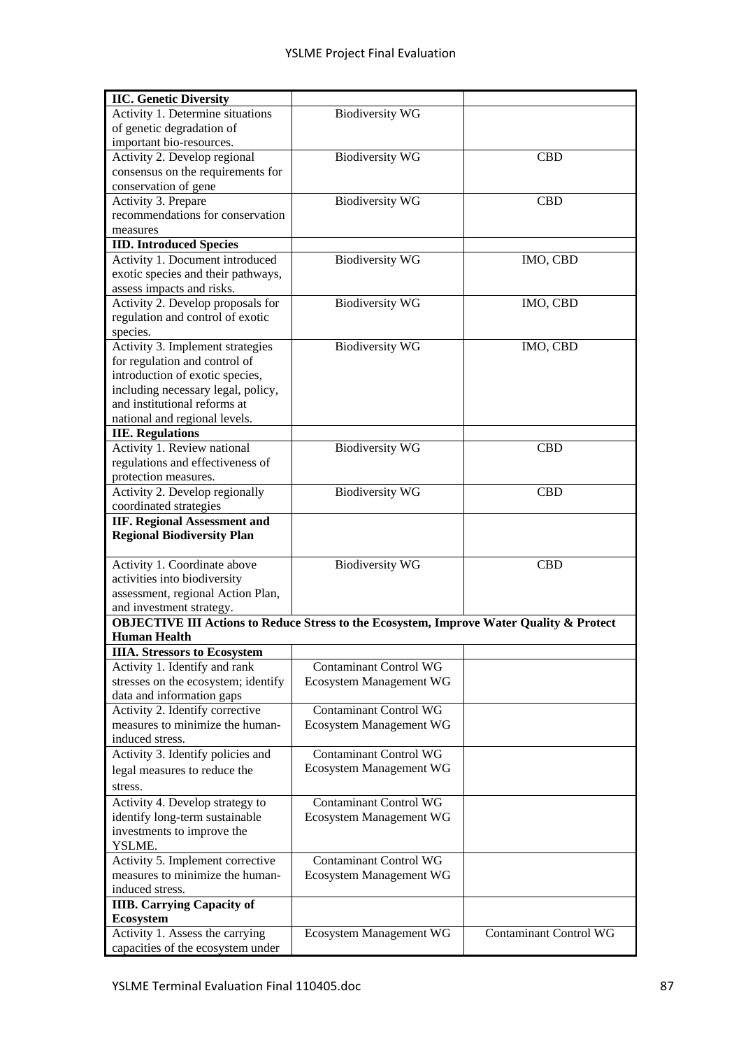| **IIC. Genetic Diversity** | | |
|---|---|---|
| Activity 1. Determine situations of genetic degradation of important bio-resources. | Biodiversity WG | |
| Activity 2. Develop regional consensus on the requirements for conservation of gene | Biodiversity WG | CBD |
| Activity 3. Prepare recommendations for conservation measures | Biodiversity WG | CBD |
| **IID. Introduced Species** | | |
| Activity 1. Document introduced exotic species and their pathways, assess impacts and risks. | Biodiversity WG | IMO, CBD |
| Activity 2. Develop proposals for regulation and control of exotic species. | Biodiversity WG | IMO, CBD |
| Activity 3. Implement strategies for regulation and control of introduction of exotic species, including necessary legal, policy, and institutional reforms at national and regional levels. | Biodiversity WG | IMO, CBD |
| **IIE. Regulations** | | |
| Activity 1. Review national regulations and effectiveness of protection measures. | Biodiversity WG | CBD |
| Activity 2. Develop regionally coordinated strategies | Biodiversity WG | CBD |
| **IIF. Regional Assessment and Regional Biodiversity Plan** | | |
| Activity 1. Coordinate above activities into biodiversity assessment, regional Action Plan, and investment strategy. | Biodiversity WG | CBD |
| **OBJECTIVE III Actions to Reduce Stress to the Ecosystem, Improve Water Quality & Protect Human Health** | | |
| **IIIA. Stressors to Ecosystem** | | |
| Activity 1. Identify and rank stresses on the ecosystem; identify data and information gaps | Contaminant Control WG<br>Ecosystem Management WG | |
| Activity 2. Identify corrective measures to minimize the human-induced stress. | Contaminant Control WG<br>Ecosystem Management WG | |
| Activity 3. Identify policies and legal measures to reduce the stress. | Contaminant Control WG<br>Ecosystem Management WG | |
| Activity 4. Develop strategy to identify long-term sustainable investments to improve the YSLME. | Contaminant Control WG<br>Ecosystem Management WG | |
| Activity 5. Implement corrective measures to minimize the human-induced stress. | Contaminant Control WG<br>Ecosystem Management WG | |
| **IIIB. Carrying Capacity of Ecosystem** | | |
| Activity 1. Assess the carrying capacities of the ecosystem under | Ecosystem Management WG | Contaminant Control WG |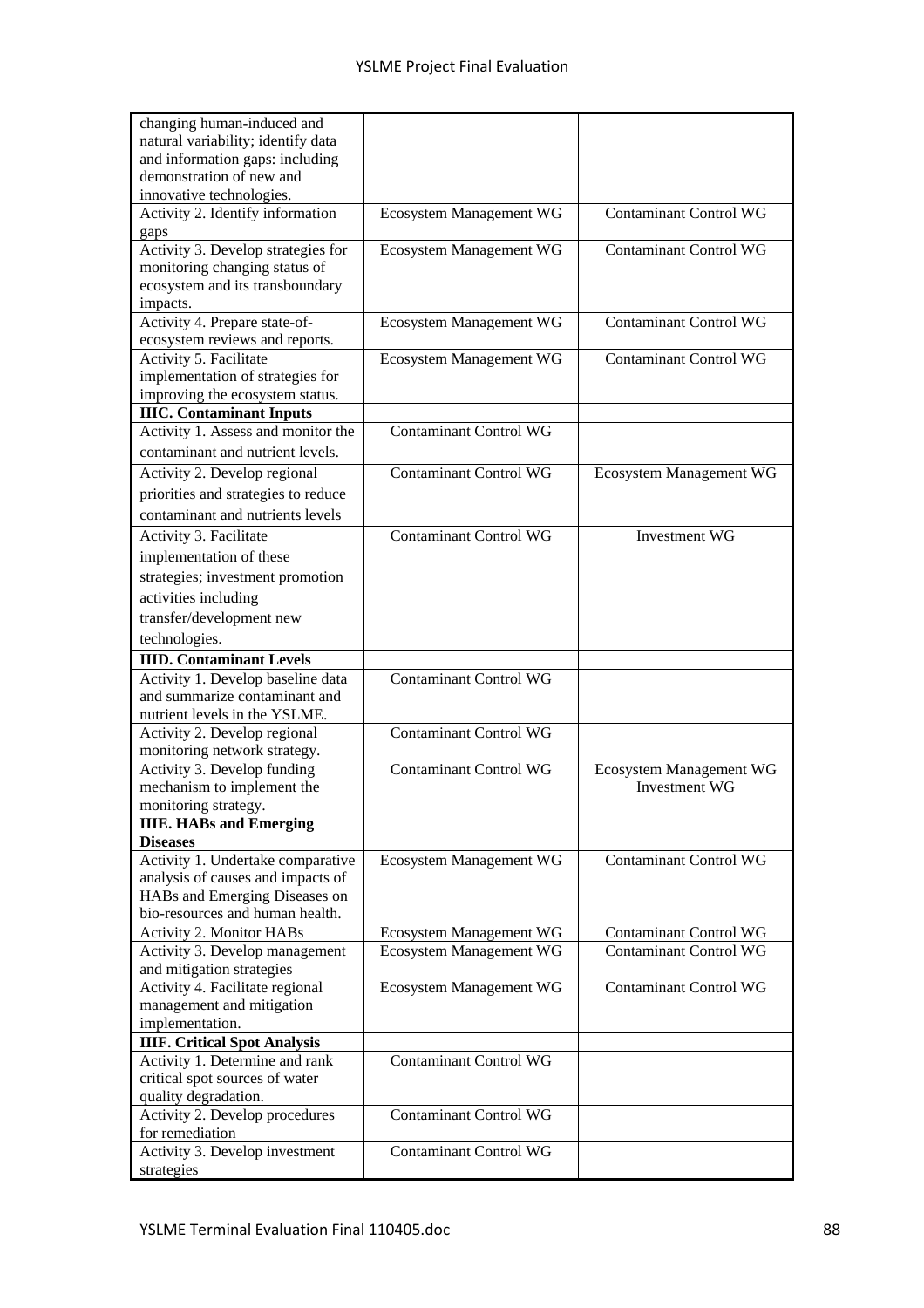| | | |
|---|---|---|
| changing human-induced and natural variability; identify data and information gaps: including demonstration of new and innovative technologies. | | |
| Activity 2. Identify information gaps | Ecosystem Management WG | Contaminant Control WG |
| Activity 3. Develop strategies for monitoring changing status of ecosystem and its transboundary impacts. | Ecosystem Management WG | Contaminant Control WG |
| Activity 4. Prepare state-of-ecosystem reviews and reports. | Ecosystem Management WG | Contaminant Control WG |
| Activity 5. Facilitate implementation of strategies for improving the ecosystem status. | Ecosystem Management WG | Contaminant Control WG |
| **IIIC. Contaminant Inputs** | | |
| Activity 1. Assess and monitor the contaminant and nutrient levels. | Contaminant Control WG | |
| Activity 2. Develop regional priorities and strategies to reduce contaminant and nutrients levels | Contaminant Control WG | Ecosystem Management WG |
| Activity 3. Facilitate implementation of these strategies; investment promotion activities including transfer/development new technologies. | Contaminant Control WG | Investment WG |
| **IIID. Contaminant Levels** | | |
| Activity 1. Develop baseline data and summarize contaminant and nutrient levels in the YSLME. | Contaminant Control WG | |
| Activity 2. Develop regional monitoring network strategy. | Contaminant Control WG | |
| Activity 3. Develop funding mechanism to implement the monitoring strategy. | Contaminant Control WG | Ecosystem Management WG<br>Investment WG |
| **IIIE. HABs and Emerging Diseases** | | |
| Activity 1. Undertake comparative analysis of causes and impacts of HABs and Emerging Diseases on bio-resources and human health. | Ecosystem Management WG | Contaminant Control WG |
| Activity 2. Monitor HABs | Ecosystem Management WG | Contaminant Control WG |
| Activity 3. Develop management and mitigation strategies | Ecosystem Management WG | Contaminant Control WG |
| Activity 4. Facilitate regional management and mitigation implementation. | Ecosystem Management WG | Contaminant Control WG |
| **IIIF. Critical Spot Analysis** | | |
| Activity 1. Determine and rank critical spot sources of water quality degradation. | Contaminant Control WG | |
| Activity 2. Develop procedures for remediation | Contaminant Control WG | |
| Activity 3. Develop investment strategies | Contaminant Control WG | |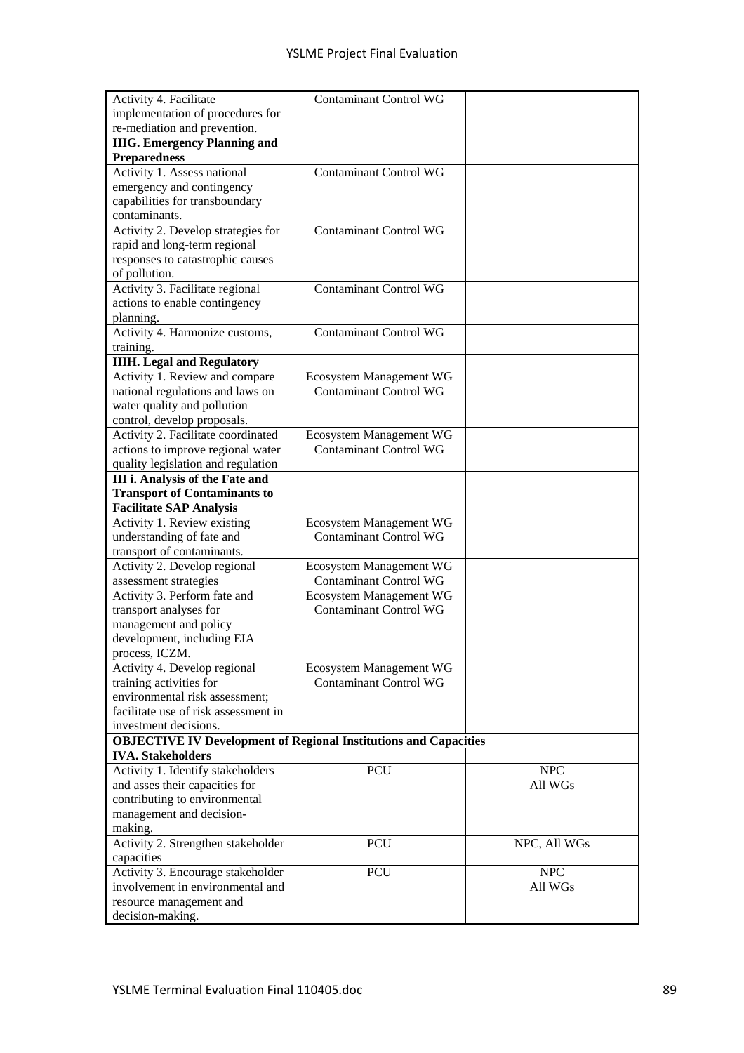| Activity 4. Facilitate implementation of procedures for re-mediation and prevention. | Contaminant Control WG | |
|---|---|---|
| **IIIG. Emergency Planning and Preparedness** | | |
| Activity 1. Assess national emergency and contingency capabilities for transboundary contaminants. | Contaminant Control WG | |
| Activity 2. Develop strategies for rapid and long-term regional responses to catastrophic causes of pollution. | Contaminant Control WG | |
| Activity 3. Facilitate regional actions to enable contingency planning. | Contaminant Control WG | |
| Activity 4. Harmonize customs, training. | Contaminant Control WG | |
| **IIIH. Legal and Regulatory** | | |
| Activity 1. Review and compare national regulations and laws on water quality and pollution control, develop proposals. | Ecosystem Management WG Contaminant Control WG | |
| Activity 2. Facilitate coordinated actions to improve regional water quality legislation and regulation | Ecosystem Management WG Contaminant Control WG | |
| **III i. Analysis of the Fate and Transport of Contaminants to Facilitate SAP Analysis** | | |
| Activity 1. Review existing understanding of fate and transport of contaminants. | Ecosystem Management WG Contaminant Control WG | |
| Activity 2. Develop regional assessment strategies | Ecosystem Management WG Contaminant Control WG | |
| Activity 3. Perform fate and transport analyses for management and policy development, including EIA process, ICZM. | Ecosystem Management WG Contaminant Control WG | |
| Activity 4. Develop regional training activities for environmental risk assessment; facilitate use of risk assessment in investment decisions. | Ecosystem Management WG Contaminant Control WG | |
| **OBJECTIVE IV Development of Regional Institutions and Capacities** | | |
| **IVA. Stakeholders** | | |
| Activity 1. Identify stakeholders and asses their capacities for contributing to environmental management and decision-making. | PCU | NPC All WGs |
| Activity 2. Strengthen stakeholder capacities | PCU | NPC, All WGs |
| Activity 3. Encourage stakeholder involvement in environmental and resource management and decision-making. | PCU | NPC All WGs |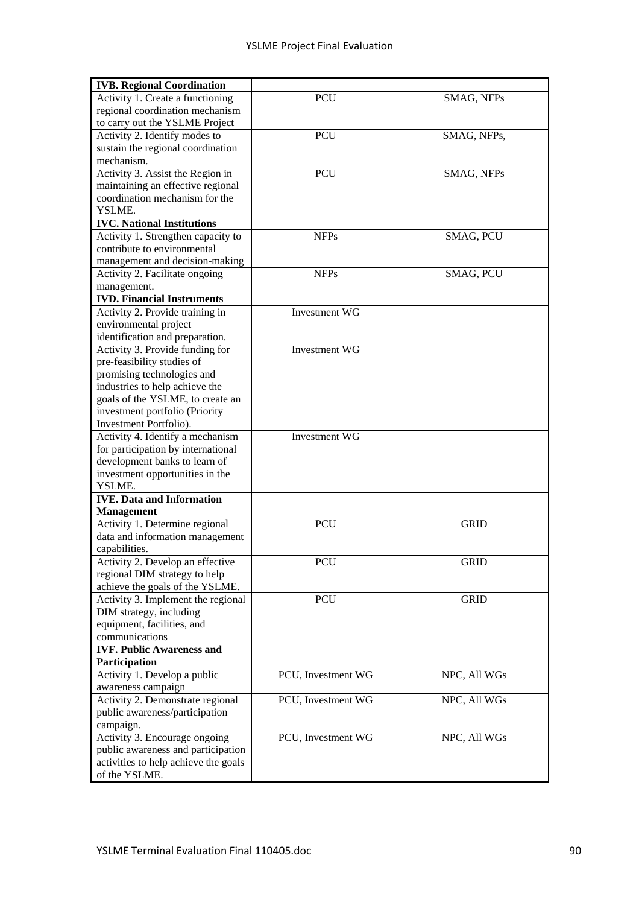| **IVB. Regional Coordination** | | |
|---|---|---|
| Activity 1. Create a functioning regional coordination mechanism to carry out the YSLME Project | PCU | SMAG, NFPs |
| Activity 2. Identify modes to sustain the regional coordination mechanism. | PCU | SMAG, NFPs, |
| Activity 3. Assist the Region in maintaining an effective regional coordination mechanism for the YSLME. | PCU | SMAG, NFPs |
| **IVC. National Institutions** | | |
| Activity 1. Strengthen capacity to contribute to environmental management and decision-making | NFPs | SMAG, PCU |
| Activity 2. Facilitate ongoing management. | NFPs | SMAG, PCU |
| **IVD. Financial Instruments** | | |
| Activity 2. Provide training in environmental project identification and preparation. | Investment WG | |
| Activity 3. Provide funding for pre-feasibility studies of promising technologies and industries to help achieve the goals of the YSLME, to create an investment portfolio (Priority Investment Portfolio). | Investment WG | |
| Activity 4. Identify a mechanism for participation by international development banks to learn of investment opportunities in the YSLME. | Investment WG | |
| **IVE. Data and Information Management** | | |
| Activity 1. Determine regional data and information management capabilities. | PCU | GRID |
| Activity 2. Develop an effective regional DIM strategy to help achieve the goals of the YSLME. | PCU | GRID |
| Activity 3. Implement the regional DIM strategy, including equipment, facilities, and communications | PCU | GRID |
| **IVF. Public Awareness and Participation** | | |
| Activity 1. Develop a public awareness campaign | PCU, Investment WG | NPC, All WGs |
| Activity 2. Demonstrate regional public awareness/participation campaign. | PCU, Investment WG | NPC, All WGs |
| Activity 3. Encourage ongoing public awareness and participation activities to help achieve the goals of the YSLME. | PCU, Investment WG | NPC, All WGs |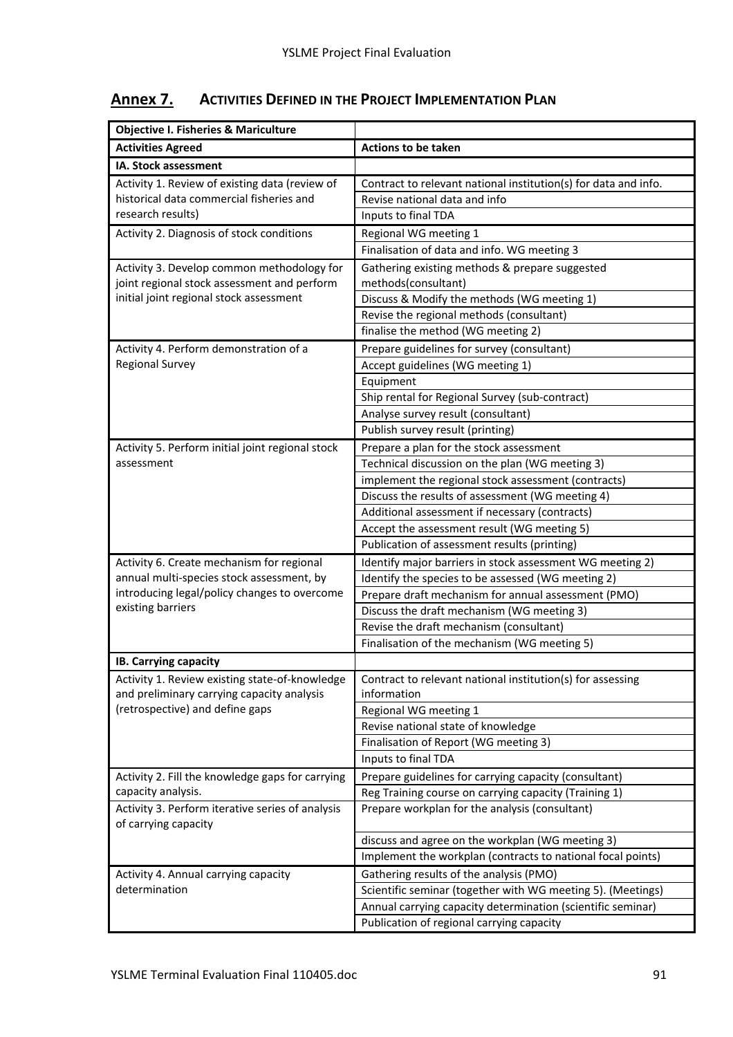## Annex 7. Activities Defined in the Project Implementation Plan

| Objective I. Fisheries & Mariculture | |
|---|---|
| **Activities Agreed** | **Actions to be taken** |
| **IA. Stock assessment** | |
| Activity 1. Review of existing data (review of historical data commercial fisheries and research results) | Contract to relevant national institution(s) for data and info. |
| | Revise national data and info |
| | Inputs to final TDA |
| Activity 2. Diagnosis of stock conditions | Regional WG meeting 1 |
| | Finalisation of data and info. WG meeting 3 |
| Activity 3. Develop common methodology for joint regional stock assessment and perform initial joint regional stock assessment | Gathering existing methods & prepare suggested methods(consultant) |
| | Discuss & Modify the methods (WG meeting 1) |
| | Revise the regional methods (consultant) |
| | finalise the method (WG meeting 2) |
| Activity 4. Perform demonstration of a Regional Survey | Prepare guidelines for survey (consultant) |
| | Accept guidelines (WG meeting 1) |
| | Equipment |
| | Ship rental for Regional Survey (sub-contract) |
| | Analyse survey result (consultant) |
| | Publish survey result (printing) |
| Activity 5. Perform initial joint regional stock assessment | Prepare a plan for the stock assessment |
| | Technical discussion on the plan (WG meeting 3) |
| | implement the regional stock assessment (contracts) |
| | Discuss the results of assessment (WG meeting 4) |
| | Additional assessment if necessary (contracts) |
| | Accept the assessment result (WG meeting 5) |
| | Publication of assessment results (printing) |
| Activity 6. Create mechanism for regional annual multi-species stock assessment, by introducing legal/policy changes to overcome existing barriers | Identify major barriers in stock assessment WG meeting 2) |
| | Identify the species to be assessed (WG meeting 2) |
| | Prepare draft mechanism for annual assessment (PMO) |
| | Discuss the draft mechanism (WG meeting 3) |
| | Revise the draft mechanism (consultant) |
| | Finalisation of the mechanism (WG meeting 5) |
| **IB. Carrying capacity** | |
| Activity 1. Review existing state-of-knowledge and preliminary carrying capacity analysis (retrospective) and define gaps | Contract to relevant national institution(s) for assessing information |
| | Regional WG meeting 1 |
| | Revise national state of knowledge |
| | Finalisation of Report (WG meeting 3) |
| | Inputs to final TDA |
| Activity 2. Fill the knowledge gaps for carrying capacity analysis. | Prepare guidelines for carrying capacity (consultant) |
| | Reg Training course on carrying capacity (Training 1) |
| Activity 3. Perform iterative series of analysis of carrying capacity | Prepare workplan for the analysis (consultant) |
| | discuss and agree on the workplan (WG meeting 3) |
| | Implement the workplan (contracts to national focal points) |
| Activity 4. Annual carrying capacity determination | Gathering results of the analysis (PMO) |
| | Scientific seminar (together with WG meeting 5). (Meetings) |
| | Annual carrying capacity determination (scientific seminar) |
| | Publication of regional carrying capacity |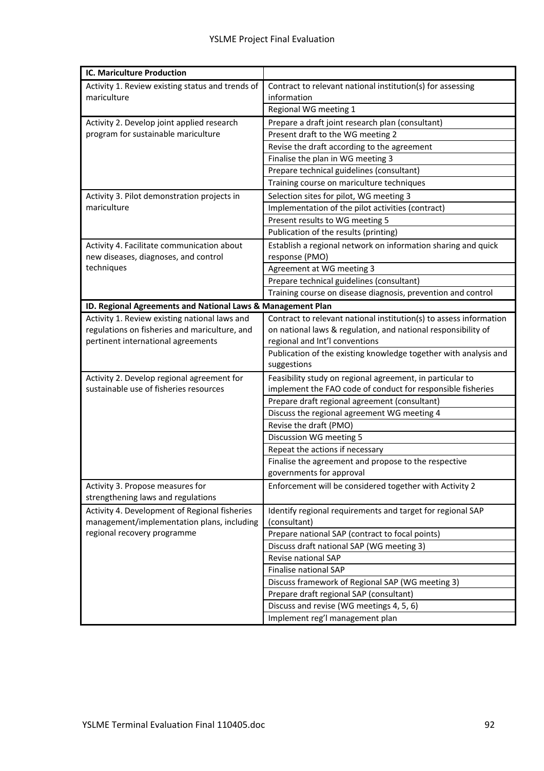| **IC. Mariculture Production** | |
|---|---|
| Activity 1. Review existing status and trends of mariculture | Contract to relevant national institution(s) for assessing information |
| | Regional WG meeting 1 |
| Activity 2. Develop joint applied research program for sustainable mariculture | Prepare a draft joint research plan (consultant) |
| | Present draft to the WG meeting 2 |
| | Revise the draft according to the agreement |
| | Finalise the plan in WG meeting 3 |
| | Prepare technical guidelines (consultant) |
| | Training course on mariculture techniques |
| Activity 3. Pilot demonstration projects in mariculture | Selection sites for pilot, WG meeting 3 |
| | Implementation of the pilot activities (contract) |
| | Present results to WG meeting 5 |
| | Publication of the results (printing) |
| Activity 4. Facilitate communication about new diseases, diagnoses, and control techniques | Establish a regional network on information sharing and quick response (PMO) |
| | Agreement at WG meeting 3 |
| | Prepare technical guidelines (consultant) |
| | Training course on disease diagnosis, prevention and control |
| **ID. Regional Agreements and National Laws & Management Plan** | |
| Activity 1. Review existing national laws and regulations on fisheries and mariculture, and pertinent international agreements | Contract to relevant national institution(s) to assess information on national laws & regulation, and national responsibility of regional and Int'l conventions |
| | Publication of the existing knowledge together with analysis and suggestions |
| Activity 2. Develop regional agreement for sustainable use of fisheries resources | Feasibility study on regional agreement, in particular to implement the FAO code of conduct for responsible fisheries |
| | Prepare draft regional agreement (consultant) |
| | Discuss the regional agreement WG meeting 4 |
| | Revise the draft (PMO) |
| | Discussion WG meeting 5 |
| | Repeat the actions if necessary |
| | Finalise the agreement and propose to the respective governments for approval |
| Activity 3. Propose measures for strengthening laws and regulations | Enforcement will be considered together with Activity 2 |
| Activity 4. Development of Regional fisheries management/implementation plans, including regional recovery programme | Identify regional requirements and target for regional SAP (consultant) |
| | Prepare national SAP (contract to focal points) |
| | Discuss draft national SAP (WG meeting 3) |
| | Revise national SAP |
| | Finalise national SAP |
| | Discuss framework of Regional SAP (WG meeting 3) |
| | Prepare draft regional SAP (consultant) |
| | Discuss and revise (WG meetings 4, 5, 6) |
| | Implement reg'l management plan |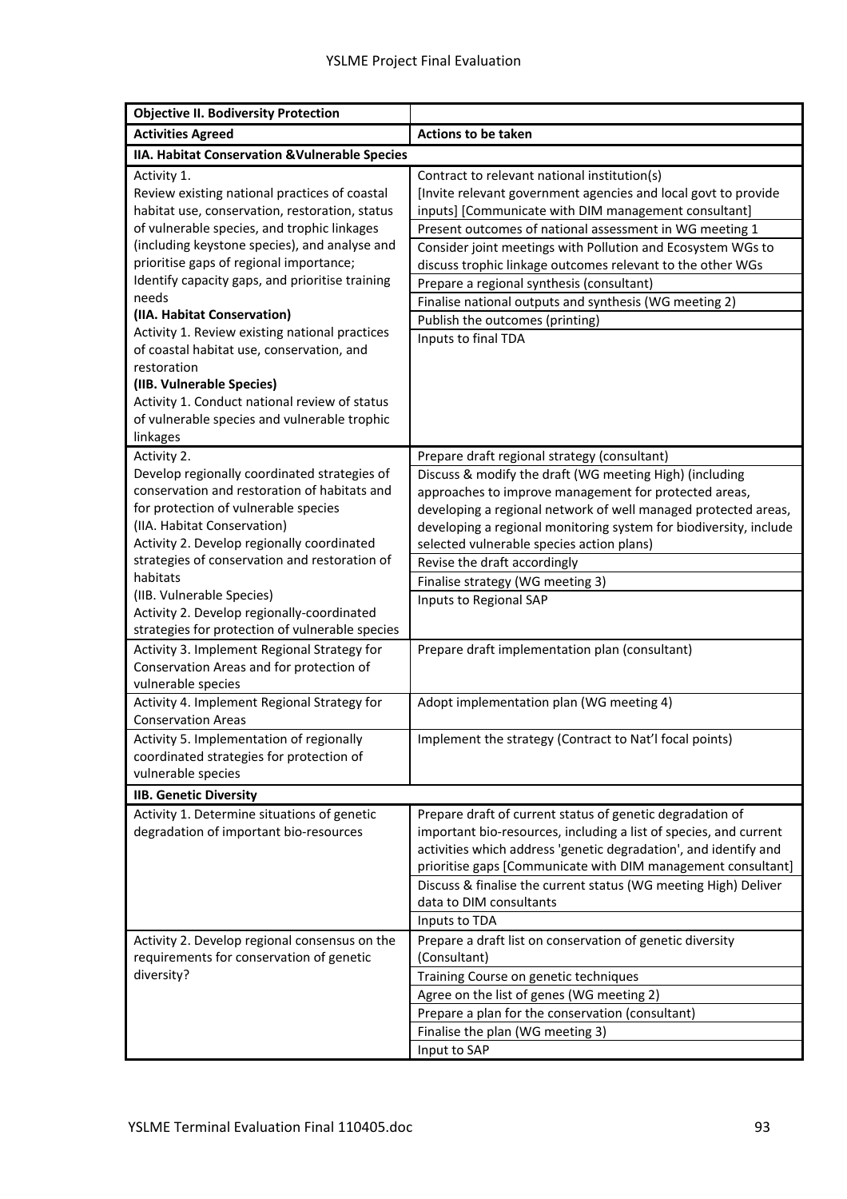| Objective II. Bodiversity Protection | |
|---|---|
| **Activities Agreed** | **Actions to be taken** |
| **IIA. Habitat Conservation &Vulnerable Species** | |
| Activity 1.<br>Review existing national practices of coastal habitat use, conservation, restoration, status of vulnerable species, and trophic linkages (including keystone species), and analyse and prioritise gaps of regional importance; Identify capacity gaps, and prioritise training needs<br>**(IIA. Habitat Conservation)**<br>Activity 1. Review existing national practices of coastal habitat use, conservation, and restoration<br>**(IIB. Vulnerable Species)**<br>Activity 1. Conduct national review of status of vulnerable species and vulnerable trophic linkages | Contract to relevant national institution(s) [Invite relevant government agencies and local govt to provide inputs] [Communicate with DIM management consultant]<br>Present outcomes of national assessment in WG meeting 1<br>Consider joint meetings with Pollution and Ecosystem WGs to discuss trophic linkage outcomes relevant to the other WGs<br>Prepare a regional synthesis (consultant)<br>Finalise national outputs and synthesis (WG meeting 2)<br>Publish the outcomes (printing)<br>Inputs to final TDA |
| Activity 2.<br>Develop regionally coordinated strategies of conservation and restoration of habitats and for protection of vulnerable species<br>(IIA. Habitat Conservation)<br>Activity 2. Develop regionally coordinated strategies of conservation and restoration of habitats<br>(IIB. Vulnerable Species)<br>Activity 2. Develop regionally-coordinated strategies for protection of vulnerable species | Prepare draft regional strategy (consultant)<br>Discuss & modify the draft (WG meeting High) (including approaches to improve management for protected areas, developing a regional network of well managed protected areas, developing a regional monitoring system for biodiversity, include selected vulnerable species action plans)<br>Revise the draft accordingly<br>Finalise strategy (WG meeting 3)<br>Inputs to Regional SAP |
| Activity 3. Implement Regional Strategy for Conservation Areas and for protection of vulnerable species | Prepare draft implementation plan (consultant) |
| Activity 4. Implement Regional Strategy for Conservation Areas | Adopt implementation plan (WG meeting 4) |
| Activity 5. Implementation of regionally coordinated strategies for protection of vulnerable species | Implement the strategy (Contract to Nat'l focal points) |
| **IIB. Genetic Diversity** | |
| Activity 1. Determine situations of genetic degradation of important bio-resources | Prepare draft of current status of genetic degradation of important bio-resources, including a list of species, and current activities which address 'genetic degradation', and identify and prioritise gaps [Communicate with DIM management consultant]<br>Discuss & finalise the current status (WG meeting High) Deliver data to DIM consultants<br>Inputs to TDA |
| Activity 2. Develop regional consensus on the requirements for conservation of genetic diversity? | Prepare a draft list on conservation of genetic diversity (Consultant)<br>Training Course on genetic techniques<br>Agree on the list of genes (WG meeting 2)<br>Prepare a plan for the conservation (consultant)<br>Finalise the plan (WG meeting 3)<br>Input to SAP |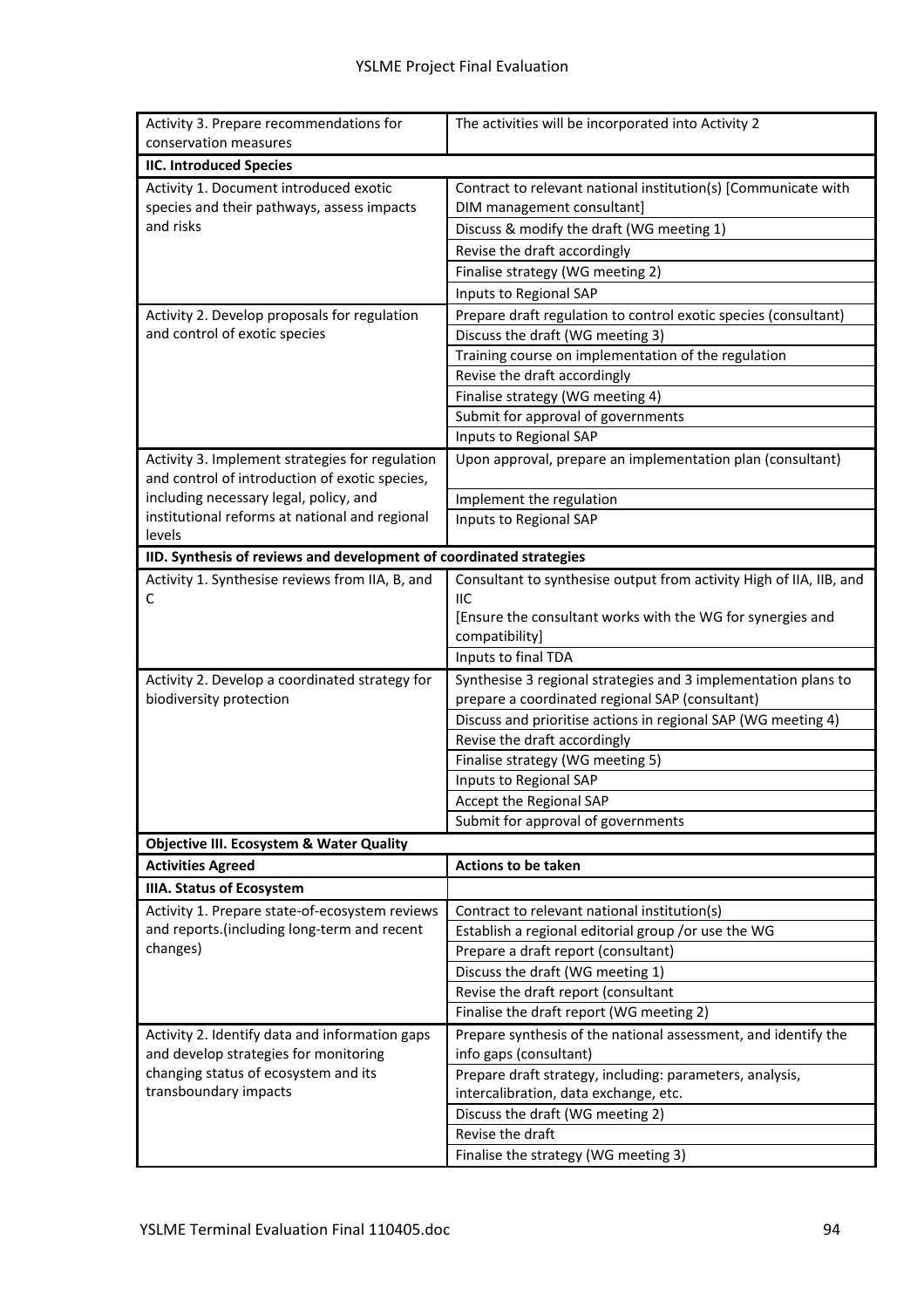| Activity 3. Prepare recommendations for conservation measures | The activities will be incorporated into Activity 2 |
|---|---|
| **IIC. Introduced Species** | |
| Activity 1. Document introduced exotic species and their pathways, assess impacts and risks | Contract to relevant national institution(s) [Communicate with DIM management consultant] |
| | Discuss & modify the draft (WG meeting 1) |
| | Revise the draft accordingly |
| | Finalise strategy (WG meeting 2) |
| | Inputs to Regional SAP |
| Activity 2. Develop proposals for regulation and control of exotic species | Prepare draft regulation to control exotic species (consultant) |
| | Discuss the draft (WG meeting 3) |
| | Training course on implementation of the regulation |
| | Revise the draft accordingly |
| | Finalise strategy (WG meeting 4) |
| | Submit for approval of governments |
| | Inputs to Regional SAP |
| Activity 3. Implement strategies for regulation and control of introduction of exotic species, including necessary legal, policy, and institutional reforms at national and regional levels | Upon approval, prepare an implementation plan (consultant) |
| | Implement the regulation |
| | Inputs to Regional SAP |
| **IID. Synthesis of reviews and development of coordinated strategies** | |
| Activity 1. Synthesise reviews from IIA, B, and C | Consultant to synthesise output from activity High of IIA, IIB, and IIC [Ensure the consultant works with the WG for synergies and compatibility] |
| | Inputs to final TDA |
| Activity 2. Develop a coordinated strategy for biodiversity protection | Synthesise 3 regional strategies and 3 implementation plans to prepare a coordinated regional SAP (consultant) |
| | Discuss and prioritise actions in regional SAP (WG meeting 4) |
| | Revise the draft accordingly |
| | Finalise strategy (WG meeting 5) |
| | Inputs to Regional SAP |
| | Accept the Regional SAP |
| | Submit for approval of governments |
| **Objective III. Ecosystem & Water Quality** | |
| **Activities Agreed** | **Actions to be taken** |
| **IIIA. Status of Ecosystem** | |
| Activity 1. Prepare state-of-ecosystem reviews and reports.(including long-term and recent changes) | Contract to relevant national institution(s) |
| | Establish a regional editorial group /or use the WG |
| | Prepare a draft report (consultant) |
| | Discuss the draft (WG meeting 1) |
| | Revise the draft report (consultant |
| | Finalise the draft report (WG meeting 2) |
| Activity 2. Identify data and information gaps and develop strategies for monitoring changing status of ecosystem and its transboundary impacts | Prepare synthesis of the national assessment, and identify the info gaps (consultant) |
| | Prepare draft strategy, including: parameters, analysis, intercalibration, data exchange, etc. |
| | Discuss the draft (WG meeting 2) |
| | Revise the draft |
| | Finalise the strategy (WG meeting 3) |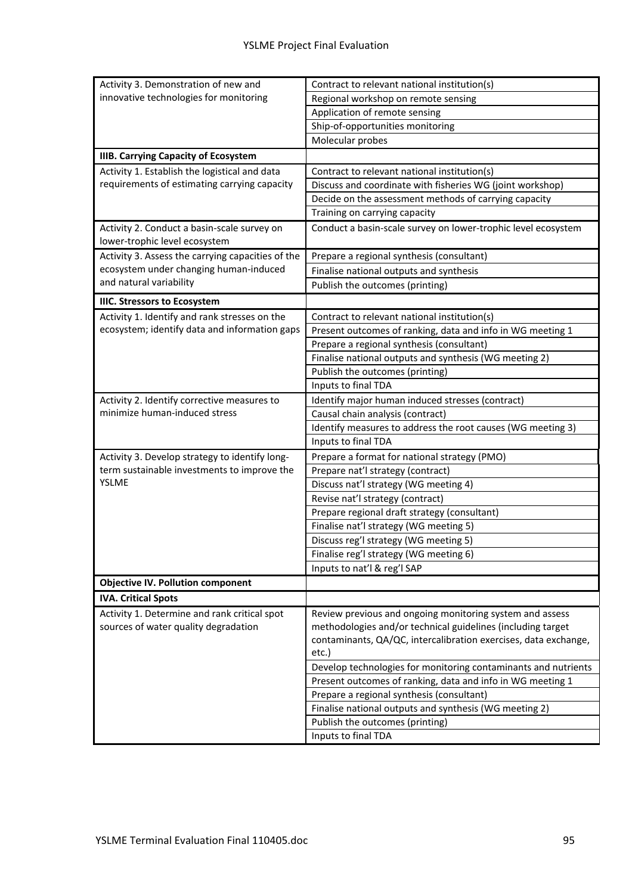| | |
|---|---|
| Activity 3. Demonstration of new and innovative technologies for monitoring | Contract to relevant national institution(s) |
| | Regional workshop on remote sensing |
| | Application of remote sensing |
| | Ship-of-opportunities monitoring |
| | Molecular probes |
| **IIIB. Carrying Capacity of Ecosystem** | |
| Activity 1. Establish the logistical and data requirements of estimating carrying capacity | Contract to relevant national institution(s) |
| | Discuss and coordinate with fisheries WG (joint workshop) |
| | Decide on the assessment methods of carrying capacity |
| | Training on carrying capacity |
| Activity 2. Conduct a basin-scale survey on lower-trophic level ecosystem | Conduct a basin-scale survey on lower-trophic level ecosystem |
| Activity 3. Assess the carrying capacities of the ecosystem under changing human-induced and natural variability | Prepare a regional synthesis (consultant) |
| | Finalise national outputs and synthesis |
| | Publish the outcomes (printing) |
| **IIIC. Stressors to Ecosystem** | |
| Activity 1. Identify and rank stresses on the ecosystem; identify data and information gaps | Contract to relevant national institution(s) |
| | Present outcomes of ranking, data and info in WG meeting 1 |
| | Prepare a regional synthesis (consultant) |
| | Finalise national outputs and synthesis (WG meeting 2) |
| | Publish the outcomes (printing) |
| | Inputs to final TDA |
| Activity 2. Identify corrective measures to minimize human-induced stress | Identify major human induced stresses (contract) |
| | Causal chain analysis (contract) |
| | Identify measures to address the root causes (WG meeting 3) |
| | Inputs to final TDA |
| Activity 3. Develop strategy to identify long-term sustainable investments to improve the YSLME | Prepare a format for national strategy (PMO) |
| | Prepare nat'l strategy (contract) |
| | Discuss nat'l strategy (WG meeting 4) |
| | Revise nat'l strategy (contract) |
| | Prepare regional draft strategy (consultant) |
| | Finalise nat'l strategy (WG meeting 5) |
| | Discuss reg'l strategy (WG meeting 5) |
| | Finalise reg'l strategy (WG meeting 6) |
| | Inputs to nat'l & reg'l SAP |
| **Objective IV. Pollution component** | |
| **IVA. Critical Spots** | |
| Activity 1. Determine and rank critical spot sources of water quality degradation | Review previous and ongoing monitoring system and assess methodologies and/or technical guidelines (including target contaminants, QA/QC, intercalibration exercises, data exchange, etc.) |
| | Develop technologies for monitoring contaminants and nutrients |
| | Present outcomes of ranking, data and info in WG meeting 1 |
| | Prepare a regional synthesis (consultant) |
| | Finalise national outputs and synthesis (WG meeting 2) |
| | Publish the outcomes (printing) |
| | Inputs to final TDA |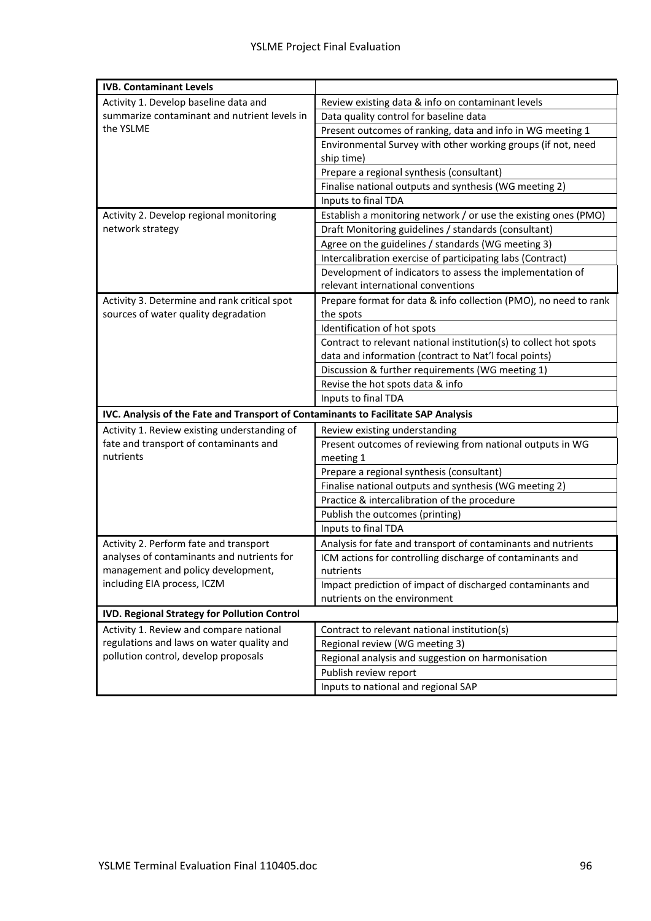| IVB. Contaminant Levels | |
|---|---|
| Activity 1. Develop baseline data and summarize contaminant and nutrient levels in the YSLME | Review existing data & info on contaminant levels |
| | Data quality control for baseline data |
| | Present outcomes of ranking, data and info in WG meeting 1 |
| | Environmental Survey with other working groups (if not, need ship time) |
| | Prepare a regional synthesis (consultant) |
| | Finalise national outputs and synthesis (WG meeting 2) |
| | Inputs to final TDA |
| Activity 2. Develop regional monitoring network strategy | Establish a monitoring network / or use the existing ones (PMO) |
| | Draft Monitoring guidelines / standards (consultant) |
| | Agree on the guidelines / standards (WG meeting 3) |
| | Intercalibration exercise of participating labs (Contract) |
| | Development of indicators to assess the implementation of relevant international conventions |
| Activity 3. Determine and rank critical spot sources of water quality degradation | Prepare format for data & info collection (PMO), no need to rank the spots |
| | Identification of hot spots |
| | Contract to relevant national institution(s) to collect hot spots data and information (contract to Nat'l focal points) |
| | Discussion & further requirements (WG meeting 1) |
| | Revise the hot spots data & info |
| | Inputs to final TDA |
| **IVC. Analysis of the Fate and Transport of Contaminants to Facilitate SAP Analysis** | |
| Activity 1. Review existing understanding of fate and transport of contaminants and nutrients | Review existing understanding |
| | Present outcomes of reviewing from national outputs in WG meeting 1 |
| | Prepare a regional synthesis (consultant) |
| | Finalise national outputs and synthesis (WG meeting 2) |
| | Practice & intercalibration of the procedure |
| | Publish the outcomes (printing) |
| | Inputs to final TDA |
| Activity 2. Perform fate and transport analyses of contaminants and nutrients for management and policy development, including EIA process, ICZM | Analysis for fate and transport of contaminants and nutrients |
| | ICM actions for controlling discharge of contaminants and nutrients |
| | Impact prediction of impact of discharged contaminants and nutrients on the environment |
| **IVD. Regional Strategy for Pollution Control** | |
| Activity 1. Review and compare national regulations and laws on water quality and pollution control, develop proposals | Contract to relevant national institution(s) |
| | Regional review (WG meeting 3) |
| | Regional analysis and suggestion on harmonisation |
| | Publish review report |
| | Inputs to national and regional SAP |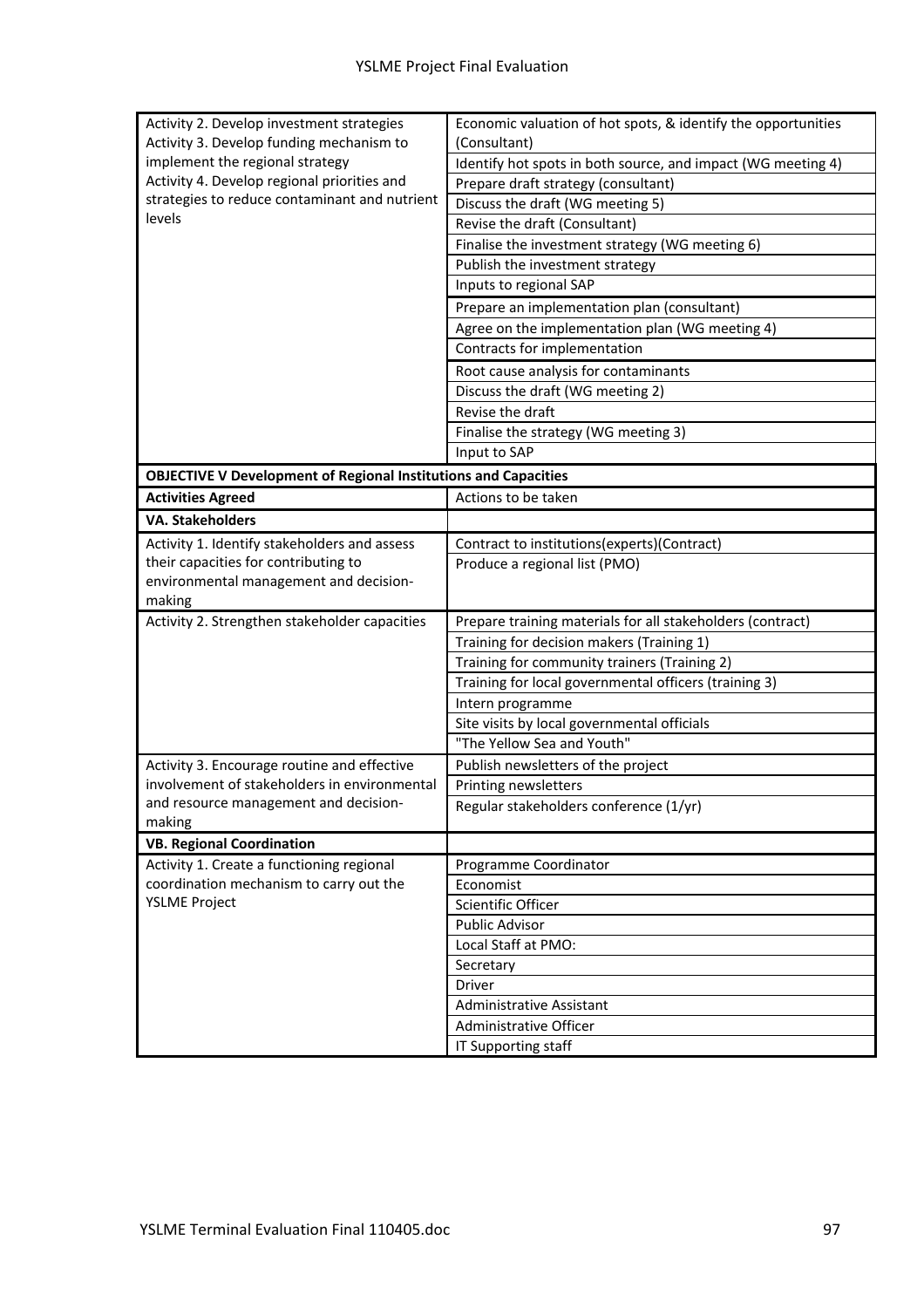| | |
|---|---|
| Activity 2. Develop investment strategies<br>Activity 3. Develop funding mechanism to implement the regional strategy<br>Activity 4. Develop regional priorities and strategies to reduce contaminant and nutrient levels | Economic valuation of hot spots, & identify the opportunities (Consultant) |
| | Identify hot spots in both source, and impact (WG meeting 4) |
| | Prepare draft strategy (consultant) |
| | Discuss the draft (WG meeting 5) |
| | Revise the draft (Consultant) |
| | Finalise the investment strategy (WG meeting 6) |
| | Publish the investment strategy |
| | Inputs to regional SAP |
| | Prepare an implementation plan (consultant) |
| | Agree on the implementation plan (WG meeting 4) |
| | Contracts for implementation |
| | Root cause analysis for contaminants |
| | Discuss the draft (WG meeting 2) |
| | Revise the draft |
| | Finalise the strategy (WG meeting 3) |
| | Input to SAP |
| **OBJECTIVE V Development of Regional Institutions and Capacities** | |
| **Activities Agreed** | Actions to be taken |
| **VA. Stakeholders** | |
| Activity 1. Identify stakeholders and assess their capacities for contributing to environmental management and decision-making | Contract to institutions(experts)(Contract) |
| | Produce a regional list (PMO) |
| Activity 2. Strengthen stakeholder capacities | Prepare training materials for all stakeholders (contract) |
| | Training for decision makers (Training 1) |
| | Training for community trainers (Training 2) |
| | Training for local governmental officers (training 3) |
| | Intern programme |
| | Site visits by local governmental officials |
| | "The Yellow Sea and Youth" |
| Activity 3. Encourage routine and effective involvement of stakeholders in environmental and resource management and decision-making | Publish newsletters of the project |
| | Printing newsletters |
| | Regular stakeholders conference (1/yr) |
| **VB. Regional Coordination** | |
| Activity 1. Create a functioning regional coordination mechanism to carry out the YSLME Project | Programme Coordinator |
| | Economist |
| | Scientific Officer |
| | Public Advisor |
| | Local Staff at PMO: |
| | Secretary |
| | Driver |
| | Administrative Assistant |
| | Administrative Officer |
| | IT Supporting staff |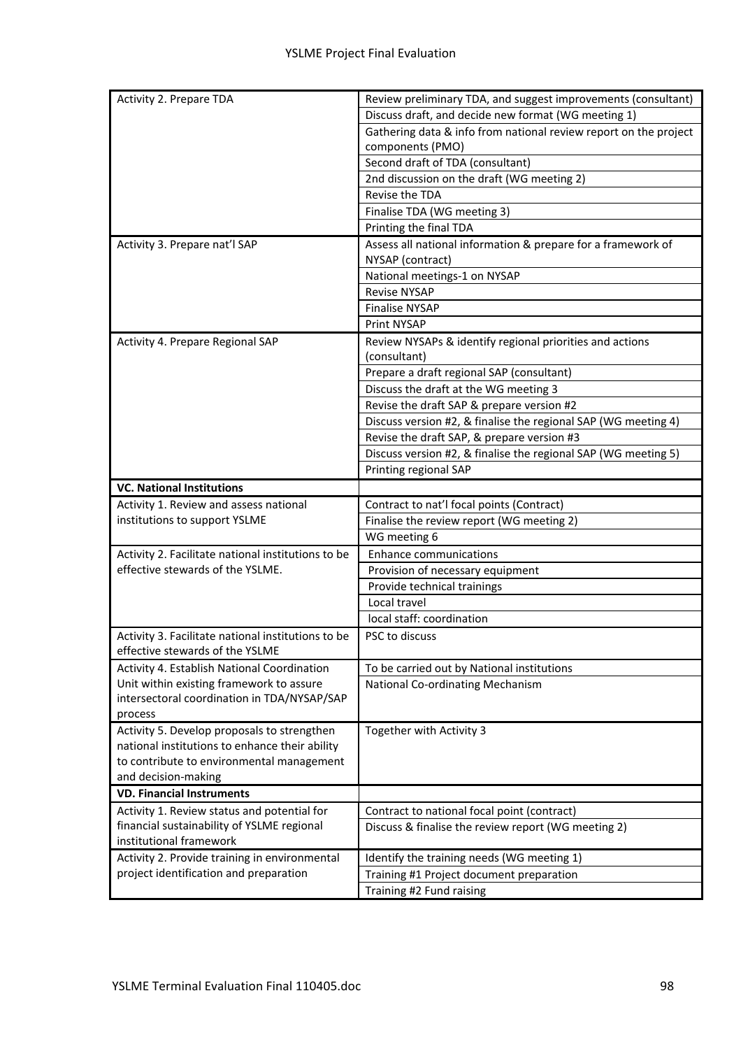| | |
|---|---|
| Activity 2. Prepare TDA | Review preliminary TDA, and suggest improvements (consultant) |
| | Discuss draft, and decide new format (WG meeting 1) |
| | Gathering data & info from national review report on the project components (PMO) |
| | Second draft of TDA (consultant) |
| | 2nd discussion on the draft (WG meeting 2) |
| | Revise the TDA |
| | Finalise TDA (WG meeting 3) |
| | Printing the final TDA |
| Activity 3. Prepare nat'l SAP | Assess all national information & prepare for a framework of NYSAP (contract) |
| | National meetings-1 on NYSAP |
| | Revise NYSAP |
| | Finalise NYSAP |
| | Print NYSAP |
| Activity 4. Prepare Regional SAP | Review NYSAPs & identify regional priorities and actions (consultant) |
| | Prepare a draft regional SAP (consultant) |
| | Discuss the draft at the WG meeting 3 |
| | Revise the draft SAP & prepare version #2 |
| | Discuss version #2, & finalise the regional SAP (WG meeting 4) |
| | Revise the draft SAP, & prepare version #3 |
| | Discuss version #2, & finalise the regional SAP (WG meeting 5) |
| | Printing regional SAP |
| **VC. National Institutions** | |
| Activity 1. Review and assess national institutions to support YSLME | Contract to nat'l focal points (Contract) |
| | Finalise the review report (WG meeting 2) |
| | WG meeting 6 |
| Activity 2. Facilitate national institutions to be effective stewards of the YSLME. | Enhance communications |
| | Provision of necessary equipment |
| | Provide technical trainings |
| | Local travel |
| | local staff: coordination |
| Activity 3. Facilitate national institutions to be effective stewards of the YSLME | PSC to discuss |
| Activity 4. Establish National Coordination Unit within existing framework to assure intersectoral coordination in TDA/NYSAP/SAP process | To be carried out by National institutions |
| | National Co-ordinating Mechanism |
| Activity 5. Develop proposals to strengthen national institutions to enhance their ability to contribute to environmental management and decision-making | Together with Activity 3 |
| **VD. Financial Instruments** | |
| Activity 1. Review status and potential for financial sustainability of YSLME regional institutional framework | Contract to national focal point (contract) |
| | Discuss & finalise the review report (WG meeting 2) |
| Activity 2. Provide training in environmental project identification and preparation | Identify the training needs (WG meeting 1) |
| | Training #1 Project document preparation |
| | Training #2 Fund raising |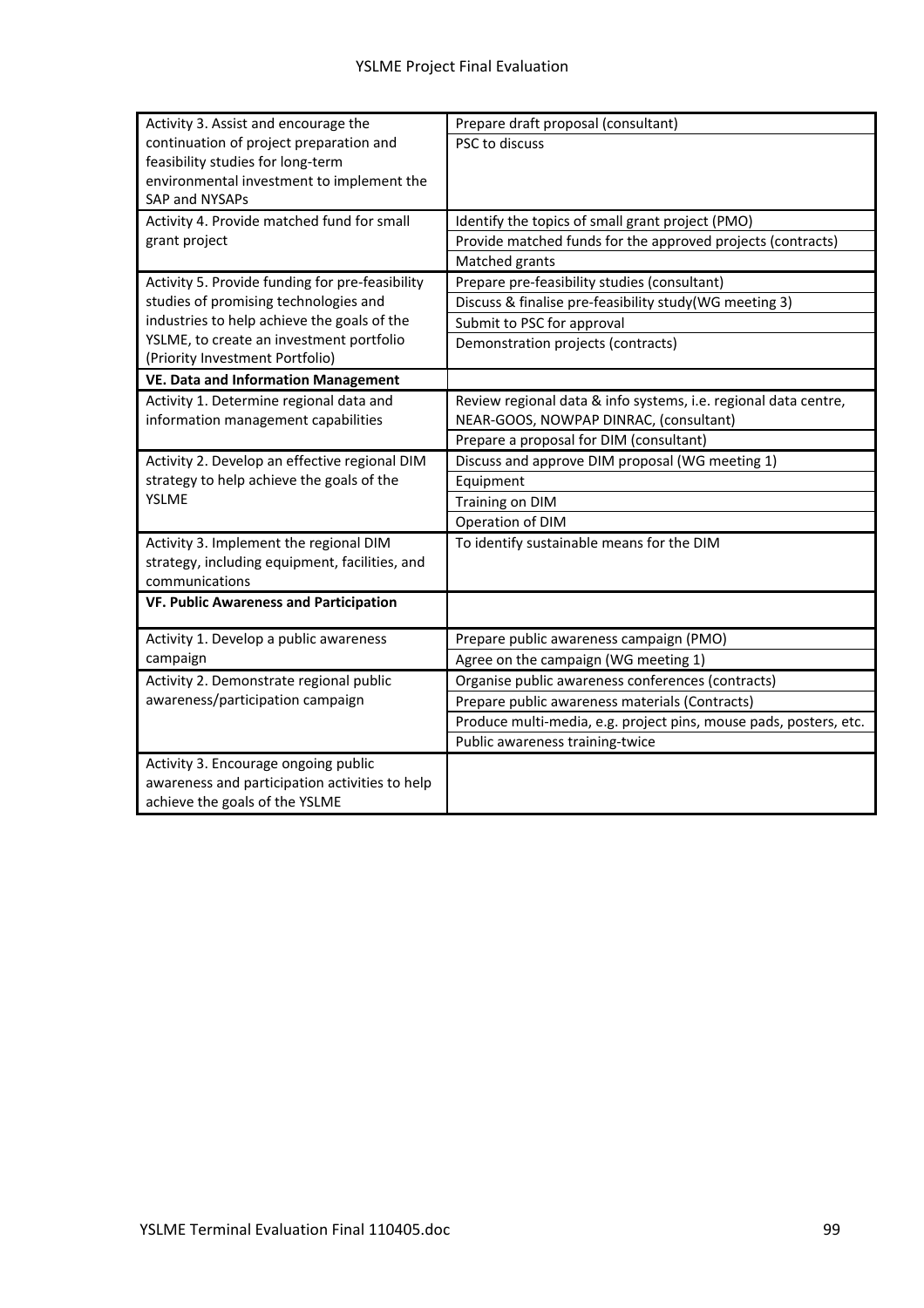| | |
|---|---|
| Activity 3. Assist and encourage the continuation of project preparation and feasibility studies for long-term environmental investment to implement the SAP and NYSAPs | Prepare draft proposal (consultant) |
| | PSC to discuss |
| Activity 4. Provide matched fund for small grant project | Identify the topics of small grant project (PMO) |
| | Provide matched funds for the approved projects (contracts) |
| | Matched grants |
| Activity 5. Provide funding for pre-feasibility studies of promising technologies and industries to help achieve the goals of the YSLME, to create an investment portfolio (Priority Investment Portfolio) | Prepare pre-feasibility studies (consultant) |
| | Discuss & finalise pre-feasibility study(WG meeting 3) |
| | Submit to PSC for approval |
| | Demonstration projects (contracts) |
| **VE. Data and Information Management** | |
| Activity 1. Determine regional data and information management capabilities | Review regional data & info systems, i.e. regional data centre, NEAR-GOOS, NOWPAP DINRAC, (consultant) |
| | Prepare a proposal for DIM (consultant) |
| Activity 2. Develop an effective regional DIM strategy to help achieve the goals of the YSLME | Discuss and approve DIM proposal (WG meeting 1) |
| | Equipment |
| | Training on DIM |
| | Operation of DIM |
| Activity 3. Implement the regional DIM strategy, including equipment, facilities, and communications | To identify sustainable means for the DIM |
| **VF. Public Awareness and Participation** | |
| Activity 1. Develop a public awareness campaign | Prepare public awareness campaign (PMO) |
| | Agree on the campaign (WG meeting 1) |
| Activity 2. Demonstrate regional public awareness/participation campaign | Organise public awareness conferences (contracts) |
| | Prepare public awareness materials (Contracts) |
| | Produce multi-media, e.g. project pins, mouse pads, posters, etc. |
| | Public awareness training-twice |
| Activity 3. Encourage ongoing public awareness and participation activities to help achieve the goals of the YSLME | |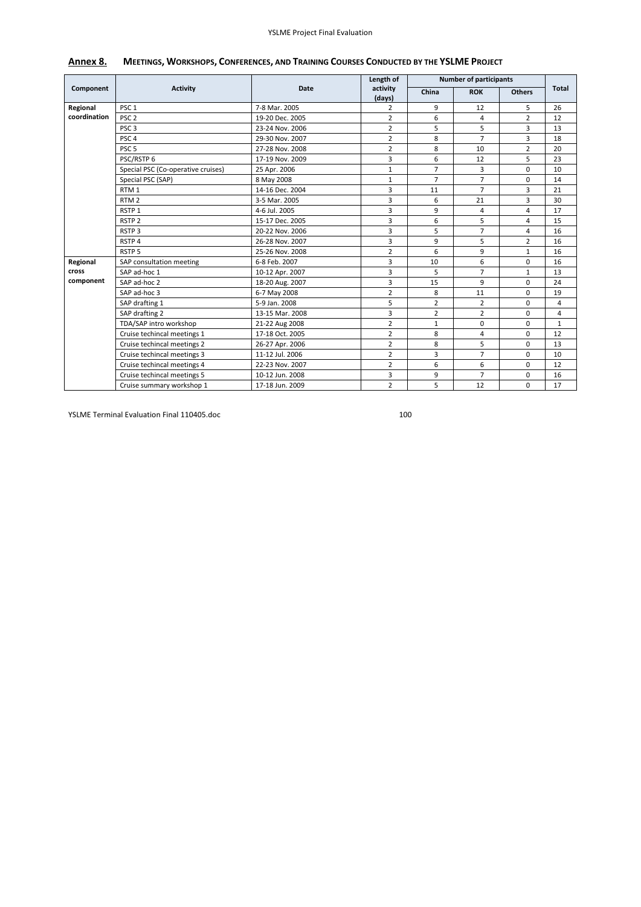## Annex 8. Meetings, Workshops, Conferences, and Training Courses Conducted by the YSLME Project

| Component | Activity | Date | Length of activity (days) | Number of participants | | | Total |
|---|---|---|---|---|---|---|---|
| | | | | China | ROK | Others | |
| Regional coordination | PSC 1 | 7-8 Mar. 2005 | 2 | 9 | 12 | 5 | 26 |
| | PSC 2 | 19-20 Dec. 2005 | 2 | 6 | 4 | 2 | 12 |
| | PSC 3 | 23-24 Nov. 2006 | 2 | 5 | 5 | 3 | 13 |
| | PSC 4 | 29-30 Nov. 2007 | 2 | 8 | 7 | 3 | 18 |
| | PSC 5 | 27-28 Nov. 2008 | 2 | 8 | 10 | 2 | 20 |
| | PSC/RSTP 6 | 17-19 Nov. 2009 | 3 | 6 | 12 | 5 | 23 |
| | Special PSC (Co-operative cruises) | 25 Apr. 2006 | 1 | 7 | 3 | 0 | 10 |
| | Special PSC (SAP) | 8 May 2008 | 1 | 7 | 7 | 0 | 14 |
| | RTM 1 | 14-16 Dec. 2004 | 3 | 11 | 7 | 3 | 21 |
| | RTM 2 | 3-5 Mar. 2005 | 3 | 6 | 21 | 3 | 30 |
| | RSTP 1 | 4-6 Jul. 2005 | 3 | 9 | 4 | 4 | 17 |
| | RSTP 2 | 15-17 Dec. 2005 | 3 | 6 | 5 | 4 | 15 |
| | RSTP 3 | 20-22 Nov. 2006 | 3 | 5 | 7 | 4 | 16 |
| | RSTP 4 | 26-28 Nov. 2007 | 3 | 9 | 5 | 2 | 16 |
| | RSTP 5 | 25-26 Nov. 2008 | 2 | 6 | 9 | 1 | 16 |
| Regional cross component | SAP consultation meeting | 6-8 Feb. 2007 | 3 | 10 | 6 | 0 | 16 |
| | SAP ad-hoc 1 | 10-12 Apr. 2007 | 3 | 5 | 7 | 1 | 13 |
| | SAP ad-hoc 2 | 18-20 Aug. 2007 | 3 | 15 | 9 | 0 | 24 |
| | SAP ad-hoc 3 | 6-7 May 2008 | 2 | 8 | 11 | 0 | 19 |
| | SAP drafting 1 | 5-9 Jan. 2008 | 5 | 2 | 2 | 0 | 4 |
| | SAP drafting 2 | 13-15 Mar. 2008 | 3 | 2 | 2 | 0 | 4 |
| | TDA/SAP intro workshop | 21-22 Aug 2008 | 2 | 1 | 0 | 0 | 1 |
| | Cruise techincal meetings 1 | 17-18 Oct. 2005 | 2 | 8 | 4 | 0 | 12 |
| | Cruise techincal meetings 2 | 26-27 Apr. 2006 | 2 | 8 | 5 | 0 | 13 |
| | Cruise techincal meetings 3 | 11-12 Jul. 2006 | 2 | 3 | 7 | 0 | 10 |
| | Cruise techincal meetings 4 | 22-23 Nov. 2007 | 2 | 6 | 6 | 0 | 12 |
| | Cruise techincal meetings 5 | 10-12 Jun. 2008 | 3 | 9 | 7 | 0 | 16 |
| | Cruise summary workshop 1 | 17-18 Jun. 2009 | 2 | 5 | 12 | 0 | 17 |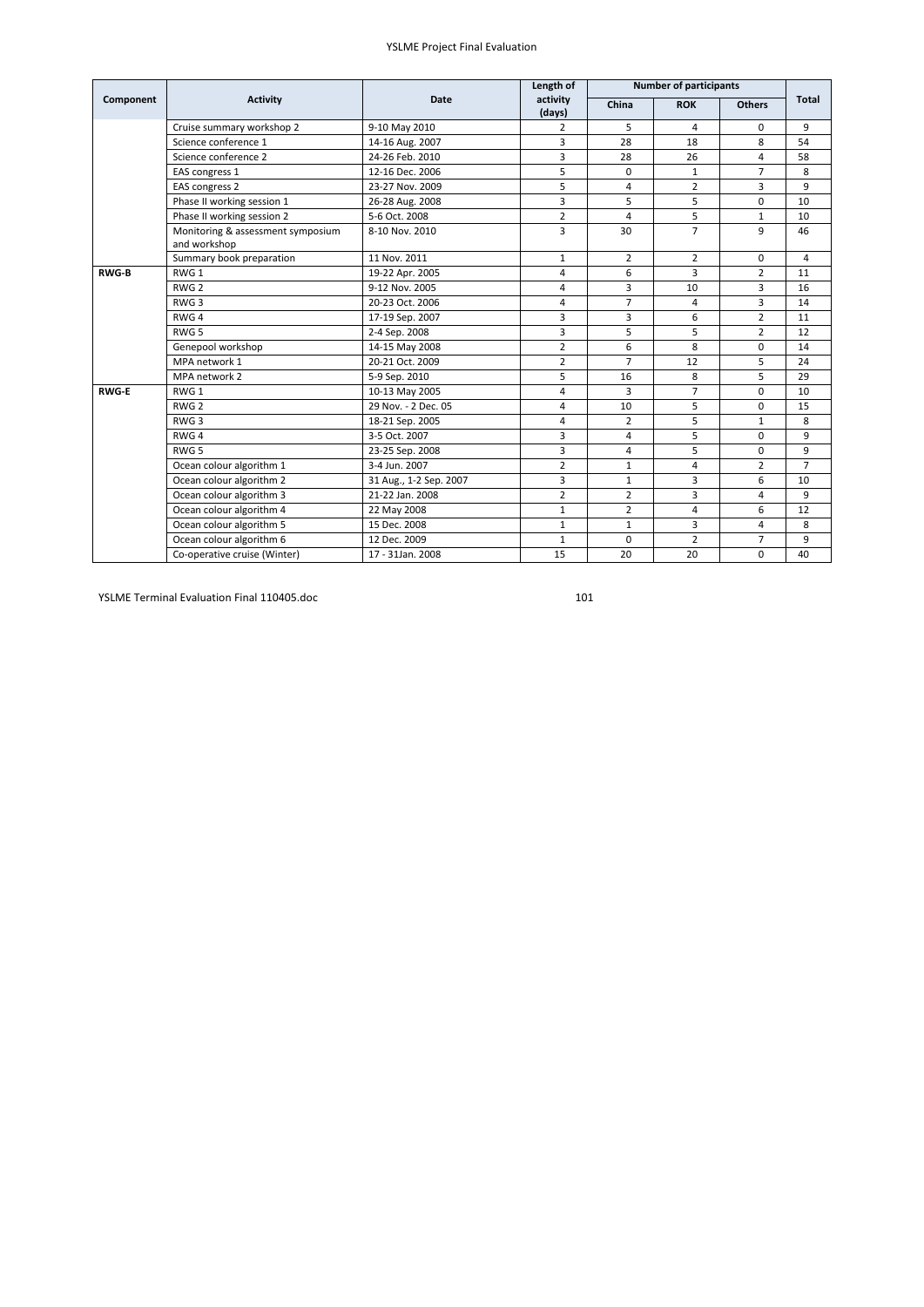| Component | Activity | Date | Length of activity (days) | Number of participants | | | Total |
|---|---|---|---|---|---|---|---|
| | | | | China | ROK | Others | |
| | Cruise summary workshop 2 | 9-10 May 2010 | 2 | 5 | 4 | 0 | 9 |
| | Science conference 1 | 14-16 Aug. 2007 | 3 | 28 | 18 | 8 | 54 |
| | Science conference 2 | 24-26 Feb. 2010 | 3 | 28 | 26 | 4 | 58 |
| | EAS congress 1 | 12-16 Dec. 2006 | 5 | 0 | 1 | 7 | 8 |
| | EAS congress 2 | 23-27 Nov. 2009 | 5 | 4 | 2 | 3 | 9 |
| | Phase II working session 1 | 26-28 Aug. 2008 | 3 | 5 | 5 | 0 | 10 |
| | Phase II working session 2 | 5-6 Oct. 2008 | 2 | 4 | 5 | 1 | 10 |
| | Monitoring & assessment symposium and workshop | 8-10 Nov. 2010 | 3 | 30 | 7 | 9 | 46 |
| | Summary book preparation | 11 Nov. 2011 | 1 | 2 | 2 | 0 | 4 |
| **RWG-B** | RWG 1 | 19-22 Apr. 2005 | 4 | 6 | 3 | 2 | 11 |
| | RWG 2 | 9-12 Nov. 2005 | 4 | 3 | 10 | 3 | 16 |
| | RWG 3 | 20-23 Oct. 2006 | 4 | 7 | 4 | 3 | 14 |
| | RWG 4 | 17-19 Sep. 2007 | 3 | 3 | 6 | 2 | 11 |
| | RWG 5 | 2-4 Sep. 2008 | 3 | 5 | 5 | 2 | 12 |
| | Genepool workshop | 14-15 May 2008 | 2 | 6 | 8 | 0 | 14 |
| | MPA network 1 | 20-21 Oct. 2009 | 2 | 7 | 12 | 5 | 24 |
| | MPA network 2 | 5-9 Sep. 2010 | 5 | 16 | 8 | 5 | 29 |
| **RWG-E** | RWG 1 | 10-13 May 2005 | 4 | 3 | 7 | 0 | 10 |
| | RWG 2 | 29 Nov. - 2 Dec. 05 | 4 | 10 | 5 | 0 | 15 |
| | RWG 3 | 18-21 Sep. 2005 | 4 | 2 | 5 | 1 | 8 |
| | RWG 4 | 3-5 Oct. 2007 | 3 | 4 | 5 | 0 | 9 |
| | RWG 5 | 23-25 Sep. 2008 | 3 | 4 | 5 | 0 | 9 |
| | Ocean colour algorithm 1 | 3-4 Jun. 2007 | 2 | 1 | 4 | 2 | 7 |
| | Ocean colour algorithm 2 | 31 Aug., 1-2 Sep. 2007 | 3 | 1 | 3 | 6 | 10 |
| | Ocean colour algorithm 3 | 21-22 Jan. 2008 | 2 | 2 | 3 | 4 | 9 |
| | Ocean colour algorithm 4 | 22 May 2008 | 1 | 2 | 4 | 6 | 12 |
| | Ocean colour algorithm 5 | 15 Dec. 2008 | 1 | 1 | 3 | 4 | 8 |
| | Ocean colour algorithm 6 | 12 Dec. 2009 | 1 | 0 | 2 | 7 | 9 |
| | Co-operative cruise (Winter) | 17 - 31Jan. 2008 | 15 | 20 | 20 | 0 | 40 |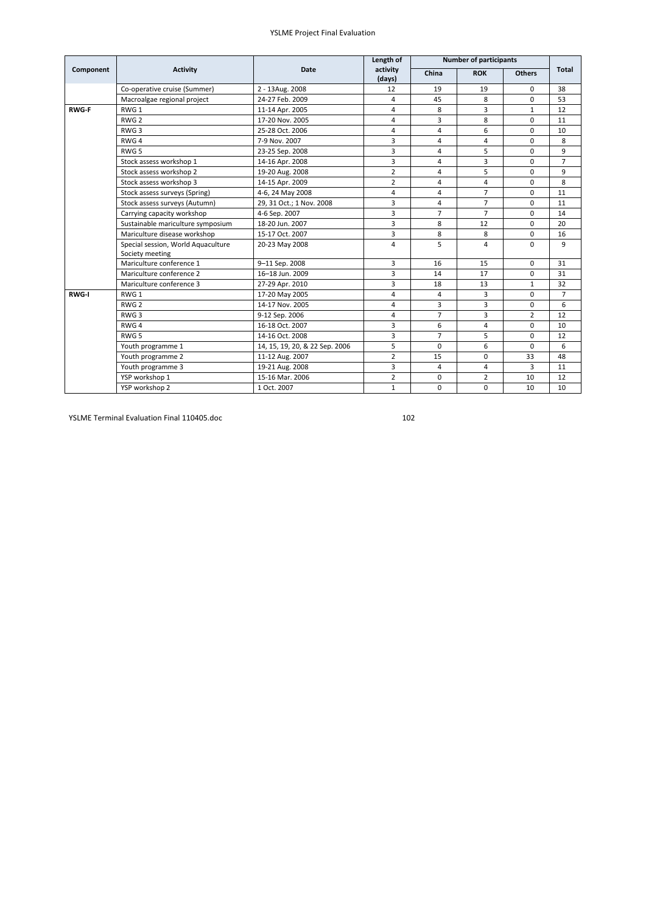| Component | Activity | Date | Length of activity (days) | Number of participants | | | Total |
|---|---|---|---|---|---|---|---|
| | | | | China | ROK | Others | |
| | Co-operative cruise (Summer) | 2 - 13Aug. 2008 | 12 | 19 | 19 | 0 | 38 |
| | Macroalgae regional project | 24-27 Feb. 2009 | 4 | 45 | 8 | 0 | 53 |
| **RWG-F** | RWG 1 | 11-14 Apr. 2005 | 4 | 8 | 3 | 1 | 12 |
| | RWG 2 | 17-20 Nov. 2005 | 4 | 3 | 8 | 0 | 11 |
| | RWG 3 | 25-28 Oct. 2006 | 4 | 4 | 6 | 0 | 10 |
| | RWG 4 | 7-9 Nov. 2007 | 3 | 4 | 4 | 0 | 8 |
| | RWG 5 | 23-25 Sep. 2008 | 3 | 4 | 5 | 0 | 9 |
| | Stock assess workshop 1 | 14-16 Apr. 2008 | 3 | 4 | 3 | 0 | 7 |
| | Stock assess workshop 2 | 19-20 Aug. 2008 | 2 | 4 | 5 | 0 | 9 |
| | Stock assess workshop 3 | 14-15 Apr. 2009 | 2 | 4 | 4 | 0 | 8 |
| | Stock assess surveys (Spring) | 4-6, 24 May 2008 | 4 | 4 | 7 | 0 | 11 |
| | Stock assess surveys (Autumn) | 29, 31 Oct.; 1 Nov. 2008 | 3 | 4 | 7 | 0 | 11 |
| | Carrying capacity workshop | 4-6 Sep. 2007 | 3 | 7 | 7 | 0 | 14 |
| | Sustainable mariculture symposium | 18-20 Jun. 2007 | 3 | 8 | 12 | 0 | 20 |
| | Mariculture disease workshop | 15-17 Oct. 2007 | 3 | 8 | 8 | 0 | 16 |
| | Special session, World Aquaculture Society meeting | 20-23 May 2008 | 4 | 5 | 4 | 0 | 9 |
| | Mariculture conference 1 | 9–11 Sep. 2008 | 3 | 16 | 15 | 0 | 31 |
| | Mariculture conference 2 | 16–18 Jun. 2009 | 3 | 14 | 17 | 0 | 31 |
| | Mariculture conference 3 | 27-29 Apr. 2010 | 3 | 18 | 13 | 1 | 32 |
| **RWG-I** | RWG 1 | 17-20 May 2005 | 4 | 4 | 3 | 0 | 7 |
| | RWG 2 | 14-17 Nov. 2005 | 4 | 3 | 3 | 0 | 6 |
| | RWG 3 | 9-12 Sep. 2006 | 4 | 7 | 3 | 2 | 12 |
| | RWG 4 | 16-18 Oct. 2007 | 3 | 6 | 4 | 0 | 10 |
| | RWG 5 | 14-16 Oct. 2008 | 3 | 7 | 5 | 0 | 12 |
| | Youth programme 1 | 14, 15, 19, 20, & 22 Sep. 2006 | 5 | 0 | 6 | 0 | 6 |
| | Youth programme 2 | 11-12 Aug. 2007 | 2 | 15 | 0 | 33 | 48 |
| | Youth programme 3 | 19-21 Aug. 2008 | 3 | 4 | 4 | 3 | 11 |
| | YSP workshop 1 | 15-16 Mar. 2006 | 2 | 0 | 2 | 10 | 12 |
| | YSP workshop 2 | 1 Oct. 2007 | 1 | 0 | 0 | 10 | 10 |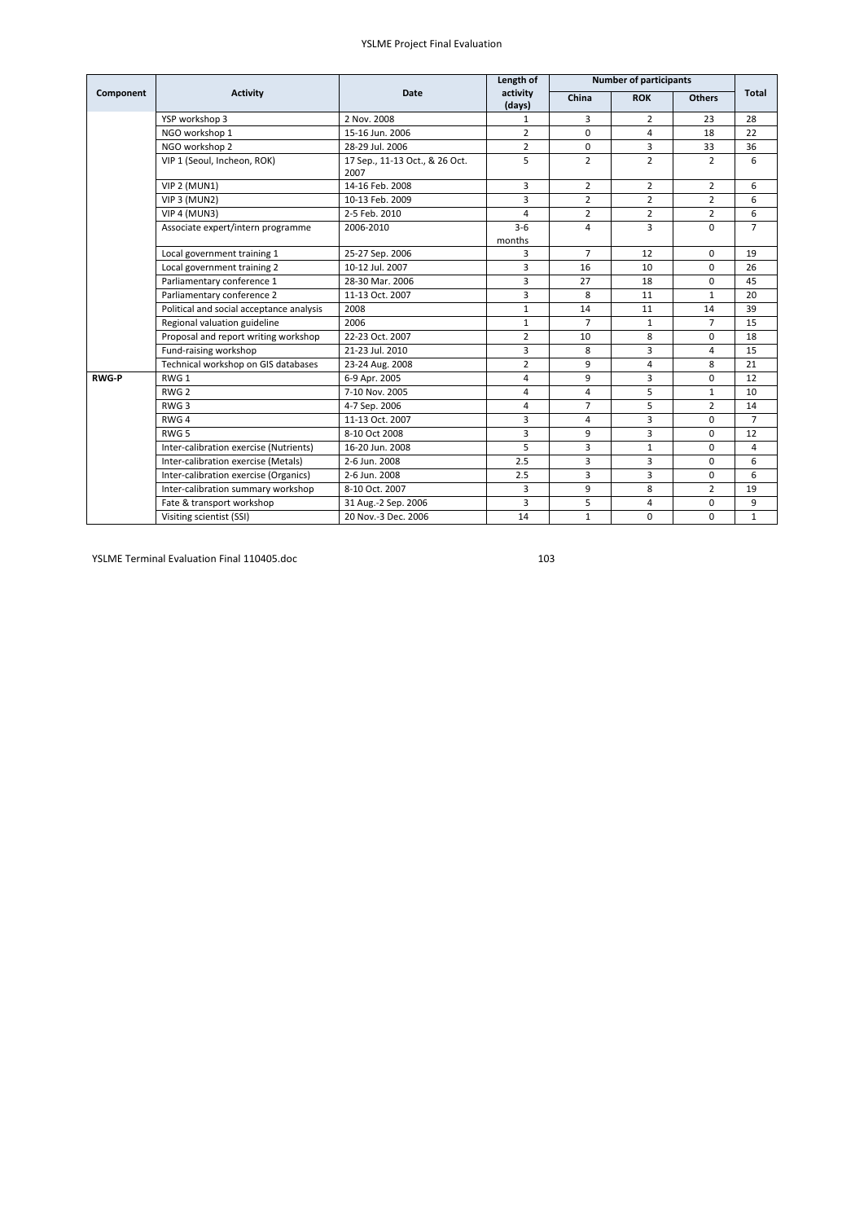| Component | Activity | Date | Length of activity (days) | Number of participants | | | Total |
|---|---|---|---|---|---|---|---|
| | | | | China | ROK | Others | |
| | YSP workshop 3 | 2 Nov. 2008 | 1 | 3 | 2 | 23 | 28 |
| | NGO workshop 1 | 15-16 Jun. 2006 | 2 | 0 | 4 | 18 | 22 |
| | NGO workshop 2 | 28-29 Jul. 2006 | 2 | 0 | 3 | 33 | 36 |
| | VIP 1 (Seoul, Incheon, ROK) | 17 Sep., 11-13 Oct., & 26 Oct. 2007 | 5 | 2 | 2 | 2 | 6 |
| | VIP 2 (MUN1) | 14-16 Feb. 2008 | 3 | 2 | 2 | 2 | 6 |
| | VIP 3 (MUN2) | 10-13 Feb. 2009 | 3 | 2 | 2 | 2 | 6 |
| | VIP 4 (MUN3) | 2-5 Feb. 2010 | 4 | 2 | 2 | 2 | 6 |
| | Associate expert/intern programme | 2006-2010 | 3-6 months | 4 | 3 | 0 | 7 |
| | Local government training 1 | 25-27 Sep. 2006 | 3 | 7 | 12 | 0 | 19 |
| | Local government training 2 | 10-12 Jul. 2007 | 3 | 16 | 10 | 0 | 26 |
| | Parliamentary conference 1 | 28-30 Mar. 2006 | 3 | 27 | 18 | 0 | 45 |
| | Parliamentary conference 2 | 11-13 Oct. 2007 | 3 | 8 | 11 | 1 | 20 |
| | Political and social acceptance analysis | 2008 | 1 | 14 | 11 | 14 | 39 |
| | Regional valuation guideline | 2006 | 1 | 7 | 1 | 7 | 15 |
| | Proposal and report writing workshop | 22-23 Oct. 2007 | 2 | 10 | 8 | 0 | 18 |
| | Fund-raising workshop | 21-23 Jul. 2010 | 3 | 8 | 3 | 4 | 15 |
| | Technical workshop on GIS databases | 23-24 Aug. 2008 | 2 | 9 | 4 | 8 | 21 |
| **RWG-P** | RWG 1 | 6-9 Apr. 2005 | 4 | 9 | 3 | 0 | 12 |
| | RWG 2 | 7-10 Nov. 2005 | 4 | 4 | 5 | 1 | 10 |
| | RWG 3 | 4-7 Sep. 2006 | 4 | 7 | 5 | 2 | 14 |
| | RWG 4 | 11-13 Oct. 2007 | 3 | 4 | 3 | 0 | 7 |
| | RWG 5 | 8-10 Oct 2008 | 3 | 9 | 3 | 0 | 12 |
| | Inter-calibration exercise (Nutrients) | 16-20 Jun. 2008 | 5 | 3 | 1 | 0 | 4 |
| | Inter-calibration exercise (Metals) | 2-6 Jun. 2008 | 2.5 | 3 | 3 | 0 | 6 |
| | Inter-calibration exercise (Organics) | 2-6 Jun. 2008 | 2.5 | 3 | 3 | 0 | 6 |
| | Inter-calibration summary workshop | 8-10 Oct. 2007 | 3 | 9 | 8 | 2 | 19 |
| | Fate & transport workshop | 31 Aug.-2 Sep. 2006 | 3 | 5 | 4 | 0 | 9 |
| | Visiting scientist (SSI) | 20 Nov.-3 Dec. 2006 | 14 | 1 | 0 | 0 | 1 |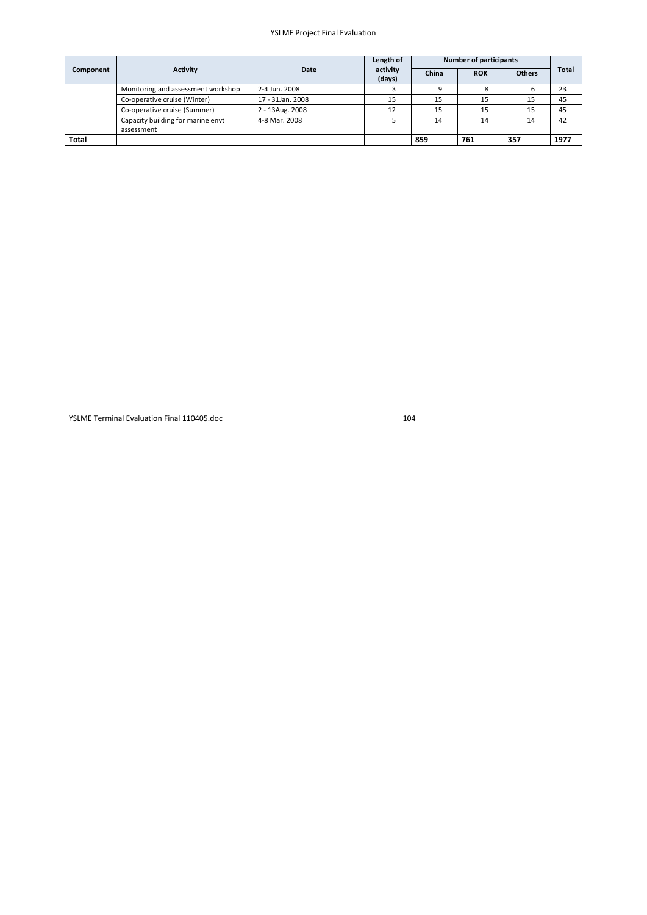| Component | Activity | Date | Length of activity (days) | Number of participants | | | Total |
|---|---|---|---|---|---|---|---|
| | | | | China | ROK | Others | |
| | Monitoring and assessment workshop | 2-4 Jun. 2008 | 3 | 9 | 8 | 6 | 23 |
| | Co-operative cruise (Winter) | 17 - 31Jan. 2008 | 15 | 15 | 15 | 15 | 45 |
| | Co-operative cruise (Summer) | 2 - 13Aug. 2008 | 12 | 15 | 15 | 15 | 45 |
| | Capacity building for marine envt assessment | 4-8 Mar. 2008 | 5 | 14 | 14 | 14 | 42 |
| **Total** | | | | **859** | **761** | **357** | **1977** |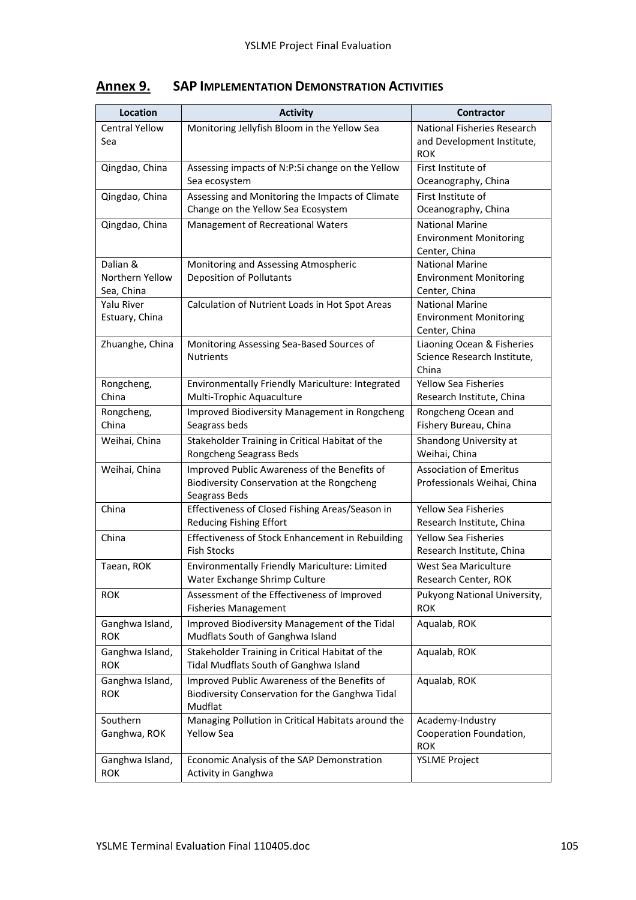## Annex 9. SAP Implementation Demonstration Activities

| Location | Activity | Contractor |
|---|---|---|
| Central Yellow Sea | Monitoring Jellyfish Bloom in the Yellow Sea | National Fisheries Research and Development Institute, ROK |
| Qingdao, China | Assessing impacts of N:P:Si change on the Yellow Sea ecosystem | First Institute of Oceanography, China |
| Qingdao, China | Assessing and Monitoring the Impacts of Climate Change on the Yellow Sea Ecosystem | First Institute of Oceanography, China |
| Qingdao, China | Management of Recreational Waters | National Marine Environment Monitoring Center, China |
| Dalian & Northern Yellow Sea, China | Monitoring and Assessing Atmospheric Deposition of Pollutants | National Marine Environment Monitoring Center, China |
| Yalu River Estuary, China | Calculation of Nutrient Loads in Hot Spot Areas | National Marine Environment Monitoring Center, China |
| Zhuanghe, China | Monitoring Assessing Sea-Based Sources of Nutrients | Liaoning Ocean & Fisheries Science Research Institute, China |
| Rongcheng, China | Environmentally Friendly Mariculture: Integrated Multi-Trophic Aquaculture | Yellow Sea Fisheries Research Institute, China |
| Rongcheng, China | Improved Biodiversity Management in Rongcheng Seagrass beds | Rongcheng Ocean and Fishery Bureau, China |
| Weihai, China | Stakeholder Training in Critical Habitat of the Rongcheng Seagrass Beds | Shandong University at Weihai, China |
| Weihai, China | Improved Public Awareness of the Benefits of Biodiversity Conservation at the Rongcheng Seagrass Beds | Association of Emeritus Professionals Weihai, China |
| China | Effectiveness of Closed Fishing Areas/Season in Reducing Fishing Effort | Yellow Sea Fisheries Research Institute, China |
| China | Effectiveness of Stock Enhancement in Rebuilding Fish Stocks | Yellow Sea Fisheries Research Institute, China |
| Taean, ROK | Environmentally Friendly Mariculture: Limited Water Exchange Shrimp Culture | West Sea Mariculture Research Center, ROK |
| ROK | Assessment of the Effectiveness of Improved Fisheries Management | Pukyong National University, ROK |
| Ganghwa Island, ROK | Improved Biodiversity Management of the Tidal Mudflats South of Ganghwa Island | Aqualab, ROK |
| Ganghwa Island, ROK | Stakeholder Training in Critical Habitat of the Tidal Mudflats South of Ganghwa Island | Aqualab, ROK |
| Ganghwa Island, ROK | Improved Public Awareness of the Benefits of Biodiversity Conservation for the Ganghwa Tidal Mudflat | Aqualab, ROK |
| Southern Ganghwa, ROK | Managing Pollution in Critical Habitats around the Yellow Sea | Academy-Industry Cooperation Foundation, ROK |
| Ganghwa Island, ROK | Economic Analysis of the SAP Demonstration Activity in Ganghwa | YSLME Project |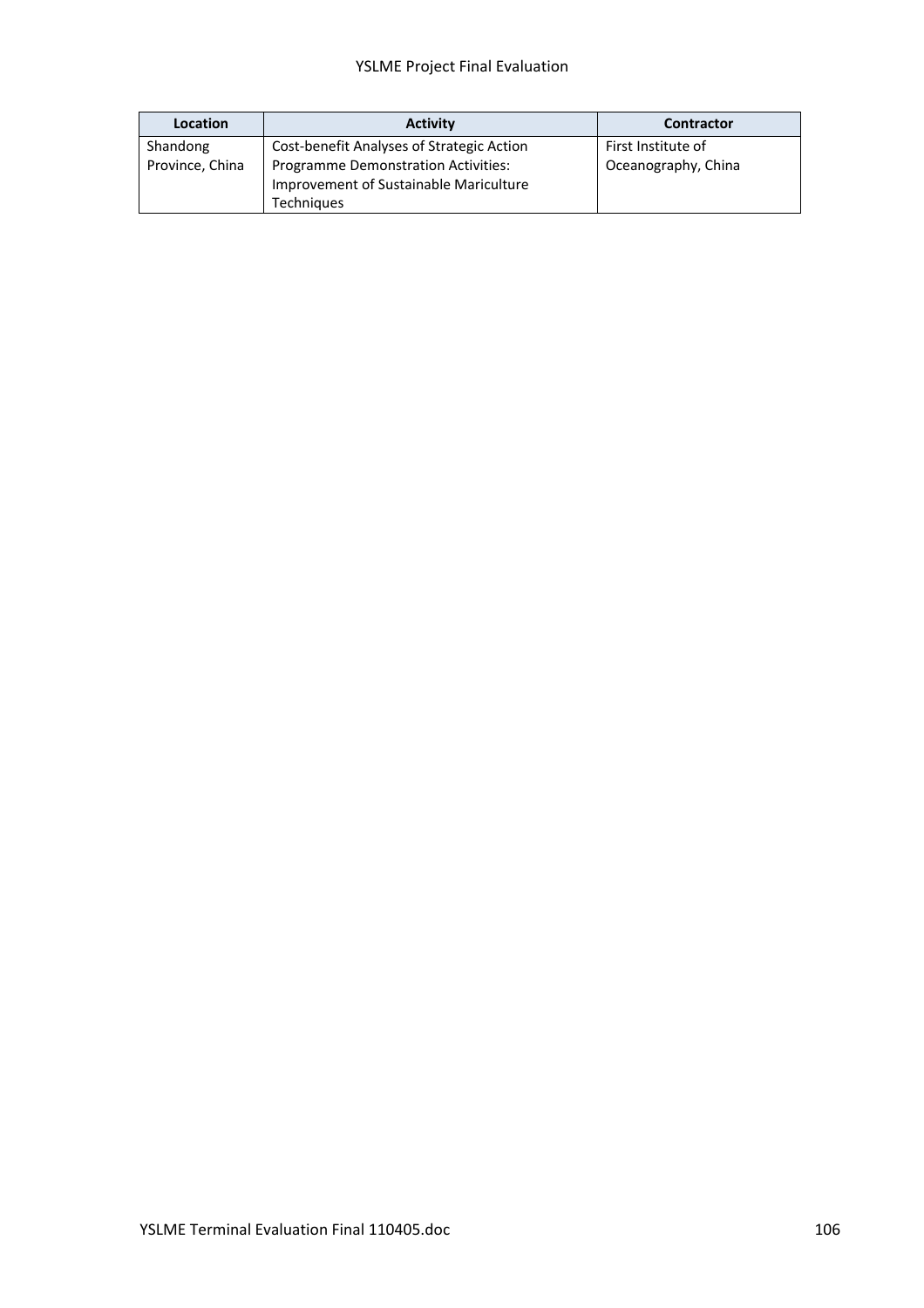| Location | Activity | Contractor |
|---|---|---|
| Shandong Province, China | Cost-benefit Analyses of Strategic Action Programme Demonstration Activities: Improvement of Sustainable Mariculture Techniques | First Institute of Oceanography, China |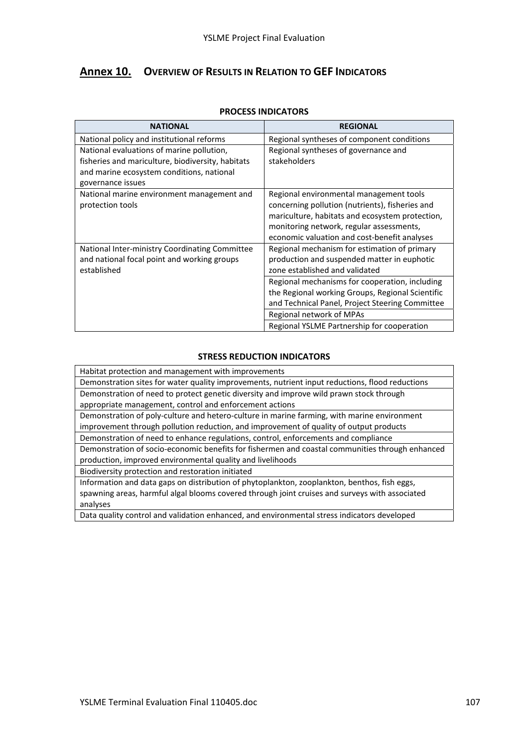## Annex 10. Overview of Results in Relation to GEF Indicators

**PROCESS INDICATORS**

| NATIONAL | REGIONAL |
|---|---|
| National policy and institutional reforms | Regional syntheses of component conditions |
| National evaluations of marine pollution, fisheries and mariculture, biodiversity, habitats and marine ecosystem conditions, national governance issues | Regional syntheses of governance and stakeholders |
| National marine environment management and protection tools | Regional environmental management tools concerning pollution (nutrients), fisheries and mariculture, habitats and ecosystem protection, monitoring network, regular assessments, economic valuation and cost-benefit analyses |
| National Inter-ministry Coordinating Committee and national focal point and working groups established | Regional mechanism for estimation of primary production and suspended matter in euphotic zone established and validated |
| | Regional mechanisms for cooperation, including the Regional working Groups, Regional Scientific and Technical Panel, Project Steering Committee |
| | Regional network of MPAs |
| | Regional YSLME Partnership for cooperation |

**STRESS REDUCTION INDICATORS**

| |
|---|
| Habitat protection and management with improvements |
| Demonstration sites for water quality improvements, nutrient input reductions, flood reductions |
| Demonstration of need to protect genetic diversity and improve wild prawn stock through appropriate management, control and enforcement actions |
| Demonstration of poly-culture and hetero-culture in marine farming, with marine environment improvement through pollution reduction, and improvement of quality of output products |
| Demonstration of need to enhance regulations, control, enforcements and compliance |
| Demonstration of socio-economic benefits for fishermen and coastal communities through enhanced production, improved environmental quality and livelihoods |
| Biodiversity protection and restoration initiated |
| Information and data gaps on distribution of phytoplankton, zooplankton, benthos, fish eggs, spawning areas, harmful algal blooms covered through joint cruises and surveys with associated analyses |
| Data quality control and validation enhanced, and environmental stress indicators developed |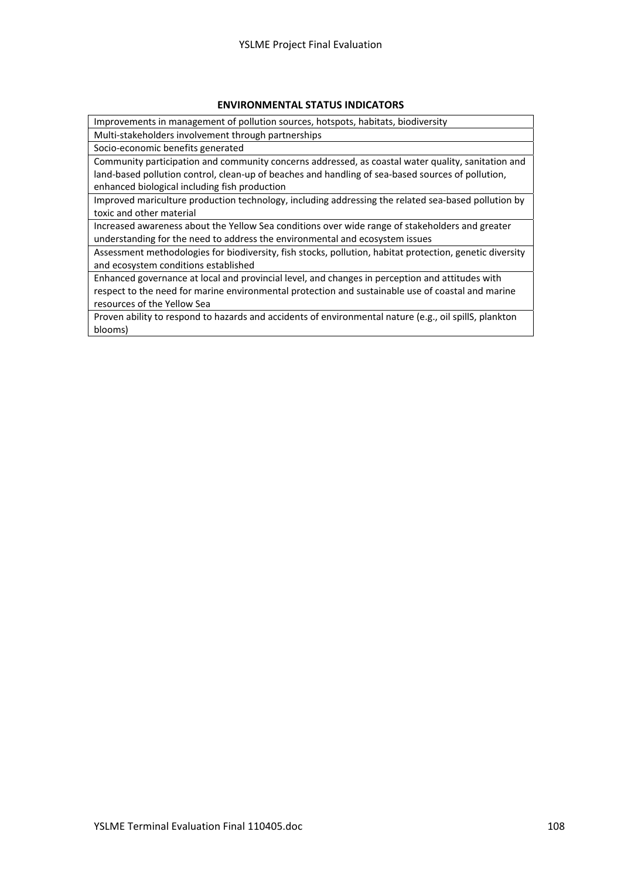**ENVIRONMENTAL STATUS INDICATORS**

| ENVIRONMENTAL STATUS INDICATORS |
|---|
| Improvements in management of pollution sources, hotspots, habitats, biodiversity |
| Multi-stakeholders involvement through partnerships |
| Socio-economic benefits generated |
| Community participation and community concerns addressed, as coastal water quality, sanitation and land-based pollution control, clean-up of beaches and handling of sea-based sources of pollution, enhanced biological including fish production |
| Improved mariculture production technology, including addressing the related sea-based pollution by toxic and other material |
| Increased awareness about the Yellow Sea conditions over wide range of stakeholders and greater understanding for the need to address the environmental and ecosystem issues |
| Assessment methodologies for biodiversity, fish stocks, pollution, habitat protection, genetic diversity and ecosystem conditions established |
| Enhanced governance at local and provincial level, and changes in perception and attitudes with respect to the need for marine environmental protection and sustainable use of coastal and marine resources of the Yellow Sea |
| Proven ability to respond to hazards and accidents of environmental nature (e.g., oil spillS, plankton blooms) |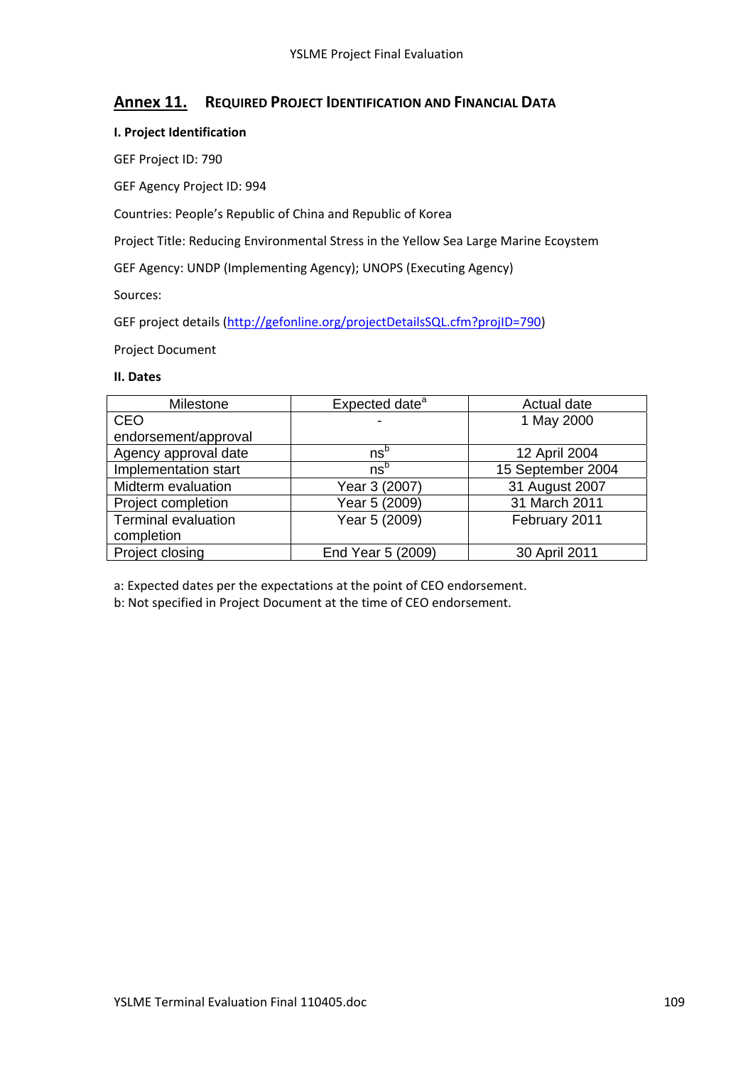## Annex 11. Required Project Identification and Financial Data

**I. Project Identification**

GEF Project ID: 790

GEF Agency Project ID: 994

Countries: People's Republic of China and Republic of Korea

Project Title: Reducing Environmental Stress in the Yellow Sea Large Marine Ecoystem

GEF Agency: UNDP (Implementing Agency); UNOPS (Executing Agency)

Sources:

GEF project details (http://gefonline.org/projectDetailsSQL.cfm?projID=790)

Project Document

**II. Dates**

| Milestone | Expected date[a] | Actual date |
|---|---|---|
| CEO endorsement/approval | - | 1 May 2000 |
| Agency approval date | ns[b] | 12 April 2004 |
| Implementation start | ns[b] | 15 September 2004 |
| Midterm evaluation | Year 3 (2007) | 31 August 2007 |
| Project completion | Year 5 (2009) | 31 March 2011 |
| Terminal evaluation completion | Year 5 (2009) | February 2011 |
| Project closing | End Year 5 (2009) | 30 April 2011 |

a: Expected dates per the expectations at the point of CEO endorsement.

b: Not specified in Project Document at the time of CEO endorsement.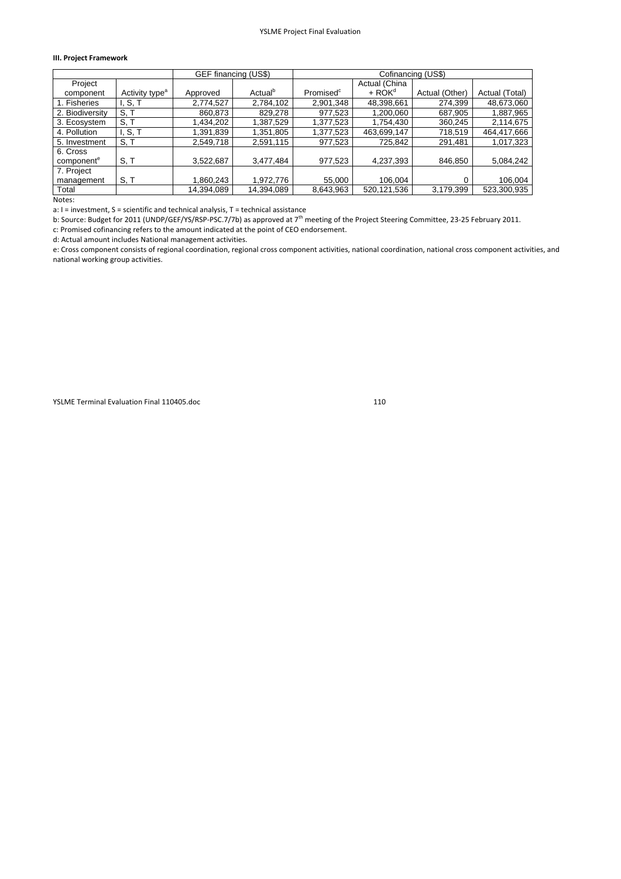### III. Project Framework

| | | GEF financing (US$) | | Cofinancing (US$) | | | |
|---|---|---|---|---|---|---|---|
| Project component | Activity type[a] | Approved | Actual[b] | Promised[c] | Actual (China + ROK[d] | Actual (Other) | Actual (Total) |
| 1. Fisheries | I, S, T | 2,774,527 | 2,784,102 | 2,901,348 | 48,398,661 | 274,399 | 48,673,060 |
| 2. Biodiversity | S, T | 860,873 | 829,278 | 977,523 | 1,200,060 | 687,905 | 1,887,965 |
| 3. Ecosystem | S, T | 1,434,202 | 1,387,529 | 1,377,523 | 1,754,430 | 360,245 | 2,114,675 |
| 4. Pollution | I, S, T | 1,391,839 | 1,351,805 | 1,377,523 | 463,699,147 | 718,519 | 464,417,666 |
| 5. Investment | S, T | 2,549,718 | 2,591,115 | 977,523 | 725,842 | 291,481 | 1,017,323 |
| 6. Cross component[e] | S, T | 3,522,687 | 3,477,484 | 977,523 | 4,237,393 | 846,850 | 5,084,242 |
| 7. Project management | S, T | 1,860,243 | 1,972,776 | 55,000 | 106,004 | 0 | 106,004 |
| Total | | 14,394,089 | 14,394,089 | 8,643,963 | 520,121,536 | 3,179,399 | 523,300,935 |

Notes:

a: I = investment, S = scientific and technical analysis, T = technical assistance

b: Source: Budget for 2011 (UNDP/GEF/YS/RSP-PSC.7/7b) as approved at 7th meeting of the Project Steering Committee, 23-25 February 2011.

c: Promised cofinancing refers to the amount indicated at the point of CEO endorsement.

d: Actual amount includes National management activities.

e: Cross component consists of regional coordination, regional cross component activities, national coordination, national cross component activities, and national working group activities.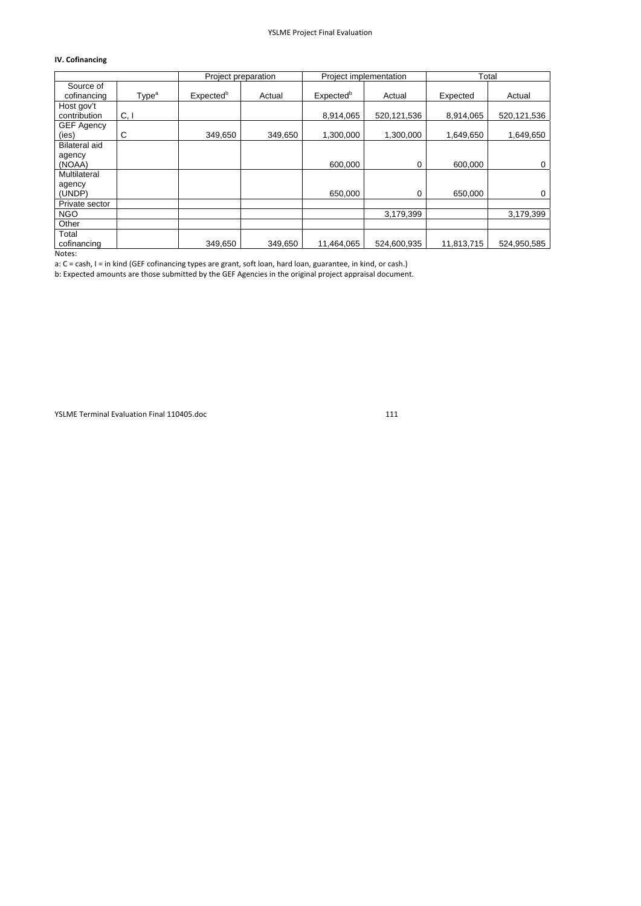**IV. Cofinancing**

| | | Project preparation | | Project implementation | | Total | |
|---|---|---|---|---|---|---|---|
| Source of cofinancing | Type[a] | Expected[b] | Actual | Expected[b] | Actual | Expected | Actual |
| Host gov't contribution | C, I | | | 8,914,065 | 520,121,536 | 8,914,065 | 520,121,536 |
| GEF Agency (ies) | C | 349,650 | 349,650 | 1,300,000 | 1,300,000 | 1,649,650 | 1,649,650 |
| Bilateral aid agency (NOAA) | | | | 600,000 | 0 | 600,000 | 0 |
| Multilateral agency (UNDP) | | | | 650,000 | 0 | 650,000 | 0 |
| Private sector | | | | | | | |
| NGO | | | | | 3,179,399 | | 3,179,399 |
| Other | | | | | | | |
| Total cofinancing | | 349,650 | 349,650 | 11,464,065 | 524,600,935 | 11,813,715 | 524,950,585 |

Notes:

a: C = cash, I = in kind (GEF cofinancing types are grant, soft loan, hard loan, guarantee, in kind, or cash.)

b: Expected amounts are those submitted by the GEF Agencies in the original project appraisal document.